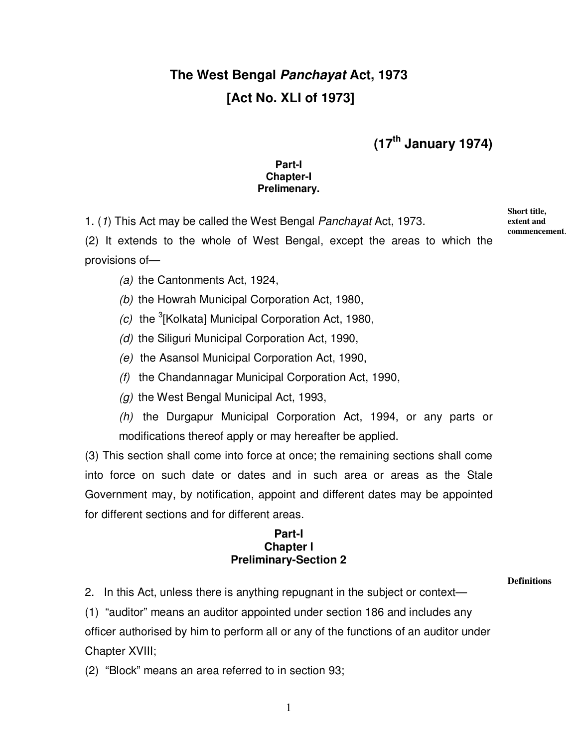# The West Bengal *Panchayat* Act, 1973

# [Act No. XLI of 1973]

**(17th January 1974)**

**Part-I**
**Chapter-I**
**Prelimenary.**

**Short title, extent and commencement.**

1. (*1*) This Act may be called the West Bengal *Panchayat* Act, 1973.

(2) It extends to the whole of West Bengal, except the areas to which the provisions of—

*(a)* the Cantonments Act, 1924,

*(b)* the Howrah Municipal Corporation Act, 1980,

*(c)* the [3][Kolkata] Municipal Corporation Act, 1980,

*(d)* the Siliguri Municipal Corporation Act, 1990,

*(e)* the Asansol Municipal Corporation Act, 1990,

*(f)* the Chandannagar Municipal Corporation Act, 1990,

*(g)* the West Bengal Municipal Act, 1993,

*(h)* the Durgapur Municipal Corporation Act, 1994, or any parts or modifications thereof apply or may hereafter be applied.

(3) This section shall come into force at once; the remaining sections shall come into force on such date or dates and in such area or areas as the Stale Government may, by notification, appoint and different dates may be appointed for different sections and for different areas.

**Part-I**
**Chapter I**
**Preliminary-Section 2**

**Definitions**

2. In this Act, unless there is anything repugnant in the subject or context—

(1) "auditor" means an auditor appointed under section 186 and includes any officer authorised by him to perform all or any of the functions of an auditor under Chapter XVIII;

(2) "Block" means an area referred to in section 93;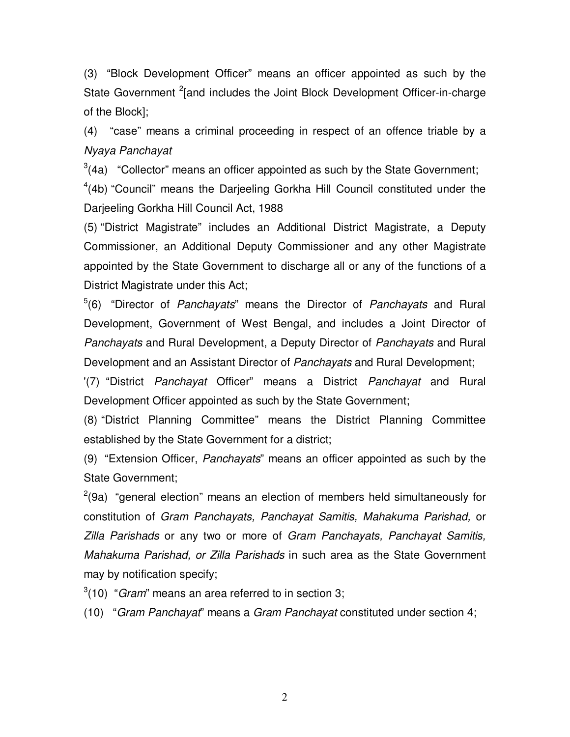(3) "Block Development Officer" means an officer appointed as such by the State Government [2][and includes the Joint Block Development Officer-in-charge of the Block];

(4) "case" means a criminal proceeding in respect of an offence triable by a *Nyaya Panchayat*

[3](4a) "Collector" means an officer appointed as such by the State Government;

[4](4b) "Council" means the Darjeeling Gorkha Hill Council constituted under the Darjeeling Gorkha Hill Council Act, 1988

(5) "District Magistrate" includes an Additional District Magistrate, a Deputy Commissioner, an Additional Deputy Commissioner and any other Magistrate appointed by the State Government to discharge all or any of the functions of a District Magistrate under this Act;

[5](6) "Director of *Panchayats*" means the Director of *Panchayats* and Rural Development, Government of West Bengal, and includes a Joint Director of *Panchayats* and Rural Development, a Deputy Director of *Panchayats* and Rural Development and an Assistant Director of *Panchayats* and Rural Development;

'(7) "District *Panchayat* Officer" means a District *Panchayat* and Rural Development Officer appointed as such by the State Government;

(8) "District Planning Committee" means the District Planning Committee established by the State Government for a district;

(9) "Extension Officer, *Panchayats*" means an officer appointed as such by the State Government;

[2](9a) "general election" means an election of members held simultaneously for constitution of *Gram Panchayats, Panchayat Samitis, Mahakuma Parishad,* or *Zilla Parishads* or any two or more of *Gram Panchayats, Panchayat Samitis, Mahakuma Parishad, or Zilla Parishads* in such area as the State Government may by notification specify;

[3](10) "*Gram*" means an area referred to in section 3;

(10) "*Gram Panchayat*" means a *Gram Panchayat* constituted under section 4;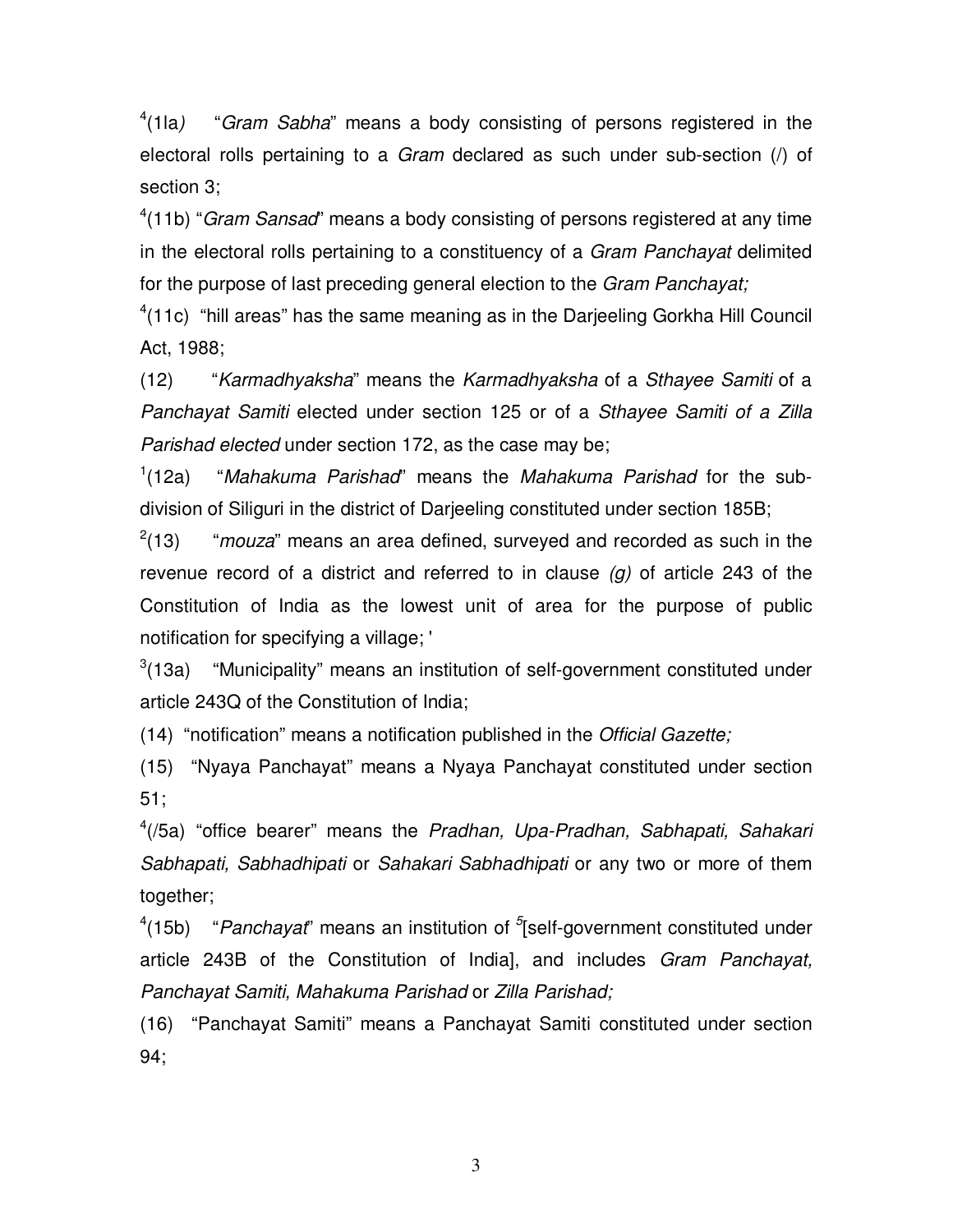[4](1la) "*Gram Sabha*" means a body consisting of persons registered in the electoral rolls pertaining to a *Gram* declared as such under sub-section (/) of section 3;

[4](11b) "*Gram Sansad*" means a body consisting of persons registered at any time in the electoral rolls pertaining to a constituency of a *Gram Panchayat* delimited for the purpose of last preceding general election to the *Gram Panchayat;*

[4](11c) "hill areas" has the same meaning as in the Darjeeling Gorkha Hill Council Act, 1988;

(12) "*Karmadhyaksha*" means the *Karmadhyaksha* of a *Sthayee Samiti* of a *Panchayat Samiti* elected under section 125 or of a *Sthayee Samiti of a Zilla Parishad elected* under section 172, as the case may be;

[1](12a) "*Mahakuma Parishad*" means the *Mahakuma Parishad* for the sub-division of Siliguri in the district of Darjeeling constituted under section 185B;

[2](13) "*mouza*" means an area defined, surveyed and recorded as such in the revenue record of a district and referred to in clause *(g)* of article 243 of the Constitution of India as the lowest unit of area for the purpose of public notification for specifying a village; '

[3](13a) "Municipality" means an institution of self-government constituted under article 243Q of the Constitution of India;

(14) "notification" means a notification published in the *Official Gazette;*

(15) "Nyaya Panchayat" means a Nyaya Panchayat constituted under section 51;

[4](/5a) "office bearer" means the *Pradhan, Upa-Pradhan, Sabhapati, Sahakari Sabhapati, Sabhadhipati* or *Sahakari Sabhadhipati* or any two or more of them together;

[4](15b) "*Panchayat*" means an institution of [5][self-government constituted under article 243B of the Constitution of India], and includes *Gram Panchayat, Panchayat Samiti, Mahakuma Parishad* or *Zilla Parishad;*

(16) "Panchayat Samiti" means a Panchayat Samiti constituted under section 94;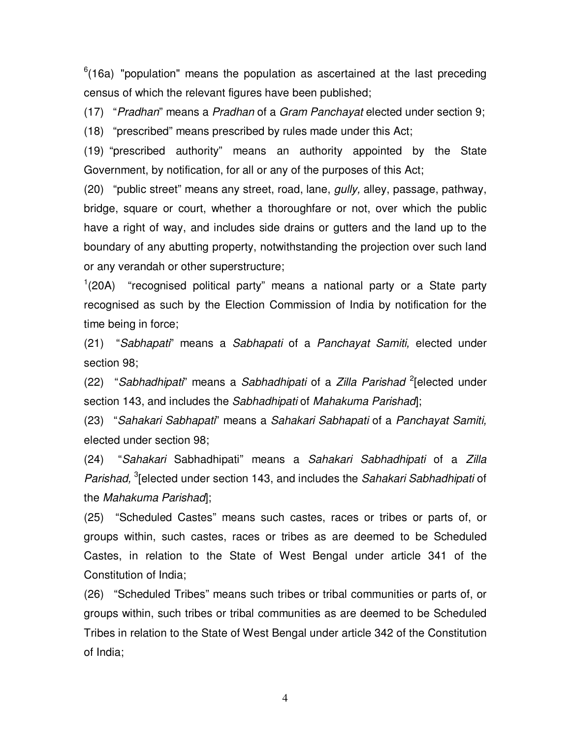[6](16a) "population" means the population as ascertained at the last preceding census of which the relevant figures have been published;

(17) "*Pradhan*" means a *Pradhan* of a *Gram Panchayat* elected under section 9;

(18) "prescribed" means prescribed by rules made under this Act;

(19) "prescribed authority" means an authority appointed by the State Government, by notification, for all or any of the purposes of this Act;

(20) "public street" means any street, road, lane, *gully,* alley, passage, pathway, bridge, square or court, whether a thoroughfare or not, over which the public have a right of way, and includes side drains or gutters and the land up to the boundary of any abutting property, notwithstanding the projection over such land or any verandah or other superstructure;

[1](20A) "recognised political party" means a national party or a State party recognised as such by the Election Commission of India by notification for the time being in force;

(21) "*Sabhapati*" means a *Sabhapati* of a *Panchayat Samiti,* elected under section 98;

(22) "*Sabhadhipati*" means a *Sabhadhipati* of a *Zilla Parishad* [2][elected under section 143, and includes the *Sabhadhipati* of *Mahakuma Parishad*];

(23) "*Sahakari Sabhapati*" means a *Sahakari Sabhapati* of a *Panchayat Samiti,* elected under section 98;

(24) "*Sahakari* Sabhadhipati" means a *Sahakari Sabhadhipati* of a *Zilla Parishad,* [3][elected under section 143, and includes the *Sahakari Sabhadhipati* of the *Mahakuma Parishad*];

(25) "Scheduled Castes" means such castes, races or tribes or parts of, or groups within, such castes, races or tribes as are deemed to be Scheduled Castes, in relation to the State of West Bengal under article 341 of the Constitution of India;

(26) "Scheduled Tribes" means such tribes or tribal communities or parts of, or groups within, such tribes or tribal communities as are deemed to be Scheduled Tribes in relation to the State of West Bengal under article 342 of the Constitution of India;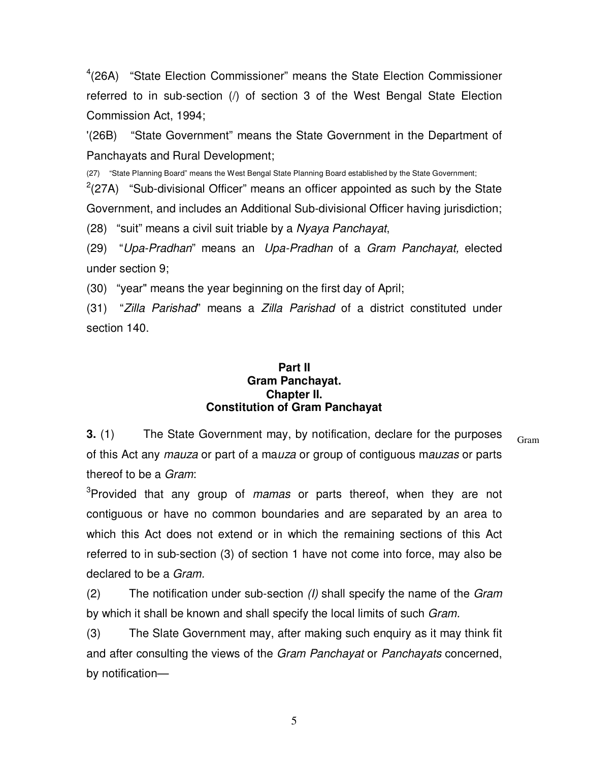[4](26A) "State Election Commissioner" means the State Election Commissioner referred to in sub-section (/) of section 3 of the West Bengal State Election Commission Act, 1994;

'(26B) "State Government" means the State Government in the Department of Panchayats and Rural Development;

(27) "State Planning Board" means the West Bengal State Planning Board established by the State Government;

[2](27A) "Sub-divisional Officer" means an officer appointed as such by the State Government, and includes an Additional Sub-divisional Officer having jurisdiction;

(28) "suit" means a civil suit triable by a *Nyaya Panchayat*,

(29) "*Upa-Pradhan*" means an *Upa-Pradhan* of a *Gram Panchayat,* elected under section 9;

(30) "year" means the year beginning on the first day of April;

(31) "*Zilla Parishad*" means a *Zilla Parishad* of a district constituted under section 140.

## Part II
## Gram Panchayat.
## Chapter II.
## Constitution of Gram Panchayat

Gram

**3.** (1) The State Government may, by notification, declare for the purposes of this Act any *mauza* or part of a ma*uza* or group of contiguous m*auzas* or parts thereof to be a *Gram*:

[3]Provided that any group of *mamas* or parts thereof, when they are not contiguous or have no common boundaries and are separated by an area to which this Act does not extend or in which the remaining sections of this Act referred to in sub-section (3) of section 1 have not come into force, may also be declared to be a *Gram*.

(2) The notification under sub-section *(l)* shall specify the name of the *Gram* by which it shall be known and shall specify the local limits of such *Gram*.

(3) The Slate Government may, after making such enquiry as it may think fit and after consulting the views of the *Gram Panchayat* or *Panchayats* concerned, by notification—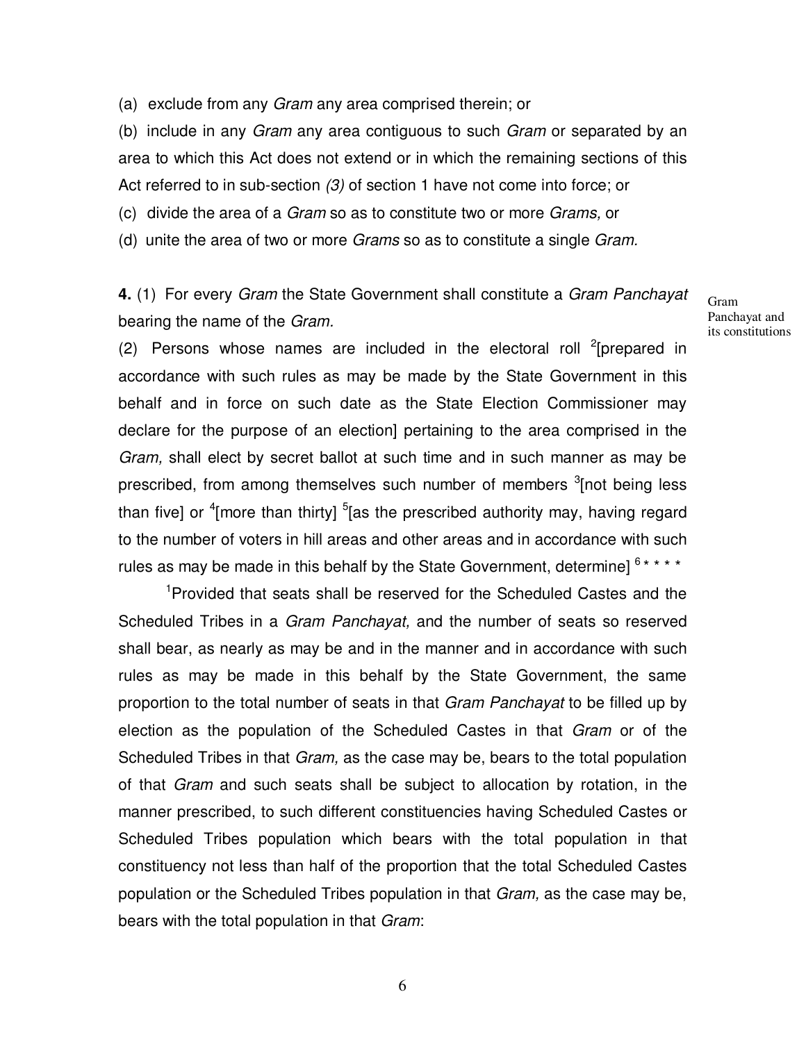(a) exclude from any *Gram* any area comprised therein; or

(b) include in any *Gram* any area contiguous to such *Gram* or separated by an area to which this Act does not extend or in which the remaining sections of this Act referred to in sub-section *(3)* of section 1 have not come into force; or

(c) divide the area of a *Gram* so as to constitute two or more *Grams,* or

(d) unite the area of two or more *Grams* so as to constitute a single *Gram.*

**4.** (1) For every *Gram* the State Government shall constitute a *Gram Panchayat* bearing the name of the *Gram.*

Gram Panchayat and its constitutions

(2) Persons whose names are included in the electoral roll [2][prepared in accordance with such rules as may be made by the State Government in this behalf and in force on such date as the State Election Commissioner may declare for the purpose of an election] pertaining to the area comprised in the *Gram,* shall elect by secret ballot at such time and in such manner as may be prescribed, from among themselves such number of members [3][not being less than five] or [4][more than thirty] [5][as the prescribed authority may, having regard to the number of voters in hill areas and other areas and in accordance with such rules as may be made in this behalf by the State Government, determine] [6] * * * *

[1]Provided that seats shall be reserved for the Scheduled Castes and the Scheduled Tribes in a *Gram Panchayat,* and the number of seats so reserved shall bear, as nearly as may be and in the manner and in accordance with such rules as may be made in this behalf by the State Government, the same proportion to the total number of seats in that *Gram Panchayat* to be filled up by election as the population of the Scheduled Castes in that *Gram* or of the Scheduled Tribes in that *Gram,* as the case may be, bears to the total population of that *Gram* and such seats shall be subject to allocation by rotation, in the manner prescribed, to such different constituencies having Scheduled Castes or Scheduled Tribes population which bears with the total population in that constituency not less than half of the proportion that the total Scheduled Castes population or the Scheduled Tribes population in that *Gram,* as the case may be, bears with the total population in that *Gram*: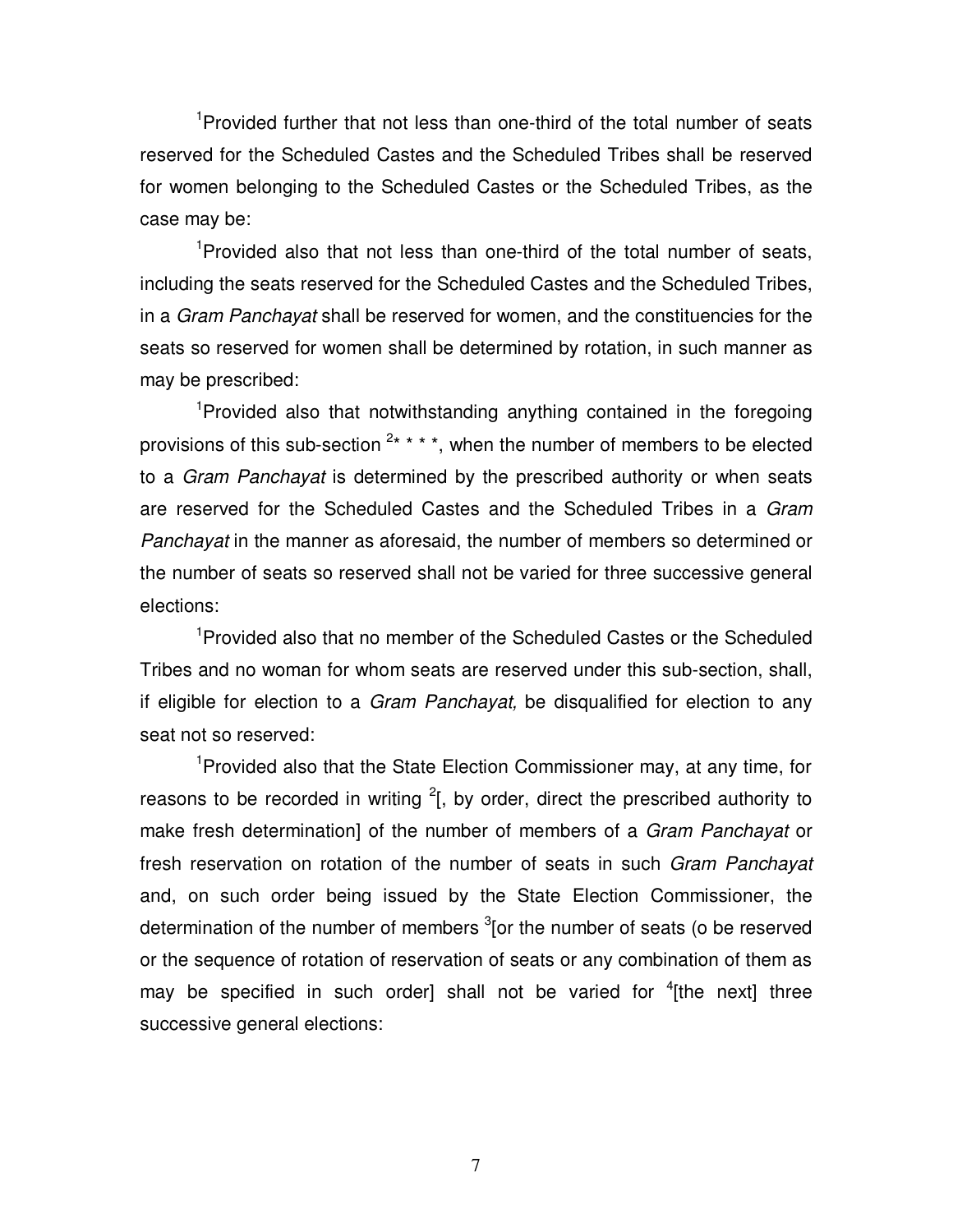[1]Provided further that not less than one-third of the total number of seats reserved for the Scheduled Castes and the Scheduled Tribes shall be reserved for women belonging to the Scheduled Castes or the Scheduled Tribes, as the case may be:

[1]Provided also that not less than one-third of the total number of seats, including the seats reserved for the Scheduled Castes and the Scheduled Tribes, in a *Gram Panchayat* shall be reserved for women, and the constituencies for the seats so reserved for women shall be determined by rotation, in such manner as may be prescribed:

[1]Provided also that notwithstanding anything contained in the foregoing provisions of this sub-section [2]* * * *, when the number of members to be elected to a *Gram Panchayat* is determined by the prescribed authority or when seats are reserved for the Scheduled Castes and the Scheduled Tribes in a *Gram Panchayat* in the manner as aforesaid, the number of members so determined or the number of seats so reserved shall not be varied for three successive general elections:

[1]Provided also that no member of the Scheduled Castes or the Scheduled Tribes and no woman for whom seats are reserved under this sub-section, shall, if eligible for election to a *Gram Panchayat,* be disqualified for election to any seat not so reserved:

[1]Provided also that the State Election Commissioner may, at any time, for reasons to be recorded in writing [2][, by order, direct the prescribed authority to make fresh determination] of the number of members of a *Gram Panchayat* or fresh reservation on rotation of the number of seats in such *Gram Panchayat* and, on such order being issued by the State Election Commissioner, the determination of the number of members [3][or the number of seats (o be reserved or the sequence of rotation of reservation of seats or any combination of them as may be specified in such order] shall not be varied for [4][the next] three successive general elections: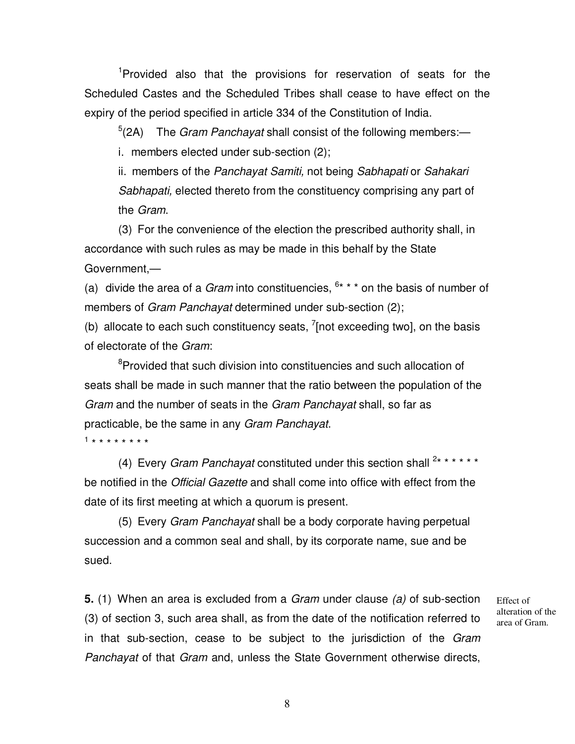[1]Provided also that the provisions for reservation of seats for the Scheduled Castes and the Scheduled Tribes shall cease to have effect on the expiry of the period specified in article 334 of the Constitution of India.

[5](2A) The *Gram Panchayat* shall consist of the following members:—

i. members elected under sub-section (2);

ii. members of the *Panchayat Samiti,* not being *Sabhapati* or *Sahakari Sabhapati,* elected thereto from the constituency comprising any part of the *Gram*.

(3) For the convenience of the election the prescribed authority shall, in accordance with such rules as may be made in this behalf by the State Government,—

(a) divide the area of a *Gram* into constituencies, [6]* * * on the basis of number of members of *Gram Panchayat* determined under sub-section (2);

(b) allocate to each such constituency seats, [7][not exceeding two], on the basis of electorate of the *Gram*:

[8]Provided that such division into constituencies and such allocation of seats shall be made in such manner that the ratio between the population of the *Gram* and the number of seats in the *Gram Panchayat* shall, so far as practicable, be the same in any *Gram Panchayat*.

[1] * * * * * * * *

(4) Every *Gram Panchayat* constituted under this section shall [2]* * * * * * be notified in the *Official Gazette* and shall come into office with effect from the date of its first meeting at which a quorum is present.

(5) Every *Gram Panchayat* shall be a body corporate having perpetual succession and a common seal and shall, by its corporate name, sue and be sued.

Effect of alteration of the area of Gram.

**5.** (1) When an area is excluded from a *Gram* under clause *(a)* of sub-section (3) of section 3, such area shall, as from the date of the notification referred to in that sub-section, cease to be subject to the jurisdiction of the *Gram Panchayat* of that *Gram* and, unless the State Government otherwise directs,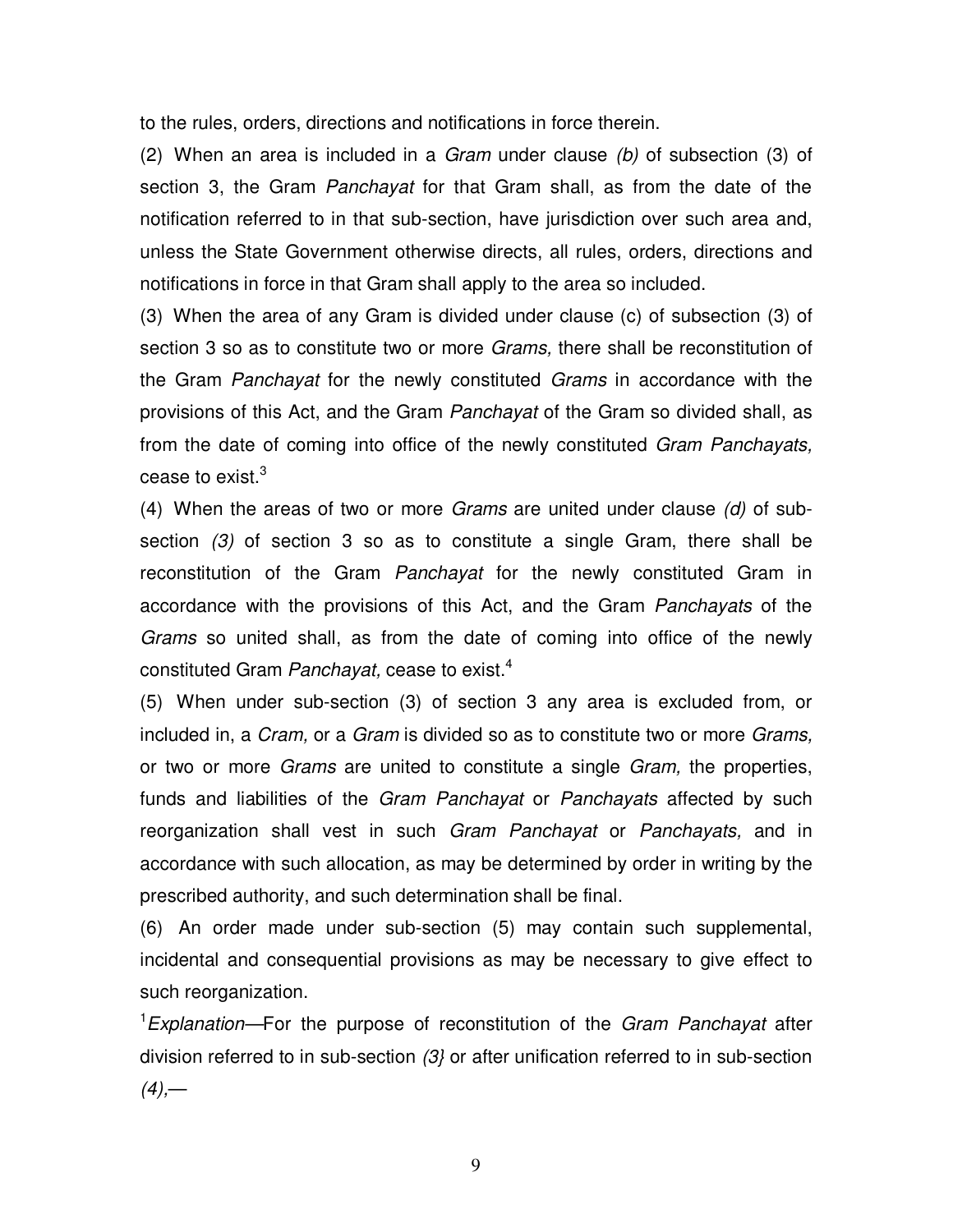to the rules, orders, directions and notifications in force therein.

(2) When an area is included in a *Gram* under clause *(b)* of subsection (3) of section 3, the Gram *Panchayat* for that Gram shall, as from the date of the notification referred to in that sub-section, have jurisdiction over such area and, unless the State Government otherwise directs, all rules, orders, directions and notifications in force in that Gram shall apply to the area so included.

(3) When the area of any Gram is divided under clause (c) of subsection (3) of section 3 so as to constitute two or more *Grams,* there shall be reconstitution of the Gram *Panchayat* for the newly constituted *Grams* in accordance with the provisions of this Act, and the Gram *Panchayat* of the Gram so divided shall, as from the date of coming into office of the newly constituted *Gram Panchayats,* cease to exist.[3]

(4) When the areas of two or more *Grams* are united under clause *(d)* of sub-section *(3)* of section 3 so as to constitute a single Gram, there shall be reconstitution of the Gram *Panchayat* for the newly constituted Gram in accordance with the provisions of this Act, and the Gram *Panchayats* of the *Grams* so united shall, as from the date of coming into office of the newly constituted Gram *Panchayat,* cease to exist.[4]

(5) When under sub-section (3) of section 3 any area is excluded from, or included in, a *Cram,* or a *Gram* is divided so as to constitute two or more *Grams,* or two or more *Grams* are united to constitute a single *Gram,* the properties, funds and liabilities of the *Gram Panchayat* or *Panchayats* affected by such reorganization shall vest in such *Gram Panchayat* or *Panchayats,* and in accordance with such allocation, as may be determined by order in writing by the prescribed authority, and such determination shall be final.

(6) An order made under sub-section (5) may contain such supplemental, incidental and consequential provisions as may be necessary to give effect to such reorganization.

[1]*Explanation*—For the purpose of reconstitution of the *Gram Panchayat* after division referred to in sub-section *(3}* or after unification referred to in sub-section *(4),*—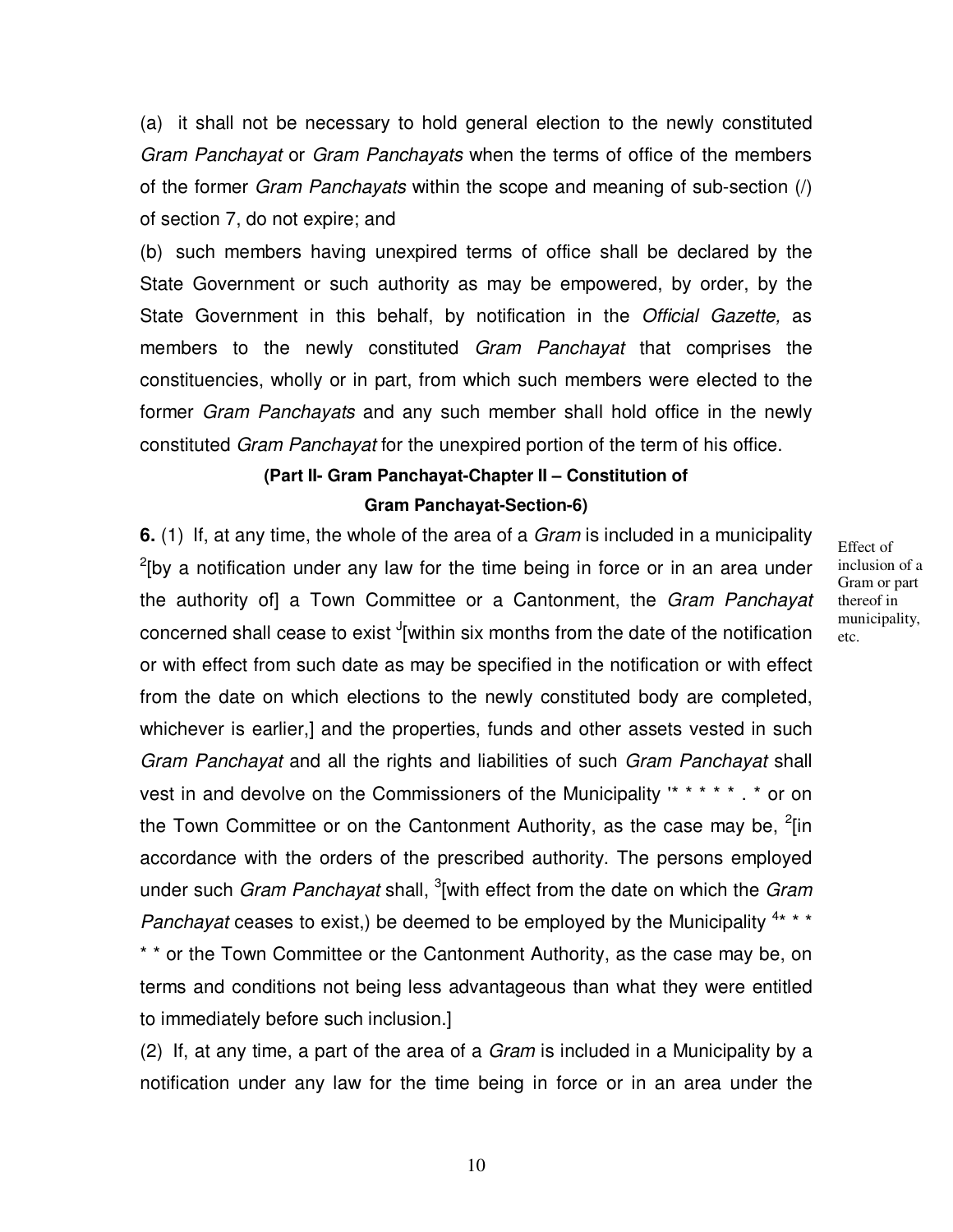(a) it shall not be necessary to hold general election to the newly constituted *Gram Panchayat* or *Gram Panchayats* when the terms of office of the members of the former *Gram Panchayats* within the scope and meaning of sub-section (/) of section 7, do not expire; and

(b) such members having unexpired terms of office shall be declared by the State Government or such authority as may be empowered, by order, by the State Government in this behalf, by notification in the *Official Gazette,* as members to the newly constituted *Gram Panchayat* that comprises the constituencies, wholly or in part, from which such members were elected to the former *Gram Panchayats* and any such member shall hold office in the newly constituted *Gram Panchayat* for the unexpired portion of the term of his office.

**(Part II- Gram Panchayat-Chapter II – Constitution of Gram Panchayat-Section-6)**

Effect of inclusion of a Gram or part thereof in municipality, etc.

**6.** (1) If, at any time, the whole of the area of a *Gram* is included in a municipality [2][by a notification under any law for the time being in force or in an area under the authority of] a Town Committee or a Cantonment, the *Gram Panchayat* concerned shall cease to exist [J][within six months from the date of the notification or with effect from such date as may be specified in the notification or with effect from the date on which elections to the newly constituted body are completed, whichever is earlier,] and the properties, funds and other assets vested in such *Gram Panchayat* and all the rights and liabilities of such *Gram Panchayat* shall vest in and devolve on the Commissioners of the Municipality '* * * * * . * or on the Town Committee or on the Cantonment Authority, as the case may be, [2][in accordance with the orders of the prescribed authority. The persons employed under such *Gram Panchayat* shall, [3][with effect from the date on which the *Gram Panchayat* ceases to exist,) be deemed to be employed by the Municipality [4]* * * * * or the Town Committee or the Cantonment Authority, as the case may be, on terms and conditions not being less advantageous than what they were entitled to immediately before such inclusion.]

(2) If, at any time, a part of the area of a *Gram* is included in a Municipality by a notification under any law for the time being in force or in an area under the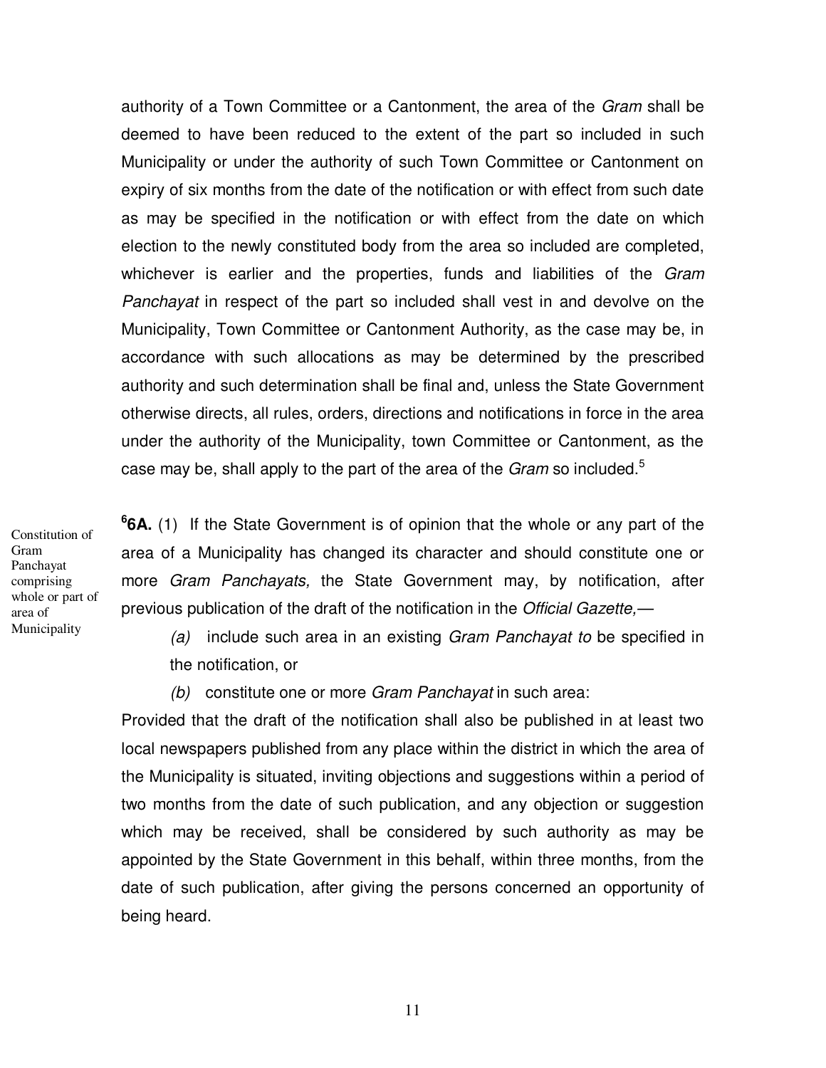authority of a Town Committee or a Cantonment, the area of the *Gram* shall be deemed to have been reduced to the extent of the part so included in such Municipality or under the authority of such Town Committee or Cantonment on expiry of six months from the date of the notification or with effect from such date as may be specified in the notification or with effect from the date on which election to the newly constituted body from the area so included are completed, whichever is earlier and the properties, funds and liabilities of the *Gram Panchayat* in respect of the part so included shall vest in and devolve on the Municipality, Town Committee or Cantonment Authority, as the case may be, in accordance with such allocations as may be determined by the prescribed authority and such determination shall be final and, unless the State Government otherwise directs, all rules, orders, directions and notifications in force in the area under the authority of the Municipality, town Committee or Cantonment, as the case may be, shall apply to the part of the area of the *Gram* so included.[5]

Constitution of Gram Panchayat comprising whole or part of area of Municipality

[6]**6A.** (1) If the State Government is of opinion that the whole or any part of the area of a Municipality has changed its character and should constitute one or more *Gram Panchayats,* the State Government may, by notification, after previous publication of the draft of the notification in the *Official Gazette,*—

*(a)* include such area in an existing *Gram Panchayat to* be specified in the notification, or

*(b)* constitute one or more *Gram Panchayat* in such area:

Provided that the draft of the notification shall also be published in at least two local newspapers published from any place within the district in which the area of the Municipality is situated, inviting objections and suggestions within a period of two months from the date of such publication, and any objection or suggestion which may be received, shall be considered by such authority as may be appointed by the State Government in this behalf, within three months, from the date of such publication, after giving the persons concerned an opportunity of being heard.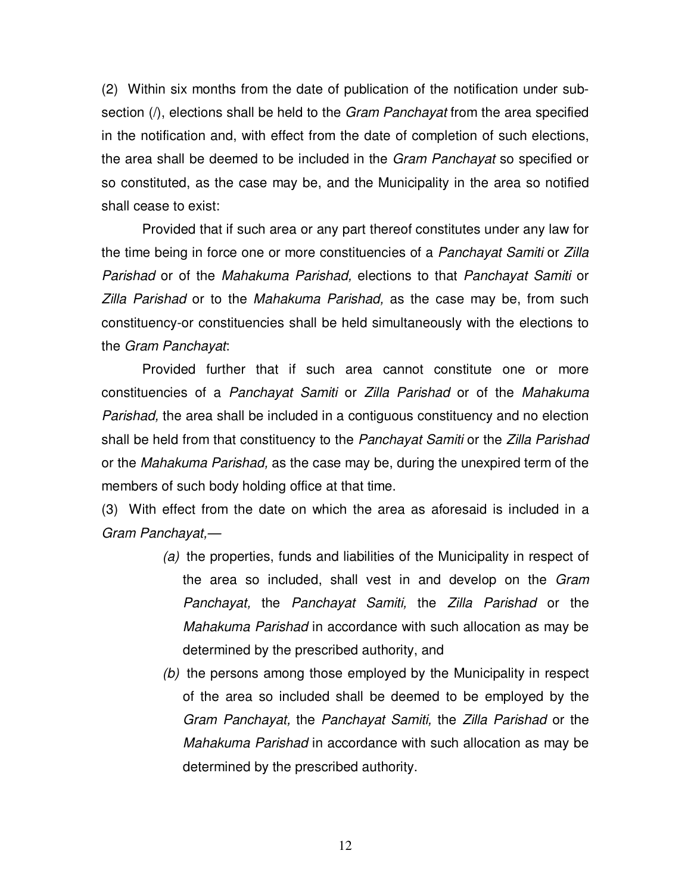(2) Within six months from the date of publication of the notification under sub-section (/), elections shall be held to the *Gram Panchayat* from the area specified in the notification and, with effect from the date of completion of such elections, the area shall be deemed to be included in the *Gram Panchayat* so specified or so constituted, as the case may be, and the Municipality in the area so notified shall cease to exist:

Provided that if such area or any part thereof constitutes under any law for the time being in force one or more constituencies of a *Panchayat Samiti* or *Zilla Parishad* or of the *Mahakuma Parishad,* elections to that *Panchayat Samiti* or *Zilla Parishad* or to the *Mahakuma Parishad,* as the case may be, from such constituency-or constituencies shall be held simultaneously with the elections to the *Gram Panchayat*:

Provided further that if such area cannot constitute one or more constituencies of a *Panchayat Samiti* or *Zilla Parishad* or of the *Mahakuma Parishad,* the area shall be included in a contiguous constituency and no election shall be held from that constituency to the *Panchayat Samiti* or the *Zilla Parishad* or the *Mahakuma Parishad,* as the case may be, during the unexpired term of the members of such body holding office at that time.

(3) With effect from the date on which the area as aforesaid is included in a *Gram Panchayat,*—

> *(a)* the properties, funds and liabilities of the Municipality in respect of the area so included, shall vest in and develop on the *Gram Panchayat,* the *Panchayat Samiti,* the *Zilla Parishad* or the *Mahakuma Parishad* in accordance with such allocation as may be determined by the prescribed authority, and
>
> *(b)* the persons among those employed by the Municipality in respect of the area so included shall be deemed to be employed by the *Gram Panchayat,* the *Panchayat Samiti,* the *Zilla Parishad* or the *Mahakuma Parishad* in accordance with such allocation as may be determined by the prescribed authority.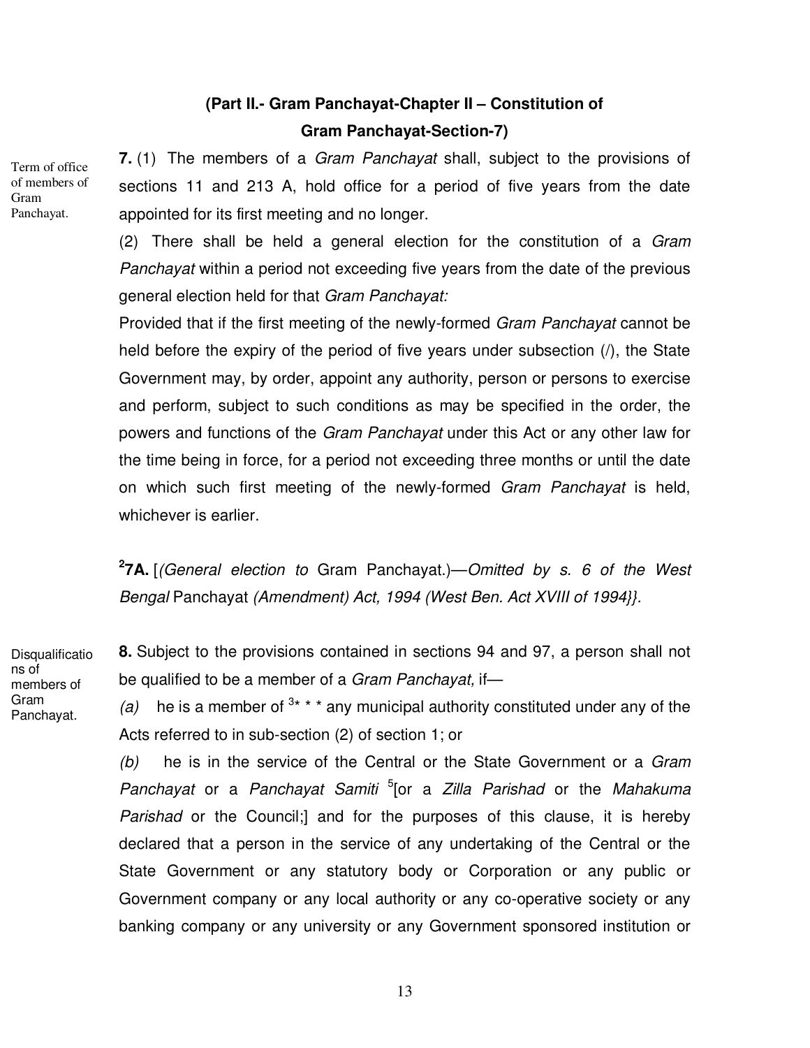**(Part II.- Gram Panchayat-Chapter II – Constitution of Gram Panchayat-Section-7)**

Term of office of members of Gram Panchayat.

**7.** (1) The members of a *Gram Panchayat* shall, subject to the provisions of sections 11 and 213 A, hold office for a period of five years from the date appointed for its first meeting and no longer.

(2) There shall be held a general election for the constitution of a *Gram Panchayat* within a period not exceeding five years from the date of the previous general election held for that *Gram Panchayat:*

Provided that if the first meeting of the newly-formed *Gram Panchayat* cannot be held before the expiry of the period of five years under subsection (/), the State Government may, by order, appoint any authority, person or persons to exercise and perform, subject to such conditions as may be specified in the order, the powers and functions of the *Gram Panchayat* under this Act or any other law for the time being in force, for a period not exceeding three months or until the date on which such first meeting of the newly-formed *Gram Panchayat* is held, whichever is earlier.

[2]**7A.** [*(General election to* Gram Panchayat.)—*Omitted by s. 6 of the West Bengal* Panchayat *(Amendment) Act, 1994 (West Ben. Act XVIII of 1994}}.*

Disqualifications of members of Gram Panchayat.

**8.** Subject to the provisions contained in sections 94 and 97, a person shall not be qualified to be a member of a *Gram Panchayat,* if—

*(a)* he is a member of [3]* * * any municipal authority constituted under any of the Acts referred to in sub-section (2) of section 1; or

*(b)* he is in the service of the Central or the State Government or a *Gram Panchayat* or a *Panchayat Samiti* [5][or a *Zilla Parishad* or the *Mahakuma Parishad* or the Council;] and for the purposes of this clause, it is hereby declared that a person in the service of any undertaking of the Central or the State Government or any statutory body or Corporation or any public or Government company or any local authority or any co-operative society or any banking company or any university or any Government sponsored institution or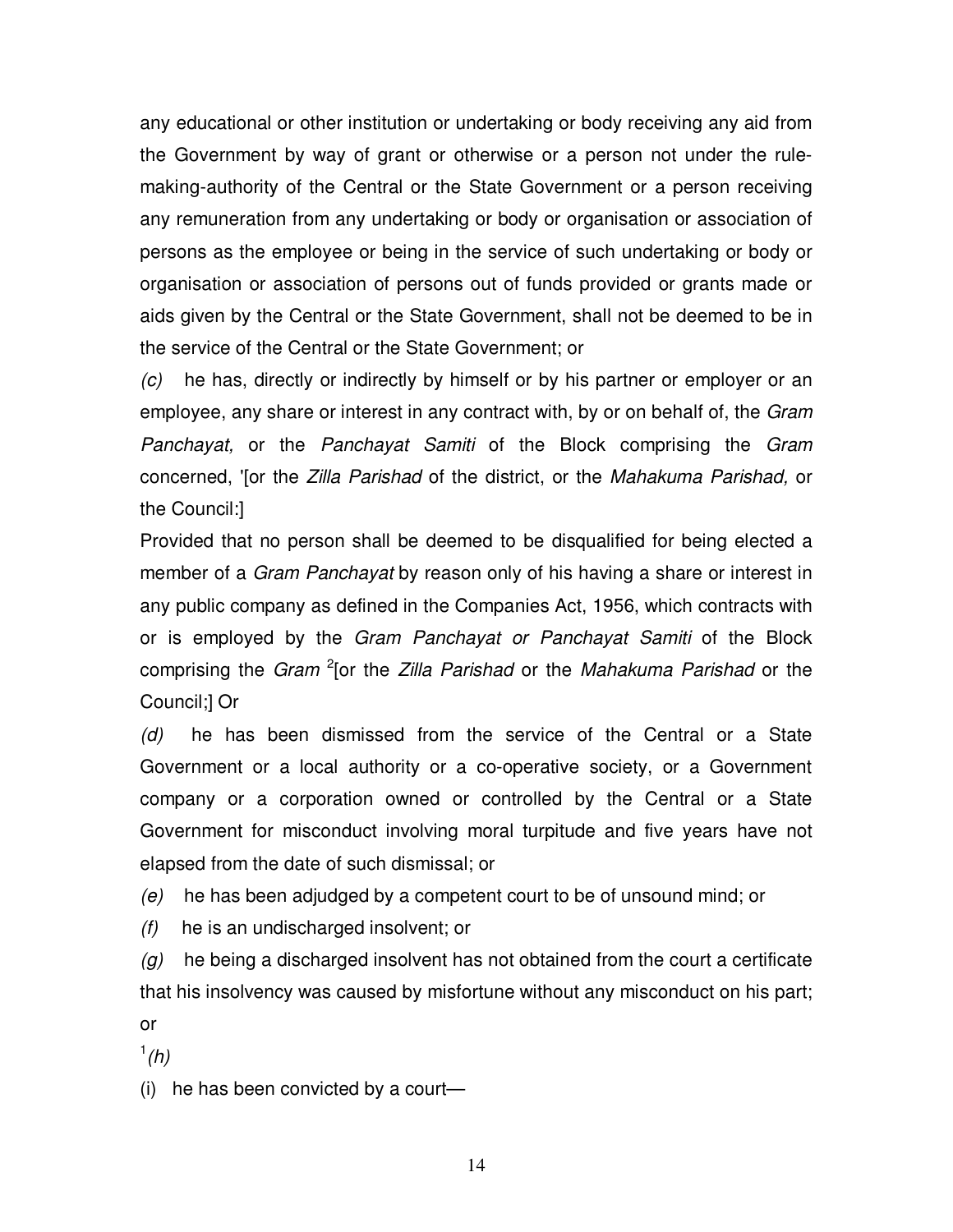any educational or other institution or undertaking or body receiving any aid from the Government by way of grant or otherwise or a person not under the rule-making-authority of the Central or the State Government or a person receiving any remuneration from any undertaking or body or organisation or association of persons as the employee or being in the service of such undertaking or body or organisation or association of persons out of funds provided or grants made or aids given by the Central or the State Government, shall not be deemed to be in the service of the Central or the State Government; or

*(c)* he has, directly or indirectly by himself or by his partner or employer or an employee, any share or interest in any contract with, by or on behalf of, the *Gram Panchayat,* or the *Panchayat Samiti* of the Block comprising the *Gram* concerned, '[or the *Zilla Parishad* of the district, or the *Mahakuma Parishad,* or the Council:]

Provided that no person shall be deemed to be disqualified for being elected a member of a *Gram Panchayat* by reason only of his having a share or interest in any public company as defined in the Companies Act, 1956, which contracts with or is employed by the *Gram Panchayat or Panchayat Samiti* of the Block comprising the *Gram* [2][or the *Zilla Parishad* or the *Mahakuma Parishad* or the Council;] Or

*(d)* he has been dismissed from the service of the Central or a State Government or a local authority or a co-operative society, or a Government company or a corporation owned or controlled by the Central or a State Government for misconduct involving moral turpitude and five years have not elapsed from the date of such dismissal; or

*(e)* he has been adjudged by a competent court to be of unsound mind; or

*(f)* he is an undischarged insolvent; or

*(g)* he being a discharged insolvent has not obtained from the court a certificate that his insolvency was caused by misfortune without any misconduct on his part; or

[1]*(h)*

(i) he has been convicted by a court—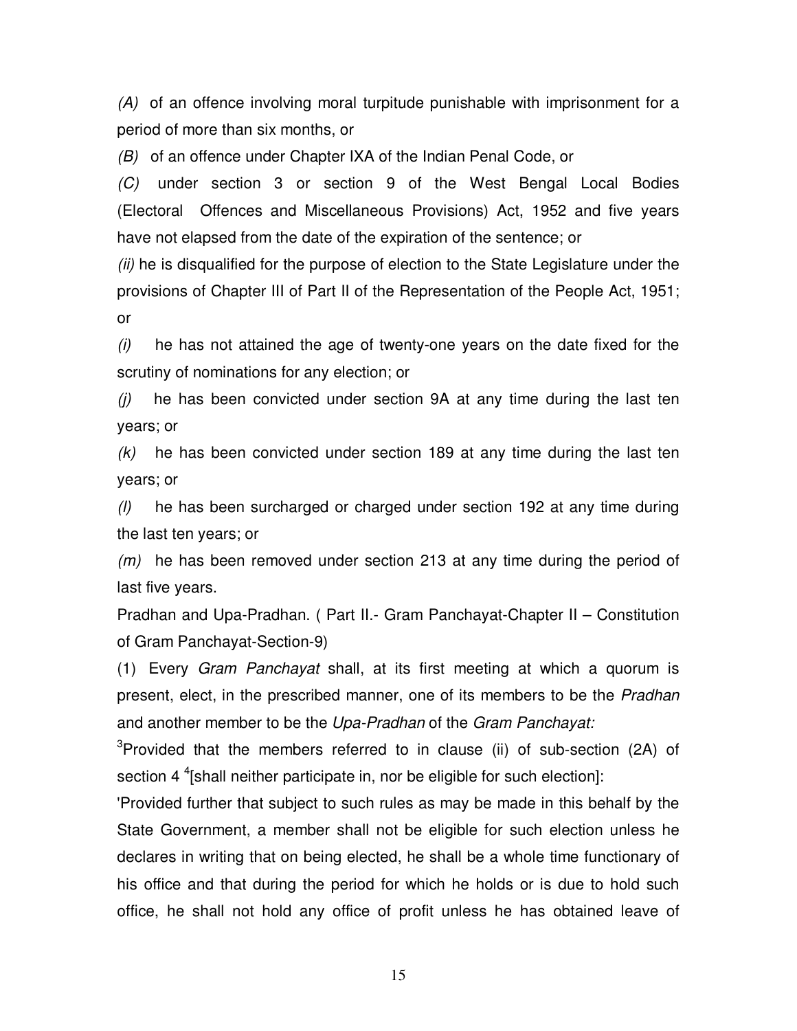*(A)* of an offence involving moral turpitude punishable with imprisonment for a period of more than six months, or

*(B)* of an offence under Chapter IXA of the Indian Penal Code, or

*(C)* under section 3 or section 9 of the West Bengal Local Bodies (Electoral Offences and Miscellaneous Provisions) Act, 1952 and five years have not elapsed from the date of the expiration of the sentence; or

*(ii)* he is disqualified for the purpose of election to the State Legislature under the provisions of Chapter III of Part II of the Representation of the People Act, 1951; or

*(i)* he has not attained the age of twenty-one years on the date fixed for the scrutiny of nominations for any election; or

*(j)* he has been convicted under section 9A at any time during the last ten years; or

*(k)* he has been convicted under section 189 at any time during the last ten years; or

*(l)* he has been surcharged or charged under section 192 at any time during the last ten years; or

*(m)* he has been removed under section 213 at any time during the period of last five years.

Pradhan and Upa-Pradhan. ( Part II.- Gram Panchayat-Chapter II – Constitution of Gram Panchayat-Section-9)

(1) Every *Gram Panchayat* shall, at its first meeting at which a quorum is present, elect, in the prescribed manner, one of its members to be the *Pradhan* and another member to be the *Upa-Pradhan* of the *Gram Panchayat:*

[3]Provided that the members referred to in clause (ii) of sub-section (2A) of section 4 [4][shall neither participate in, nor be eligible for such election]:

'Provided further that subject to such rules as may be made in this behalf by the State Government, a member shall not be eligible for such election unless he declares in writing that on being elected, he shall be a whole time functionary of his office and that during the period for which he holds or is due to hold such office, he shall not hold any office of profit unless he has obtained leave of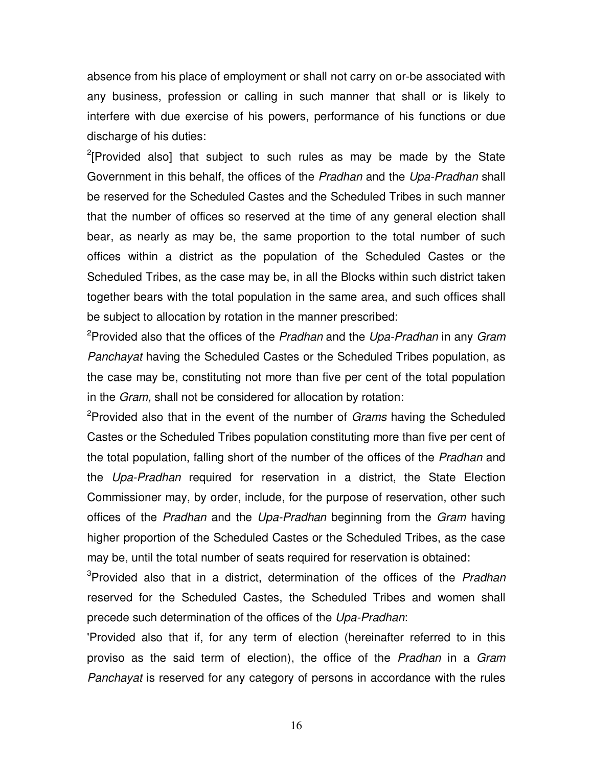absence from his place of employment or shall not carry on or-be associated with any business, profession or calling in such manner that shall or is likely to interfere with due exercise of his powers, performance of his functions or due discharge of his duties:

[2][Provided also] that subject to such rules as may be made by the State Government in this behalf, the offices of the *Pradhan* and the *Upa-Pradhan* shall be reserved for the Scheduled Castes and the Scheduled Tribes in such manner that the number of offices so reserved at the time of any general election shall bear, as nearly as may be, the same proportion to the total number of such offices within a district as the population of the Scheduled Castes or the Scheduled Tribes, as the case may be, in all the Blocks within such district taken together bears with the total population in the same area, and such offices shall be subject to allocation by rotation in the manner prescribed:

[2]Provided also that the offices of the *Pradhan* and the *Upa-Pradhan* in any *Gram Panchayat* having the Scheduled Castes or the Scheduled Tribes population, as the case may be, constituting not more than five per cent of the total population in the *Gram,* shall not be considered for allocation by rotation:

[2]Provided also that in the event of the number of *Grams* having the Scheduled Castes or the Scheduled Tribes population constituting more than five per cent of the total population, falling short of the number of the offices of the *Pradhan* and the *Upa-Pradhan* required for reservation in a district, the State Election Commissioner may, by order, include, for the purpose of reservation, other such offices of the *Pradhan* and the *Upa-Pradhan* beginning from the *Gram* having higher proportion of the Scheduled Castes or the Scheduled Tribes, as the case may be, until the total number of seats required for reservation is obtained:

[3]Provided also that in a district, determination of the offices of the *Pradhan* reserved for the Scheduled Castes, the Scheduled Tribes and women shall precede such determination of the offices of the *Upa-Pradhan*:

'Provided also that if, for any term of election (hereinafter referred to in this proviso as the said term of election), the office of the *Pradhan* in a *Gram Panchayat* is reserved for any category of persons in accordance with the rules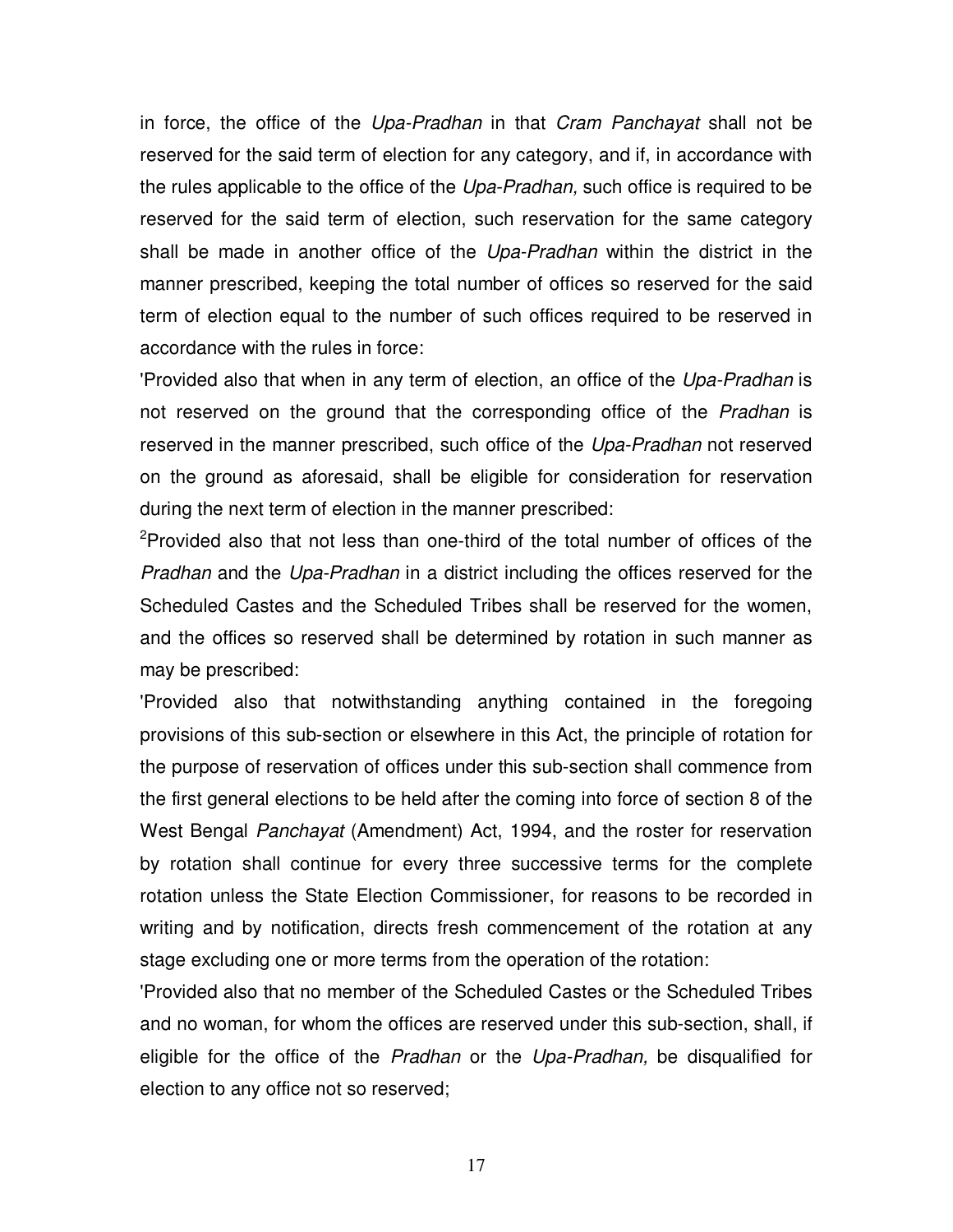in force, the office of the *Upa-Pradhan* in that *Cram Panchayat* shall not be reserved for the said term of election for any category, and if, in accordance with the rules applicable to the office of the *Upa-Pradhan,* such office is required to be reserved for the said term of election, such reservation for the same category shall be made in another office of the *Upa-Pradhan* within the district in the manner prescribed, keeping the total number of offices so reserved for the said term of election equal to the number of such offices required to be reserved in accordance with the rules in force:

'Provided also that when in any term of election, an office of the *Upa-Pradhan* is not reserved on the ground that the corresponding office of the *Pradhan* is reserved in the manner prescribed, such office of the *Upa-Pradhan* not reserved on the ground as aforesaid, shall be eligible for consideration for reservation during the next term of election in the manner prescribed:

[2]Provided also that not less than one-third of the total number of offices of the *Pradhan* and the *Upa-Pradhan* in a district including the offices reserved for the Scheduled Castes and the Scheduled Tribes shall be reserved for the women, and the offices so reserved shall be determined by rotation in such manner as may be prescribed:

'Provided also that notwithstanding anything contained in the foregoing provisions of this sub-section or elsewhere in this Act, the principle of rotation for the purpose of reservation of offices under this sub-section shall commence from the first general elections to be held after the coming into force of section 8 of the West Bengal *Panchayat* (Amendment) Act, 1994, and the roster for reservation by rotation shall continue for every three successive terms for the complete rotation unless the State Election Commissioner, for reasons to be recorded in writing and by notification, directs fresh commencement of the rotation at any stage excluding one or more terms from the operation of the rotation:

'Provided also that no member of the Scheduled Castes or the Scheduled Tribes and no woman, for whom the offices are reserved under this sub-section, shall, if eligible for the office of the *Pradhan* or the *Upa-Pradhan,* be disqualified for election to any office not so reserved;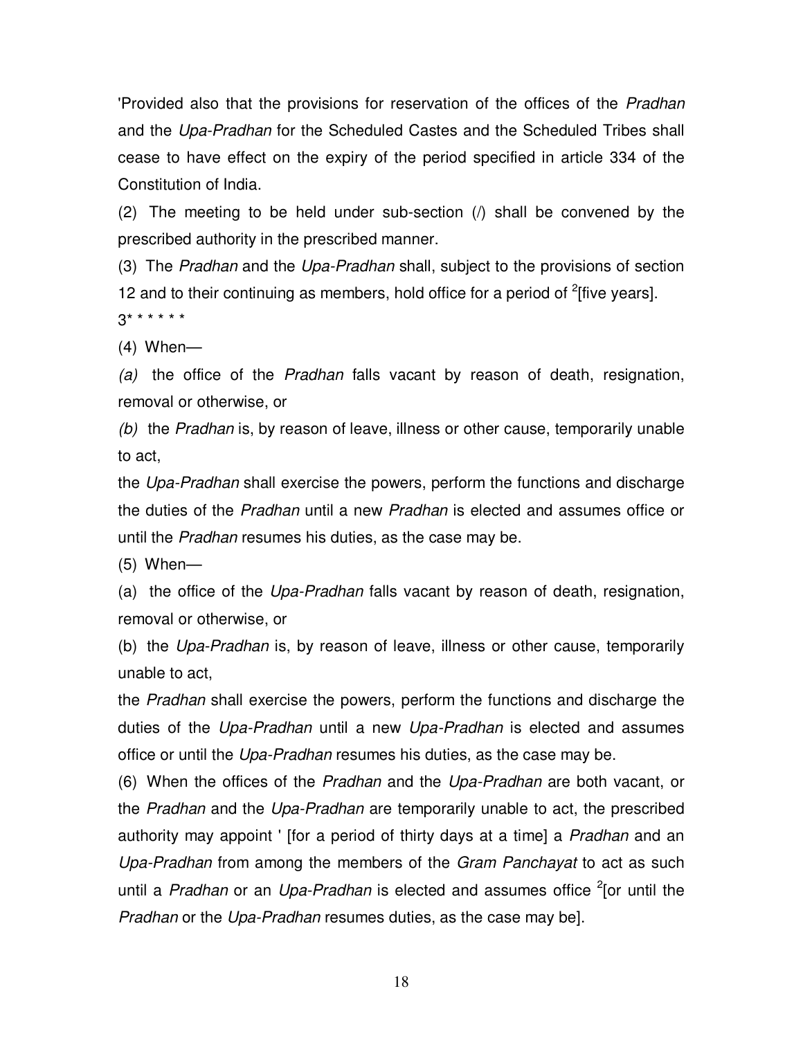'Provided also that the provisions for reservation of the offices of the *Pradhan* and the *Upa-Pradhan* for the Scheduled Castes and the Scheduled Tribes shall cease to have effect on the expiry of the period specified in article 334 of the Constitution of India.

(2) The meeting to be held under sub-section (/) shall be convened by the prescribed authority in the prescribed manner.

(3) The *Pradhan* and the *Upa-Pradhan* shall, subject to the provisions of section 12 and to their continuing as members, hold office for a period of [2][five years].

[3]* * * * * *

(4) When—

*(a)* the office of the *Pradhan* falls vacant by reason of death, resignation, removal or otherwise, or

*(b)* the *Pradhan* is, by reason of leave, illness or other cause, temporarily unable to act,

the *Upa-Pradhan* shall exercise the powers, perform the functions and discharge the duties of the *Pradhan* until a new *Pradhan* is elected and assumes office or until the *Pradhan* resumes his duties, as the case may be.

(5) When—

(a) the office of the *Upa-Pradhan* falls vacant by reason of death, resignation, removal or otherwise, or

(b) the *Upa-Pradhan* is, by reason of leave, illness or other cause, temporarily unable to act,

the *Pradhan* shall exercise the powers, perform the functions and discharge the duties of the *Upa-Pradhan* until a new *Upa-Pradhan* is elected and assumes office or until the *Upa-Pradhan* resumes his duties, as the case may be.

(6) When the offices of the *Pradhan* and the *Upa-Pradhan* are both vacant, or the *Pradhan* and the *Upa-Pradhan* are temporarily unable to act, the prescribed authority may appoint ' [for a period of thirty days at a time] a *Pradhan* and an *Upa-Pradhan* from among the members of the *Gram Panchayat* to act as such until a *Pradhan* or an *Upa-Pradhan* is elected and assumes office [2][or until the *Pradhan* or the *Upa-Pradhan* resumes duties, as the case may be].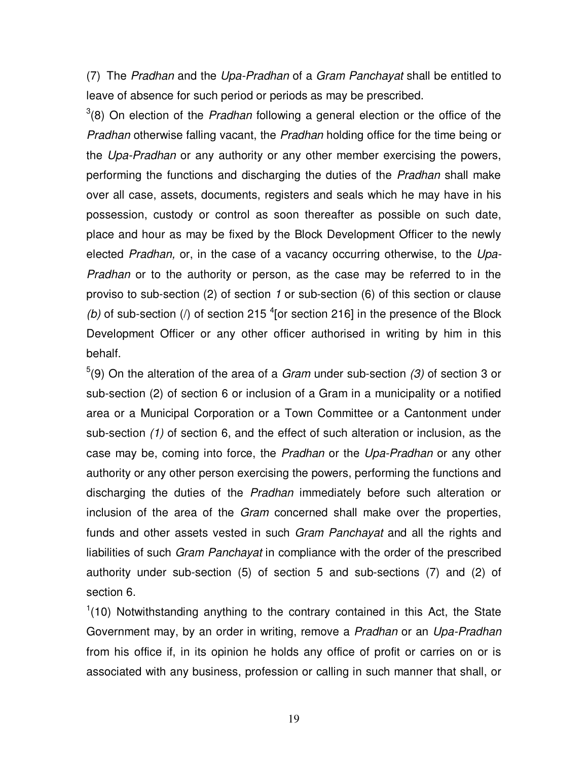(7) The *Pradhan* and the *Upa-Pradhan* of a *Gram Panchayat* shall be entitled to leave of absence for such period or periods as may be prescribed.

[3](8) On election of the *Pradhan* following a general election or the office of the *Pradhan* otherwise falling vacant, the *Pradhan* holding office for the time being or the *Upa-Pradhan* or any authority or any other member exercising the powers, performing the functions and discharging the duties of the *Pradhan* shall make over all case, assets, documents, registers and seals which he may have in his possession, custody or control as soon thereafter as possible on such date, place and hour as may be fixed by the Block Development Officer to the newly elected *Pradhan,* or, in the case of a vacancy occurring otherwise, to the *Upa-Pradhan* or to the authority or person, as the case may be referred to in the proviso to sub-section (2) of section *1* or sub-section (6) of this section or clause *(b)* of sub-section (/) of section 215 [4][or section 216] in the presence of the Block Development Officer or any other officer authorised in writing by him in this behalf.

[5](9) On the alteration of the area of a *Gram* under sub-section *(3)* of section 3 or sub-section (2) of section 6 or inclusion of a Gram in a municipality or a notified area or a Municipal Corporation or a Town Committee or a Cantonment under sub-section *(1)* of section 6, and the effect of such alteration or inclusion, as the case may be, coming into force, the *Pradhan* or the *Upa-Pradhan* or any other authority or any other person exercising the powers, performing the functions and discharging the duties of the *Pradhan* immediately before such alteration or inclusion of the area of the *Gram* concerned shall make over the properties, funds and other assets vested in such *Gram Panchayat* and all the rights and liabilities of such *Gram Panchayat* in compliance with the order of the prescribed authority under sub-section (5) of section 5 and sub-sections (7) and (2) of section 6.

[1](10) Notwithstanding anything to the contrary contained in this Act, the State Government may, by an order in writing, remove a *Pradhan* or an *Upa-Pradhan* from his office if, in its opinion he holds any office of profit or carries on or is associated with any business, profession or calling in such manner that shall, or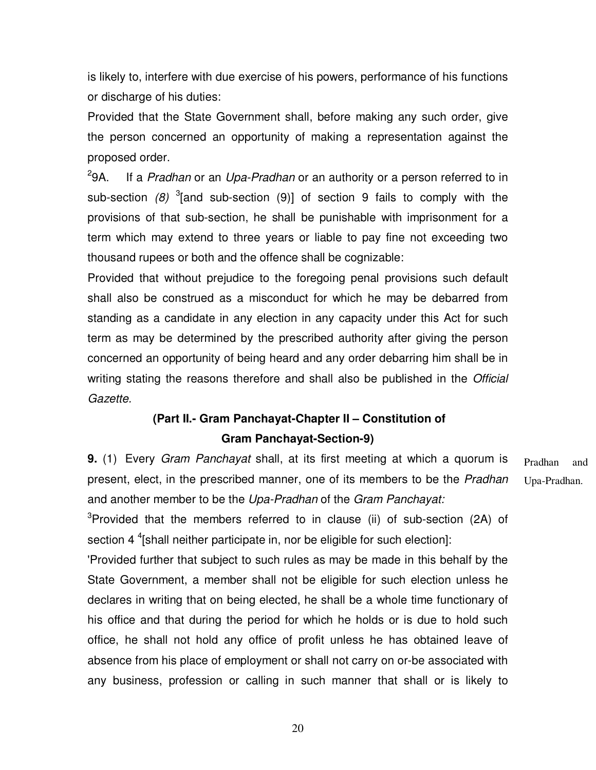is likely to, interfere with due exercise of his powers, performance of his functions or discharge of his duties:

Provided that the State Government shall, before making any such order, give the person concerned an opportunity of making a representation against the proposed order.

[2]9A. If a *Pradhan* or an *Upa-Pradhan* or an authority or a person referred to in sub-section *(8)* [3][and sub-section (9)] of section 9 fails to comply with the provisions of that sub-section, he shall be punishable with imprisonment for a term which may extend to three years or liable to pay fine not exceeding two thousand rupees or both and the offence shall be cognizable:

Provided that without prejudice to the foregoing penal provisions such default shall also be construed as a misconduct for which he may be debarred from standing as a candidate in any election in any capacity under this Act for such term as may be determined by the prescribed authority after giving the person concerned an opportunity of being heard and any order debarring him shall be in writing stating the reasons therefore and shall also be published in the *Official Gazette.*

**(Part II.- Gram Panchayat-Chapter II – Constitution of Gram Panchayat-Section-9)**

Pradhan and Upa-Pradhan.

**9.** (1) Every *Gram Panchayat* shall, at its first meeting at which a quorum is present, elect, in the prescribed manner, one of its members to be the *Pradhan* and another member to be the *Upa-Pradhan* of the *Gram Panchayat:*

[3]Provided that the members referred to in clause (ii) of sub-section (2A) of section 4 [4][shall neither participate in, nor be eligible for such election]:

'Provided further that subject to such rules as may be made in this behalf by the State Government, a member shall not be eligible for such election unless he declares in writing that on being elected, he shall be a whole time functionary of his office and that during the period for which he holds or is due to hold such office, he shall not hold any office of profit unless he has obtained leave of absence from his place of employment or shall not carry on or-be associated with any business, profession or calling in such manner that shall or is likely to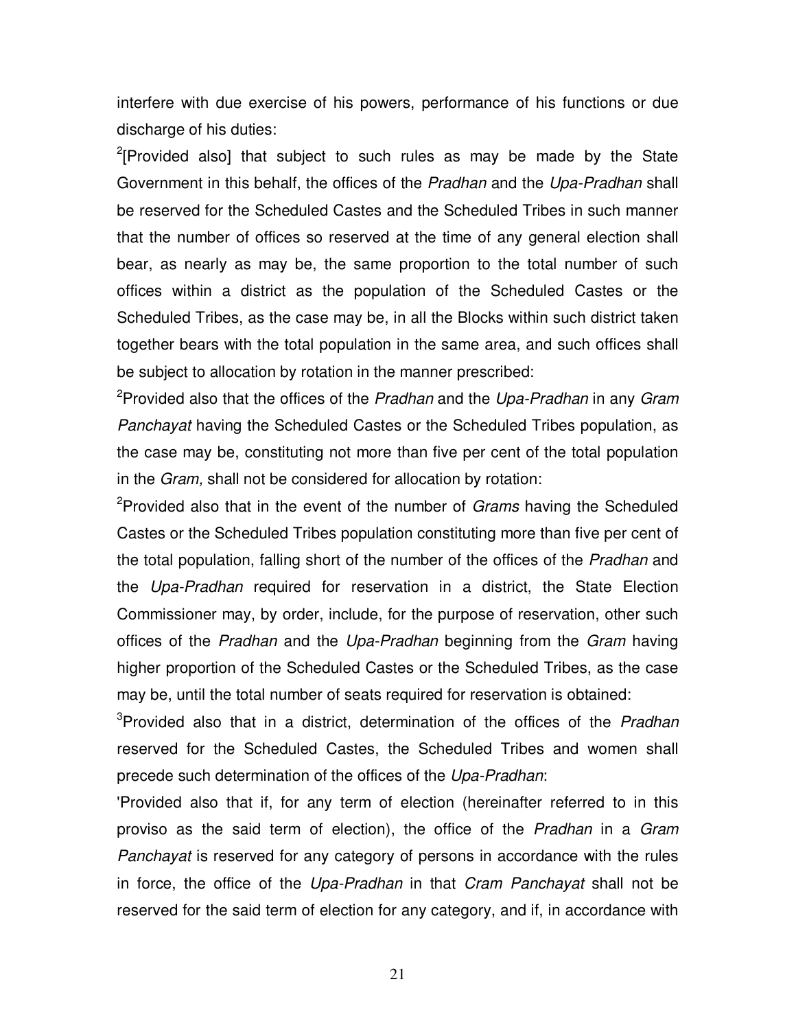interfere with due exercise of his powers, performance of his functions or due discharge of his duties:

[2][Provided also] that subject to such rules as may be made by the State Government in this behalf, the offices of the *Pradhan* and the *Upa-Pradhan* shall be reserved for the Scheduled Castes and the Scheduled Tribes in such manner that the number of offices so reserved at the time of any general election shall bear, as nearly as may be, the same proportion to the total number of such offices within a district as the population of the Scheduled Castes or the Scheduled Tribes, as the case may be, in all the Blocks within such district taken together bears with the total population in the same area, and such offices shall be subject to allocation by rotation in the manner prescribed:

[2]Provided also that the offices of the *Pradhan* and the *Upa-Pradhan* in any *Gram Panchayat* having the Scheduled Castes or the Scheduled Tribes population, as the case may be, constituting not more than five per cent of the total population in the *Gram,* shall not be considered for allocation by rotation:

[2]Provided also that in the event of the number of *Grams* having the Scheduled Castes or the Scheduled Tribes population constituting more than five per cent of the total population, falling short of the number of the offices of the *Pradhan* and the *Upa-Pradhan* required for reservation in a district, the State Election Commissioner may, by order, include, for the purpose of reservation, other such offices of the *Pradhan* and the *Upa-Pradhan* beginning from the *Gram* having higher proportion of the Scheduled Castes or the Scheduled Tribes, as the case may be, until the total number of seats required for reservation is obtained:

[3]Provided also that in a district, determination of the offices of the *Pradhan* reserved for the Scheduled Castes, the Scheduled Tribes and women shall precede such determination of the offices of the *Upa-Pradhan*:

'Provided also that if, for any term of election (hereinafter referred to in this proviso as the said term of election), the office of the *Pradhan* in a *Gram Panchayat* is reserved for any category of persons in accordance with the rules in force, the office of the *Upa-Pradhan* in that *Cram Panchayat* shall not be reserved for the said term of election for any category, and if, in accordance with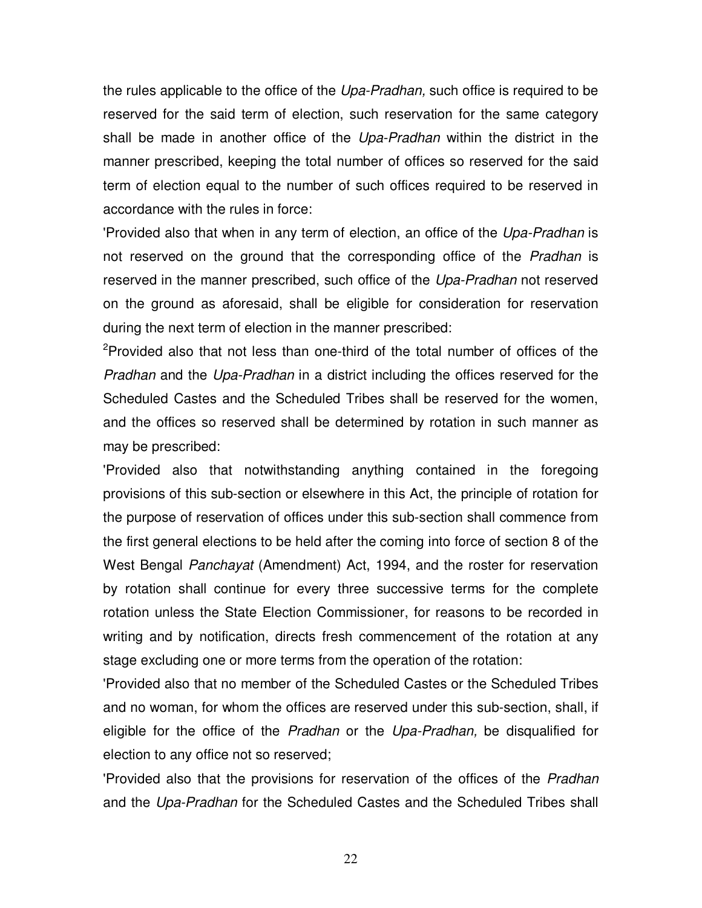the rules applicable to the office of the *Upa-Pradhan,* such office is required to be reserved for the said term of election, such reservation for the same category shall be made in another office of the *Upa-Pradhan* within the district in the manner prescribed, keeping the total number of offices so reserved for the said term of election equal to the number of such offices required to be reserved in accordance with the rules in force:

'Provided also that when in any term of election, an office of the *Upa-Pradhan* is not reserved on the ground that the corresponding office of the *Pradhan* is reserved in the manner prescribed, such office of the *Upa-Pradhan* not reserved on the ground as aforesaid, shall be eligible for consideration for reservation during the next term of election in the manner prescribed:

[2]Provided also that not less than one-third of the total number of offices of the *Pradhan* and the *Upa-Pradhan* in a district including the offices reserved for the Scheduled Castes and the Scheduled Tribes shall be reserved for the women, and the offices so reserved shall be determined by rotation in such manner as may be prescribed:

'Provided also that notwithstanding anything contained in the foregoing provisions of this sub-section or elsewhere in this Act, the principle of rotation for the purpose of reservation of offices under this sub-section shall commence from the first general elections to be held after the coming into force of section 8 of the West Bengal *Panchayat* (Amendment) Act, 1994, and the roster for reservation by rotation shall continue for every three successive terms for the complete rotation unless the State Election Commissioner, for reasons to be recorded in writing and by notification, directs fresh commencement of the rotation at any stage excluding one or more terms from the operation of the rotation:

'Provided also that no member of the Scheduled Castes or the Scheduled Tribes and no woman, for whom the offices are reserved under this sub-section, shall, if eligible for the office of the *Pradhan* or the *Upa-Pradhan,* be disqualified for election to any office not so reserved;

'Provided also that the provisions for reservation of the offices of the *Pradhan* and the *Upa-Pradhan* for the Scheduled Castes and the Scheduled Tribes shall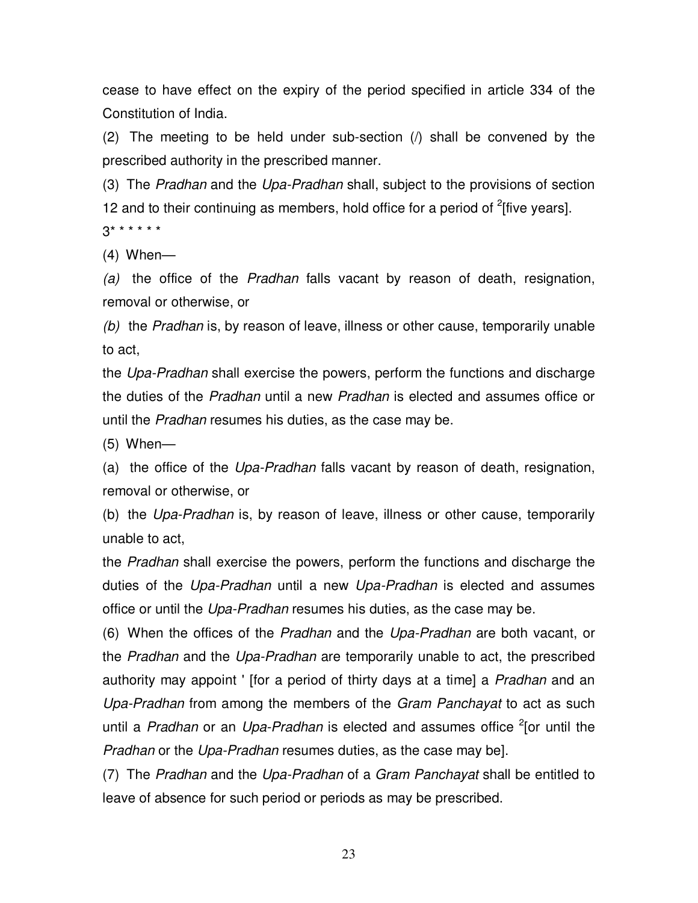cease to have effect on the expiry of the period specified in article 334 of the Constitution of India.

(2) The meeting to be held under sub-section (/) shall be convened by the prescribed authority in the prescribed manner.

(3) The *Pradhan* and the *Upa-Pradhan* shall, subject to the provisions of section 12 and to their continuing as members, hold office for a period of [2][five years].

3* * * * * *

(4) When—

*(a)* the office of the *Pradhan* falls vacant by reason of death, resignation, removal or otherwise, or

*(b)* the *Pradhan* is, by reason of leave, illness or other cause, temporarily unable to act,

the *Upa-Pradhan* shall exercise the powers, perform the functions and discharge the duties of the *Pradhan* until a new *Pradhan* is elected and assumes office or until the *Pradhan* resumes his duties, as the case may be.

(5) When—

(a) the office of the *Upa-Pradhan* falls vacant by reason of death, resignation, removal or otherwise, or

(b) the *Upa-Pradhan* is, by reason of leave, illness or other cause, temporarily unable to act,

the *Pradhan* shall exercise the powers, perform the functions and discharge the duties of the *Upa-Pradhan* until a new *Upa-Pradhan* is elected and assumes office or until the *Upa-Pradhan* resumes his duties, as the case may be.

(6) When the offices of the *Pradhan* and the *Upa-Pradhan* are both vacant, or the *Pradhan* and the *Upa-Pradhan* are temporarily unable to act, the prescribed authority may appoint ' [for a period of thirty days at a time] a *Pradhan* and an *Upa-Pradhan* from among the members of the *Gram Panchayat* to act as such until a *Pradhan* or an *Upa-Pradhan* is elected and assumes office [2][or until the *Pradhan* or the *Upa-Pradhan* resumes duties, as the case may be].

(7) The *Pradhan* and the *Upa-Pradhan* of a *Gram Panchayat* shall be entitled to leave of absence for such period or periods as may be prescribed.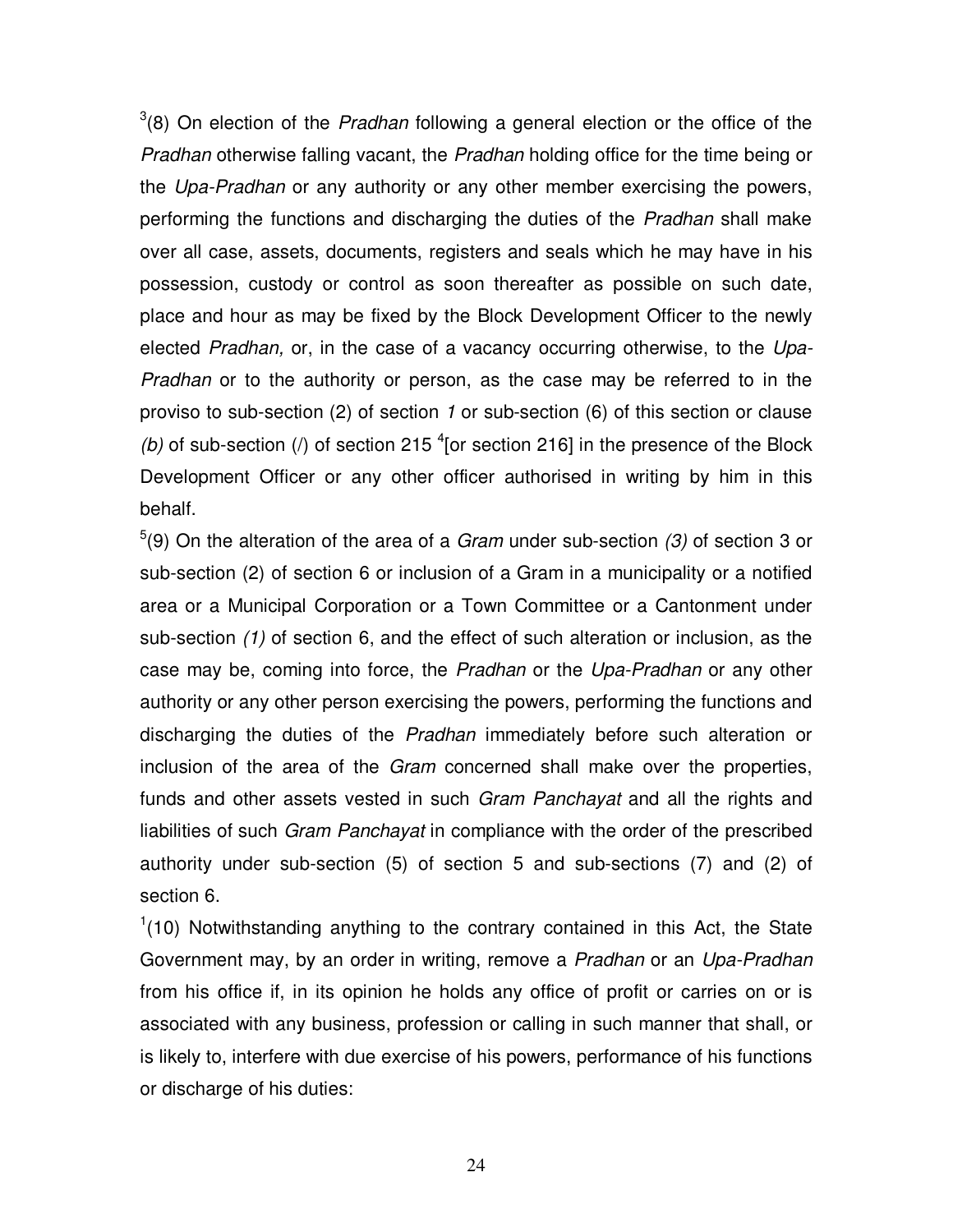[3](8) On election of the *Pradhan* following a general election or the office of the *Pradhan* otherwise falling vacant, the *Pradhan* holding office for the time being or the *Upa-Pradhan* or any authority or any other member exercising the powers, performing the functions and discharging the duties of the *Pradhan* shall make over all case, assets, documents, registers and seals which he may have in his possession, custody or control as soon thereafter as possible on such date, place and hour as may be fixed by the Block Development Officer to the newly elected *Pradhan,* or, in the case of a vacancy occurring otherwise, to the *Upa-Pradhan* or to the authority or person, as the case may be referred to in the proviso to sub-section (2) of section *1* or sub-section (6) of this section or clause *(b)* of sub-section (/) of section 215 [4][or section 216] in the presence of the Block Development Officer or any other officer authorised in writing by him in this behalf.

[5](9) On the alteration of the area of a *Gram* under sub-section *(3)* of section 3 or sub-section (2) of section 6 or inclusion of a Gram in a municipality or a notified area or a Municipal Corporation or a Town Committee or a Cantonment under sub-section *(1)* of section 6, and the effect of such alteration or inclusion, as the case may be, coming into force, the *Pradhan* or the *Upa-Pradhan* or any other authority or any other person exercising the powers, performing the functions and discharging the duties of the *Pradhan* immediately before such alteration or inclusion of the area of the *Gram* concerned shall make over the properties, funds and other assets vested in such *Gram Panchayat* and all the rights and liabilities of such *Gram Panchayat* in compliance with the order of the prescribed authority under sub-section (5) of section 5 and sub-sections (7) and (2) of section 6.

[1](10) Notwithstanding anything to the contrary contained in this Act, the State Government may, by an order in writing, remove a *Pradhan* or an *Upa-Pradhan* from his office if, in its opinion he holds any office of profit or carries on or is associated with any business, profession or calling in such manner that shall, or is likely to, interfere with due exercise of his powers, performance of his functions or discharge of his duties: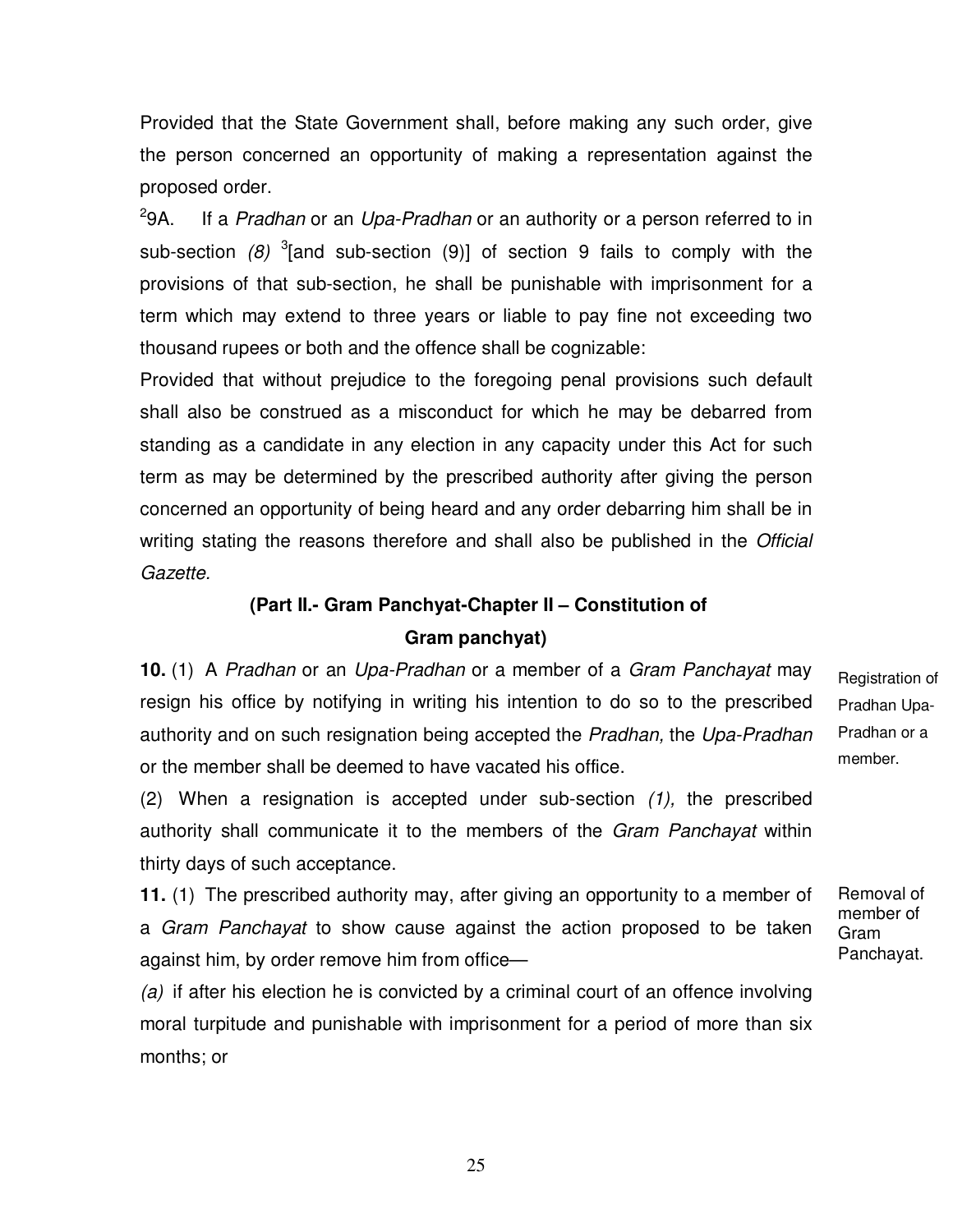Provided that the State Government shall, before making any such order, give the person concerned an opportunity of making a representation against the proposed order.

[2]9A. If a *Pradhan* or an *Upa-Pradhan* or an authority or a person referred to in sub-section *(8)* [3][and sub-section (9)] of section 9 fails to comply with the provisions of that sub-section, he shall be punishable with imprisonment for a term which may extend to three years or liable to pay fine not exceeding two thousand rupees or both and the offence shall be cognizable:

Provided that without prejudice to the foregoing penal provisions such default shall also be construed as a misconduct for which he may be debarred from standing as a candidate in any election in any capacity under this Act for such term as may be determined by the prescribed authority after giving the person concerned an opportunity of being heard and any order debarring him shall be in writing stating the reasons therefore and shall also be published in the *Official Gazette.*

**(Part II.- Gram Panchayat-Chapter II – Constitution of Gram panchayat)**

Registration of Pradhan Upa-Pradhan or a member.

**10.** (1) A *Pradhan* or an *Upa-Pradhan* or a member of a *Gram Panchayat* may resign his office by notifying in writing his intention to do so to the prescribed authority and on such resignation being accepted the *Pradhan,* the *Upa-Pradhan* or the member shall be deemed to have vacated his office.

(2) When a resignation is accepted under sub-section *(1),* the prescribed authority shall communicate it to the members of the *Gram Panchayat* within thirty days of such acceptance.

Removal of member of Gram Panchayat.

**11.** (1) The prescribed authority may, after giving an opportunity to a member of a *Gram Panchayat* to show cause against the action proposed to be taken against him, by order remove him from office—

*(a)* if after his election he is convicted by a criminal court of an offence involving moral turpitude and punishable with imprisonment for a period of more than six months; or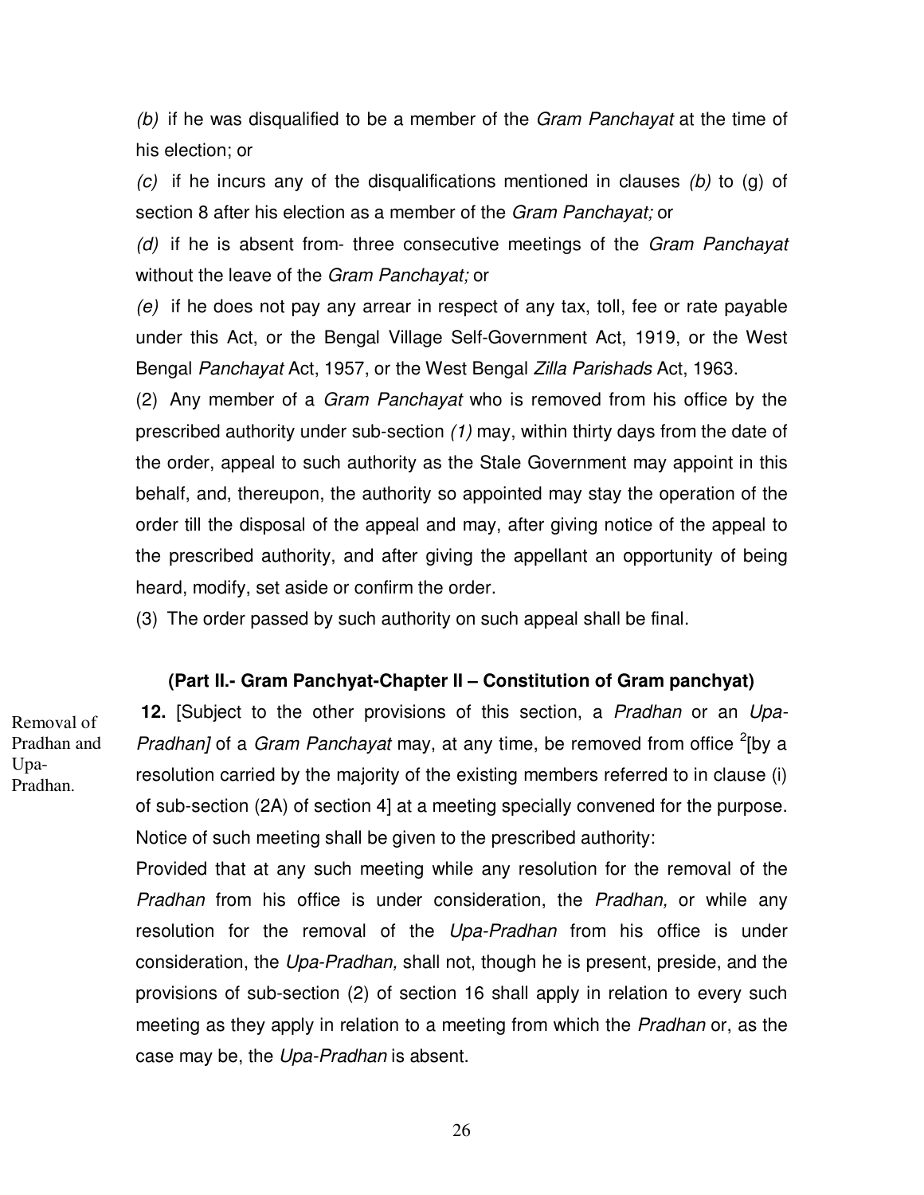*(b)* if he was disqualified to be a member of the *Gram Panchayat* at the time of his election; or

*(c)* if he incurs any of the disqualifications mentioned in clauses *(b)* to (g) of section 8 after his election as a member of the *Gram Panchayat;* or

*(d)* if he is absent from- three consecutive meetings of the *Gram Panchayat* without the leave of the *Gram Panchayat;* or

*(e)* if he does not pay any arrear in respect of any tax, toll, fee or rate payable under this Act, or the Bengal Village Self-Government Act, 1919, or the West Bengal *Panchayat* Act, 1957, or the West Bengal *Zilla Parishads* Act, 1963.

(2) Any member of a *Gram Panchayat* who is removed from his office by the prescribed authority under sub-section *(1)* may, within thirty days from the date of the order, appeal to such authority as the Stale Government may appoint in this behalf, and, thereupon, the authority so appointed may stay the operation of the order till the disposal of the appeal and may, after giving notice of the appeal to the prescribed authority, and after giving the appellant an opportunity of being heard, modify, set aside or confirm the order.

(3) The order passed by such authority on such appeal shall be final.

**(Part II.- Gram Panchyat-Chapter II – Constitution of Gram panchyat)**

Removal of Pradhan and Upa-Pradhan.

**12.** [Subject to the other provisions of this section, a *Pradhan* or an *Upa-Pradhan]* of a *Gram Panchayat* may, at any time, be removed from office [2][by a resolution carried by the majority of the existing members referred to in clause (i) of sub-section (2A) of section 4] at a meeting specially convened for the purpose. Notice of such meeting shall be given to the prescribed authority:

Provided that at any such meeting while any resolution for the removal of the *Pradhan* from his office is under consideration, the *Pradhan,* or while any resolution for the removal of the *Upa-Pradhan* from his office is under consideration, the *Upa-Pradhan,* shall not, though he is present, preside, and the provisions of sub-section (2) of section 16 shall apply in relation to every such meeting as they apply in relation to a meeting from which the *Pradhan* or, as the case may be, the *Upa-Pradhan* is absent.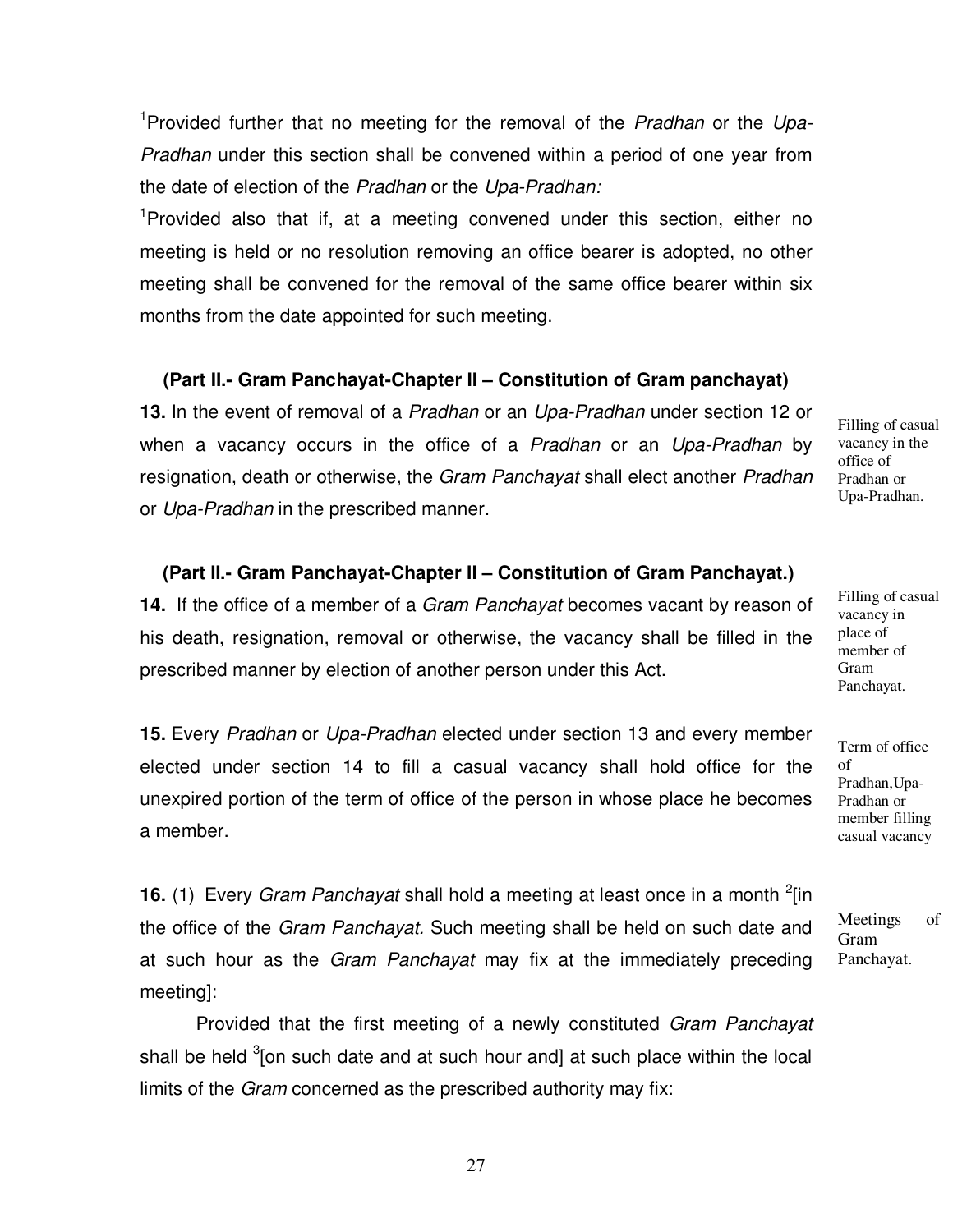[1]Provided further that no meeting for the removal of the *Pradhan* or the *Upa-Pradhan* under this section shall be convened within a period of one year from the date of election of the *Pradhan* or the *Upa-Pradhan:*

[1]Provided also that if, at a meeting convened under this section, either no meeting is held or no resolution removing an office bearer is adopted, no other meeting shall be convened for the removal of the same office bearer within six months from the date appointed for such meeting.

**(Part II.- Gram Panchayat-Chapter II – Constitution of Gram panchayat)**

Filling of casual vacancy in the office of Pradhan or Upa-Pradhan.

**13.** In the event of removal of a *Pradhan* or an *Upa-Pradhan* under section 12 or when a vacancy occurs in the office of a *Pradhan* or an *Upa-Pradhan* by resignation, death or otherwise, the *Gram Panchayat* shall elect another *Pradhan* or *Upa-Pradhan* in the prescribed manner.

**(Part II.- Gram Panchayat-Chapter II – Constitution of Gram Panchayat.)**

Filling of casual vacancy in place of member of Gram Panchayat.

**14.** If the office of a member of a *Gram Panchayat* becomes vacant by reason of his death, resignation, removal or otherwise, the vacancy shall be filled in the prescribed manner by election of another person under this Act.

Term of office of Pradhan, Upa-Pradhan or member filling casual vacancy

**15.** Every *Pradhan* or *Upa-Pradhan* elected under section 13 and every member elected under section 14 to fill a casual vacancy shall hold office for the unexpired portion of the term of office of the person in whose place he becomes a member.

Meetings of Gram Panchayat.

**16.** (1) Every *Gram Panchayat* shall hold a meeting at least once in a month [2][in the office of the *Gram Panchayat.* Such meeting shall be held on such date and at such hour as the *Gram Panchayat* may fix at the immediately preceding meeting]:

Provided that the first meeting of a newly constituted *Gram Panchayat* shall be held [3][on such date and at such hour and] at such place within the local limits of the *Gram* concerned as the prescribed authority may fix: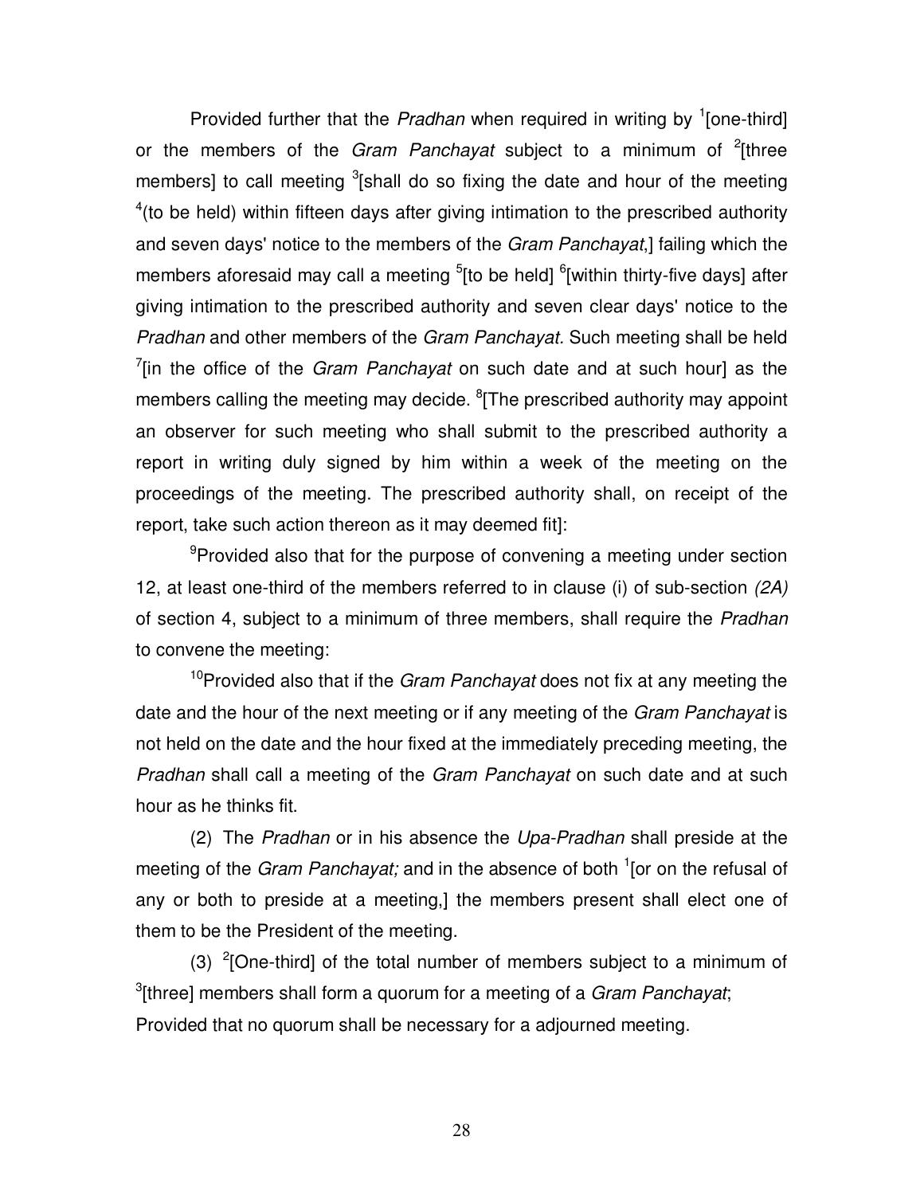Provided further that the *Pradhan* when required in writing by [1][one-third] or the members of the *Gram Panchayat* subject to a minimum of [2][three members] to call meeting [3][shall do so fixing the date and hour of the meeting [4](to be held) within fifteen days after giving intimation to the prescribed authority and seven days' notice to the members of the *Gram Panchayat*,] failing which the members aforesaid may call a meeting [5][to be held] [6][within thirty-five days] after giving intimation to the prescribed authority and seven clear days' notice to the *Pradhan* and other members of the *Gram Panchayat*. Such meeting shall be held [7][in the office of the *Gram Panchayat* on such date and at such hour] as the members calling the meeting may decide. [8][The prescribed authority may appoint an observer for such meeting who shall submit to the prescribed authority a report in writing duly signed by him within a week of the meeting on the proceedings of the meeting. The prescribed authority shall, on receipt of the report, take such action thereon as it may deemed fit]:

[9]Provided also that for the purpose of convening a meeting under section 12, at least one-third of the members referred to in clause (i) of sub-section *(2A)* of section 4, subject to a minimum of three members, shall require the *Pradhan* to convene the meeting:

[10]Provided also that if the *Gram Panchayat* does not fix at any meeting the date and the hour of the next meeting or if any meeting of the *Gram Panchayat* is not held on the date and the hour fixed at the immediately preceding meeting, the *Pradhan* shall call a meeting of the *Gram Panchayat* on such date and at such hour as he thinks fit.

(2) The *Pradhan* or in his absence the *Upa-Pradhan* shall preside at the meeting of the *Gram Panchayat;* and in the absence of both [1][or on the refusal of any or both to preside at a meeting,] the members present shall elect one of them to be the President of the meeting.

(3) [2][One-third] of the total number of members subject to a minimum of [3][three] members shall form a quorum for a meeting of a *Gram Panchayat*;
Provided that no quorum shall be necessary for a adjourned meeting.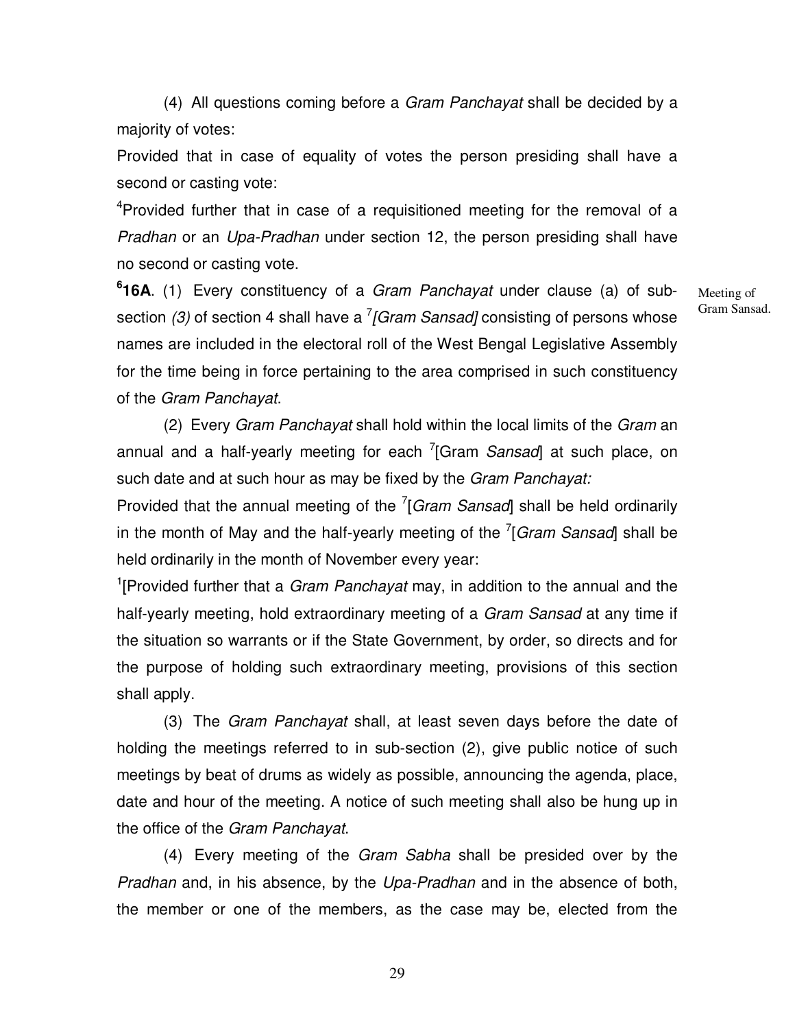(4) All questions coming before a *Gram Panchayat* shall be decided by a majority of votes:

Provided that in case of equality of votes the person presiding shall have a second or casting vote:

[4]Provided further that in case of a requisitioned meeting for the removal of a *Pradhan* or an *Upa-Pradhan* under section 12, the person presiding shall have no second or casting vote.

Meeting of Gram Sansad.

**[6]16A**. (1) Every constituency of a *Gram Panchayat* under clause (a) of sub-section *(3)* of section 4 shall have a [7]*[Gram Sansad]* consisting of persons whose names are included in the electoral roll of the West Bengal Legislative Assembly for the time being in force pertaining to the area comprised in such constituency of the *Gram Panchayat*.

(2) Every *Gram Panchayat* shall hold within the local limits of the *Gram* an annual and a half-yearly meeting for each [7][Gram *Sansad*] at such place, on such date and at such hour as may be fixed by the *Gram Panchayat:*

Provided that the annual meeting of the [7][*Gram Sansad*] shall be held ordinarily in the month of May and the half-yearly meeting of the [7][*Gram Sansad*] shall be held ordinarily in the month of November every year:

[1][Provided further that a *Gram Panchayat* may, in addition to the annual and the half-yearly meeting, hold extraordinary meeting of a *Gram Sansad* at any time if the situation so warrants or if the State Government, by order, so directs and for the purpose of holding such extraordinary meeting, provisions of this section shall apply.

(3) The *Gram Panchayat* shall, at least seven days before the date of holding the meetings referred to in sub-section (2), give public notice of such meetings by beat of drums as widely as possible, announcing the agenda, place, date and hour of the meeting. A notice of such meeting shall also be hung up in the office of the *Gram Panchayat*.

(4) Every meeting of the *Gram Sabha* shall be presided over by the *Pradhan* and, in his absence, by the *Upa-Pradhan* and in the absence of both, the member or one of the members, as the case may be, elected from the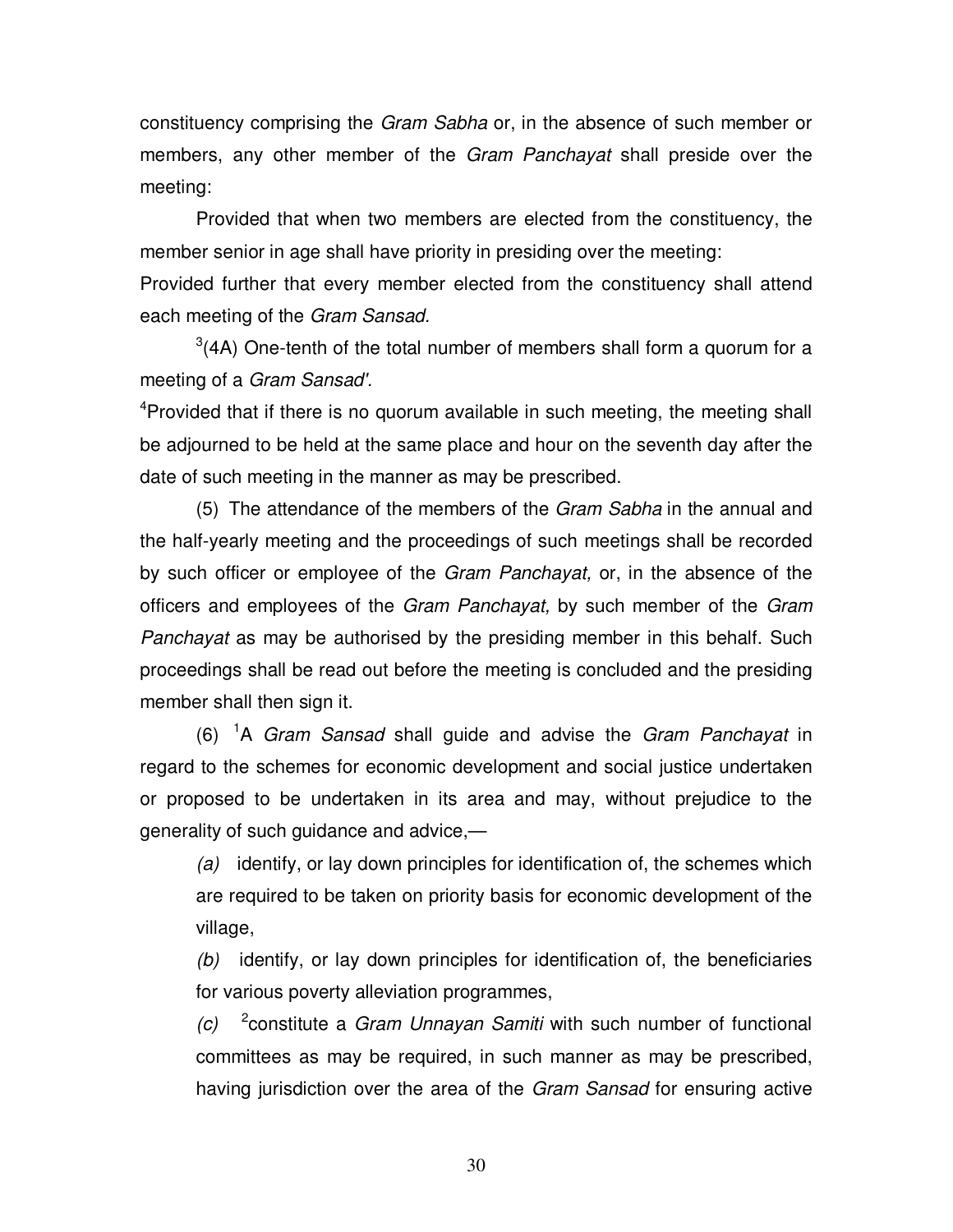constituency comprising the *Gram Sabha* or, in the absence of such member or members, any other member of the *Gram Panchayat* shall preside over the meeting:

Provided that when two members are elected from the constituency, the member senior in age shall have priority in presiding over the meeting:

Provided further that every member elected from the constituency shall attend each meeting of the *Gram Sansad.*

[3](4A) One-tenth of the total number of members shall form a quorum for a meeting of a *Gram Sansad'.*

[4]Provided that if there is no quorum available in such meeting, the meeting shall be adjourned to be held at the same place and hour on the seventh day after the date of such meeting in the manner as may be prescribed.

(5) The attendance of the members of the *Gram Sabha* in the annual and the half-yearly meeting and the proceedings of such meetings shall be recorded by such officer or employee of the *Gram Panchayat,* or, in the absence of the officers and employees of the *Gram Panchayat,* by such member of the *Gram Panchayat* as may be authorised by the presiding member in this behalf. Such proceedings shall be read out before the meeting is concluded and the presiding member shall then sign it.

(6) [1]A *Gram Sansad* shall guide and advise the *Gram Panchayat* in regard to the schemes for economic development and social justice undertaken or proposed to be undertaken in its area and may, without prejudice to the generality of such guidance and advice,—

*(a)* identify, or lay down principles for identification of, the schemes which are required to be taken on priority basis for economic development of the village,

*(b)* identify, or lay down principles for identification of, the beneficiaries for various poverty alleviation programmes,

*(c)* [2]constitute a *Gram Unnayan Samiti* with such number of functional committees as may be required, in such manner as may be prescribed, having jurisdiction over the area of the *Gram Sansad* for ensuring active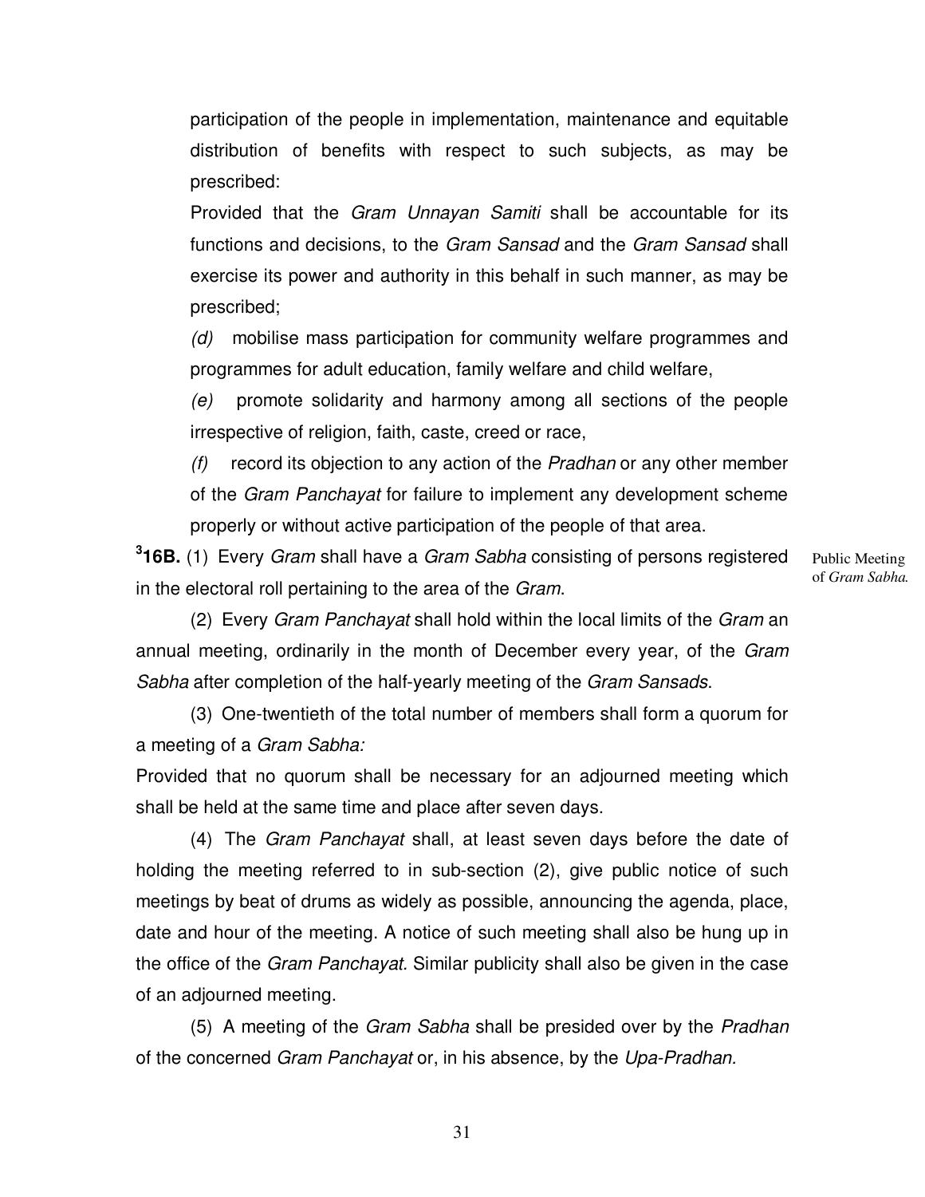participation of the people in implementation, maintenance and equitable distribution of benefits with respect to such subjects, as may be prescribed:

Provided that the *Gram Unnayan Samiti* shall be accountable for its functions and decisions, to the *Gram Sansad* and the *Gram Sansad* shall exercise its power and authority in this behalf in such manner, as may be prescribed;

*(d)* mobilise mass participation for community welfare programmes and programmes for adult education, family welfare and child welfare,

*(e)* promote solidarity and harmony among all sections of the people irrespective of religion, faith, caste, creed or race,

*(f)* record its objection to any action of the *Pradhan* or any other member of the *Gram Panchayat* for failure to implement any development scheme properly or without active participation of the people of that area.

[3]**16B.** (1) Every *Gram* shall have a *Gram Sabha* consisting of persons registered in the electoral roll pertaining to the area of the *Gram*.

Public Meeting of *Gram Sabha*.

(2) Every *Gram Panchayat* shall hold within the local limits of the *Gram* an annual meeting, ordinarily in the month of December every year, of the *Gram Sabha* after completion of the half-yearly meeting of the *Gram Sansads*.

(3) One-twentieth of the total number of members shall form a quorum for a meeting of a *Gram Sabha:*

Provided that no quorum shall be necessary for an adjourned meeting which shall be held at the same time and place after seven days.

(4) The *Gram Panchayat* shall, at least seven days before the date of holding the meeting referred to in sub-section (2), give public notice of such meetings by beat of drums as widely as possible, announcing the agenda, place, date and hour of the meeting. A notice of such meeting shall also be hung up in the office of the *Gram Panchayat*. Similar publicity shall also be given in the case of an adjourned meeting.

(5) A meeting of the *Gram Sabha* shall be presided over by the *Pradhan* of the concerned *Gram Panchayat* or, in his absence, by the *Upa-Pradhan*.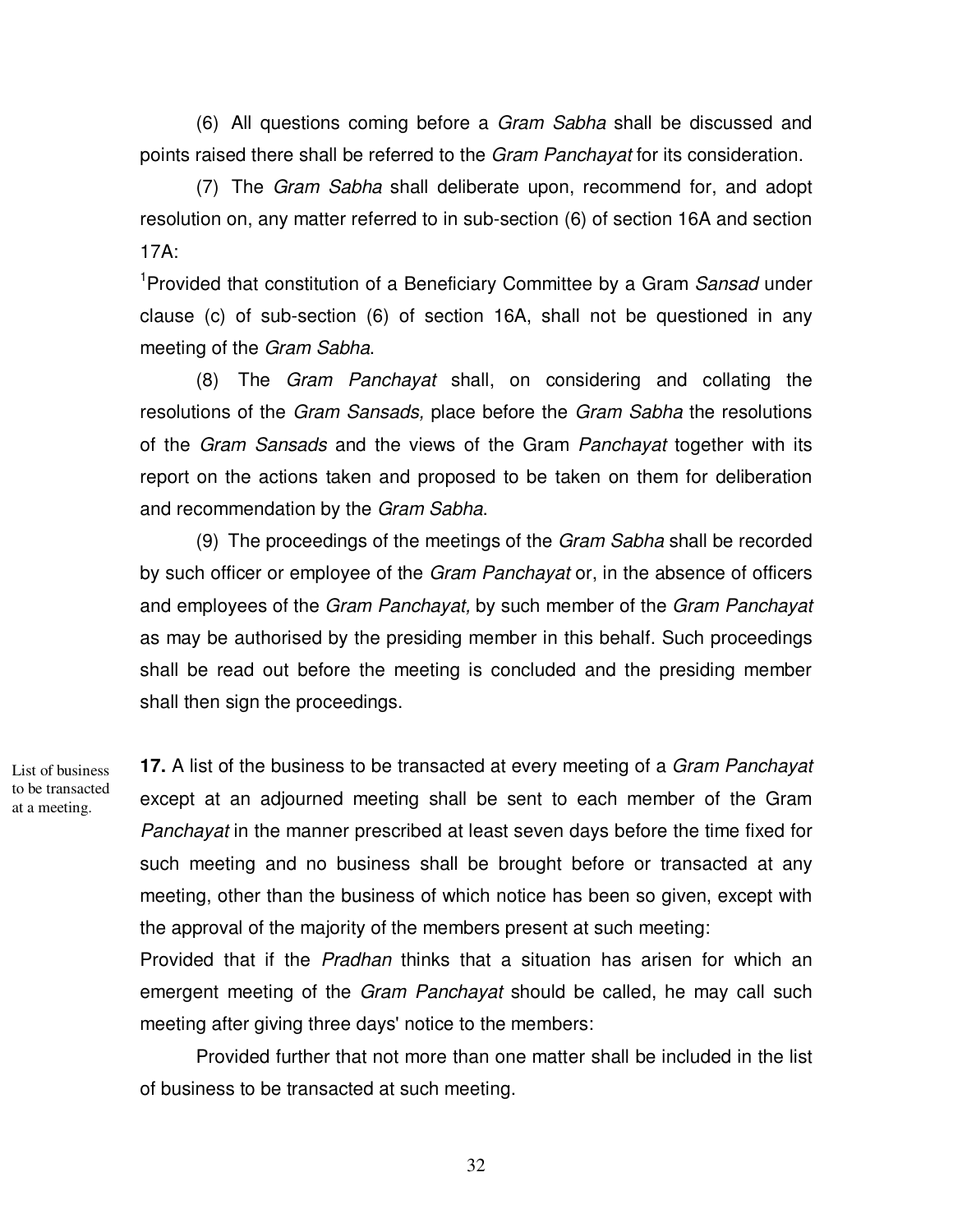(6) All questions coming before a *Gram Sabha* shall be discussed and points raised there shall be referred to the *Gram Panchayat* for its consideration.

(7) The *Gram Sabha* shall deliberate upon, recommend for, and adopt resolution on, any matter referred to in sub-section (6) of section 16A and section 17A:

[1]Provided that constitution of a Beneficiary Committee by a Gram *Sansad* under clause (c) of sub-section (6) of section 16A, shall not be questioned in any meeting of the *Gram Sabha*.

(8) The *Gram Panchayat* shall, on considering and collating the resolutions of the *Gram Sansads,* place before the *Gram Sabha* the resolutions of the *Gram Sansads* and the views of the Gram *Panchayat* together with its report on the actions taken and proposed to be taken on them for deliberation and recommendation by the *Gram Sabha*.

(9) The proceedings of the meetings of the *Gram Sabha* shall be recorded by such officer or employee of the *Gram Panchayat* or, in the absence of officers and employees of the *Gram Panchayat,* by such member of the *Gram Panchayat* as may be authorised by the presiding member in this behalf. Such proceedings shall be read out before the meeting is concluded and the presiding member shall then sign the proceedings.

List of business to be transacted at a meeting.

**17.** A list of the business to be transacted at every meeting of a *Gram Panchayat* except at an adjourned meeting shall be sent to each member of the Gram *Panchayat* in the manner prescribed at least seven days before the time fixed for such meeting and no business shall be brought before or transacted at any meeting, other than the business of which notice has been so given, except with the approval of the majority of the members present at such meeting:

Provided that if the *Pradhan* thinks that a situation has arisen for which an emergent meeting of the *Gram Panchayat* should be called, he may call such meeting after giving three days' notice to the members:

Provided further that not more than one matter shall be included in the list of business to be transacted at such meeting.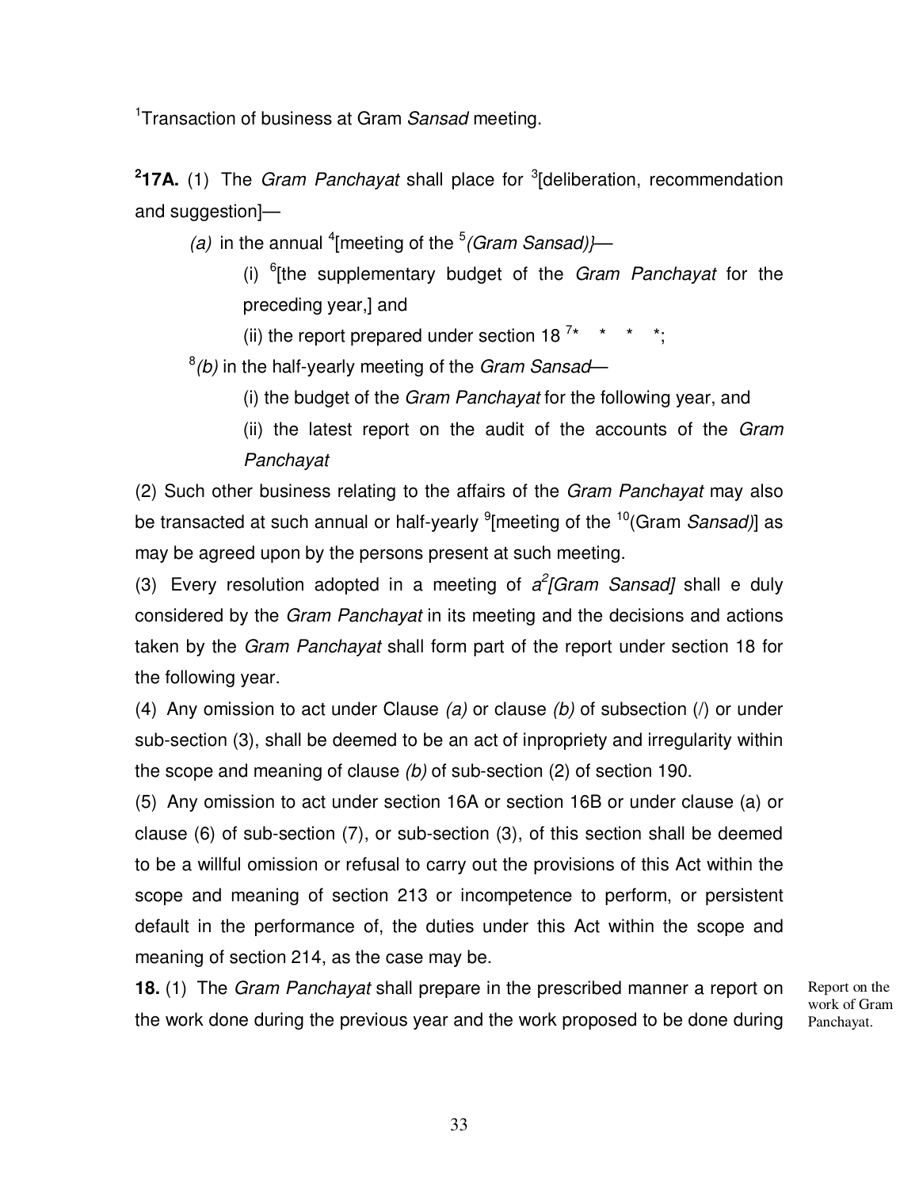[1]Transaction of business at Gram *Sansad* meeting.

**[2]17A.** (1) The *Gram Panchayat* shall place for [3][deliberation, recommendation and suggestion]—

*(a)* in the annual [4][meeting of the [5]*(Gram Sansad)}*—

(i) [6][the supplementary budget of the *Gram Panchayat* for the preceding year,] and

(ii) the report prepared under section 18 [7]* * * *;

[8]*(b)* in the half-yearly meeting of the *Gram Sansad*—

(i) the budget of the *Gram Panchayat* for the following year, and

(ii) the latest report on the audit of the accounts of the *Gram Panchayat*

(2) Such other business relating to the affairs of the *Gram Panchayat* may also be transacted at such annual or half-yearly [9][meeting of the [10](Gram *Sansad)*] as may be agreed upon by the persons present at such meeting.

(3) Every resolution adopted in a meeting of *a*[2]*[Gram Sansad]* shall e duly considered by the *Gram Panchayat* in its meeting and the decisions and actions taken by the *Gram Panchayat* shall form part of the report under section 18 for the following year.

(4) Any omission to act under Clause *(a)* or clause *(b)* of subsection (/) or under sub-section (3), shall be deemed to be an act of inpropriety and irregularity within the scope and meaning of clause *(b)* of sub-section (2) of section 190.

(5) Any omission to act under section 16A or section 16B or under clause (a) or clause (6) of sub-section (7), or sub-section (3), of this section shall be deemed to be a willful omission or refusal to carry out the provisions of this Act within the scope and meaning of section 213 or incompetence to perform, or persistent default in the performance of, the duties under this Act within the scope and meaning of section 214, as the case may be.

Report on the work of Gram Panchayat.

**18.** (1) The *Gram Panchayat* shall prepare in the prescribed manner a report on the work done during the previous year and the work proposed to be done during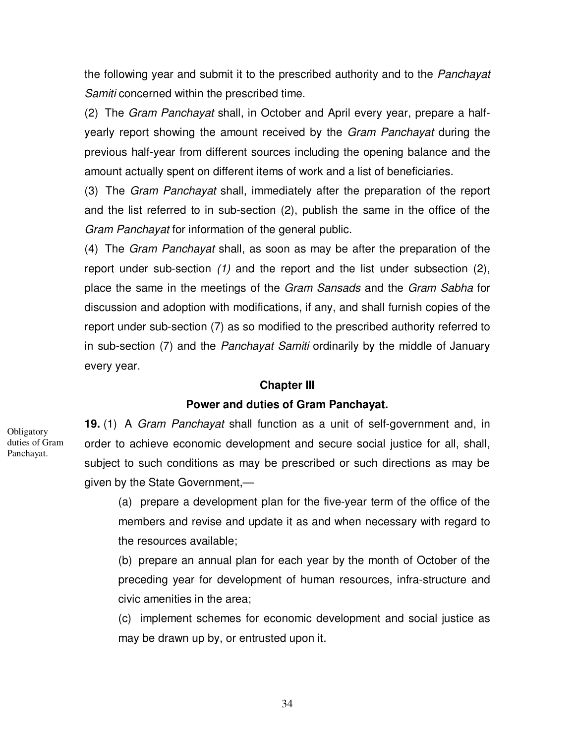the following year and submit it to the prescribed authority and to the *Panchayat Samiti* concerned within the prescribed time.

(2) The *Gram Panchayat* shall, in October and April every year, prepare a half-yearly report showing the amount received by the *Gram Panchayat* during the previous half-year from different sources including the opening balance and the amount actually spent on different items of work and a list of beneficiaries.

(3) The *Gram Panchayat* shall, immediately after the preparation of the report and the list referred to in sub-section (2), publish the same in the office of the *Gram Panchayat* for information of the general public.

(4) The *Gram Panchayat* shall, as soon as may be after the preparation of the report under sub-section *(1)* and the report and the list under subsection (2), place the same in the meetings of the *Gram Sansads* and the *Gram Sabha* for discussion and adoption with modifications, if any, and shall furnish copies of the report under sub-section (7) as so modified to the prescribed authority referred to in sub-section (7) and the *Panchayat Samiti* ordinarily by the middle of January every year.

## Chapter III

## Power and duties of Gram Panchayat.

Obligatory duties of Gram Panchayat.

**19.** (1) A *Gram Panchayat* shall function as a unit of self-government and, in order to achieve economic development and secure social justice for all, shall, subject to such conditions as may be prescribed or such directions as may be given by the State Government,—

(a) prepare a development plan for the five-year term of the office of the members and revise and update it as and when necessary with regard to the resources available;

(b) prepare an annual plan for each year by the month of October of the preceding year for development of human resources, infra-structure and civic amenities in the area;

(c) implement schemes for economic development and social justice as may be drawn up by, or entrusted upon it.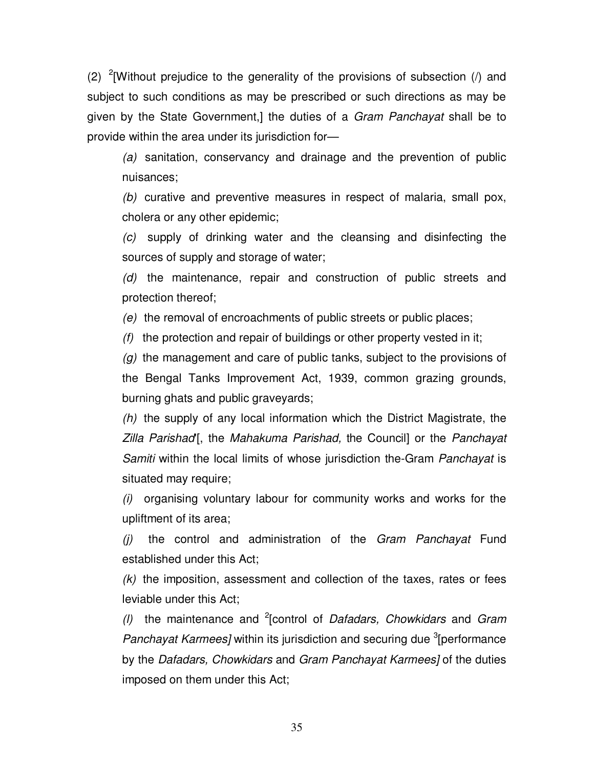(2) [2][Without prejudice to the generality of the provisions of subsection (/) and subject to such conditions as may be prescribed or such directions as may be given by the State Government,] the duties of a *Gram Panchayat* shall be to provide within the area under its jurisdiction for—

*(a)* sanitation, conservancy and drainage and the prevention of public nuisances;

*(b)* curative and preventive measures in respect of malaria, small pox, cholera or any other epidemic;

*(c)* supply of drinking water and the cleansing and disinfecting the sources of supply and storage of water;

*(d)* the maintenance, repair and construction of public streets and protection thereof;

*(e)* the removal of encroachments of public streets or public places;

*(f)* the protection and repair of buildings or other property vested in it;

*(g)* the management and care of public tanks, subject to the provisions of the Bengal Tanks Improvement Act, 1939, common grazing grounds, burning ghats and public graveyards;

*(h)* the supply of any local information which the District Magistrate, the *Zilla Parishad*'[, the *Mahakuma Parishad,* the Council] or the *Panchayat Samiti* within the local limits of whose jurisdiction the-Gram *Panchayat* is situated may require;

*(i)* organising voluntary labour for community works and works for the upliftment of its area;

*(j)* the control and administration of the *Gram Panchayat* Fund established under this Act;

*(k)* the imposition, assessment and collection of the taxes, rates or fees leviable under this Act;

*(l)* the maintenance and [2][control of *Dafadars, Chowkidars* and *Gram Panchayat Karmees]* within its jurisdiction and securing due [3][performance by the *Dafadars, Chowkidars* and *Gram Panchayat Karmees]* of the duties imposed on them under this Act;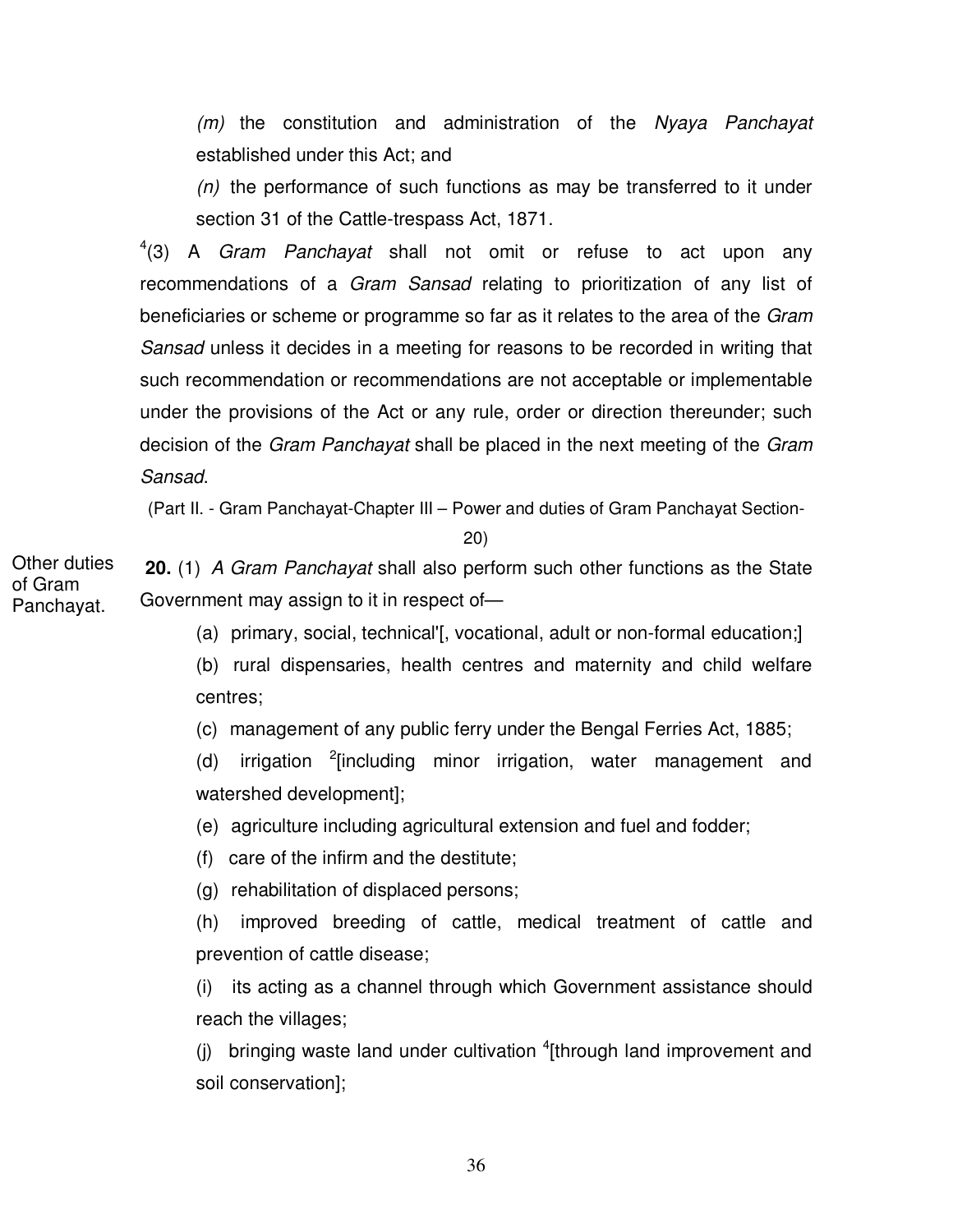*(m)* the constitution and administration of the *Nyaya Panchayat* established under this Act; and

*(n)* the performance of such functions as may be transferred to it under section 31 of the Cattle-trespass Act, 1871.

[4](3) A *Gram Panchayat* shall not omit or refuse to act upon any recommendations of a *Gram Sansad* relating to prioritization of any list of beneficiaries or scheme or programme so far as it relates to the area of the *Gram Sansad* unless it decides in a meeting for reasons to be recorded in writing that such recommendation or recommendations are not acceptable or implementable under the provisions of the Act or any rule, order or direction thereunder; such decision of the *Gram Panchayat* shall be placed in the next meeting of the *Gram Sansad*.

(Part II. - Gram Panchayat-Chapter III – Power and duties of Gram Panchayat Section-20)

Other duties of Gram Panchayat.

**20.** (1) *A Gram Panchayat* shall also perform such other functions as the State Government may assign to it in respect of—

(a) primary, social, technical'[, vocational, adult or non-formal education;]

(b) rural dispensaries, health centres and maternity and child welfare centres;

(c) management of any public ferry under the Bengal Ferries Act, 1885;

(d) irrigation [2][including minor irrigation, water management and watershed development];

(e) agriculture including agricultural extension and fuel and fodder;

(f) care of the infirm and the destitute;

(g) rehabilitation of displaced persons;

(h) improved breeding of cattle, medical treatment of cattle and prevention of cattle disease;

(i) its acting as a channel through which Government assistance should reach the villages;

(j) bringing waste land under cultivation [4][through land improvement and soil conservation];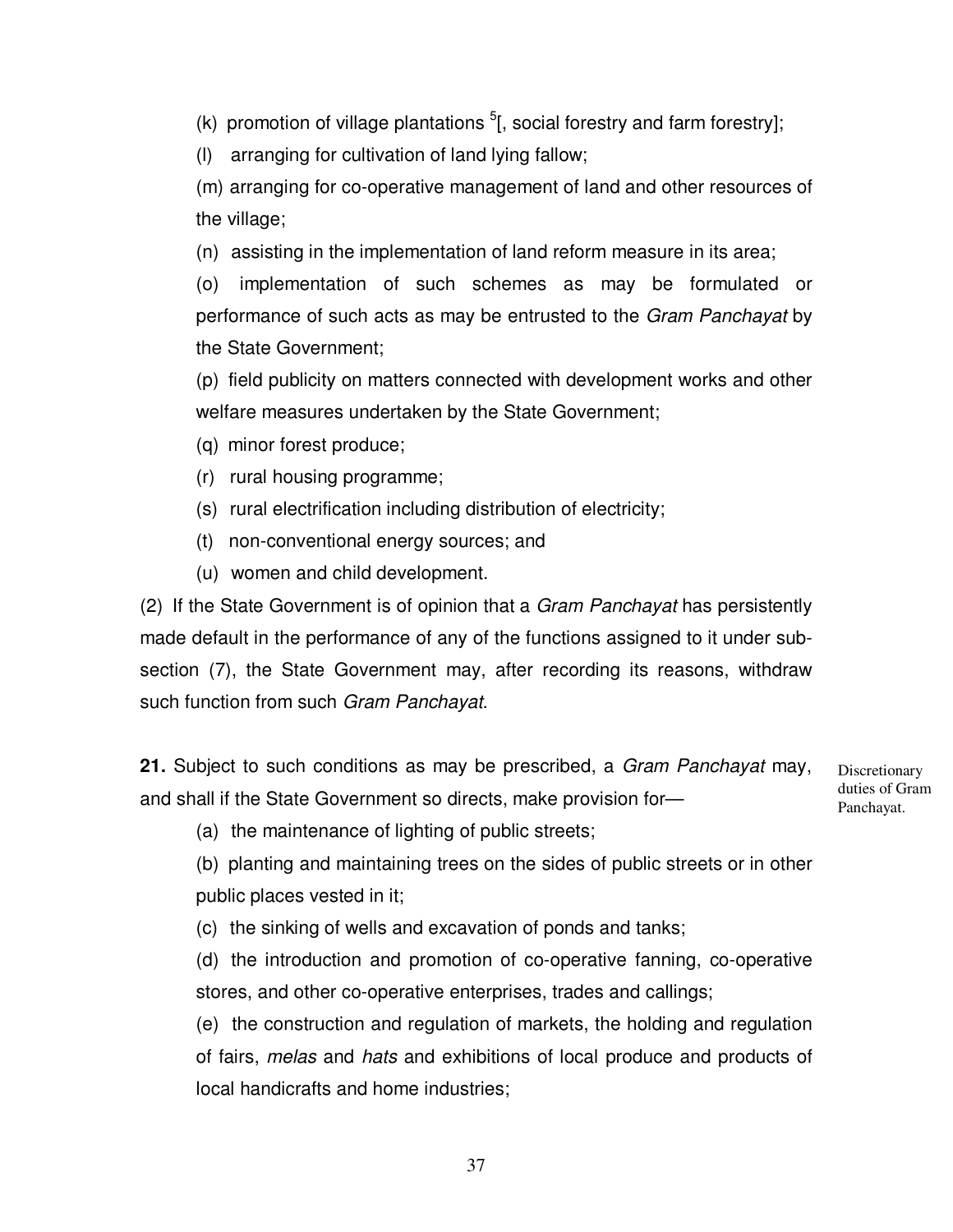(k) promotion of village plantations [5][, social forestry and farm forestry];

(l) arranging for cultivation of land lying fallow;

(m) arranging for co-operative management of land and other resources of the village;

(n) assisting in the implementation of land reform measure in its area;

(o) implementation of such schemes as may be formulated or performance of such acts as may be entrusted to the *Gram Panchayat* by the State Government;

(p) field publicity on matters connected with development works and other welfare measures undertaken by the State Government;

(q) minor forest produce;

(r) rural housing programme;

(s) rural electrification including distribution of electricity;

(t) non-conventional energy sources; and

(u) women and child development.

(2) If the State Government is of opinion that a *Gram Panchayat* has persistently made default in the performance of any of the functions assigned to it under sub-section (7), the State Government may, after recording its reasons, withdraw such function from such *Gram Panchayat*.

Discretionary duties of Gram Panchayat.

**21.** Subject to such conditions as may be prescribed, a *Gram Panchayat* may, and shall if the State Government so directs, make provision for—

(a) the maintenance of lighting of public streets;

(b) planting and maintaining trees on the sides of public streets or in other public places vested in it;

(c) the sinking of wells and excavation of ponds and tanks;

(d) the introduction and promotion of co-operative fanning, co-operative stores, and other co-operative enterprises, trades and callings;

(e) the construction and regulation of markets, the holding and regulation of fairs, *melas* and *hats* and exhibitions of local produce and products of local handicrafts and home industries;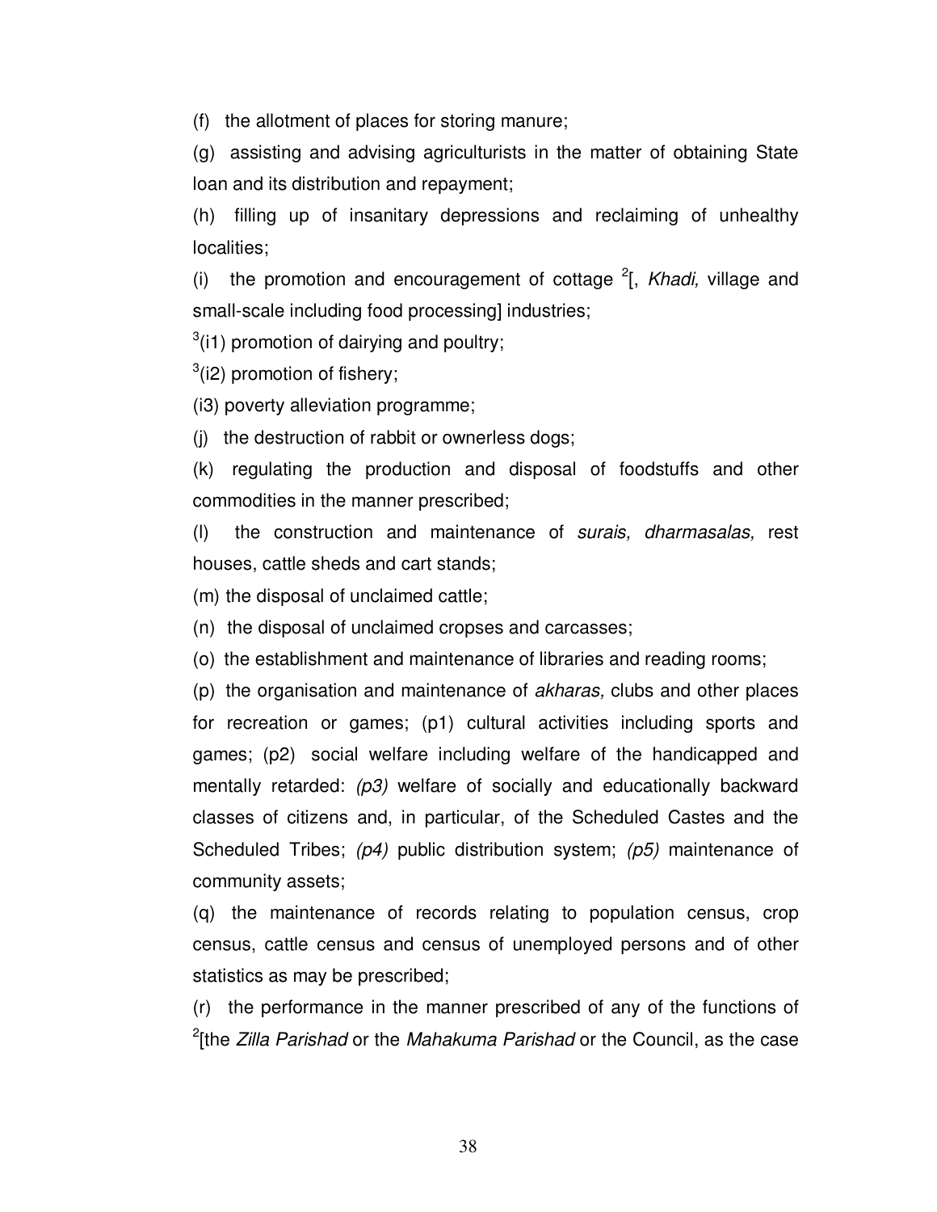(f) the allotment of places for storing manure;

(g) assisting and advising agriculturists in the matter of obtaining State loan and its distribution and repayment;

(h) filling up of insanitary depressions and reclaiming of unhealthy localities;

(i) the promotion and encouragement of cottage [2][, *Khadi,* village and small-scale including food processing] industries;

[3](i1) promotion of dairying and poultry;

[3](i2) promotion of fishery;

(i3) poverty alleviation programme;

(j) the destruction of rabbit or ownerless dogs;

(k) regulating the production and disposal of foodstuffs and other commodities in the manner prescribed;

(l) the construction and maintenance of *surais, dharmasalas,* rest houses, cattle sheds and cart stands;

(m) the disposal of unclaimed cattle;

(n) the disposal of unclaimed cropses and carcasses;

(o) the establishment and maintenance of libraries and reading rooms;

(p) the organisation and maintenance of *akharas,* clubs and other places for recreation or games; (p1) cultural activities including sports and games; (p2) social welfare including welfare of the handicapped and mentally retarded: *(p3)* welfare of socially and educationally backward classes of citizens and, in particular, of the Scheduled Castes and the Scheduled Tribes; *(p4)* public distribution system; *(p5)* maintenance of community assets;

(q) the maintenance of records relating to population census, crop census, cattle census and census of unemployed persons and of other statistics as may be prescribed;

(r) the performance in the manner prescribed of any of the functions of [2][the *Zilla Parishad* or the *Mahakuma Parishad* or the Council, as the case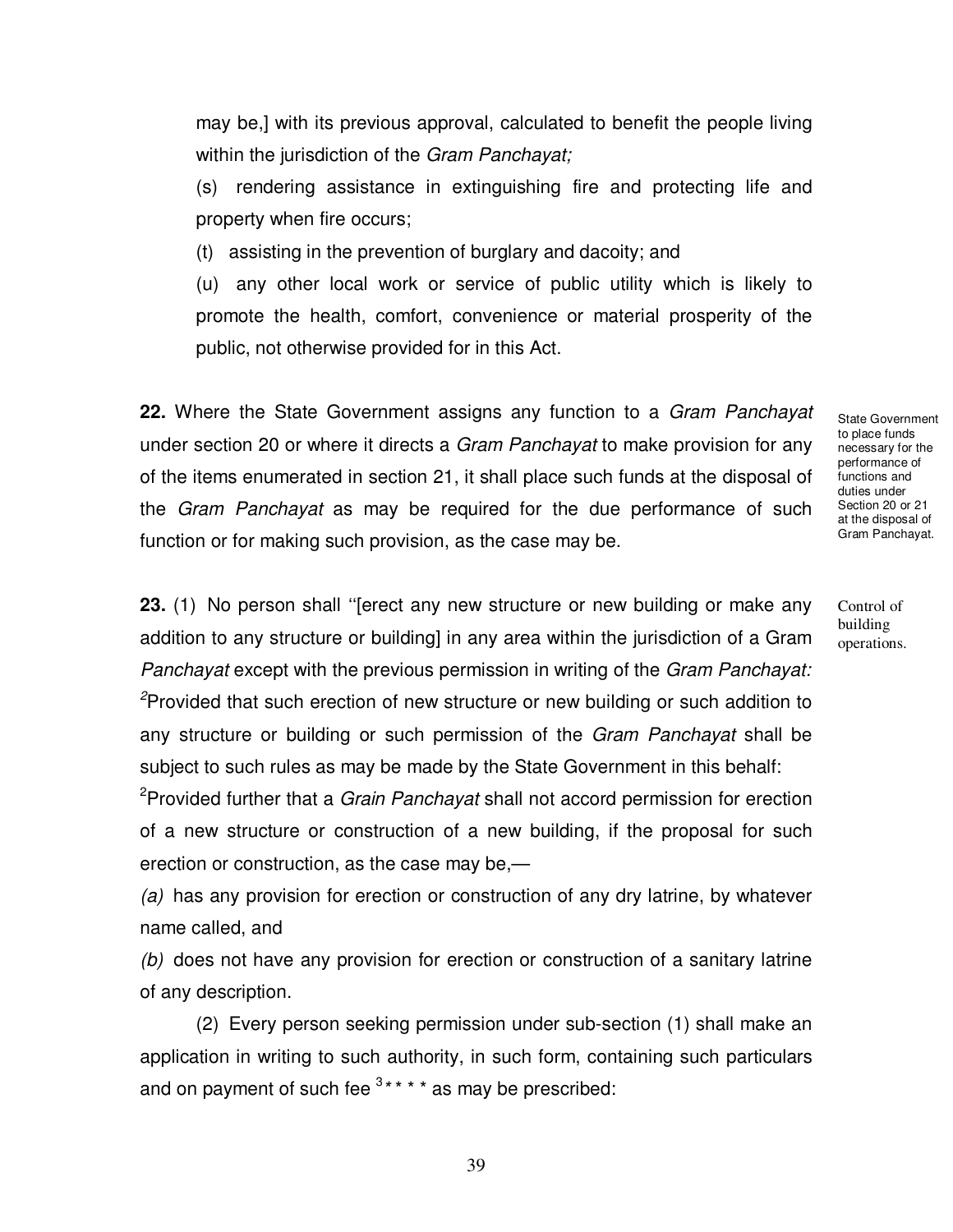may be,] with its previous approval, calculated to benefit the people living within the jurisdiction of the *Gram Panchayat;*

(s) rendering assistance in extinguishing fire and protecting life and property when fire occurs;

(t) assisting in the prevention of burglary and dacoity; and

(u) any other local work or service of public utility which is likely to promote the health, comfort, convenience or material prosperity of the public, not otherwise provided for in this Act.

State Government to place funds necessary for the performance of functions and duties under Section 20 or 21 at the disposal of Gram Panchayat.

**22.** Where the State Government assigns any function to a *Gram Panchayat* under section 20 or where it directs a *Gram Panchayat* to make provision for any of the items enumerated in section 21, it shall place such funds at the disposal of the *Gram Panchayat* as may be required for the due performance of such function or for making such provision, as the case may be.

Control of building operations.

**23.** (1) No person shall "[erect any new structure or new building or make any addition to any structure or building] in any area within the jurisdiction of a Gram *Panchayat* except with the previous permission in writing of the *Gram Panchayat:*

[2]Provided that such erection of new structure or new building or such addition to any structure or building or such permission of the *Gram Panchayat* shall be subject to such rules as may be made by the State Government in this behalf:

[2]Provided further that a *Grain Panchayat* shall not accord permission for erection of a new structure or construction of a new building, if the proposal for such erection or construction, as the case may be,—

*(a)* has any provision for erection or construction of any dry latrine, by whatever name called, and

*(b)* does not have any provision for erection or construction of a sanitary latrine of any description.

(2) Every person seeking permission under sub-section (1) shall make an application in writing to such authority, in such form, containing such particulars and on payment of such fee [3]* * * * as may be prescribed: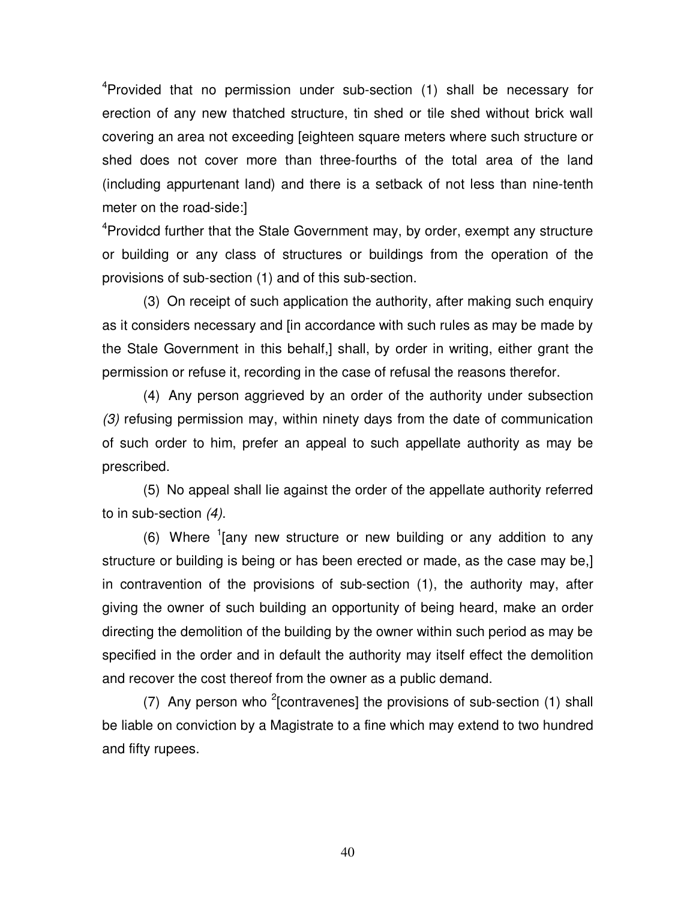[4]Provided that no permission under sub-section (1) shall be necessary for erection of any new thatched structure, tin shed or tile shed without brick wall covering an area not exceeding [eighteen square meters where such structure or shed does not cover more than three-fourths of the total area of the land (including appurtenant land) and there is a setback of not less than nine-tenth meter on the road-side:]

[4]Providcd further that the Stale Government may, by order, exempt any structure or building or any class of structures or buildings from the operation of the provisions of sub-section (1) and of this sub-section.

(3) On receipt of such application the authority, after making such enquiry as it considers necessary and [in accordance with such rules as may be made by the Stale Government in this behalf,] shall, by order in writing, either grant the permission or refuse it, recording in the case of refusal the reasons therefor.

(4) Any person aggrieved by an order of the authority under subsection *(3)* refusing permission may, within ninety days from the date of communication of such order to him, prefer an appeal to such appellate authority as may be prescribed.

(5) No appeal shall lie against the order of the appellate authority referred to in sub-section *(4)*.

(6) Where [1][any new structure or new building or any addition to any structure or building is being or has been erected or made, as the case may be,] in contravention of the provisions of sub-section (1), the authority may, after giving the owner of such building an opportunity of being heard, make an order directing the demolition of the building by the owner within such period as may be specified in the order and in default the authority may itself effect the demolition and recover the cost thereof from the owner as a public demand.

(7) Any person who [2][contravenes] the provisions of sub-section (1) shall be liable on conviction by a Magistrate to a fine which may extend to two hundred and fifty rupees.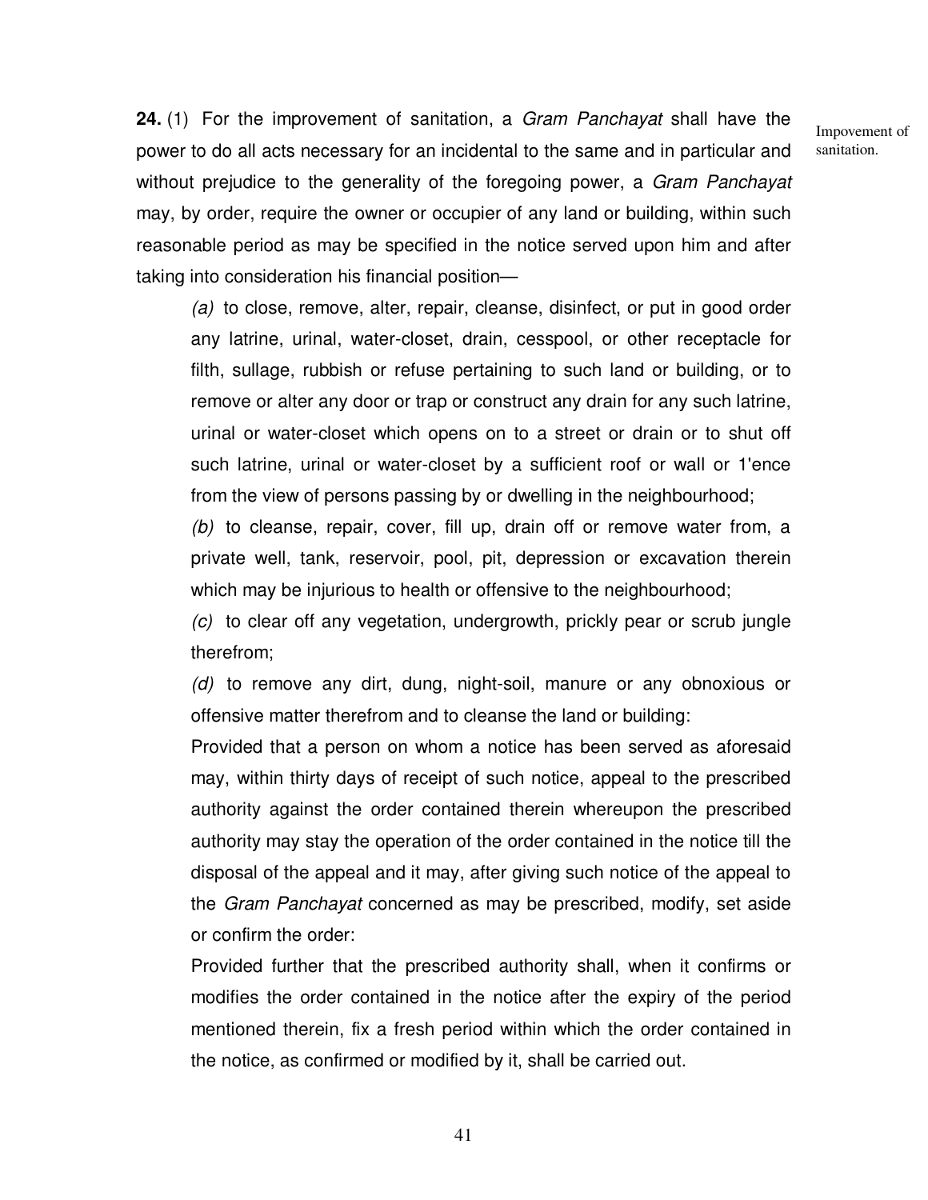**24.** (1) For the improvement of sanitation, a *Gram Panchayat* shall have the power to do all acts necessary for an incidental to the same and in particular and without prejudice to the generality of the foregoing power, a *Gram Panchayat* may, by order, require the owner or occupier of any land or building, within such reasonable period as may be specified in the notice served upon him and after taking into consideration his financial position—

Impovement of sanitation.

*(a)* to close, remove, alter, repair, cleanse, disinfect, or put in good order any latrine, urinal, water-closet, drain, cesspool, or other receptacle for filth, sullage, rubbish or refuse pertaining to such land or building, or to remove or alter any door or trap or construct any drain for any such latrine, urinal or water-closet which opens on to a street or drain or to shut off such latrine, urinal or water-closet by a sufficient roof or wall or 1'ence from the view of persons passing by or dwelling in the neighbourhood;

*(b)* to cleanse, repair, cover, fill up, drain off or remove water from, a private well, tank, reservoir, pool, pit, depression or excavation therein which may be injurious to health or offensive to the neighbourhood;

*(c)* to clear off any vegetation, undergrowth, prickly pear or scrub jungle therefrom;

*(d)* to remove any dirt, dung, night-soil, manure or any obnoxious or offensive matter therefrom and to cleanse the land or building:

Provided that a person on whom a notice has been served as aforesaid may, within thirty days of receipt of such notice, appeal to the prescribed authority against the order contained therein whereupon the prescribed authority may stay the operation of the order contained in the notice till the disposal of the appeal and it may, after giving such notice of the appeal to the *Gram Panchayat* concerned as may be prescribed, modify, set aside or confirm the order:

Provided further that the prescribed authority shall, when it confirms or modifies the order contained in the notice after the expiry of the period mentioned therein, fix a fresh period within which the order contained in the notice, as confirmed or modified by it, shall be carried out.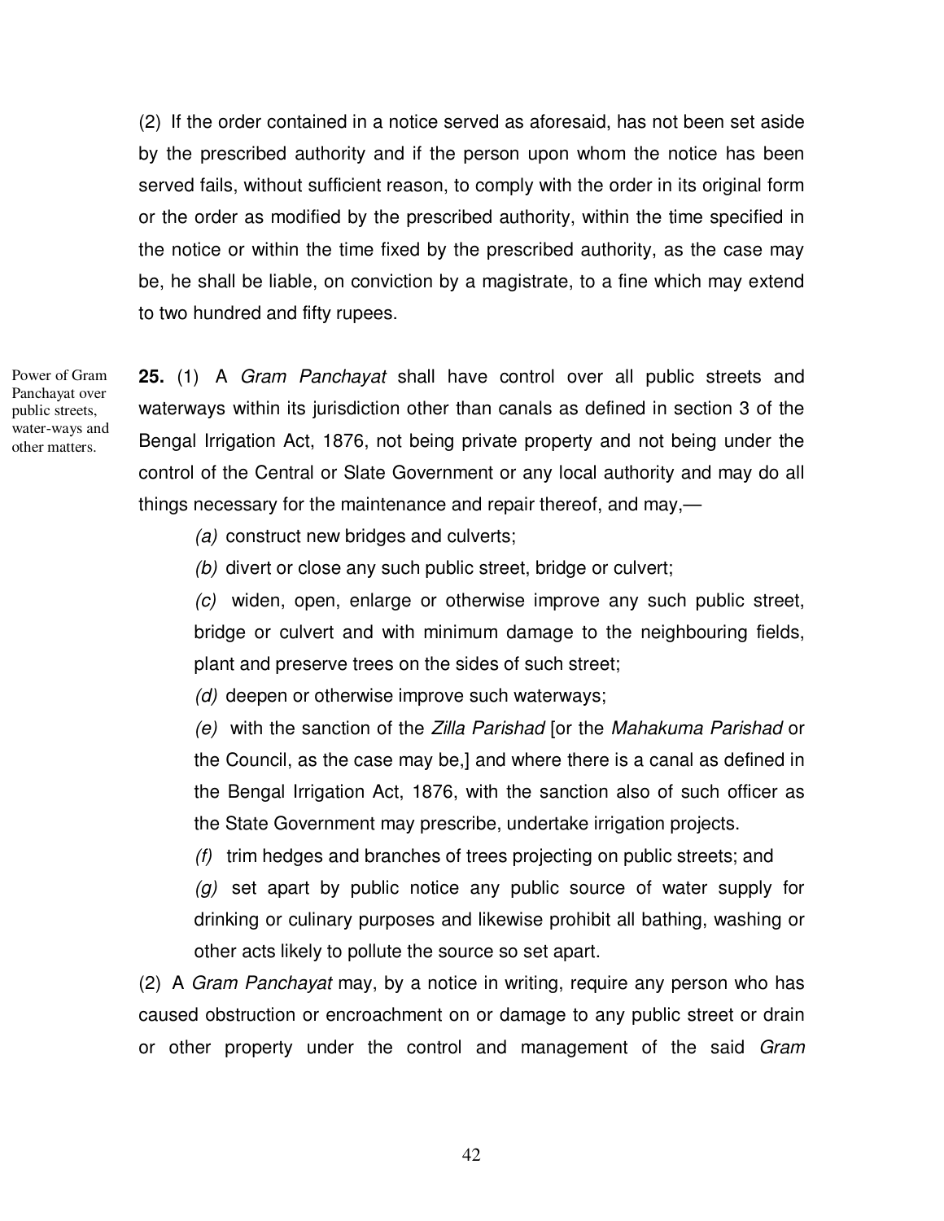(2) If the order contained in a notice served as aforesaid, has not been set aside by the prescribed authority and if the person upon whom the notice has been served fails, without sufficient reason, to comply with the order in its original form or the order as modified by the prescribed authority, within the time specified in the notice or within the time fixed by the prescribed authority, as the case may be, he shall be liable, on conviction by a magistrate, to a fine which may extend to two hundred and fifty rupees.

Power of Gram Panchayat over public streets, water-ways and other matters.

**25.** (1) A *Gram Panchayat* shall have control over all public streets and waterways within its jurisdiction other than canals as defined in section 3 of the Bengal Irrigation Act, 1876, not being private property and not being under the control of the Central or Slate Government or any local authority and may do all things necessary for the maintenance and repair thereof, and may,—

*(a)* construct new bridges and culverts;

*(b)* divert or close any such public street, bridge or culvert;

*(c)* widen, open, enlarge or otherwise improve any such public street, bridge or culvert and with minimum damage to the neighbouring fields, plant and preserve trees on the sides of such street;

*(d)* deepen or otherwise improve such waterways;

*(e)* with the sanction of the *Zilla Parishad* [or the *Mahakuma Parishad* or the Council, as the case may be,] and where there is a canal as defined in the Bengal Irrigation Act, 1876, with the sanction also of such officer as the State Government may prescribe, undertake irrigation projects.

*(f)* trim hedges and branches of trees projecting on public streets; and

*(g)* set apart by public notice any public source of water supply for drinking or culinary purposes and likewise prohibit all bathing, washing or other acts likely to pollute the source so set apart.

(2) A *Gram Panchayat* may, by a notice in writing, require any person who has caused obstruction or encroachment on or damage to any public street or drain or other property under the control and management of the said *Gram*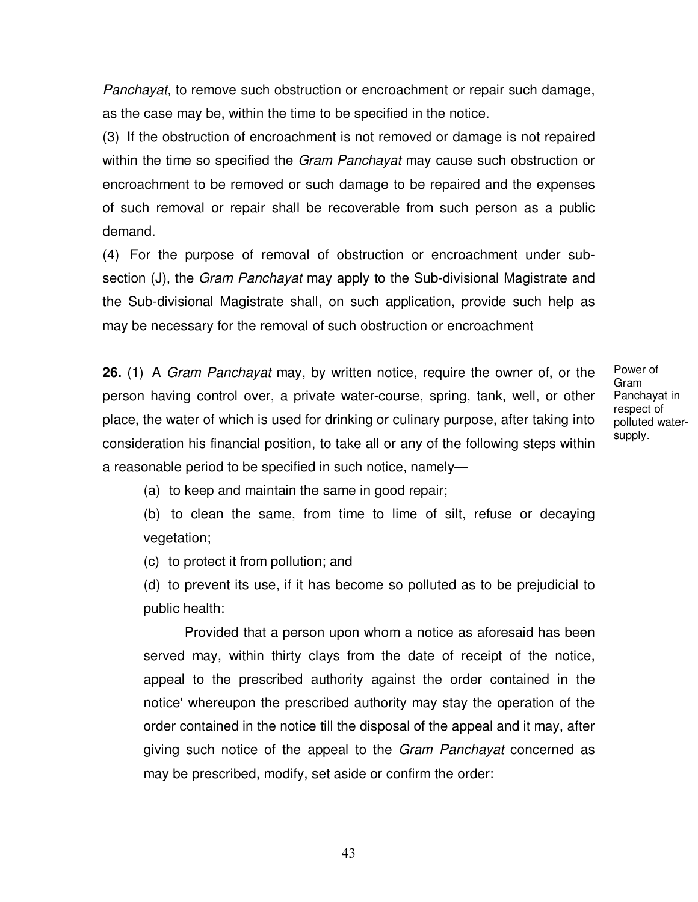*Panchayat,* to remove such obstruction or encroachment or repair such damage, as the case may be, within the time to be specified in the notice.

(3) If the obstruction of encroachment is not removed or damage is not repaired within the time so specified the *Gram Panchayat* may cause such obstruction or encroachment to be removed or such damage to be repaired and the expenses of such removal or repair shall be recoverable from such person as a public demand.

(4) For the purpose of removal of obstruction or encroachment under sub-section (J), the *Gram Panchayat* may apply to the Sub-divisional Magistrate and the Sub-divisional Magistrate shall, on such application, provide such help as may be necessary for the removal of such obstruction or encroachment

Power of Gram Panchayat in respect of polluted water-supply.

**26.** (1) A *Gram Panchayat* may, by written notice, require the owner of, or the person having control over, a private water-course, spring, tank, well, or other place, the water of which is used for drinking or culinary purpose, after taking into consideration his financial position, to take all or any of the following steps within a reasonable period to be specified in such notice, namely—

(a) to keep and maintain the same in good repair;

(b) to clean the same, from time to lime of silt, refuse or decaying vegetation;

(c) to protect it from pollution; and

(d) to prevent its use, if it has become so polluted as to be prejudicial to public health:

Provided that a person upon whom a notice as aforesaid has been served may, within thirty clays from the date of receipt of the notice, appeal to the prescribed authority against the order contained in the notice' whereupon the prescribed authority may stay the operation of the order contained in the notice till the disposal of the appeal and it may, after giving such notice of the appeal to the *Gram Panchayat* concerned as may be prescribed, modify, set aside or confirm the order: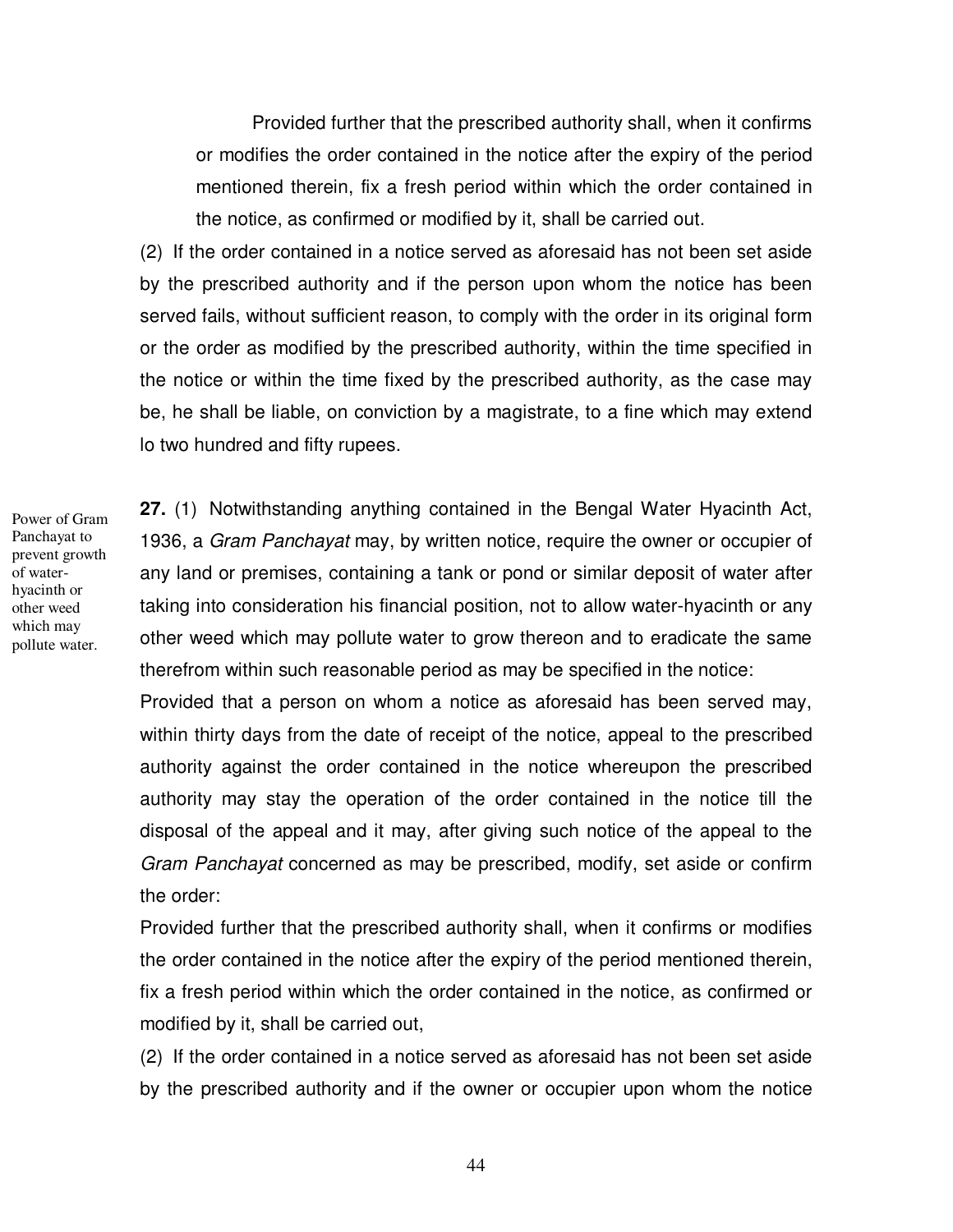Provided further that the prescribed authority shall, when it confirms or modifies the order contained in the notice after the expiry of the period mentioned therein, fix a fresh period within which the order contained in the notice, as confirmed or modified by it, shall be carried out.

(2) If the order contained in a notice served as aforesaid has not been set aside by the prescribed authority and if the person upon whom the notice has been served fails, without sufficient reason, to comply with the order in its original form or the order as modified by the prescribed authority, within the time specified in the notice or within the time fixed by the prescribed authority, as the case may be, he shall be liable, on conviction by a magistrate, to a fine which may extend lo two hundred and fifty rupees.

Power of Gram Panchayat to prevent growth of water-hyacinth or other weed which may pollute water.

**27.** (1) Notwithstanding anything contained in the Bengal Water Hyacinth Act, 1936, a *Gram Panchayat* may, by written notice, require the owner or occupier of any land or premises, containing a tank or pond or similar deposit of water after taking into consideration his financial position, not to allow water-hyacinth or any other weed which may pollute water to grow thereon and to eradicate the same therefrom within such reasonable period as may be specified in the notice:

Provided that a person on whom a notice as aforesaid has been served may, within thirty days from the date of receipt of the notice, appeal to the prescribed authority against the order contained in the notice whereupon the prescribed authority may stay the operation of the order contained in the notice till the disposal of the appeal and it may, after giving such notice of the appeal to the *Gram Panchayat* concerned as may be prescribed, modify, set aside or confirm the order:

Provided further that the prescribed authority shall, when it confirms or modifies the order contained in the notice after the expiry of the period mentioned therein, fix a fresh period within which the order contained in the notice, as confirmed or modified by it, shall be carried out,

(2) If the order contained in a notice served as aforesaid has not been set aside by the prescribed authority and if the owner or occupier upon whom the notice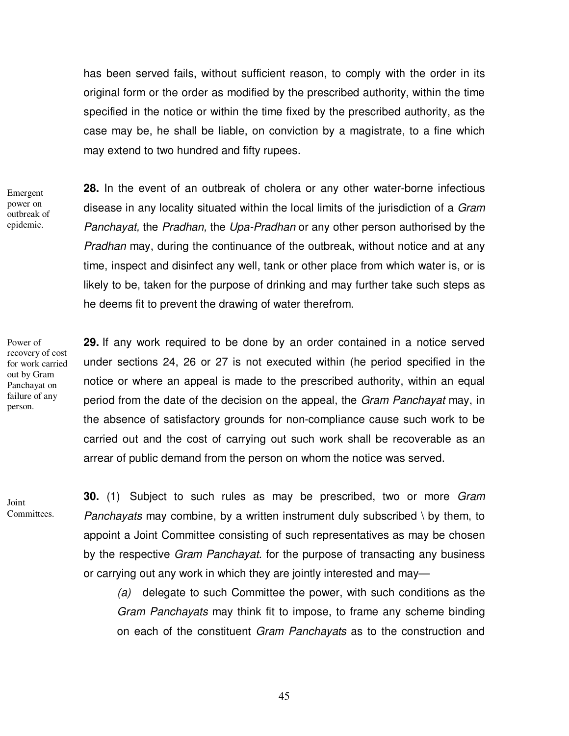has been served fails, without sufficient reason, to comply with the order in its original form or the order as modified by the prescribed authority, within the time specified in the notice or within the time fixed by the prescribed authority, as the case may be, he shall be liable, on conviction by a magistrate, to a fine which may extend to two hundred and fifty rupees.

Emergent power on outbreak of epidemic.

**28.** In the event of an outbreak of cholera or any other water-borne infectious disease in any locality situated within the local limits of the jurisdiction of a *Gram Panchayat,* the *Pradhan,* the *Upa-Pradhan* or any other person authorised by the *Pradhan* may, during the continuance of the outbreak, without notice and at any time, inspect and disinfect any well, tank or other place from which water is, or is likely to be, taken for the purpose of drinking and may further take such steps as he deems fit to prevent the drawing of water therefrom.

Power of recovery of cost for work carried out by Gram Panchayat on failure of any person.

**29.** If any work required to be done by an order contained in a notice served under sections 24, 26 or 27 is not executed within (he period specified in the notice or where an appeal is made to the prescribed authority, within an equal period from the date of the decision on the appeal, the *Gram Panchayat* may, in the absence of satisfactory grounds for non-compliance cause such work to be carried out and the cost of carrying out such work shall be recoverable as an arrear of public demand from the person on whom the notice was served.

Joint Committees.

**30.** (1) Subject to such rules as may be prescribed, two or more *Gram Panchayats* may combine, by a written instrument duly subscribed \ by them, to appoint a Joint Committee consisting of such representatives as may be chosen by the respective *Gram Panchayat*. for the purpose of transacting any business or carrying out any work in which they are jointly interested and may—

*(a)* delegate to such Committee the power, with such conditions as the *Gram Panchayats* may think fit to impose, to frame any scheme binding on each of the constituent *Gram Panchayats* as to the construction and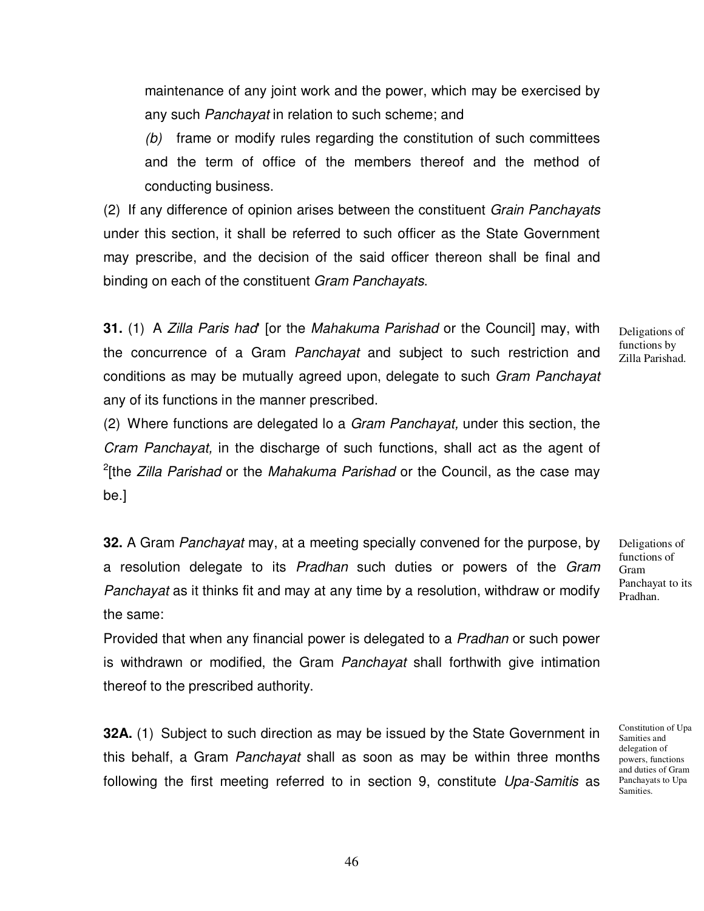maintenance of any joint work and the power, which may be exercised by any such *Panchayat* in relation to such scheme; and

*(b)* frame or modify rules regarding the constitution of such committees and the term of office of the members thereof and the method of conducting business.

(2) If any difference of opinion arises between the constituent *Grain Panchayats* under this section, it shall be referred to such officer as the State Government may prescribe, and the decision of the said officer thereon shall be final and binding on each of the constituent *Gram Panchayats*.

Deligations of functions by Zilla Parishad.

**31.** (1) A *Zilla Paris had*' [or the *Mahakuma Parishad* or the Council] may, with the concurrence of a Gram *Panchayat* and subject to such restriction and conditions as may be mutually agreed upon, delegate to such *Gram Panchayat* any of its functions in the manner prescribed.

(2) Where functions are delegated lo a *Gram Panchayat,* under this section, the *Cram Panchayat,* in the discharge of such functions, shall act as the agent of [2][the *Zilla Parishad* or the *Mahakuma Parishad* or the Council, as the case may be.]

Deligations of functions of Gram Panchayat to its Pradhan.

**32.** A Gram *Panchayat* may, at a meeting specially convened for the purpose, by a resolution delegate to its *Pradhan* such duties or powers of the *Gram Panchayat* as it thinks fit and may at any time by a resolution, withdraw or modify the same:

Provided that when any financial power is delegated to a *Pradhan* or such power is withdrawn or modified, the Gram *Panchayat* shall forthwith give intimation thereof to the prescribed authority.

Constitution of Upa Samities and delegation of powers, functions and duties of Gram Panchayats to Upa Samities.

**32A.** (1) Subject to such direction as may be issued by the State Government in this behalf, a Gram *Panchayat* shall as soon as may be within three months following the first meeting referred to in section 9, constitute *Upa-Samitis* as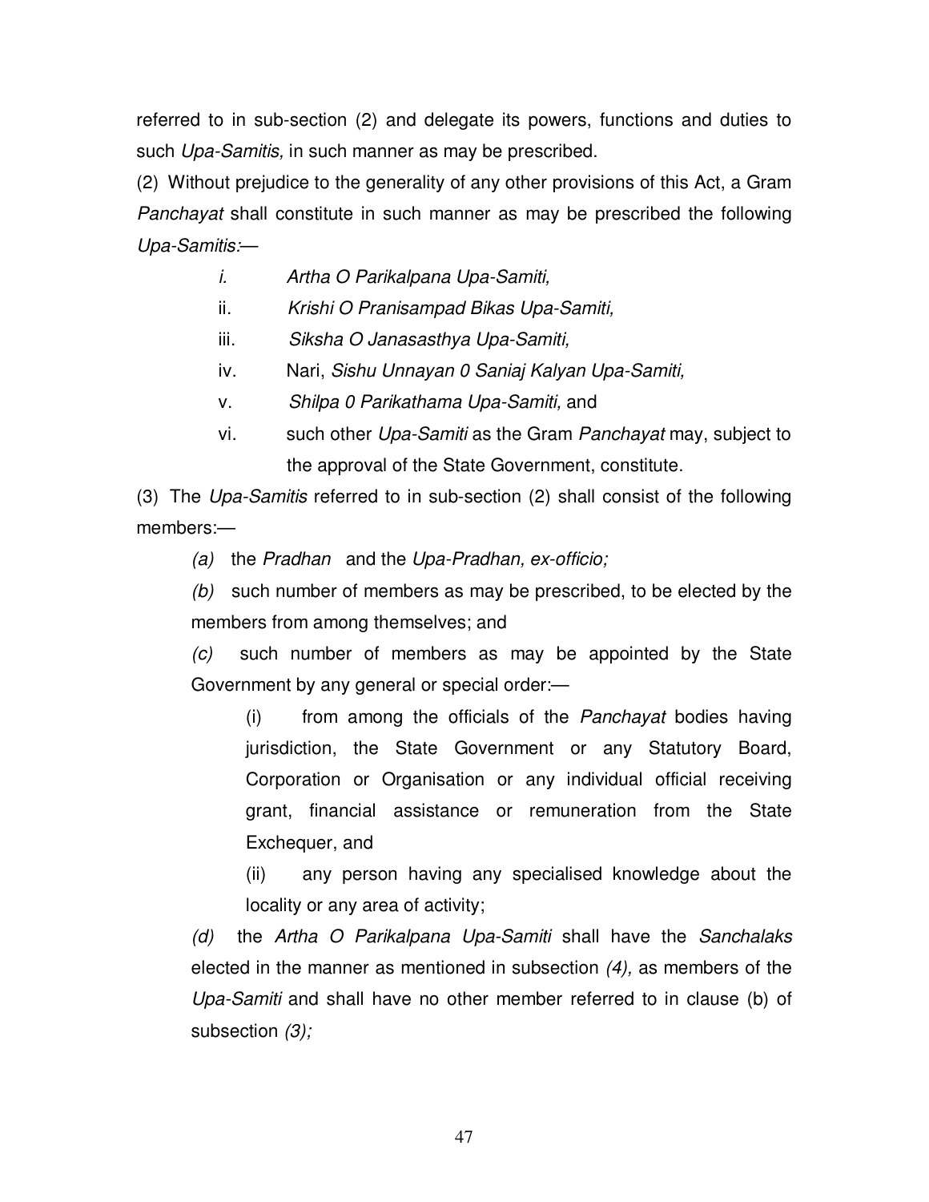referred to in sub-section (2) and delegate its powers, functions and duties to such *Upa-Samitis,* in such manner as may be prescribed.

(2) Without prejudice to the generality of any other provisions of this Act, a Gram *Panchayat* shall constitute in such manner as may be prescribed the following *Upa-Samitis:*—

- *i.* *Artha O Parikalpana Upa-Samiti,*
- ii. *Krishi O Pranisampad Bikas Upa-Samiti,*
- iii. *Siksha O Janasasthya Upa-Samiti,*
- iv. Nari, *Sishu Unnayan 0 Saniaj Kalyan Upa-Samiti,*
- v. *Shilpa 0 Parikathama Upa-Samiti,* and
- vi. such other *Upa-Samiti* as the Gram *Panchayat* may, subject to the approval of the State Government, constitute.

(3) The *Upa-Samitis* referred to in sub-section (2) shall consist of the following members:—

*(a)* the *Pradhan* and the *Upa-Pradhan, ex-officio;*

*(b)* such number of members as may be prescribed, to be elected by the members from among themselves; and

*(c)* such number of members as may be appointed by the State Government by any general or special order:—

(i) from among the officials of the *Panchayat* bodies having jurisdiction, the State Government or any Statutory Board, Corporation or Organisation or any individual official receiving grant, financial assistance or remuneration from the State Exchequer, and

(ii) any person having any specialised knowledge about the locality or any area of activity;

*(d)* the *Artha O Parikalpana Upa-Samiti* shall have the *Sanchalaks* elected in the manner as mentioned in subsection *(4),* as members of the *Upa-Samiti* and shall have no other member referred to in clause (b) of subsection *(3);*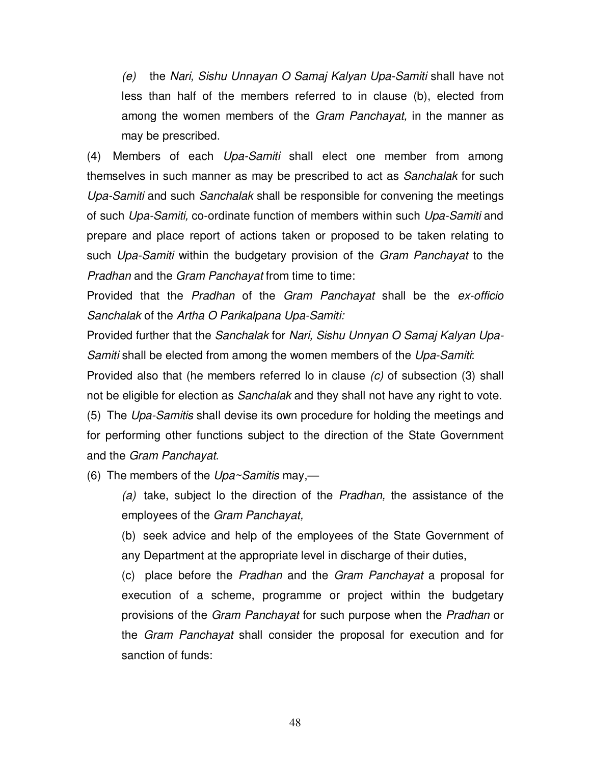*(e)* the *Nari, Sishu Unnayan O Samaj Kalyan Upa-Samiti* shall have not less than half of the members referred to in clause (b), elected from among the women members of the *Gram Panchayat,* in the manner as may be prescribed.

(4) Members of each *Upa-Samiti* shall elect one member from among themselves in such manner as may be prescribed to act as *Sanchalak* for such *Upa-Samiti* and such *Sanchalak* shall be responsible for convening the meetings of such *Upa-Samiti,* co-ordinate function of members within such *Upa-Samiti* and prepare and place report of actions taken or proposed to be taken relating to such *Upa-Samiti* within the budgetary provision of the *Gram Panchayat* to the *Pradhan* and the *Gram Panchayat* from time to time:

Provided that the *Pradhan* of the *Gram Panchayat* shall be the *ex-officio Sanchalak* of the *Artha O Parikalpana Upa-Samiti:*

Provided further that the *Sanchalak* for *Nari, Sishu Unnyan O Samaj Kalyan Upa-Samiti* shall be elected from among the women members of the *Upa-Samiti*:

Provided also that (he members referred lo in clause *(c)* of subsection (3) shall not be eligible for election as *Sanchalak* and they shall not have any right to vote.

(5) The *Upa-Samitis* shall devise its own procedure for holding the meetings and for performing other functions subject to the direction of the State Government and the *Gram Panchayat*.

(6) The members of the *Upa~Samitis* may,—

*(a)* take, subject lo the direction of the *Pradhan,* the assistance of the employees of the *Gram Panchayat,*

(b) seek advice and help of the employees of the State Government of any Department at the appropriate level in discharge of their duties,

(c) place before the *Pradhan* and the *Gram Panchayat* a proposal for execution of a scheme, programme or project within the budgetary provisions of the *Gram Panchayat* for such purpose when the *Pradhan* or the *Gram Panchayat* shall consider the proposal for execution and for sanction of funds: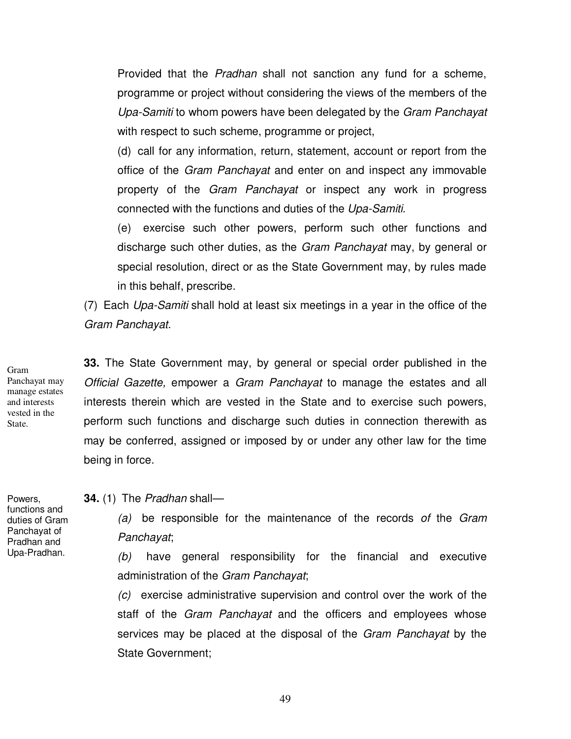Provided that the *Pradhan* shall not sanction any fund for a scheme, programme or project without considering the views of the members of the *Upa-Samiti* to whom powers have been delegated by the *Gram Panchayat* with respect to such scheme, programme or project,

(d) call for any information, return, statement, account or report from the office of the *Gram Panchayat* and enter on and inspect any immovable property of the *Gram Panchayat* or inspect any work in progress connected with the functions and duties of the *Upa-Samiti*.

(e) exercise such other powers, perform such other functions and discharge such other duties, as the *Gram Panchayat* may, by general or special resolution, direct or as the State Government may, by rules made in this behalf, prescribe.

(7) Each *Upa-Samiti* shall hold at least six meetings in a year in the office of the *Gram Panchayat*.

Gram Panchayat may manage estates and interests vested in the State.

**33.** The State Government may, by general or special order published in the *Official Gazette,* empower a *Gram Panchayat* to manage the estates and all interests therein which are vested in the State and to exercise such powers, perform such functions and discharge such duties in connection therewith as may be conferred, assigned or imposed by or under any other law for the time being in force.

Powers, functions and duties of Gram Panchayat of Pradhan and Upa-Pradhan.

**34.** (1) The *Pradhan* shall—

*(a)* be responsible for the maintenance of the records *of* the *Gram Panchayat*;

*(b)* have general responsibility for the financial and executive administration of the *Gram Panchayat*;

*(c)* exercise administrative supervision and control over the work of the staff of the *Gram Panchayat* and the officers and employees whose services may be placed at the disposal of the *Gram Panchayat* by the State Government;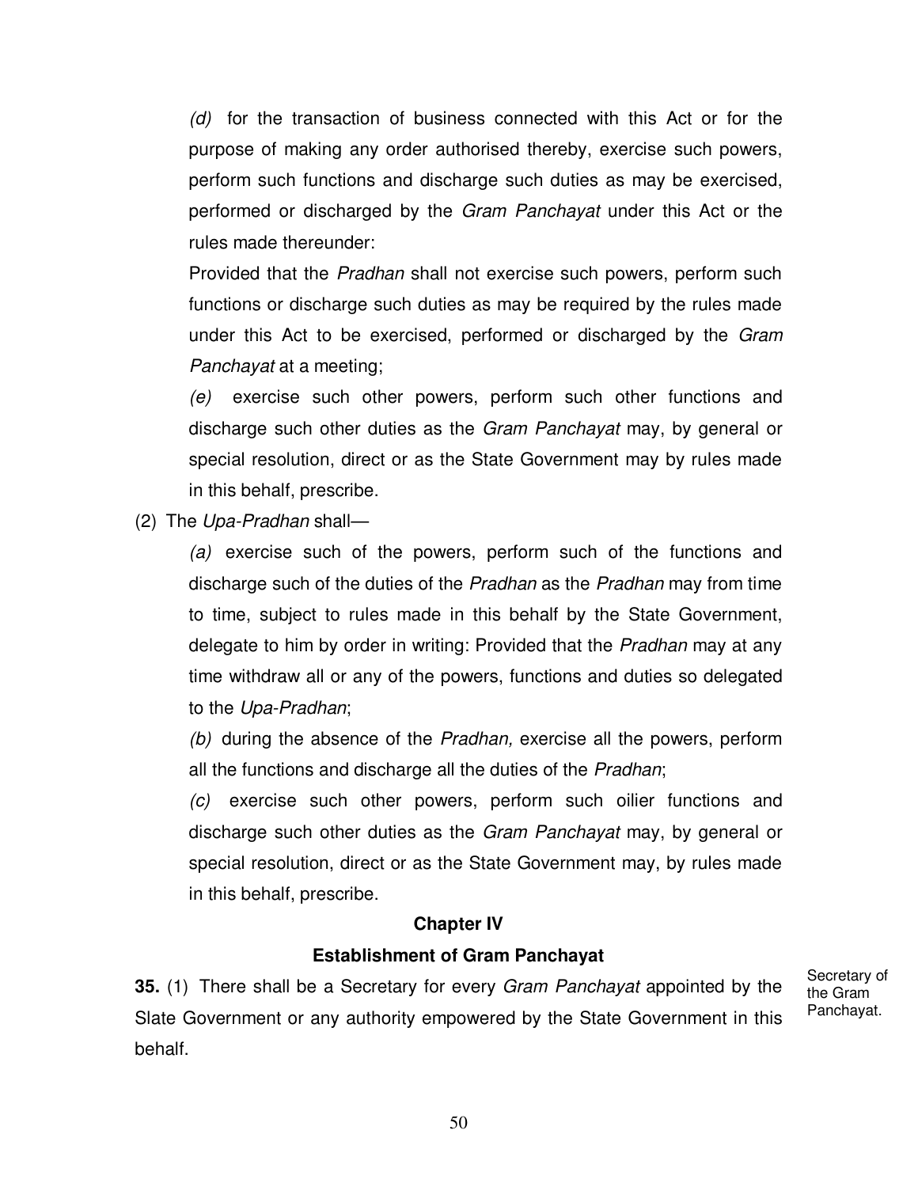*(d)* for the transaction of business connected with this Act or for the purpose of making any order authorised thereby, exercise such powers, perform such functions and discharge such duties as may be exercised, performed or discharged by the *Gram Panchayat* under this Act or the rules made thereunder:

Provided that the *Pradhan* shall not exercise such powers, perform such functions or discharge such duties as may be required by the rules made under this Act to be exercised, performed or discharged by the *Gram Panchayat* at a meeting;

*(e)* exercise such other powers, perform such other functions and discharge such other duties as the *Gram Panchayat* may, by general or special resolution, direct or as the State Government may by rules made in this behalf, prescribe.

(2) The *Upa-Pradhan* shall—

*(a)* exercise such of the powers, perform such of the functions and discharge such of the duties of the *Pradhan* as the *Pradhan* may from time to time, subject to rules made in this behalf by the State Government, delegate to him by order in writing: Provided that the *Pradhan* may at any time withdraw all or any of the powers, functions and duties so delegated to the *Upa-Pradhan*;

*(b)* during the absence of the *Pradhan,* exercise all the powers, perform all the functions and discharge all the duties of the *Pradhan*;

*(c)* exercise such other powers, perform such oilier functions and discharge such other duties as the *Gram Panchayat* may, by general or special resolution, direct or as the State Government may, by rules made in this behalf, prescribe.

## Chapter IV

## Establishment of Gram Panchayat

Secretary of the Gram Panchayat.

**35.** (1) There shall be a Secretary for every *Gram Panchayat* appointed by the Slate Government or any authority empowered by the State Government in this behalf.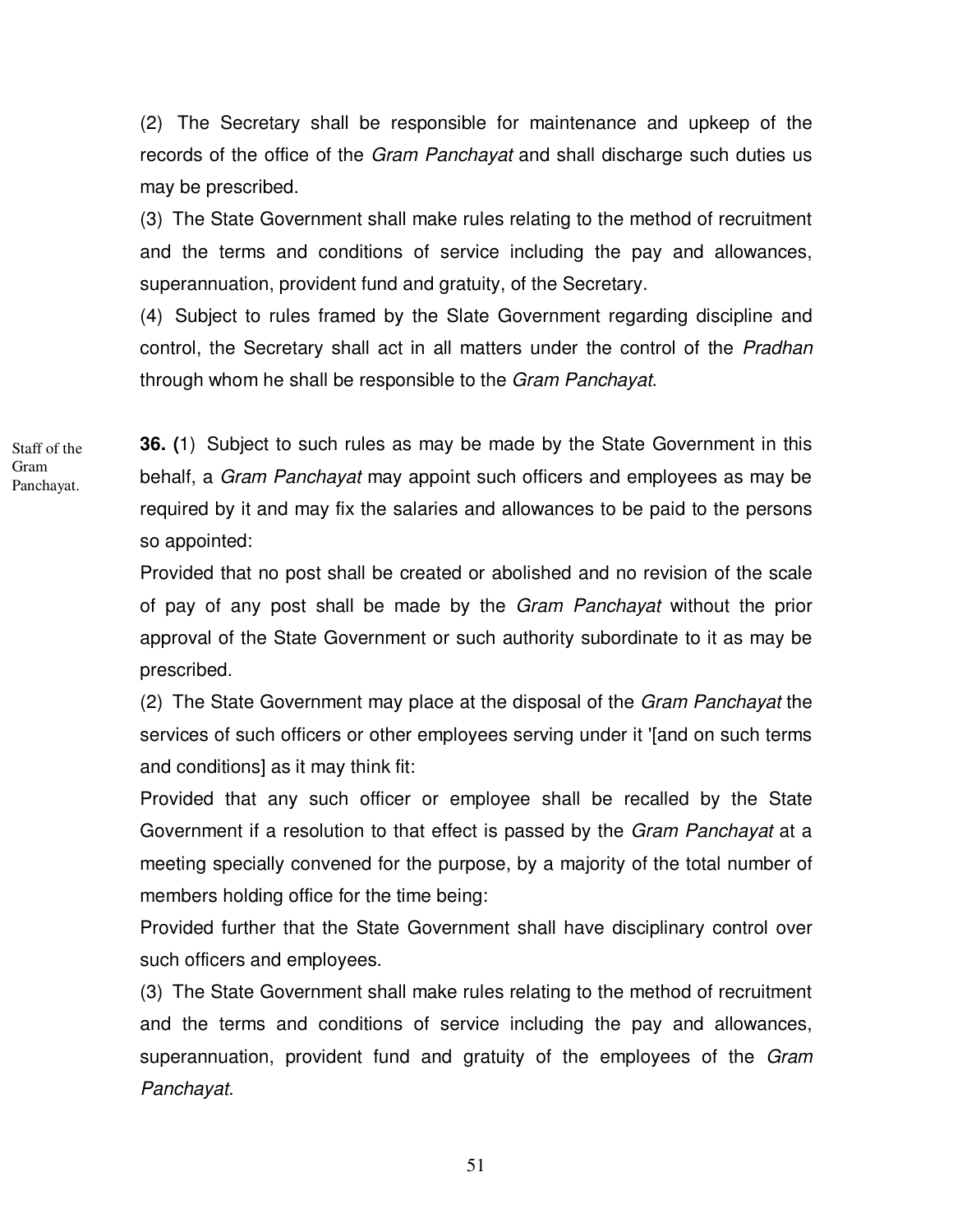(2) The Secretary shall be responsible for maintenance and upkeep of the records of the office of the *Gram Panchayat* and shall discharge such duties us may be prescribed.

(3) The State Government shall make rules relating to the method of recruitment and the terms and conditions of service including the pay and allowances, superannuation, provident fund and gratuity, of the Secretary.

(4) Subject to rules framed by the Slate Government regarding discipline and control, the Secretary shall act in all matters under the control of the *Pradhan* through whom he shall be responsible to the *Gram Panchayat*.

Staff of the Gram Panchayat.

**36. (**1) Subject to such rules as may be made by the State Government in this behalf, a *Gram Panchayat* may appoint such officers and employees as may be required by it and may fix the salaries and allowances to be paid to the persons so appointed:

Provided that no post shall be created or abolished and no revision of the scale of pay of any post shall be made by the *Gram Panchayat* without the prior approval of the State Government or such authority subordinate to it as may be prescribed.

(2) The State Government may place at the disposal of the *Gram Panchayat* the services of such officers or other employees serving under it '[and on such terms and conditions] as it may think fit:

Provided that any such officer or employee shall be recalled by the State Government if a resolution to that effect is passed by the *Gram Panchayat* at a meeting specially convened for the purpose, by a majority of the total number of members holding office for the time being:

Provided further that the State Government shall have disciplinary control over such officers and employees.

(3) The State Government shall make rules relating to the method of recruitment and the terms and conditions of service including the pay and allowances, superannuation, provident fund and gratuity of the employees of the *Gram Panchayat.*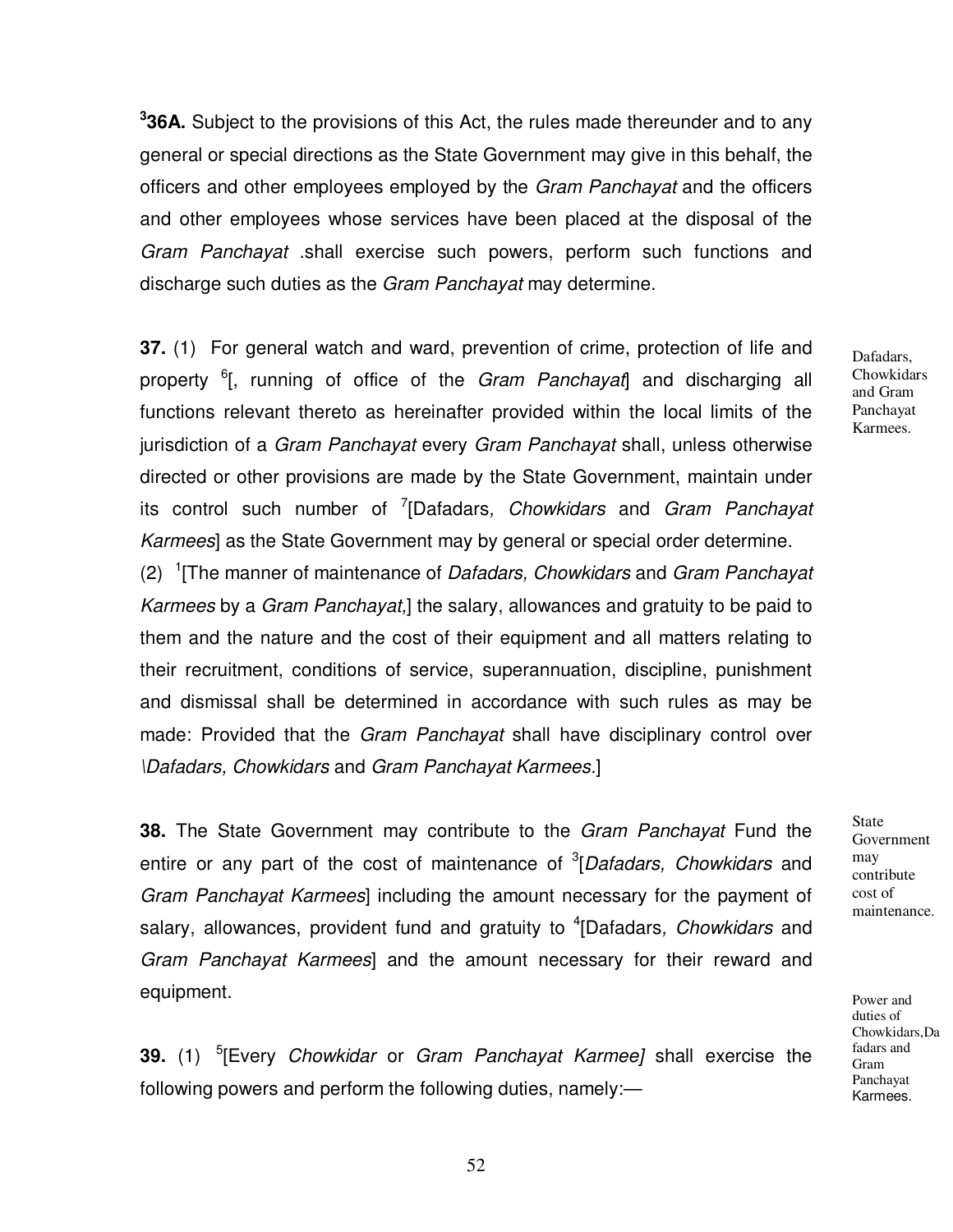**[3]36A.** Subject to the provisions of this Act, the rules made thereunder and to any general or special directions as the State Government may give in this behalf, the officers and other employees employed by the *Gram Panchayat* and the officers and other employees whose services have been placed at the disposal of the *Gram Panchayat* .shall exercise such powers, perform such functions and discharge such duties as the *Gram Panchayat* may determine.

Dafadars, Chowkidars and Gram Panchayat Karmees.

**37.** (1) For general watch and ward, prevention of crime, protection of life and property [6][, running of office of the *Gram Panchayat*] and discharging all functions relevant thereto as hereinafter provided within the local limits of the jurisdiction of a *Gram Panchayat* every *Gram Panchayat* shall, unless otherwise directed or other provisions are made by the State Government, maintain under its control such number of [7][Dafadars*, Chowkidars* and *Gram Panchayat Karmees*] as the State Government may by general or special order determine.

(2) [1][The manner of maintenance of *Dafadars, Chowkidars* and *Gram Panchayat Karmees* by a *Gram Panchayat,*] the salary, allowances and gratuity to be paid to them and the nature and the cost of their equipment and all matters relating to their recruitment, conditions of service, superannuation, discipline, punishment and dismissal shall be determined in accordance with such rules as may be made: Provided that the *Gram Panchayat* shall have disciplinary control over *\Dafadars, Chowkidars* and *Gram Panchayat Karmees*.]

State Government may contribute cost of maintenance.

**38.** The State Government may contribute to the *Gram Panchayat* Fund the entire or any part of the cost of maintenance of [3][*Dafadars, Chowkidars* and *Gram Panchayat Karmees*] including the amount necessary for the payment of salary, allowances, provident fund and gratuity to [4][Dafadars*, Chowkidars* and *Gram Panchayat Karmees*] and the amount necessary for their reward and equipment.

Power and duties of Chowkidars,Dafadars and Gram Panchayat Karmees.

**39.** (1) [5][Every *Chowkidar* or *Gram Panchayat Karmee]* shall exercise the following powers and perform the following duties, namely:—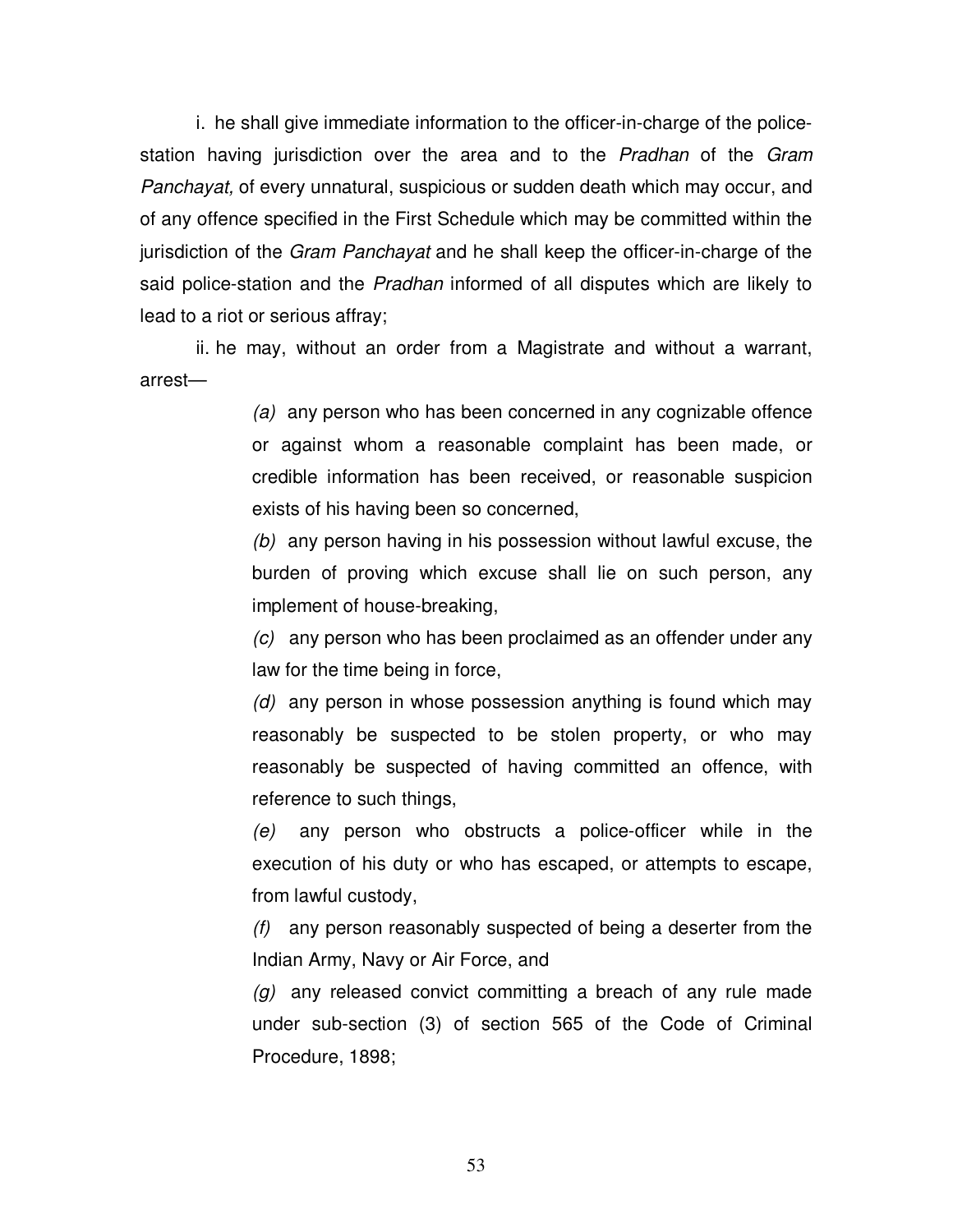i. he shall give immediate information to the officer-in-charge of the police-station having jurisdiction over the area and to the *Pradhan* of the *Gram Panchayat,* of every unnatural, suspicious or sudden death which may occur, and of any offence specified in the First Schedule which may be committed within the jurisdiction of the *Gram Panchayat* and he shall keep the officer-in-charge of the said police-station and the *Pradhan* informed of all disputes which are likely to lead to a riot or serious affray;

ii. he may, without an order from a Magistrate and without a warrant, arrest—

> *(a)* any person who has been concerned in any cognizable offence or against whom a reasonable complaint has been made, or credible information has been received, or reasonable suspicion exists of his having been so concerned,
>
> *(b)* any person having in his possession without lawful excuse, the burden of proving which excuse shall lie on such person, any implement of house-breaking,
>
> *(c)* any person who has been proclaimed as an offender under any law for the time being in force,
>
> *(d)* any person in whose possession anything is found which may reasonably be suspected to be stolen property, or who may reasonably be suspected of having committed an offence, with reference to such things,
>
> *(e)* any person who obstructs a police-officer while in the execution of his duty or who has escaped, or attempts to escape, from lawful custody,
>
> *(f)* any person reasonably suspected of being a deserter from the Indian Army, Navy or Air Force, and
>
> *(g)* any released convict committing a breach of any rule made under sub-section (3) of section 565 of the Code of Criminal Procedure, 1898;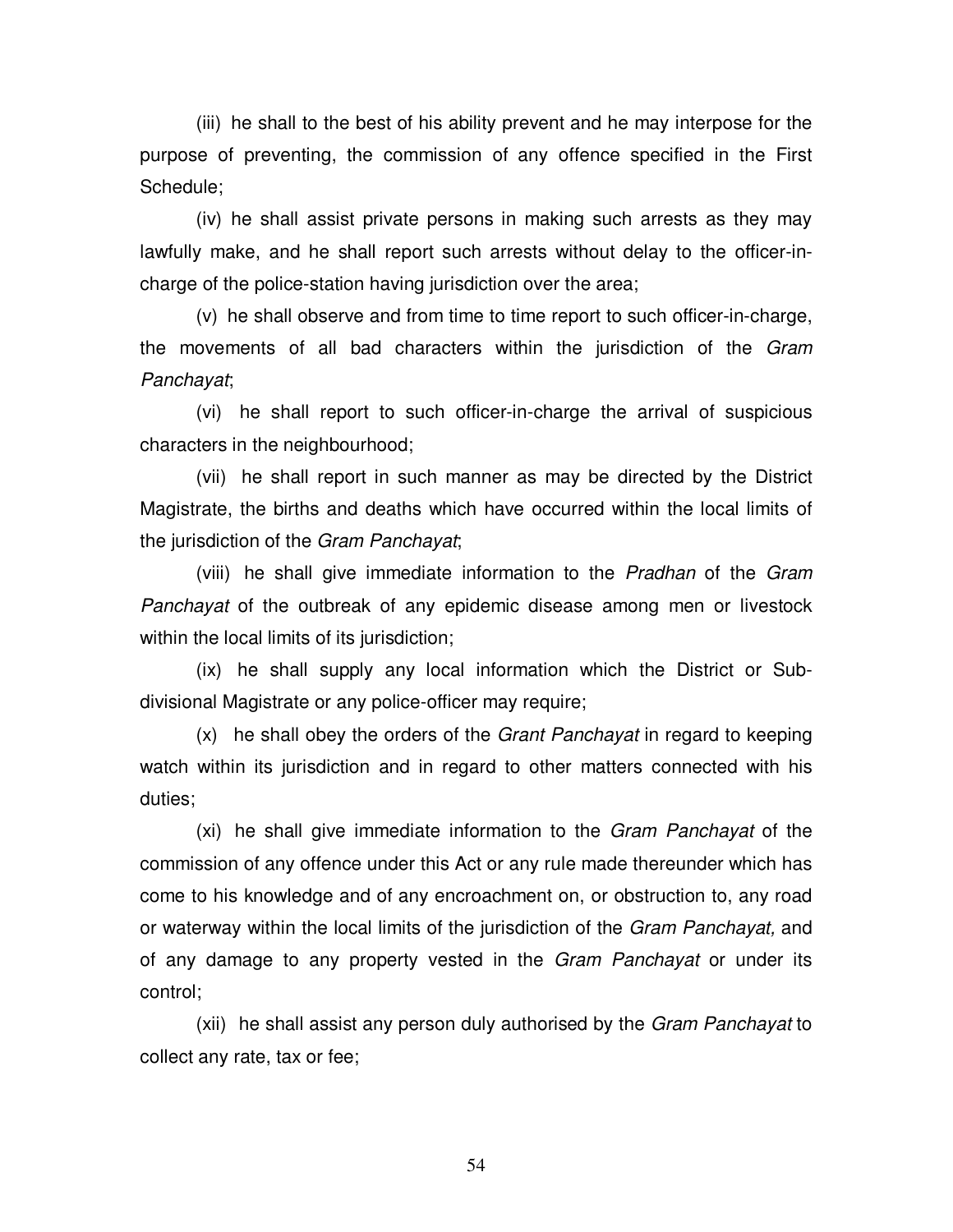(iii) he shall to the best of his ability prevent and he may interpose for the purpose of preventing, the commission of any offence specified in the First Schedule;

(iv) he shall assist private persons in making such arrests as they may lawfully make, and he shall report such arrests without delay to the officer-in-charge of the police-station having jurisdiction over the area;

(v) he shall observe and from time to time report to such officer-in-charge, the movements of all bad characters within the jurisdiction of the *Gram Panchayat*;

(vi) he shall report to such officer-in-charge the arrival of suspicious characters in the neighbourhood;

(vii) he shall report in such manner as may be directed by the District Magistrate, the births and deaths which have occurred within the local limits of the jurisdiction of the *Gram Panchayat*;

(viii) he shall give immediate information to the *Pradhan* of the *Gram Panchayat* of the outbreak of any epidemic disease among men or livestock within the local limits of its jurisdiction;

(ix) he shall supply any local information which the District or Sub-divisional Magistrate or any police-officer may require;

(x) he shall obey the orders of the *Grant Panchayat* in regard to keeping watch within its jurisdiction and in regard to other matters connected with his duties;

(xi) he shall give immediate information to the *Gram Panchayat* of the commission of any offence under this Act or any rule made thereunder which has come to his knowledge and of any encroachment on, or obstruction to, any road or waterway within the local limits of the jurisdiction of the *Gram Panchayat,* and of any damage to any property vested in the *Gram Panchayat* or under its control;

(xii) he shall assist any person duly authorised by the *Gram Panchayat* to collect any rate, tax or fee;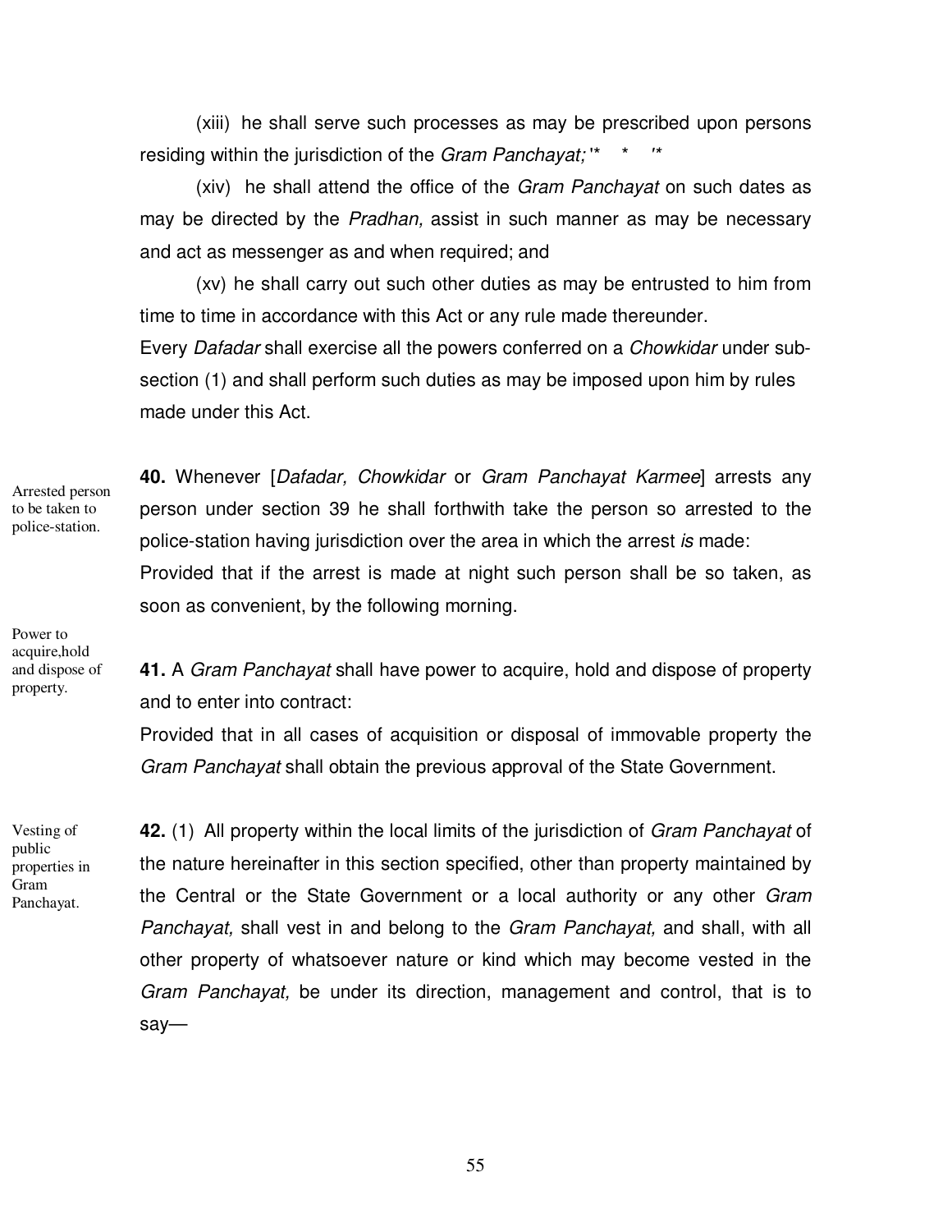(xiii) he shall serve such processes as may be prescribed upon persons residing within the jurisdiction of the *Gram Panchayat;* '* * '*

(xiv) he shall attend the office of the *Gram Panchayat* on such dates as may be directed by the *Pradhan,* assist in such manner as may be necessary and act as messenger as and when required; and

(xv) he shall carry out such other duties as may be entrusted to him from time to time in accordance with this Act or any rule made thereunder.

Every *Dafadar* shall exercise all the powers conferred on a *Chowkidar* under sub-section (1) and shall perform such duties as may be imposed upon him by rules made under this Act.

Arrested person to be taken to police-station.

**40.** Whenever [*Dafadar, Chowkidar* or *Gram Panchayat Karmee*] arrests any person under section 39 he shall forthwith take the person so arrested to the police-station having jurisdiction over the area in which the arrest *is* made:

Provided that if the arrest is made at night such person shall be so taken, as soon as convenient, by the following morning.

Power to acquire,hold and dispose of property.

**41.** A *Gram Panchayat* shall have power to acquire, hold and dispose of property and to enter into contract:

Provided that in all cases of acquisition or disposal of immovable property the *Gram Panchayat* shall obtain the previous approval of the State Government.

Vesting of public properties in Gram Panchayat.

**42.** (1) All property within the local limits of the jurisdiction of *Gram Panchayat* of the nature hereinafter in this section specified, other than property maintained by the Central or the State Government or a local authority or any other *Gram Panchayat,* shall vest in and belong to the *Gram Panchayat,* and shall, with all other property of whatsoever nature or kind which may become vested in the *Gram Panchayat,* be under its direction, management and control, that is to say—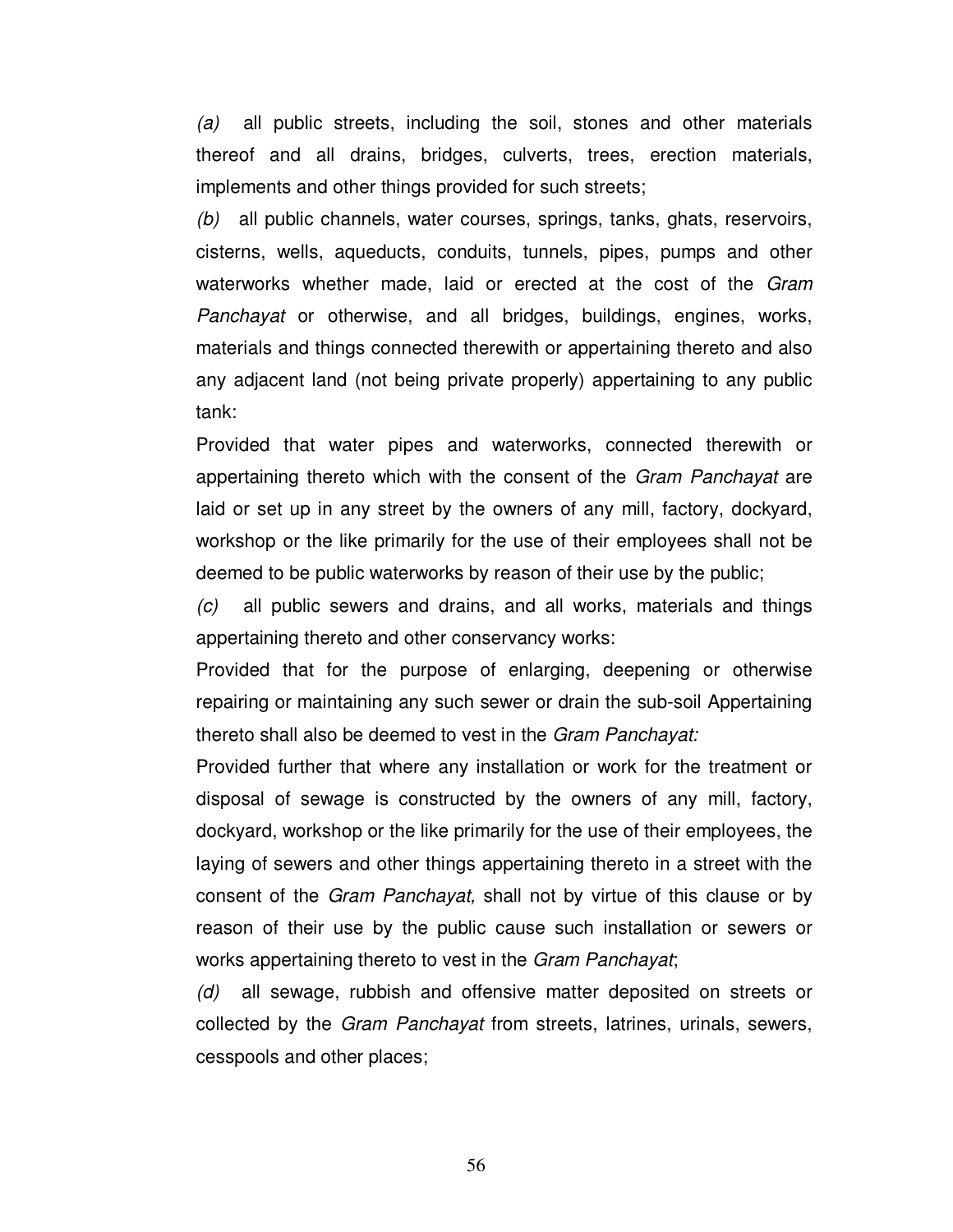*(a)* all public streets, including the soil, stones and other materials thereof and all drains, bridges, culverts, trees, erection materials, implements and other things provided for such streets;

*(b)* all public channels, water courses, springs, tanks, ghats, reservoirs, cisterns, wells, aqueducts, conduits, tunnels, pipes, pumps and other waterworks whether made, laid or erected at the cost of the *Gram Panchayat* or otherwise, and all bridges, buildings, engines, works, materials and things connected therewith or appertaining thereto and also any adjacent land (not being private properly) appertaining to any public tank:

Provided that water pipes and waterworks, connected therewith or appertaining thereto which with the consent of the *Gram Panchayat* are laid or set up in any street by the owners of any mill, factory, dockyard, workshop or the like primarily for the use of their employees shall not be deemed to be public waterworks by reason of their use by the public;

*(c)* all public sewers and drains, and all works, materials and things appertaining thereto and other conservancy works:

Provided that for the purpose of enlarging, deepening or otherwise repairing or maintaining any such sewer or drain the sub-soil Appertaining thereto shall also be deemed to vest in the *Gram Panchayat:*

Provided further that where any installation or work for the treatment or disposal of sewage is constructed by the owners of any mill, factory, dockyard, workshop or the like primarily for the use of their employees, the laying of sewers and other things appertaining thereto in a street with the consent of the *Gram Panchayat,* shall not by virtue of this clause or by reason of their use by the public cause such installation or sewers or works appertaining thereto to vest in the *Gram Panchayat*;

*(d)* all sewage, rubbish and offensive matter deposited on streets or collected by the *Gram Panchayat* from streets, latrines, urinals, sewers, cesspools and other places;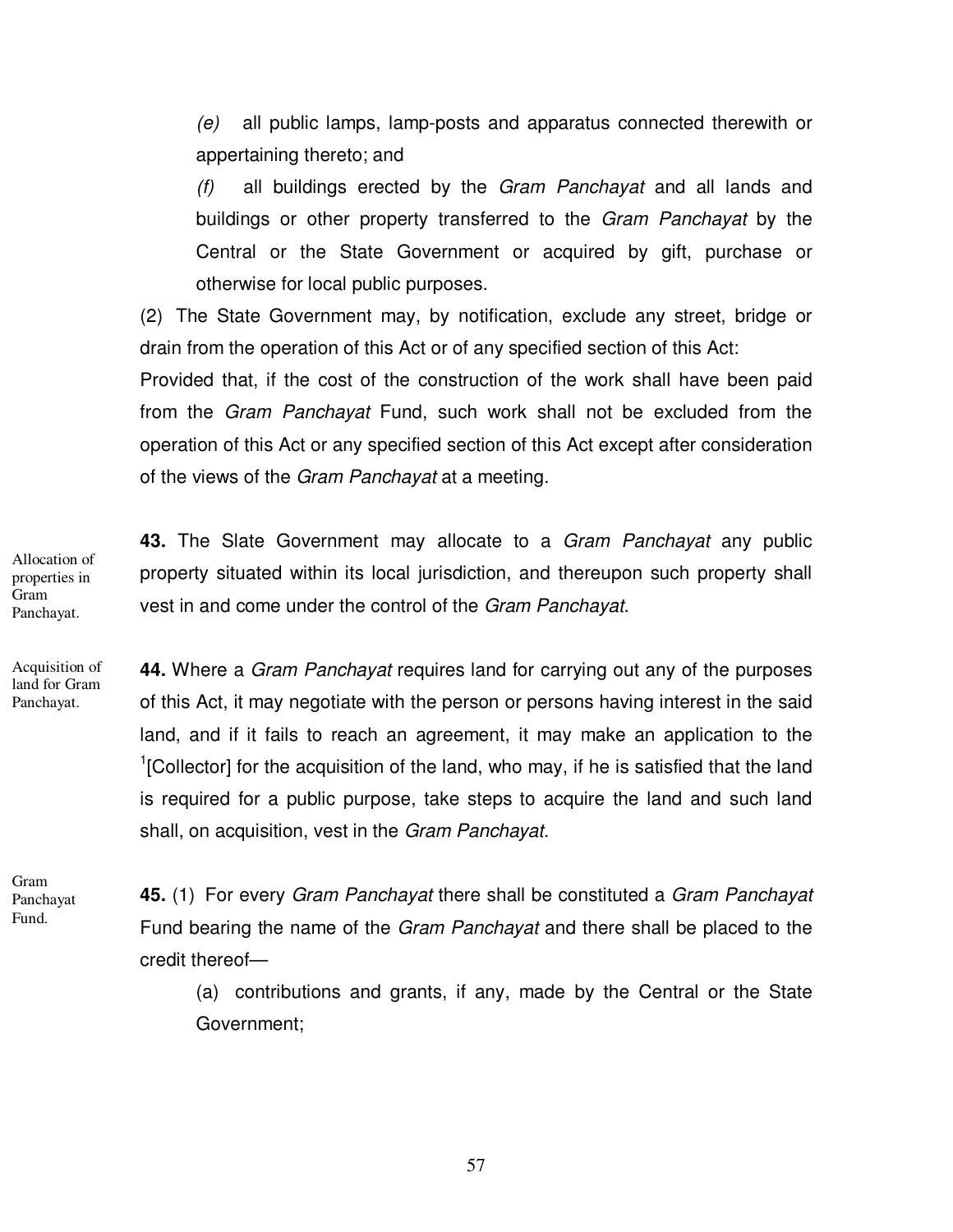(e) all public lamps, lamp-posts and apparatus connected therewith or appertaining thereto; and

(f) all buildings erected by the *Gram Panchayat* and all lands and buildings or other property transferred to the *Gram Panchayat* by the Central or the State Government or acquired by gift, purchase or otherwise for local public purposes.

(2) The State Government may, by notification, exclude any street, bridge or drain from the operation of this Act or of any specified section of this Act:

Provided that, if the cost of the construction of the work shall have been paid from the *Gram Panchayat* Fund, such work shall not be excluded from the operation of this Act or any specified section of this Act except after consideration of the views of the *Gram Panchayat* at a meeting.

Allocation of properties in Gram Panchayat.

**43.** The Slate Government may allocate to a *Gram Panchayat* any public property situated within its local jurisdiction, and thereupon such property shall vest in and come under the control of the *Gram Panchayat*.

Acquisition of land for Gram Panchayat.

**44.** Where a *Gram Panchayat* requires land for carrying out any of the purposes of this Act, it may negotiate with the person or persons having interest in the said land, and if it fails to reach an agreement, it may make an application to the [1][Collector] for the acquisition of the land, who may, if he is satisfied that the land is required for a public purpose, take steps to acquire the land and such land shall, on acquisition, vest in the *Gram Panchayat.*

Gram Panchayat Fund.

**45.** (1) For every *Gram Panchayat* there shall be constituted a *Gram Panchayat* Fund bearing the name of the *Gram Panchayat* and there shall be placed to the credit thereof—

(a) contributions and grants, if any, made by the Central or the State Government;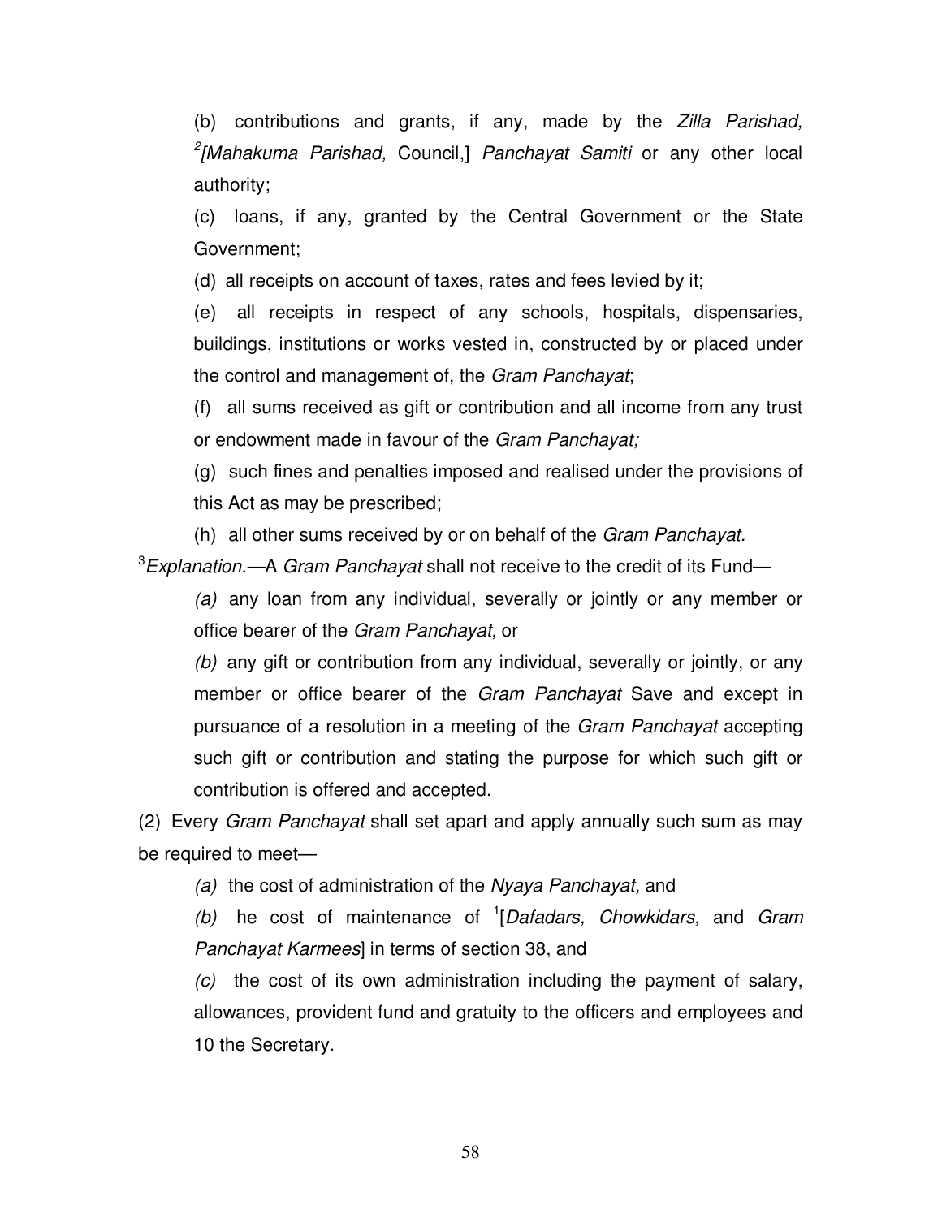(b) contributions and grants, if any, made by the *Zilla Parishad,* [2][*Mahakuma Parishad,* Council,] *Panchayat Samiti* or any other local authority;

(c) loans, if any, granted by the Central Government or the State Government;

(d) all receipts on account of taxes, rates and fees levied by it;

(e) all receipts in respect of any schools, hospitals, dispensaries, buildings, institutions or works vested in, constructed by or placed under the control and management of, the *Gram Panchayat*;

(f) all sums received as gift or contribution and all income from any trust or endowment made in favour of the *Gram Panchayat;*

(g) such fines and penalties imposed and realised under the provisions of this Act as may be prescribed;

(h) all other sums received by or on behalf of the *Gram Panchayat.*

[3]*Explanation.*—A *Gram Panchayat* shall not receive to the credit of its Fund—

*(a)* any loan from any individual, severally or jointly or any member or office bearer of the *Gram Panchayat,* or

*(b)* any gift or contribution from any individual, severally or jointly, or any member or office bearer of the *Gram Panchayat* Save and except in pursuance of a resolution in a meeting of the *Gram Panchayat* accepting such gift or contribution and stating the purpose for which such gift or contribution is offered and accepted.

(2) Every *Gram Panchayat* shall set apart and apply annually such sum as may be required to meet—

*(a)* the cost of administration of the *Nyaya Panchayat,* and

*(b)* he cost of maintenance of [1][*Dafadars, Chowkidars,* and *Gram Panchayat Karmees*] in terms of section 38, and

*(c)* the cost of its own administration including the payment of salary, allowances, provident fund and gratuity to the officers and employees and 10 the Secretary.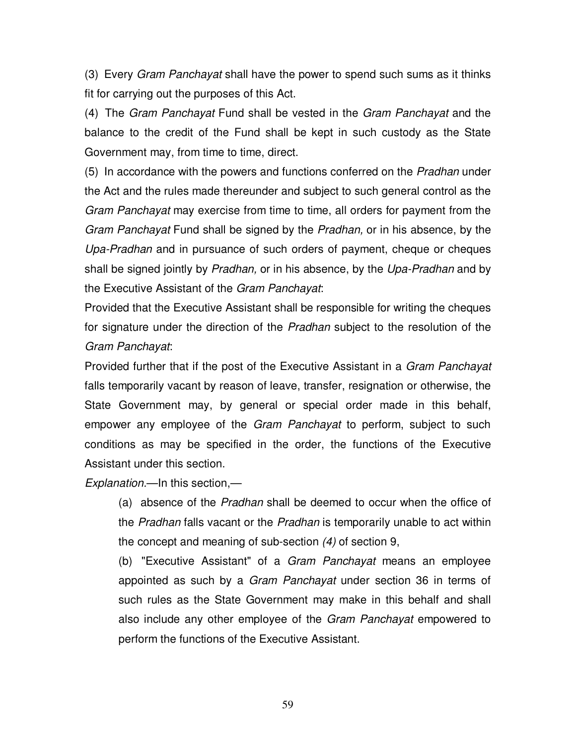(3) Every *Gram Panchayat* shall have the power to spend such sums as it thinks fit for carrying out the purposes of this Act.

(4) The *Gram Panchayat* Fund shall be vested in the *Gram Panchayat* and the balance to the credit of the Fund shall be kept in such custody as the State Government may, from time to time, direct.

(5) In accordance with the powers and functions conferred on the *Pradhan* under the Act and the rules made thereunder and subject to such general control as the *Gram Panchayat* may exercise from time to time, all orders for payment from the *Gram Panchayat* Fund shall be signed by the *Pradhan,* or in his absence, by the *Upa-Pradhan* and in pursuance of such orders of payment, cheque or cheques shall be signed jointly by *Pradhan,* or in his absence, by the *Upa-Pradhan* and by the Executive Assistant of the *Gram Panchayat*:

Provided that the Executive Assistant shall be responsible for writing the cheques for signature under the direction of the *Pradhan* subject to the resolution of the *Gram Panchayat*:

Provided further that if the post of the Executive Assistant in a *Gram Panchayat* falls temporarily vacant by reason of leave, transfer, resignation or otherwise, the State Government may, by general or special order made in this behalf, empower any employee of the *Gram Panchayat* to perform, subject to such conditions as may be specified in the order, the functions of the Executive Assistant under this section.

*Explanation*.—In this section,—

(a) absence of the *Pradhan* shall be deemed to occur when the office of the *Pradhan* falls vacant or the *Pradhan* is temporarily unable to act within the concept and meaning of sub-section *(4)* of section 9,

(b) "Executive Assistant" of a *Gram Panchayat* means an employee appointed as such by a *Gram Panchayat* under section 36 in terms of such rules as the State Government may make in this behalf and shall also include any other employee of the *Gram Panchayat* empowered to perform the functions of the Executive Assistant.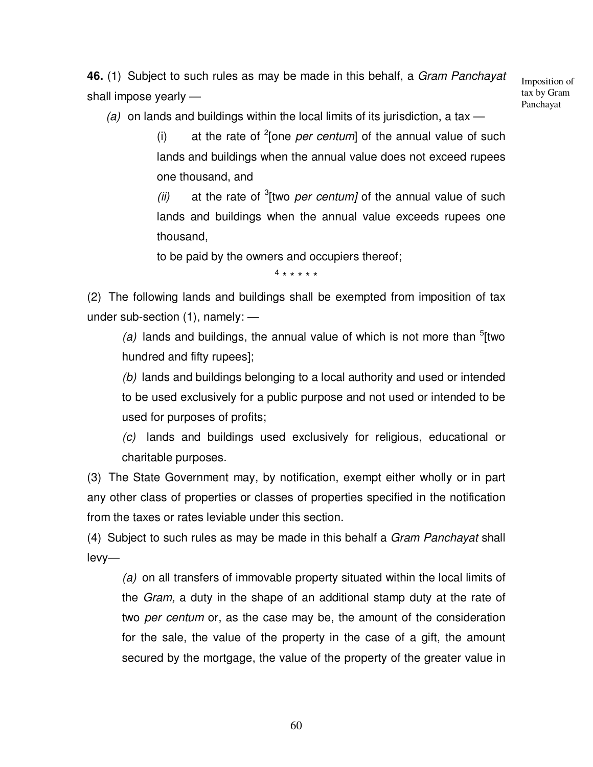Imposition of tax by Gram Panchayat

**46.** (1) Subject to such rules as may be made in this behalf, a *Gram Panchayat* shall impose yearly —

*(a)* on lands and buildings within the local limits of its jurisdiction, a tax —

(i) at the rate of [2][one *per centum*] of the annual value of such lands and buildings when the annual value does not exceed rupees one thousand, and

*(ii)* at the rate of [3][two *per centum]* of the annual value of such lands and buildings when the annual value exceeds rupees one thousand,

to be paid by the owners and occupiers thereof;

[4] * * * * *

(2) The following lands and buildings shall be exempted from imposition of tax under sub-section (1), namely: —

*(a)* lands and buildings, the annual value of which is not more than [5][two hundred and fifty rupees];

*(b)* lands and buildings belonging to a local authority and used or intended to be used exclusively for a public purpose and not used or intended to be used for purposes of profits;

*(c)* lands and buildings used exclusively for religious, educational or charitable purposes.

(3) The State Government may, by notification, exempt either wholly or in part any other class of properties or classes of properties specified in the notification from the taxes or rates leviable under this section.

(4) Subject to such rules as may be made in this behalf a *Gram Panchayat* shall levy—

*(a)* on all transfers of immovable property situated within the local limits of the *Gram,* a duty in the shape of an additional stamp duty at the rate of two *per centum* or, as the case may be, the amount of the consideration for the sale, the value of the property in the case of a gift, the amount secured by the mortgage, the value of the property of the greater value in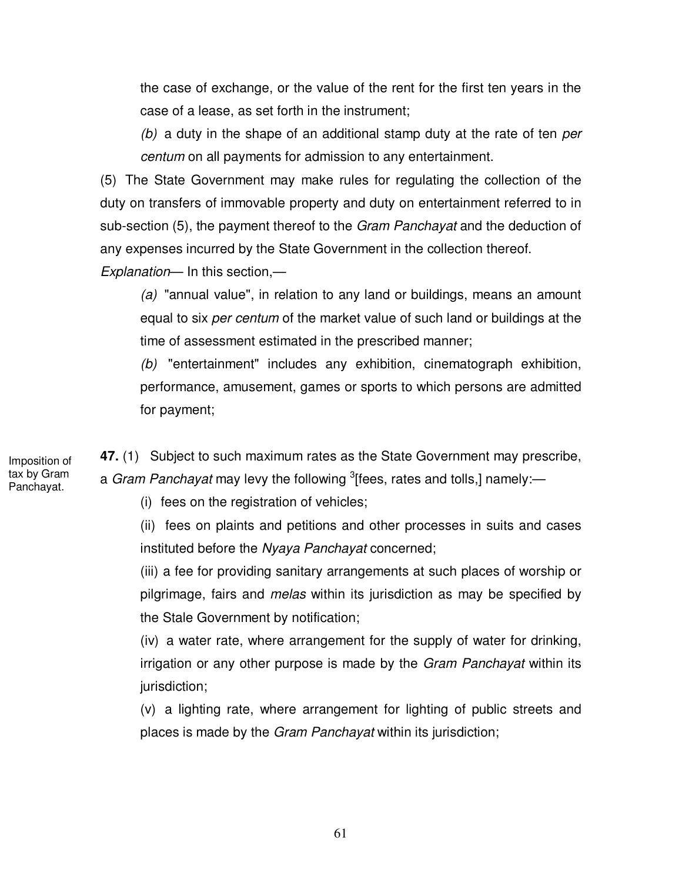the case of exchange, or the value of the rent for the first ten years in the case of a lease, as set forth in the instrument;

*(b)* a duty in the shape of an additional stamp duty at the rate of ten *per centum* on all payments for admission to any entertainment.

(5) The State Government may make rules for regulating the collection of the duty on transfers of immovable property and duty on entertainment referred to in sub-section (5), the payment thereof to the *Gram Panchayat* and the deduction of any expenses incurred by the State Government in the collection thereof.

*Explanation*— In this section,—

*(a)* "annual value", in relation to any land or buildings, means an amount equal to six *per centum* of the market value of such land or buildings at the time of assessment estimated in the prescribed manner;

*(b)* "entertainment" includes any exhibition, cinematograph exhibition, performance, amusement, games or sports to which persons are admitted for payment;

Imposition of tax by Gram Panchayat.

**47.** (1) Subject to such maximum rates as the State Government may prescribe, a *Gram Panchayat* may levy the following [3][fees, rates and tolls,] namely:—

(i) fees on the registration of vehicles;

(ii) fees on plaints and petitions and other processes in suits and cases instituted before the *Nyaya Panchayat* concerned;

(iii) a fee for providing sanitary arrangements at such places of worship or pilgrimage, fairs and *melas* within its jurisdiction as may be specified by the Stale Government by notification;

(iv) a water rate, where arrangement for the supply of water for drinking, irrigation or any other purpose is made by the *Gram Panchayat* within its jurisdiction;

(v) a lighting rate, where arrangement for lighting of public streets and places is made by the *Gram Panchayat* within its jurisdiction;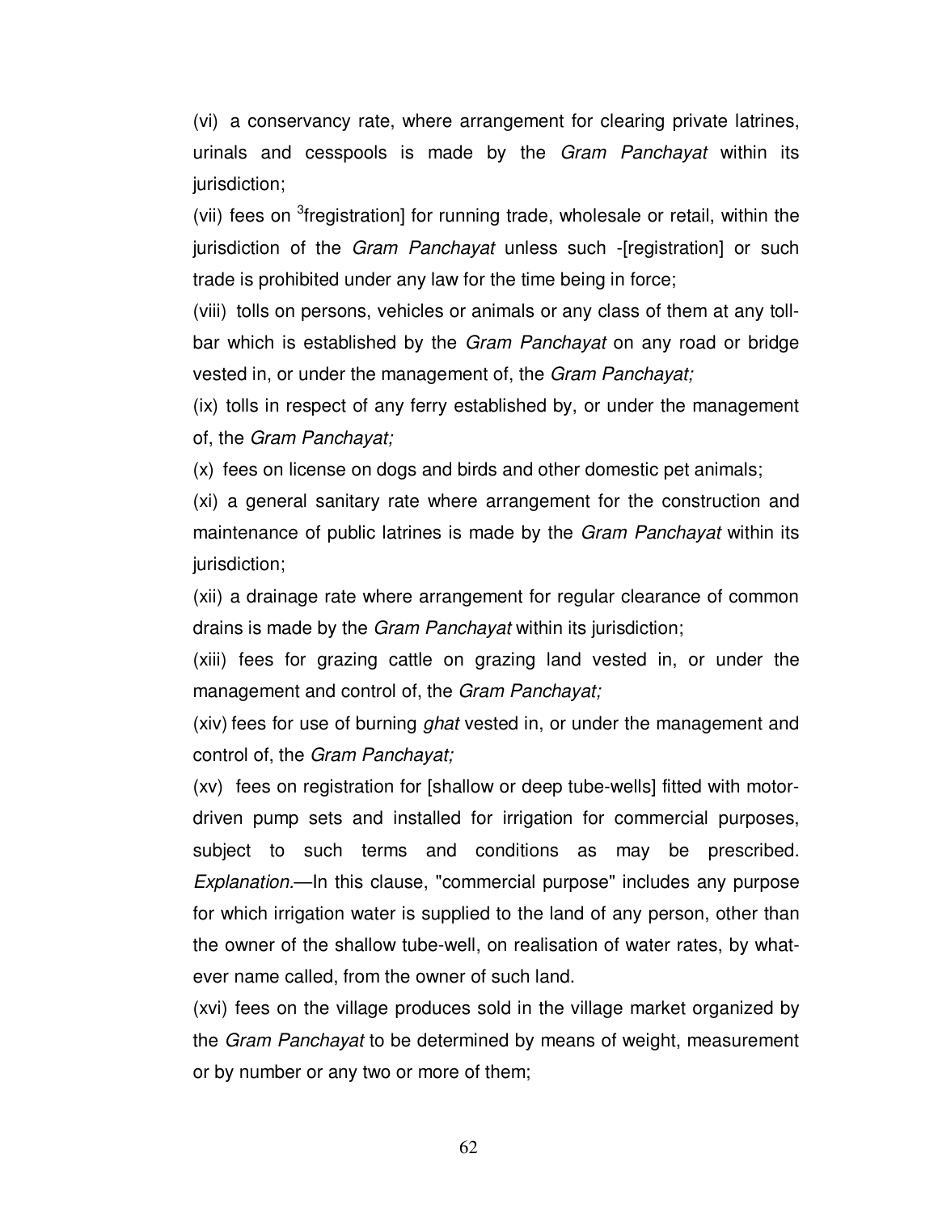(vi) a conservancy rate, where arrangement for clearing private latrines, urinals and cesspools is made by the *Gram Panchayat* within its jurisdiction;

(vii) fees on [3]fregistration] for running trade, wholesale or retail, within the jurisdiction of the *Gram Panchayat* unless such -[registration] or such trade is prohibited under any law for the time being in force;

(viii) tolls on persons, vehicles or animals or any class of them at any toll-bar which is established by the *Gram Panchayat* on any road or bridge vested in, or under the management of, the *Gram Panchayat;*

(ix) tolls in respect of any ferry established by, or under the management of, the *Gram Panchayat;*

(x) fees on license on dogs and birds and other domestic pet animals;

(xi) a general sanitary rate where arrangement for the construction and maintenance of public latrines is made by the *Gram Panchayat* within its jurisdiction;

(xii) a drainage rate where arrangement for regular clearance of common drains is made by the *Gram Panchayat* within its jurisdiction;

(xiii) fees for grazing cattle on grazing land vested in, or under the management and control of, the *Gram Panchayat;*

(xiv) fees for use of burning *ghat* vested in, or under the management and control of, the *Gram Panchayat;*

(xv) fees on registration for [shallow or deep tube-wells] fitted with motor-driven pump sets and installed for irrigation for commercial purposes, subject to such terms and conditions as may be prescribed. *Explanation*.—In this clause, "commercial purpose" includes any purpose for which irrigation water is supplied to the land of any person, other than the owner of the shallow tube-well, on realisation of water rates, by whatever name called, from the owner of such land.

(xvi) fees on the village produces sold in the village market organized by the *Gram Panchayat* to be determined by means of weight, measurement or by number or any two or more of them;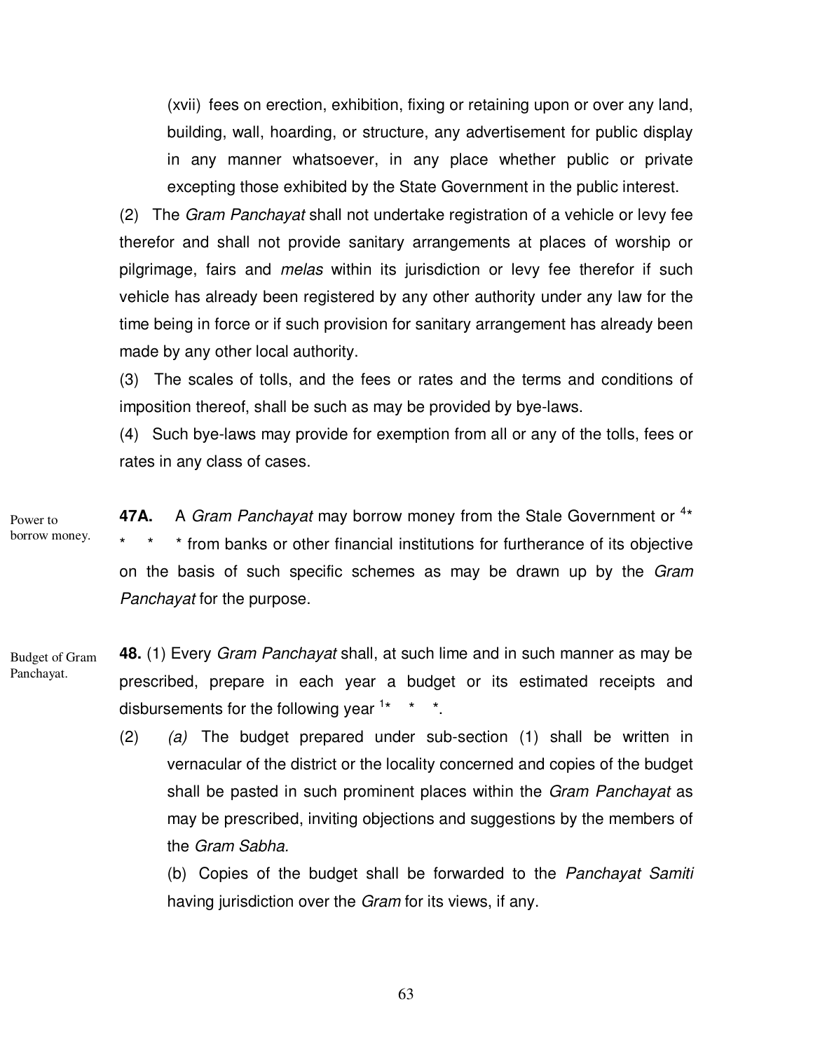(xvii) fees on erection, exhibition, fixing or retaining upon or over any land, building, wall, hoarding, or structure, any advertisement for public display in any manner whatsoever, in any place whether public or private excepting those exhibited by the State Government in the public interest.

(2) The *Gram Panchayat* shall not undertake registration of a vehicle or levy fee therefor and shall not provide sanitary arrangements at places of worship or pilgrimage, fairs and *melas* within its jurisdiction or levy fee therefor if such vehicle has already been registered by any other authority under any law for the time being in force or if such provision for sanitary arrangement has already been made by any other local authority.

(3) The scales of tolls, and the fees or rates and the terms and conditions of imposition thereof, shall be such as may be provided by bye-laws.

(4) Such bye-laws may provide for exemption from all or any of the tolls, fees or rates in any class of cases.

Power to borrow money.

**47A.** A *Gram Panchayat* may borrow money from the Stale Government or [4]* * * * from banks or other financial institutions for furtherance of its objective on the basis of such specific schemes as may be drawn up by the *Gram Panchayat* for the purpose.

Budget of Gram Panchayat.

**48.** (1) Every *Gram Panchayat* shall, at such lime and in such manner as may be prescribed, prepare in each year a budget or its estimated receipts and disbursements for the following year [1]* * *.

(2) *(a)* The budget prepared under sub-section (1) shall be written in vernacular of the district or the locality concerned and copies of the budget shall be pasted in such prominent places within the *Gram Panchayat* as may be prescribed, inviting objections and suggestions by the members of the *Gram Sabha.*

(b) Copies of the budget shall be forwarded to the *Panchayat Samiti* having jurisdiction over the *Gram* for its views, if any.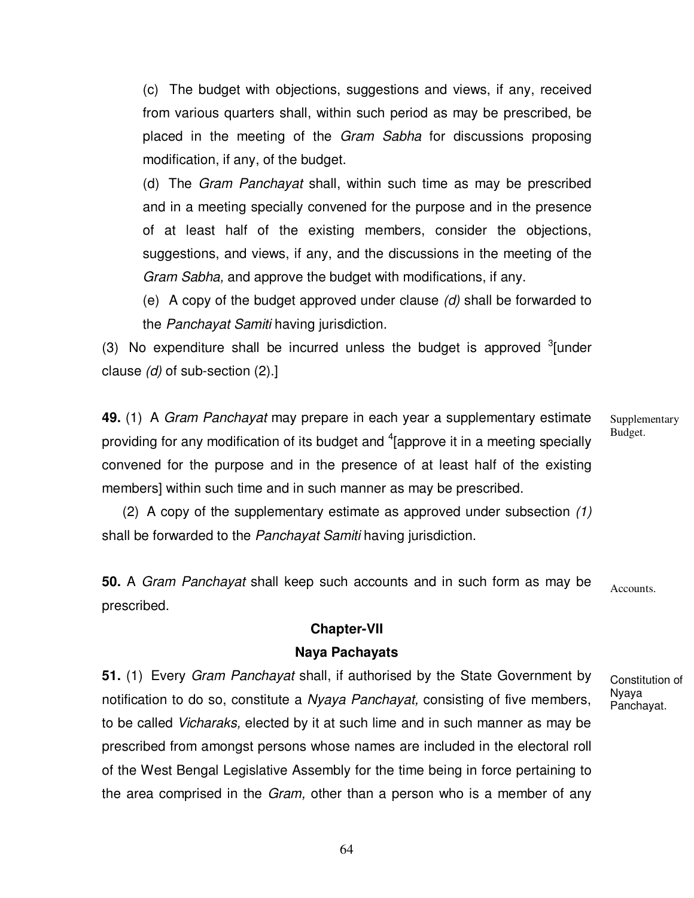(c) The budget with objections, suggestions and views, if any, received from various quarters shall, within such period as may be prescribed, be placed in the meeting of the *Gram Sabha* for discussions proposing modification, if any, of the budget.

(d) The *Gram Panchayat* shall, within such time as may be prescribed and in a meeting specially convened for the purpose and in the presence of at least half of the existing members, consider the objections, suggestions, and views, if any, and the discussions in the meeting of the *Gram Sabha,* and approve the budget with modifications, if any.

(e) A copy of the budget approved under clause *(d)* shall be forwarded to the *Panchayat Samiti* having jurisdiction.

(3) No expenditure shall be incurred unless the budget is approved [3][under clause *(d)* of sub-section (2).]

*Supplementary Budget.*

**49.** (1) A *Gram Panchayat* may prepare in each year a supplementary estimate providing for any modification of its budget and [4][approve it in a meeting specially convened for the purpose and in the presence of at least half of the existing members] within such time and in such manner as may be prescribed.

(2) A copy of the supplementary estimate as approved under subsection *(1)* shall be forwarded to the *Panchayat Samiti* having jurisdiction.

*Accounts.*

**50.** A *Gram Panchayat* shall keep such accounts and in such form as may be prescribed.

## Chapter-VII

## Naya Pachayats

*Constitution of Nyaya Panchayat.*

**51.** (1) Every *Gram Panchayat* shall, if authorised by the State Government by notification to do so, constitute a *Nyaya Panchayat,* consisting of five members, to be called *Vicharaks,* elected by it at such lime and in such manner as may be prescribed from amongst persons whose names are included in the electoral roll of the West Bengal Legislative Assembly for the time being in force pertaining to the area comprised in the *Gram,* other than a person who is a member of any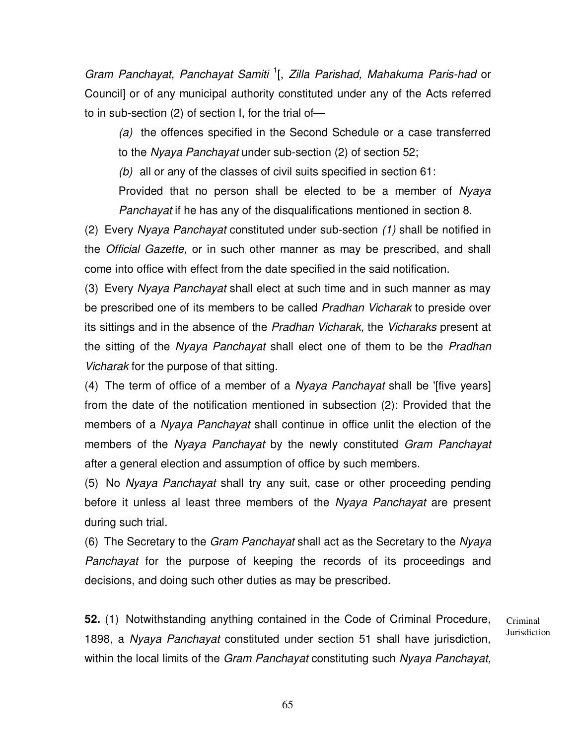*Gram Panchayat, Panchayat Samiti* [1][, *Zilla Parishad, Mahakuma Paris-had* or Council] or of any municipal authority constituted under any of the Acts referred to in sub-section (2) of section I, for the trial of—

*(a)* the offences specified in the Second Schedule or a case transferred to the *Nyaya Panchayat* under sub-section (2) of section 52;

*(b)* all or any of the classes of civil suits specified in section 61:

Provided that no person shall be elected to be a member of *Nyaya Panchayat* if he has any of the disqualifications mentioned in section 8.

(2) Every *Nyaya Panchayat* constituted under sub-section *(1)* shall be notified in the *Official Gazette,* or in such other manner as may be prescribed, and shall come into office with effect from the date specified in the said notification.

(3) Every *Nyaya Panchayat* shall elect at such time and in such manner as may be prescribed one of its members to be called *Pradhan Vicharak* to preside over its sittings and in the absence of the *Pradhan Vicharak,* the *Vicharaks* present at the sitting of the *Nyaya Panchayat* shall elect one of them to be the *Pradhan Vicharak* for the purpose of that sitting.

(4) The term of office of a member of a *Nyaya Panchayat* shall be '[five years] from the date of the notification mentioned in subsection (2): Provided that the members of a *Nyaya Panchayat* shall continue in office unlit the election of the members of the *Nyaya Panchayat* by the newly constituted *Gram Panchayat* after a general election and assumption of office by such members.

(5) No *Nyaya Panchayat* shall try any suit, case or other proceeding pending before it unless al least three members of the *Nyaya Panchayat* are present during such trial.

(6) The Secretary to the *Gram Panchayat* shall act as the Secretary to the *Nyaya Panchayat* for the purpose of keeping the records of its proceedings and decisions, and doing such other duties as may be prescribed.

Criminal Jurisdiction

**52.** (1) Notwithstanding anything contained in the Code of Criminal Procedure, 1898, a *Nyaya Panchayat* constituted under section 51 shall have jurisdiction, within the local limits of the *Gram Panchayat* constituting such *Nyaya Panchayat,*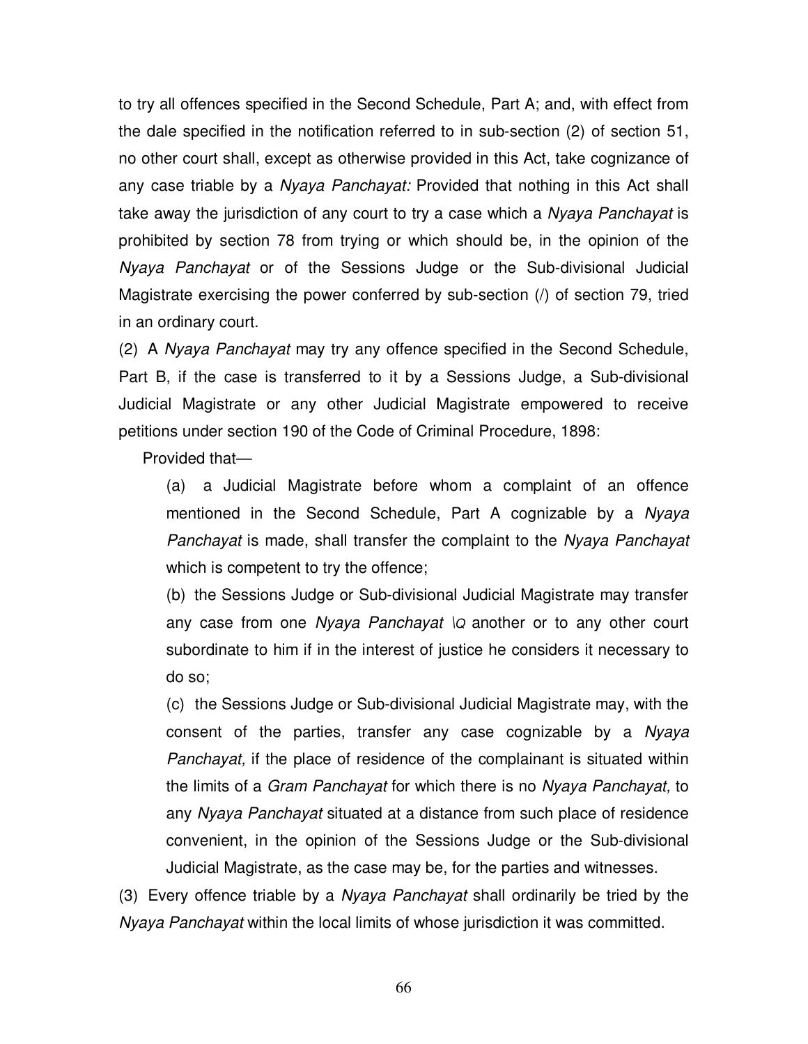to try all offences specified in the Second Schedule, Part A; and, with effect from the dale specified in the notification referred to in sub-section (2) of section 51, no other court shall, except as otherwise provided in this Act, take cognizance of any case triable by a *Nyaya Panchayat:* Provided that nothing in this Act shall take away the jurisdiction of any court to try a case which a *Nyaya Panchayat* is prohibited by section 78 from trying or which should be, in the opinion of the *Nyaya Panchayat* or of the Sessions Judge or the Sub-divisional Judicial Magistrate exercising the power conferred by sub-section (/) of section 79, tried in an ordinary court.

(2) A *Nyaya Panchayat* may try any offence specified in the Second Schedule, Part B, if the case is transferred to it by a Sessions Judge, a Sub-divisional Judicial Magistrate or any other Judicial Magistrate empowered to receive petitions under section 190 of the Code of Criminal Procedure, 1898:

Provided that—

(a) a Judicial Magistrate before whom a complaint of an offence mentioned in the Second Schedule, Part A cognizable by a *Nyaya Panchayat* is made, shall transfer the complaint to the *Nyaya Panchayat* which is competent to try the offence;

(b) the Sessions Judge or Sub-divisional Judicial Magistrate may transfer any case from one *Nyaya Panchayat* \Q another or to any other court subordinate to him if in the interest of justice he considers it necessary to do so;

(c) the Sessions Judge or Sub-divisional Judicial Magistrate may, with the consent of the parties, transfer any case cognizable by a *Nyaya Panchayat,* if the place of residence of the complainant is situated within the limits of a *Gram Panchayat* for which there is no *Nyaya Panchayat,* to any *Nyaya Panchayat* situated at a distance from such place of residence convenient, in the opinion of the Sessions Judge or the Sub-divisional Judicial Magistrate, as the case may be, for the parties and witnesses.

(3) Every offence triable by a *Nyaya Panchayat* shall ordinarily be tried by the *Nyaya Panchayat* within the local limits of whose jurisdiction it was committed.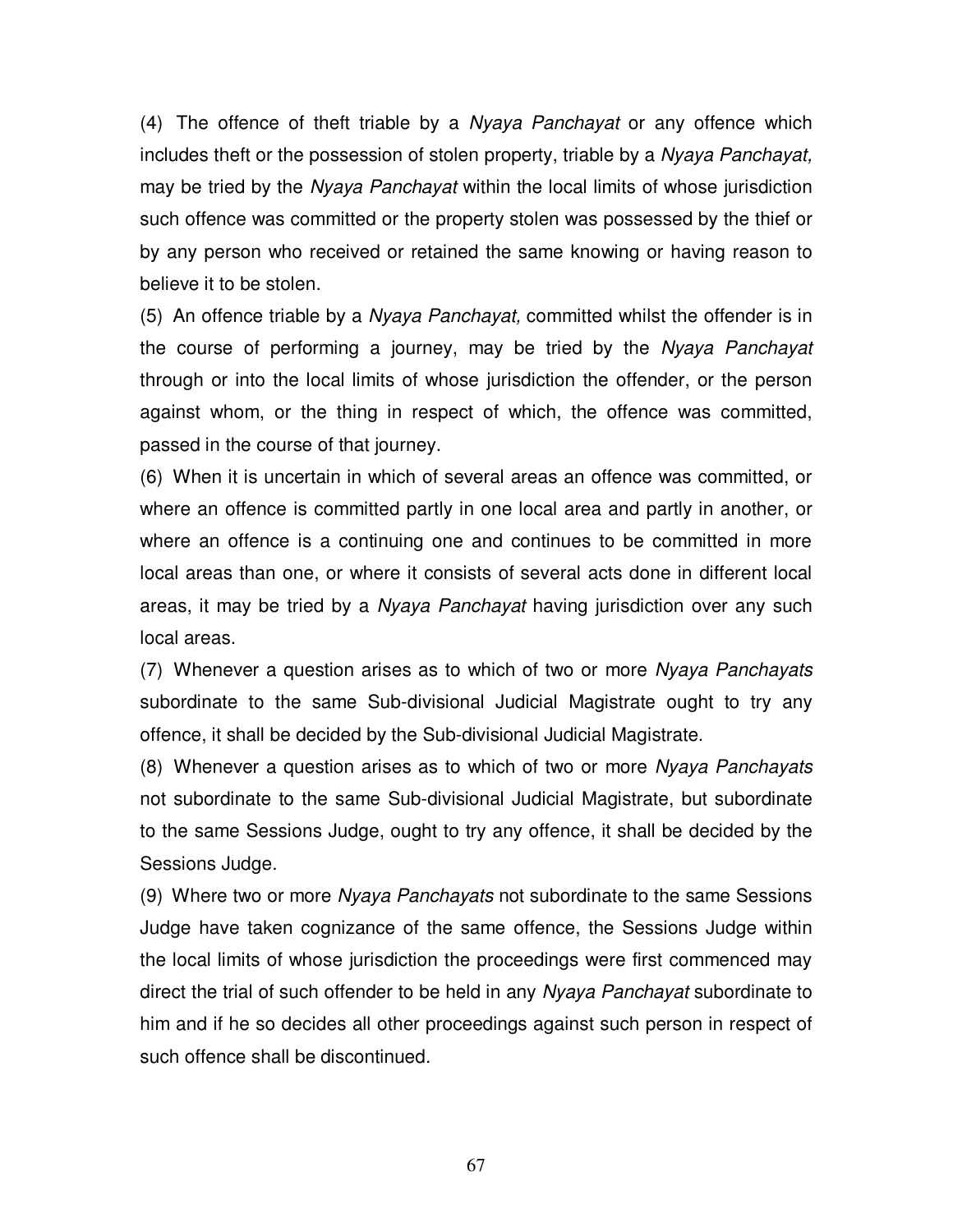(4) The offence of theft triable by a *Nyaya Panchayat* or any offence which includes theft or the possession of stolen property, triable by a *Nyaya Panchayat,* may be tried by the *Nyaya Panchayat* within the local limits of whose jurisdiction such offence was committed or the property stolen was possessed by the thief or by any person who received or retained the same knowing or having reason to believe it to be stolen.

(5) An offence triable by a *Nyaya Panchayat,* committed whilst the offender is in the course of performing a journey, may be tried by the *Nyaya Panchayat* through or into the local limits of whose jurisdiction the offender, or the person against whom, or the thing in respect of which, the offence was committed, passed in the course of that journey.

(6) When it is uncertain in which of several areas an offence was committed, or where an offence is committed partly in one local area and partly in another, or where an offence is a continuing one and continues to be committed in more local areas than one, or where it consists of several acts done in different local areas, it may be tried by a *Nyaya Panchayat* having jurisdiction over any such local areas.

(7) Whenever a question arises as to which of two or more *Nyaya Panchayats* subordinate to the same Sub-divisional Judicial Magistrate ought to try any offence, it shall be decided by the Sub-divisional Judicial Magistrate.

(8) Whenever a question arises as to which of two or more *Nyaya Panchayats* not subordinate to the same Sub-divisional Judicial Magistrate, but subordinate to the same Sessions Judge, ought to try any offence, it shall be decided by the Sessions Judge.

(9) Where two or more *Nyaya Panchayats* not subordinate to the same Sessions Judge have taken cognizance of the same offence, the Sessions Judge within the local limits of whose jurisdiction the proceedings were first commenced may direct the trial of such offender to be held in any *Nyaya Panchayat* subordinate to him and if he so decides all other proceedings against such person in respect of such offence shall be discontinued.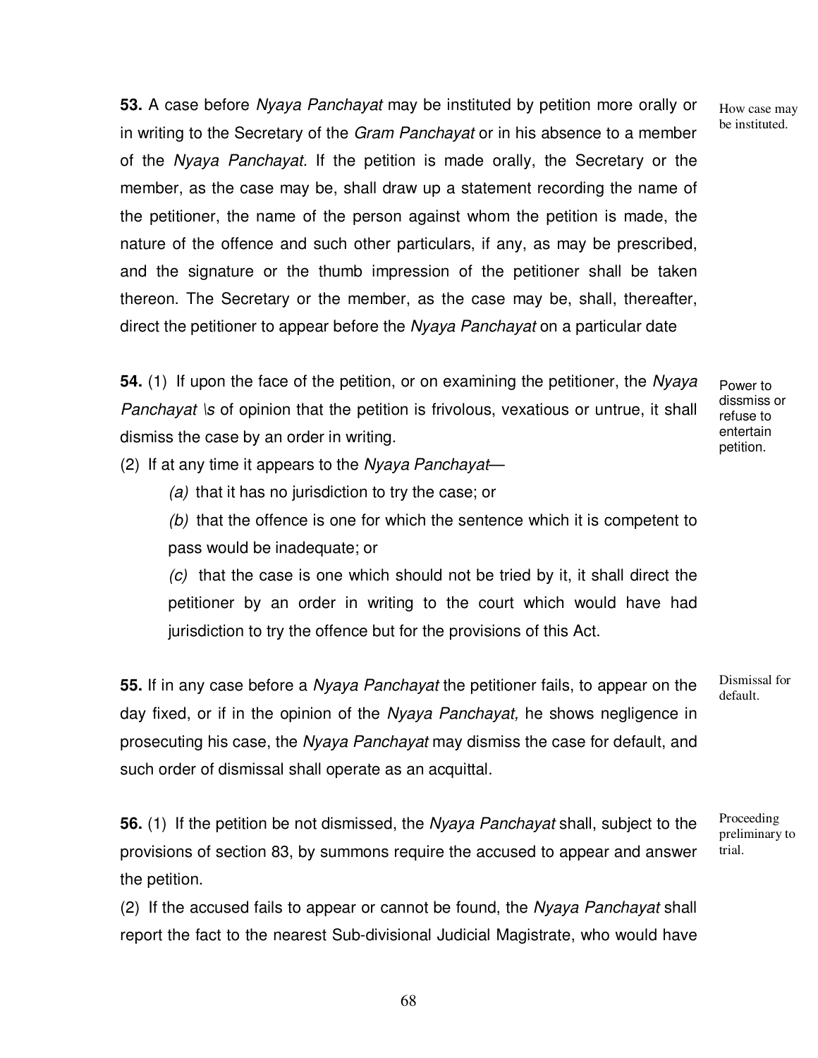**53.** A case before *Nyaya Panchayat* may be instituted by petition more orally or in writing to the Secretary of the *Gram Panchayat* or in his absence to a member of the *Nyaya Panchayat.* If the petition is made orally, the Secretary or the member, as the case may be, shall draw up a statement recording the name of the petitioner, the name of the person against whom the petition is made, the nature of the offence and such other particulars, if any, as may be prescribed, and the signature or the thumb impression of the petitioner shall be taken thereon. The Secretary or the member, as the case may be, shall, thereafter, direct the petitioner to appear before the *Nyaya Panchayat* on a particular date

How case may be instituted.

**54.** (1) If upon the face of the petition, or on examining the petitioner, the *Nyaya Panchayat \s* of opinion that the petition is frivolous, vexatious or untrue, it shall dismiss the case by an order in writing.

Power to dissmiss or refuse to entertain petition.

(2) If at any time it appears to the *Nyaya Panchayat*—

*(a)* that it has no jurisdiction to try the case; or

*(b)* that the offence is one for which the sentence which it is competent to pass would be inadequate; or

*(c)* that the case is one which should not be tried by it, it shall direct the petitioner by an order in writing to the court which would have had jurisdiction to try the offence but for the provisions of this Act.

**55.** If in any case before a *Nyaya Panchayat* the petitioner fails, to appear on the day fixed, or if in the opinion of the *Nyaya Panchayat,* he shows negligence in prosecuting his case, the *Nyaya Panchayat* may dismiss the case for default, and such order of dismissal shall operate as an acquittal.

Dismissal for default.

**56.** (1) If the petition be not dismissed, the *Nyaya Panchayat* shall, subject to the provisions of section 83, by summons require the accused to appear and answer the petition.

Proceeding preliminary to trial.

(2) If the accused fails to appear or cannot be found, the *Nyaya Panchayat* shall report the fact to the nearest Sub-divisional Judicial Magistrate, who would have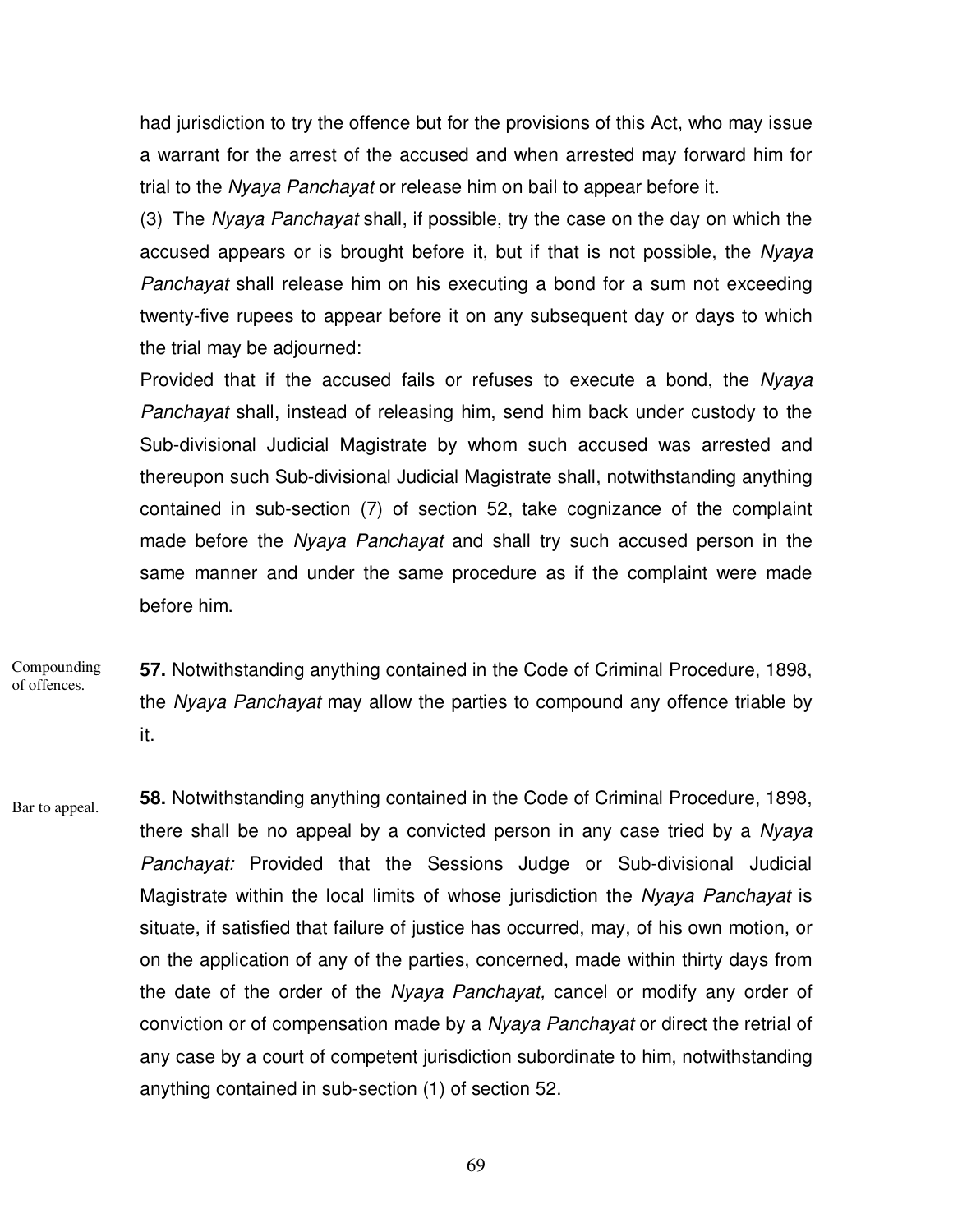had jurisdiction to try the offence but for the provisions of this Act, who may issue a warrant for the arrest of the accused and when arrested may forward him for trial to the *Nyaya Panchayat* or release him on bail to appear before it.

(3) The *Nyaya Panchayat* shall, if possible, try the case on the day on which the accused appears or is brought before it, but if that is not possible, the *Nyaya Panchayat* shall release him on his executing a bond for a sum not exceeding twenty-five rupees to appear before it on any subsequent day or days to which the trial may be adjourned:

Provided that if the accused fails or refuses to execute a bond, the *Nyaya Panchayat* shall, instead of releasing him, send him back under custody to the Sub-divisional Judicial Magistrate by whom such accused was arrested and thereupon such Sub-divisional Judicial Magistrate shall, notwithstanding anything contained in sub-section (7) of section 52, take cognizance of the complaint made before the *Nyaya Panchayat* and shall try such accused person in the same manner and under the same procedure as if the complaint were made before him.

Compounding of offences.

**57.** Notwithstanding anything contained in the Code of Criminal Procedure, 1898, the *Nyaya Panchayat* may allow the parties to compound any offence triable by it.

Bar to appeal.

**58.** Notwithstanding anything contained in the Code of Criminal Procedure, 1898, there shall be no appeal by a convicted person in any case tried by a *Nyaya Panchayat:* Provided that the Sessions Judge or Sub-divisional Judicial Magistrate within the local limits of whose jurisdiction the *Nyaya Panchayat* is situate, if satisfied that failure of justice has occurred, may, of his own motion, or on the application of any of the parties, concerned, made within thirty days from the date of the order of the *Nyaya Panchayat,* cancel or modify any order of conviction or of compensation made by a *Nyaya Panchayat* or direct the retrial of any case by a court of competent jurisdiction subordinate to him, notwithstanding anything contained in sub-section (1) of section 52.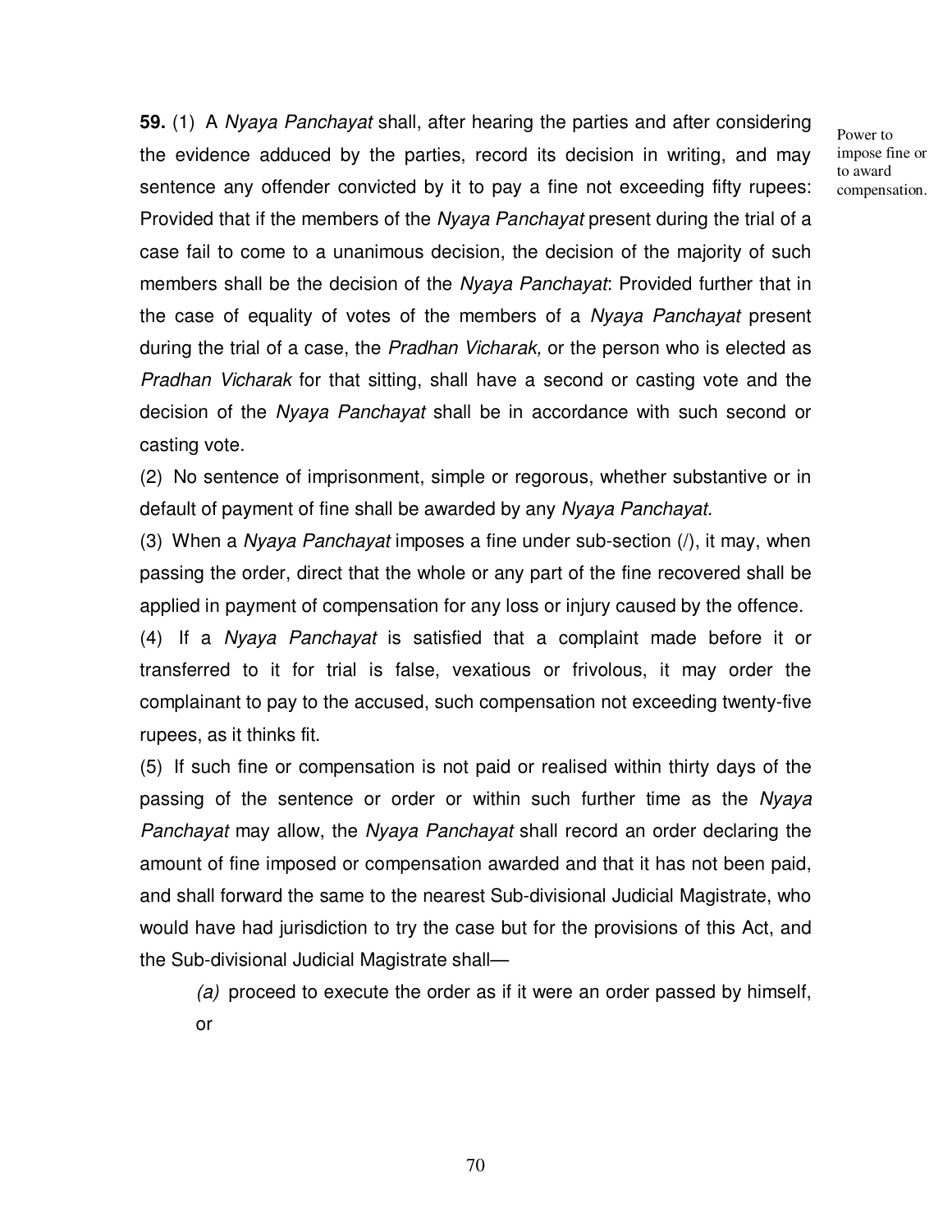**59.** (1) A *Nyaya Panchayat* shall, after hearing the parties and after considering the evidence adduced by the parties, record its decision in writing, and may sentence any offender convicted by it to pay a fine not exceeding fifty rupees: Provided that if the members of the *Nyaya Panchayat* present during the trial of a case fail to come to a unanimous decision, the decision of the majority of such members shall be the decision of the *Nyaya Panchayat*: Provided further that in the case of equality of votes of the members of a *Nyaya Panchayat* present during the trial of a case, the *Pradhan Vicharak,* or the person who is elected as *Pradhan Vicharak* for that sitting, shall have a second or casting vote and the decision of the *Nyaya Panchayat* shall be in accordance with such second or casting vote.

Power to impose fine or to award compensation.

(2) No sentence of imprisonment, simple or regorous, whether substantive or in default of payment of fine shall be awarded by any *Nyaya Panchayat.*

(3) When a *Nyaya Panchayat* imposes a fine under sub-section (/), it may, when passing the order, direct that the whole or any part of the fine recovered shall be applied in payment of compensation for any loss or injury caused by the offence.

(4) If a *Nyaya Panchayat* is satisfied that a complaint made before it or transferred to it for trial is false, vexatious or frivolous, it may order the complainant to pay to the accused, such compensation not exceeding twenty-five rupees, as it thinks fit.

(5) If such fine or compensation is not paid or realised within thirty days of the passing of the sentence or order or within such further time as the *Nyaya Panchayat* may allow, the *Nyaya Panchayat* shall record an order declaring the amount of fine imposed or compensation awarded and that it has not been paid, and shall forward the same to the nearest Sub-divisional Judicial Magistrate, who would have had jurisdiction to try the case but for the provisions of this Act, and the Sub-divisional Judicial Magistrate shall—

*(a)* proceed to execute the order as if it were an order passed by himself, or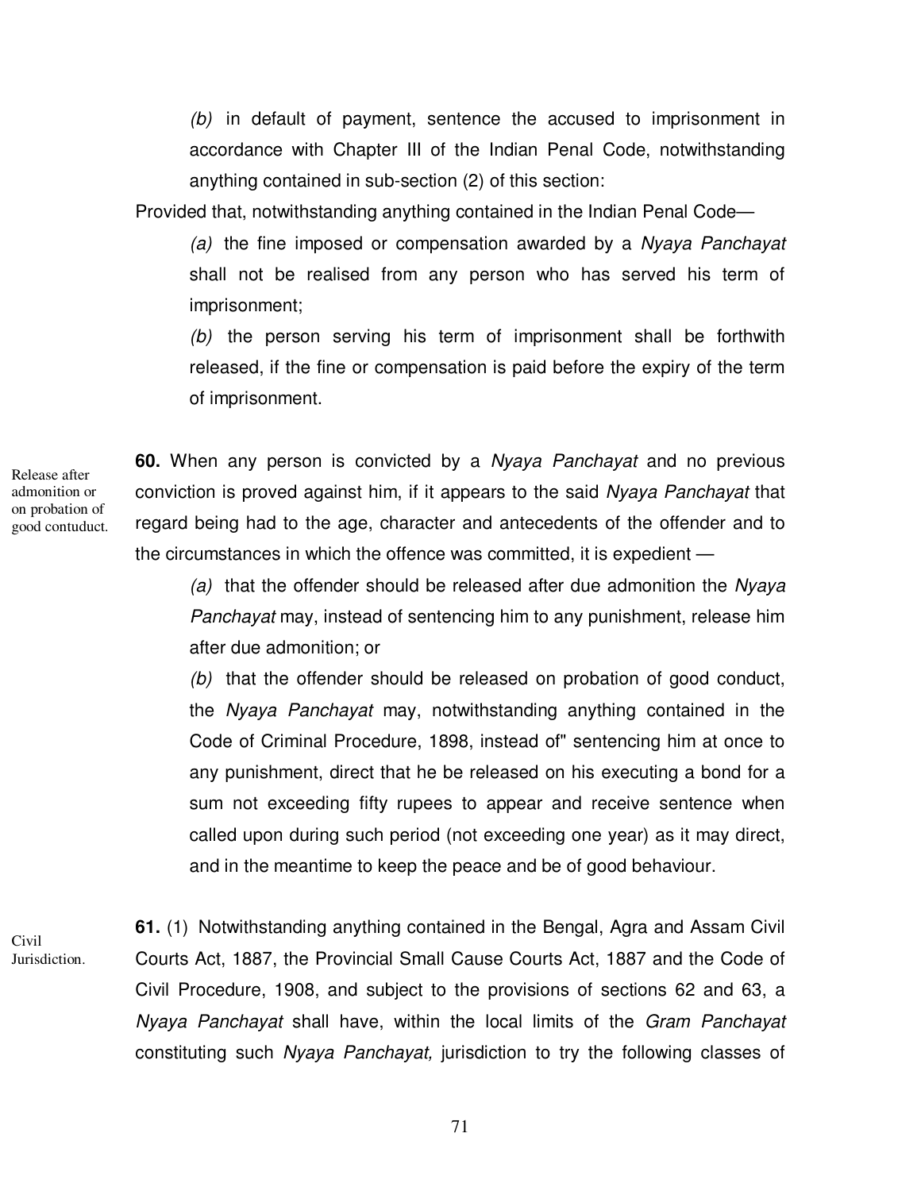*(b)* in default of payment, sentence the accused to imprisonment in accordance with Chapter III of the Indian Penal Code, notwithstanding anything contained in sub-section (2) of this section:

Provided that, notwithstanding anything contained in the Indian Penal Code—

*(a)* the fine imposed or compensation awarded by a *Nyaya Panchayat* shall not be realised from any person who has served his term of imprisonment;

*(b)* the person serving his term of imprisonment shall be forthwith released, if the fine or compensation is paid before the expiry of the term of imprisonment.

Release after admonition or on probation of good contuduct.

**60.** When any person is convicted by a *Nyaya Panchayat* and no previous conviction is proved against him, if it appears to the said *Nyaya Panchayat* that regard being had to the age, character and antecedents of the offender and to the circumstances in which the offence was committed, it is expedient —

*(a)* that the offender should be released after due admonition the *Nyaya Panchayat* may, instead of sentencing him to any punishment, release him after due admonition; or

*(b)* that the offender should be released on probation of good conduct, the *Nyaya Panchayat* may, notwithstanding anything contained in the Code of Criminal Procedure, 1898, instead of" sentencing him at once to any punishment, direct that he be released on his executing a bond for a sum not exceeding fifty rupees to appear and receive sentence when called upon during such period (not exceeding one year) as it may direct, and in the meantime to keep the peace and be of good behaviour.

Civil Jurisdiction.

**61.** (1) Notwithstanding anything contained in the Bengal, Agra and Assam Civil Courts Act, 1887, the Provincial Small Cause Courts Act, 1887 and the Code of Civil Procedure, 1908, and subject to the provisions of sections 62 and 63, a *Nyaya Panchayat* shall have, within the local limits of the *Gram Panchayat* constituting such *Nyaya Panchayat,* jurisdiction to try the following classes of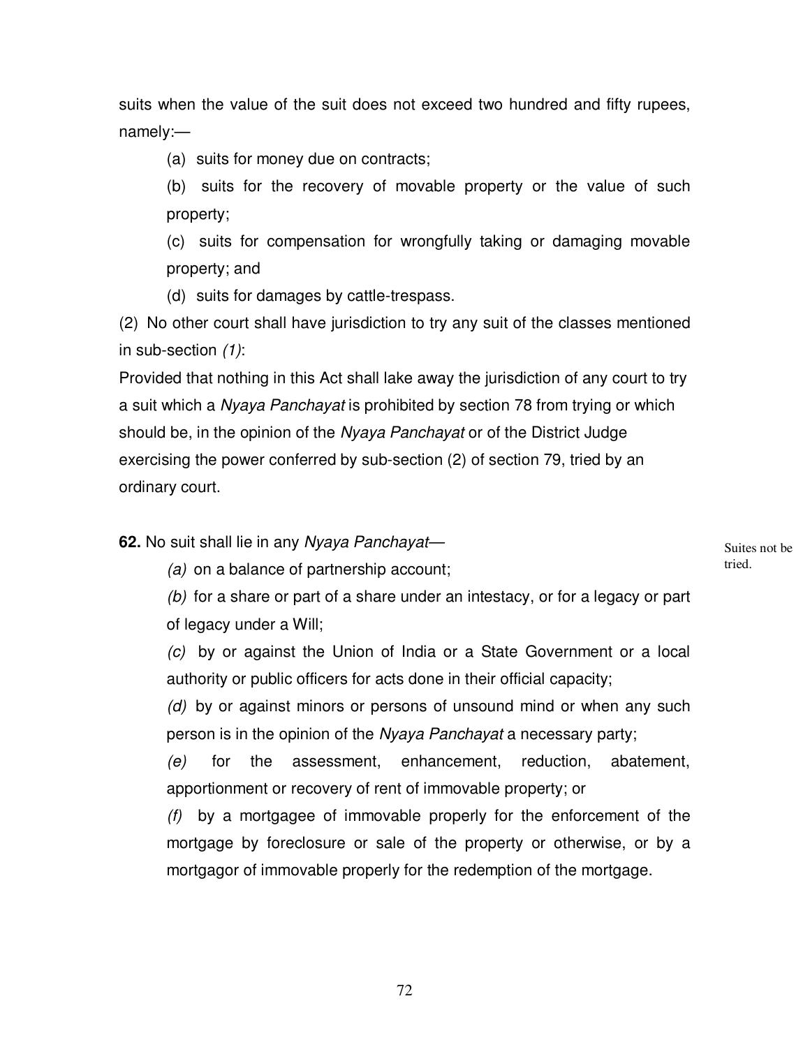suits when the value of the suit does not exceed two hundred and fifty rupees, namely:—

(a) suits for money due on contracts;

(b) suits for the recovery of movable property or the value of such property;

(c) suits for compensation for wrongfully taking or damaging movable property; and

(d) suits for damages by cattle-trespass.

(2) No other court shall have jurisdiction to try any suit of the classes mentioned in sub-section *(1)*:

Provided that nothing in this Act shall lake away the jurisdiction of any court to try a suit which a *Nyaya Panchayat* is prohibited by section 78 from trying or which should be, in the opinion of the *Nyaya Panchayat* or of the District Judge exercising the power conferred by sub-section (2) of section 79, tried by an ordinary court.

Suites not be tried.

**62.** No suit shall lie in any *Nyaya Panchayat*—

*(a)* on a balance of partnership account;

*(b)* for a share or part of a share under an intestacy, or for a legacy or part of legacy under a Will;

*(c)* by or against the Union of India or a State Government or a local authority or public officers for acts done in their official capacity;

*(d)* by or against minors or persons of unsound mind or when any such person is in the opinion of the *Nyaya Panchayat* a necessary party;

*(e)* for the assessment, enhancement, reduction, abatement, apportionment or recovery of rent of immovable property; or

*(f)* by a mortgagee of immovable properly for the enforcement of the mortgage by foreclosure or sale of the property or otherwise, or by a mortgagor of immovable properly for the redemption of the mortgage.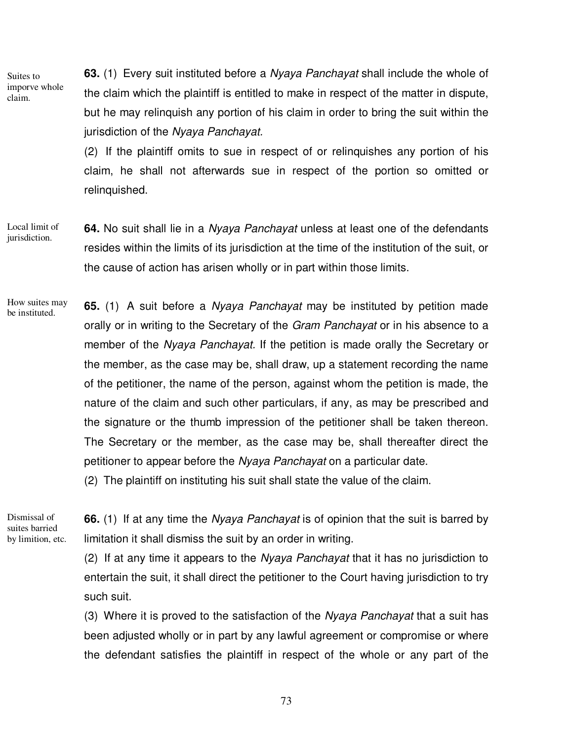Suites to imporve whole claim.

**63.** (1) Every suit instituted before a *Nyaya Panchayat* shall include the whole of the claim which the plaintiff is entitled to make in respect of the matter in dispute, but he may relinquish any portion of his claim in order to bring the suit within the jurisdiction of the *Nyaya Panchayat*.

(2) If the plaintiff omits to sue in respect of or relinquishes any portion of his claim, he shall not afterwards sue in respect of the portion so omitted or relinquished.

Local limit of jurisdiction.

**64.** No suit shall lie in a *Nyaya Panchayat* unless at least one of the defendants resides within the limits of its jurisdiction at the time of the institution of the suit, or the cause of action has arisen wholly or in part within those limits.

How suites may be instituted.

**65.** (1) A suit before a *Nyaya Panchayat* may be instituted by petition made orally or in writing to the Secretary of the *Gram Panchayat* or in his absence to a member of the *Nyaya Panchayat*. If the petition is made orally the Secretary or the member, as the case may be, shall draw, up a statement recording the name of the petitioner, the name of the person, against whom the petition is made, the nature of the claim and such other particulars, if any, as may be prescribed and the signature or the thumb impression of the petitioner shall be taken thereon. The Secretary or the member, as the case may be, shall thereafter direct the petitioner to appear before the *Nyaya Panchayat* on a particular date.

(2) The plaintiff on instituting his suit shall state the value of the claim.

Dismissal of suites barried by limition, etc.

**66.** (1) If at any time the *Nyaya Panchayat* is of opinion that the suit is barred by limitation it shall dismiss the suit by an order in writing.

(2) If at any time it appears to the *Nyaya Panchayat* that it has no jurisdiction to entertain the suit, it shall direct the petitioner to the Court having jurisdiction to try such suit.

(3) Where it is proved to the satisfaction of the *Nyaya Panchayat* that a suit has been adjusted wholly or in part by any lawful agreement or compromise or where the defendant satisfies the plaintiff in respect of the whole or any part of the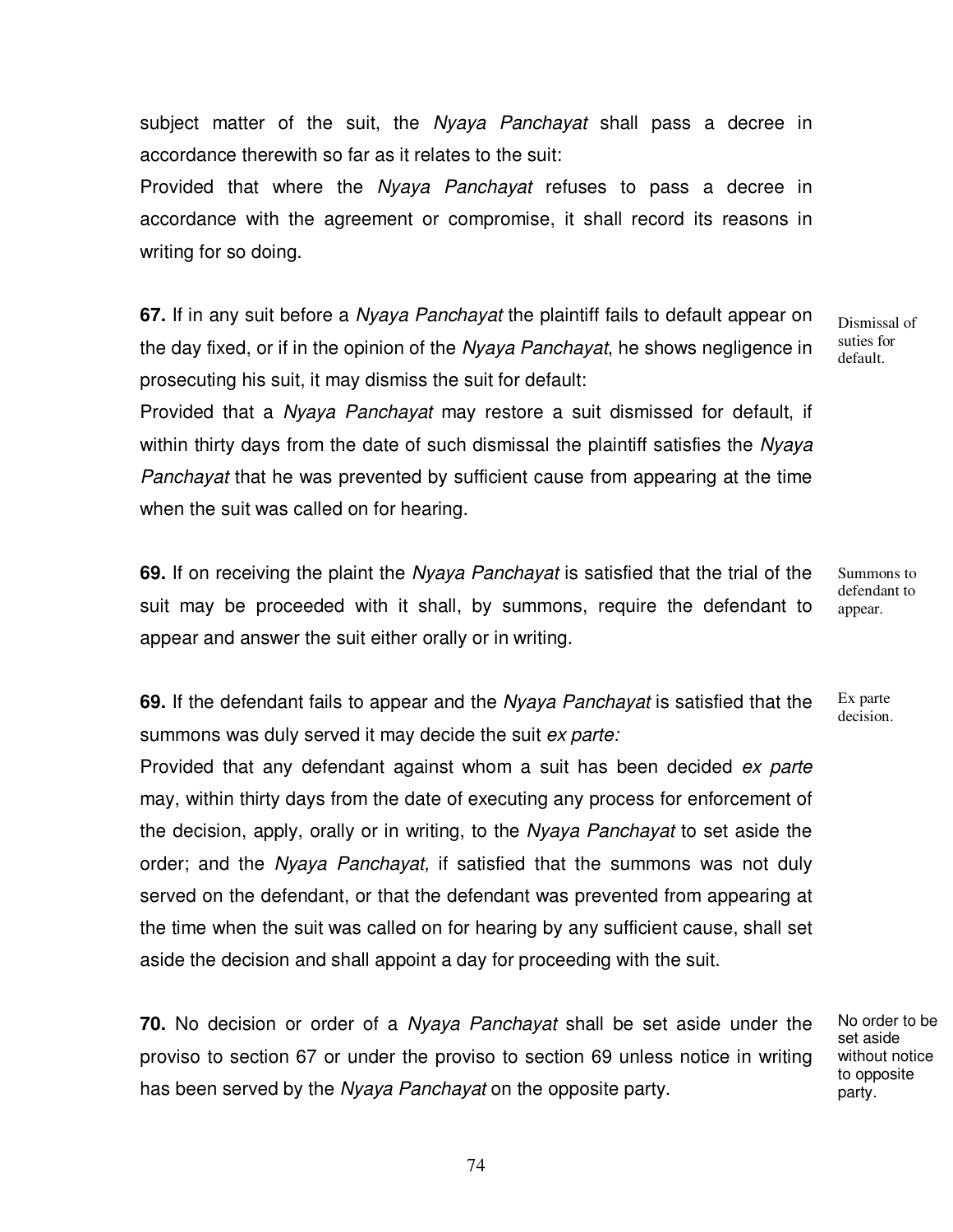subject matter of the suit, the *Nyaya Panchayat* shall pass a decree in accordance therewith so far as it relates to the suit:

Provided that where the *Nyaya Panchayat* refuses to pass a decree in accordance with the agreement or compromise, it shall record its reasons in writing for so doing.

Dismissal of suties for default.

**67.** If in any suit before a *Nyaya Panchayat* the plaintiff fails to default appear on the day fixed, or if in the opinion of the *Nyaya Panchayat*, he shows negligence in prosecuting his suit, it may dismiss the suit for default:

Provided that a *Nyaya Panchayat* may restore a suit dismissed for default, if within thirty days from the date of such dismissal the plaintiff satisfies the *Nyaya Panchayat* that he was prevented by sufficient cause from appearing at the time when the suit was called on for hearing.

Summons to defendant to appear.

**69.** If on receiving the plaint the *Nyaya Panchayat* is satisfied that the trial of the suit may be proceeded with it shall, by summons, require the defendant to appear and answer the suit either orally or in writing.

Ex parte decision.

**69.** If the defendant fails to appear and the *Nyaya Panchayat* is satisfied that the summons was duly served it may decide the suit *ex parte:*

Provided that any defendant against whom a suit has been decided *ex parte* may, within thirty days from the date of executing any process for enforcement of the decision, apply, orally or in writing, to the *Nyaya Panchayat* to set aside the order; and the *Nyaya Panchayat,* if satisfied that the summons was not duly served on the defendant, or that the defendant was prevented from appearing at the time when the suit was called on for hearing by any sufficient cause, shall set aside the decision and shall appoint a day for proceeding with the suit.

No order to be set aside without notice to opposite party.

**70.** No decision or order of a *Nyaya Panchayat* shall be set aside under the proviso to section 67 or under the proviso to section 69 unless notice in writing has been served by the *Nyaya Panchayat* on the opposite party.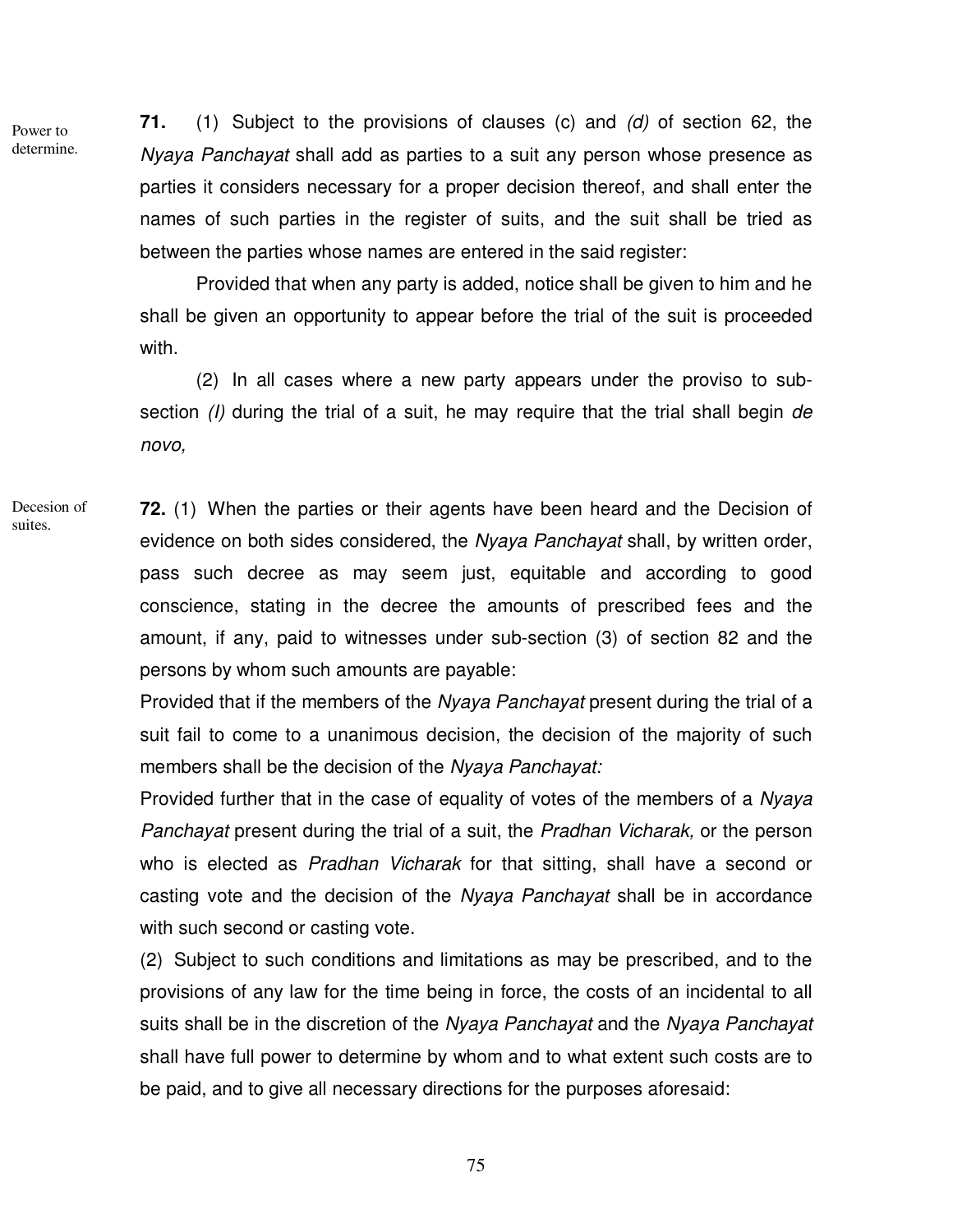Power to determine.

**71.** (1) Subject to the provisions of clauses (c) and *(d)* of section 62, the *Nyaya Panchayat* shall add as parties to a suit any person whose presence as parties it considers necessary for a proper decision thereof, and shall enter the names of such parties in the register of suits, and the suit shall be tried as between the parties whose names are entered in the said register:

Provided that when any party is added, notice shall be given to him and he shall be given an opportunity to appear before the trial of the suit is proceeded with.

(2) In all cases where a new party appears under the proviso to sub-section *(l)* during the trial of a suit, he may require that the trial shall begin *de novo,*

Decesion of suites.

**72.** (1) When the parties or their agents have been heard and the Decision of evidence on both sides considered, the *Nyaya Panchayat* shall, by written order, pass such decree as may seem just, equitable and according to good conscience, stating in the decree the amounts of prescribed fees and the amount, if any, paid to witnesses under sub-section (3) of section 82 and the persons by whom such amounts are payable:

Provided that if the members of the *Nyaya Panchayat* present during the trial of a suit fail to come to a unanimous decision, the decision of the majority of such members shall be the decision of the *Nyaya Panchayat:*

Provided further that in the case of equality of votes of the members of a *Nyaya Panchayat* present during the trial of a suit, the *Pradhan Vicharak,* or the person who is elected as *Pradhan Vicharak* for that sitting, shall have a second or casting vote and the decision of the *Nyaya Panchayat* shall be in accordance with such second or casting vote.

(2) Subject to such conditions and limitations as may be prescribed, and to the provisions of any law for the time being in force, the costs of an incidental to all suits shall be in the discretion of the *Nyaya Panchayat* and the *Nyaya Panchayat* shall have full power to determine by whom and to what extent such costs are to be paid, and to give all necessary directions for the purposes aforesaid: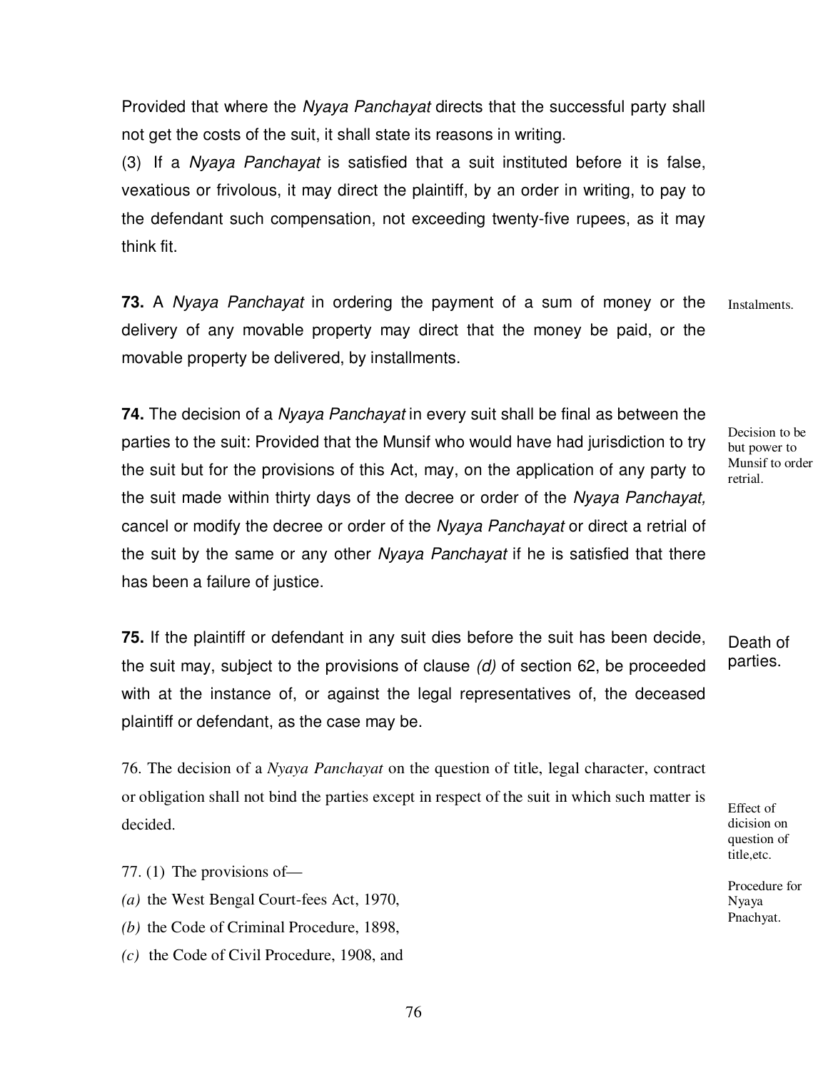Provided that where the *Nyaya Panchayat* directs that the successful party shall not get the costs of the suit, it shall state its reasons in writing.

(3) If a *Nyaya Panchayat* is satisfied that a suit instituted before it is false, vexatious or frivolous, it may direct the plaintiff, by an order in writing, to pay to the defendant such compensation, not exceeding twenty-five rupees, as it may think fit.

Instalments.

**73.** A *Nyaya Panchayat* in ordering the payment of a sum of money or the delivery of any movable property may direct that the money be paid, or the movable property be delivered, by installments.

Decision to be but power to Munsif to order retrial.

**74.** The decision of a *Nyaya Panchayat* in every suit shall be final as between the parties to the suit: Provided that the Munsif who would have had jurisdiction to try the suit but for the provisions of this Act, may, on the application of any party to the suit made within thirty days of the decree or order of the *Nyaya Panchayat,* cancel or modify the decree or order of the *Nyaya Panchayat* or direct a retrial of the suit by the same or any other *Nyaya Panchayat* if he is satisfied that there has been a failure of justice.

Death of parties.

**75.** If the plaintiff or defendant in any suit dies before the suit has been decide, the suit may, subject to the provisions of clause *(d)* of section 62, be proceeded with at the instance of, or against the legal representatives of, the deceased plaintiff or defendant, as the case may be.

Effect of dicision on question of title,etc.

76. The decision of a *Nyaya Panchayat* on the question of title, legal character, contract or obligation shall not bind the parties except in respect of the suit in which such matter is decided.

Procedure for Nyaya Pnachyat.

77. (1) The provisions of—

*(a)* the West Bengal Court-fees Act, 1970,

*(b)* the Code of Criminal Procedure, 1898,

*(c)* the Code of Civil Procedure, 1908, and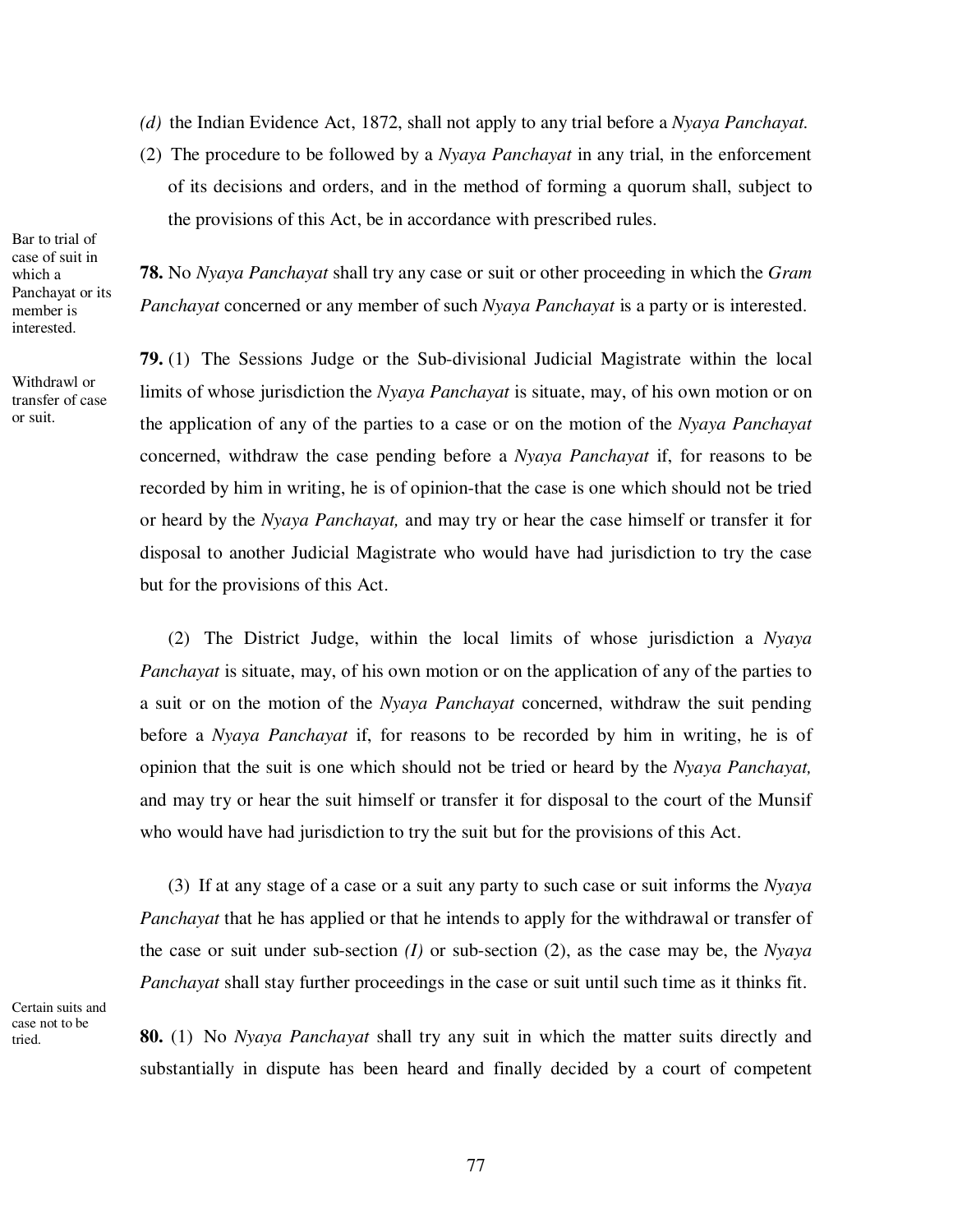*(d)* the Indian Evidence Act, 1872, shall not apply to any trial before a *Nyaya Panchayat.*

(2) The procedure to be followed by a *Nyaya Panchayat* in any trial, in the enforcement of its decisions and orders, and in the method of forming a quorum shall, subject to the provisions of this Act, be in accordance with prescribed rules.

Bar to trial of case of suit in which a Panchayat or its member is interested.

**78.** No *Nyaya Panchayat* shall try any case or suit or other proceeding in which the *Gram Panchayat* concerned or any member of such *Nyaya Panchayat* is a party or is interested.

Withdrawl or transfer of case or suit.

**79.** (1) The Sessions Judge or the Sub-divisional Judicial Magistrate within the local limits of whose jurisdiction the *Nyaya Panchayat* is situate, may, of his own motion or on the application of any of the parties to a case or on the motion of the *Nyaya Panchayat* concerned, withdraw the case pending before a *Nyaya Panchayat* if, for reasons to be recorded by him in writing, he is of opinion-that the case is one which should not be tried or heard by the *Nyaya Panchayat,* and may try or hear the case himself or transfer it for disposal to another Judicial Magistrate who would have had jurisdiction to try the case but for the provisions of this Act.

(2) The District Judge, within the local limits of whose jurisdiction a *Nyaya Panchayat* is situate, may, of his own motion or on the application of any of the parties to a suit or on the motion of the *Nyaya Panchayat* concerned, withdraw the suit pending before a *Nyaya Panchayat* if, for reasons to be recorded by him in writing, he is of opinion that the suit is one which should not be tried or heard by the *Nyaya Panchayat,* and may try or hear the suit himself or transfer it for disposal to the court of the Munsif who would have had jurisdiction to try the suit but for the provisions of this Act.

(3) If at any stage of a case or a suit any party to such case or suit informs the *Nyaya Panchayat* that he has applied or that he intends to apply for the withdrawal or transfer of the case or suit under sub-section *(I)* or sub-section (2), as the case may be, the *Nyaya Panchayat* shall stay further proceedings in the case or suit until such time as it thinks fit.

Certain suits and case not to be tried.

**80.** (1) No *Nyaya Panchayat* shall try any suit in which the matter suits directly and substantially in dispute has been heard and finally decided by a court of competent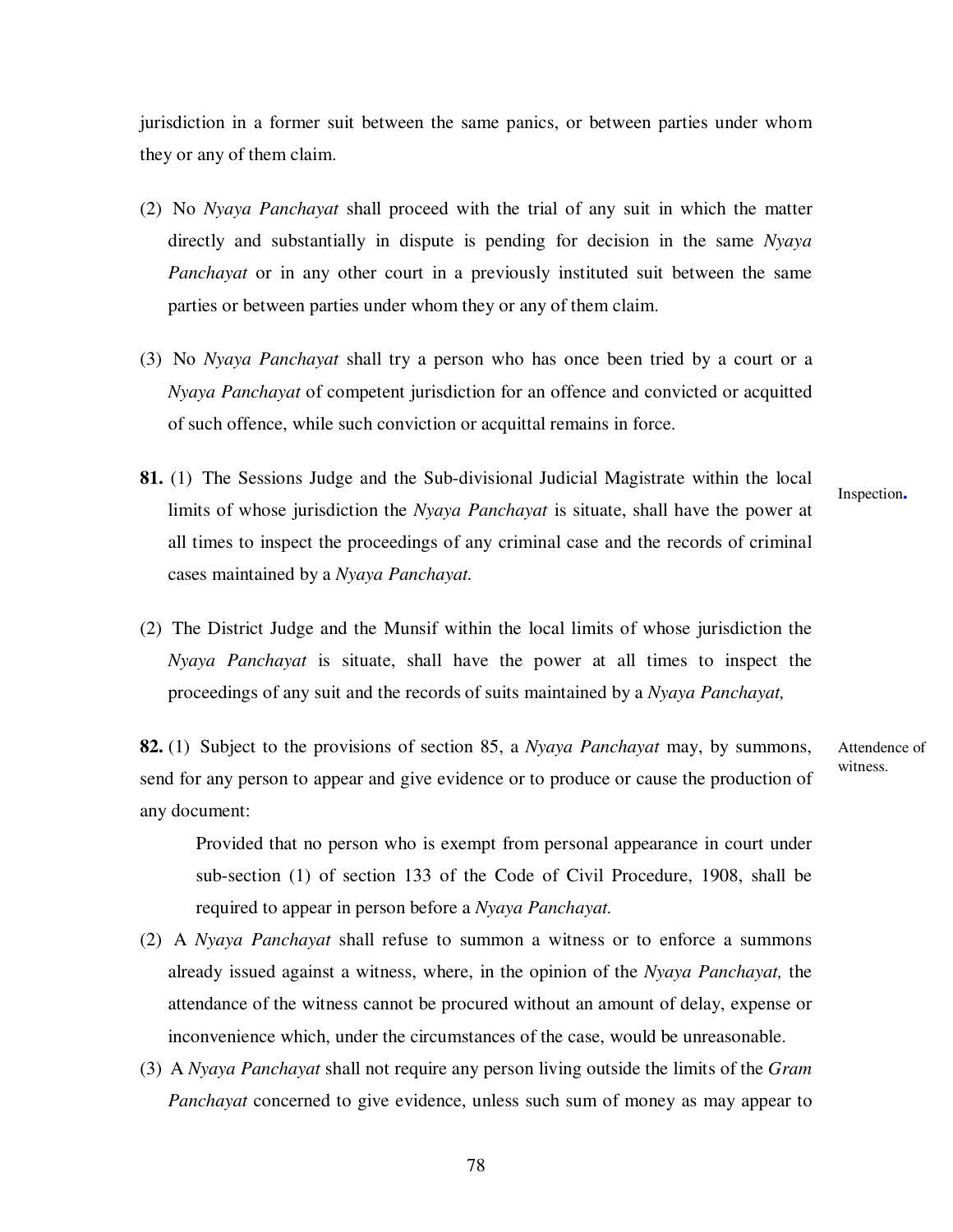jurisdiction in a former suit between the same panics, or between parties under whom they or any of them claim.

(2) No *Nyaya Panchayat* shall proceed with the trial of any suit in which the matter directly and substantially in dispute is pending for decision in the same *Nyaya Panchayat* or in any other court in a previously instituted suit between the same parties or between parties under whom they or any of them claim.

(3) No *Nyaya Panchayat* shall try a person who has once been tried by a court or a *Nyaya Panchayat* of competent jurisdiction for an offence and convicted or acquitted of such offence, while such conviction or acquittal remains in force.

Inspection.

**81.** (1) The Sessions Judge and the Sub-divisional Judicial Magistrate within the local limits of whose jurisdiction the *Nyaya Panchayat* is situate, shall have the power at all times to inspect the proceedings of any criminal case and the records of criminal cases maintained by a *Nyaya Panchayat.*

(2) The District Judge and the Munsif within the local limits of whose jurisdiction the *Nyaya Panchayat* is situate, shall have the power at all times to inspect the proceedings of any suit and the records of suits maintained by a *Nyaya Panchayat,*

Attendence of witness.

**82.** (1) Subject to the provisions of section 85, a *Nyaya Panchayat* may, by summons, send for any person to appear and give evidence or to produce or cause the production of any document:

> Provided that no person who is exempt from personal appearance in court under sub-section (1) of section 133 of the Code of Civil Procedure, 1908, shall be required to appear in person before a *Nyaya Panchayat.*

(2) A *Nyaya Panchayat* shall refuse to summon a witness or to enforce a summons already issued against a witness, where, in the opinion of the *Nyaya Panchayat,* the attendance of the witness cannot be procured without an amount of delay, expense or inconvenience which, under the circumstances of the case, would be unreasonable.

(3) A *Nyaya Panchayat* shall not require any person living outside the limits of the *Gram Panchayat* concerned to give evidence, unless such sum of money as may appear to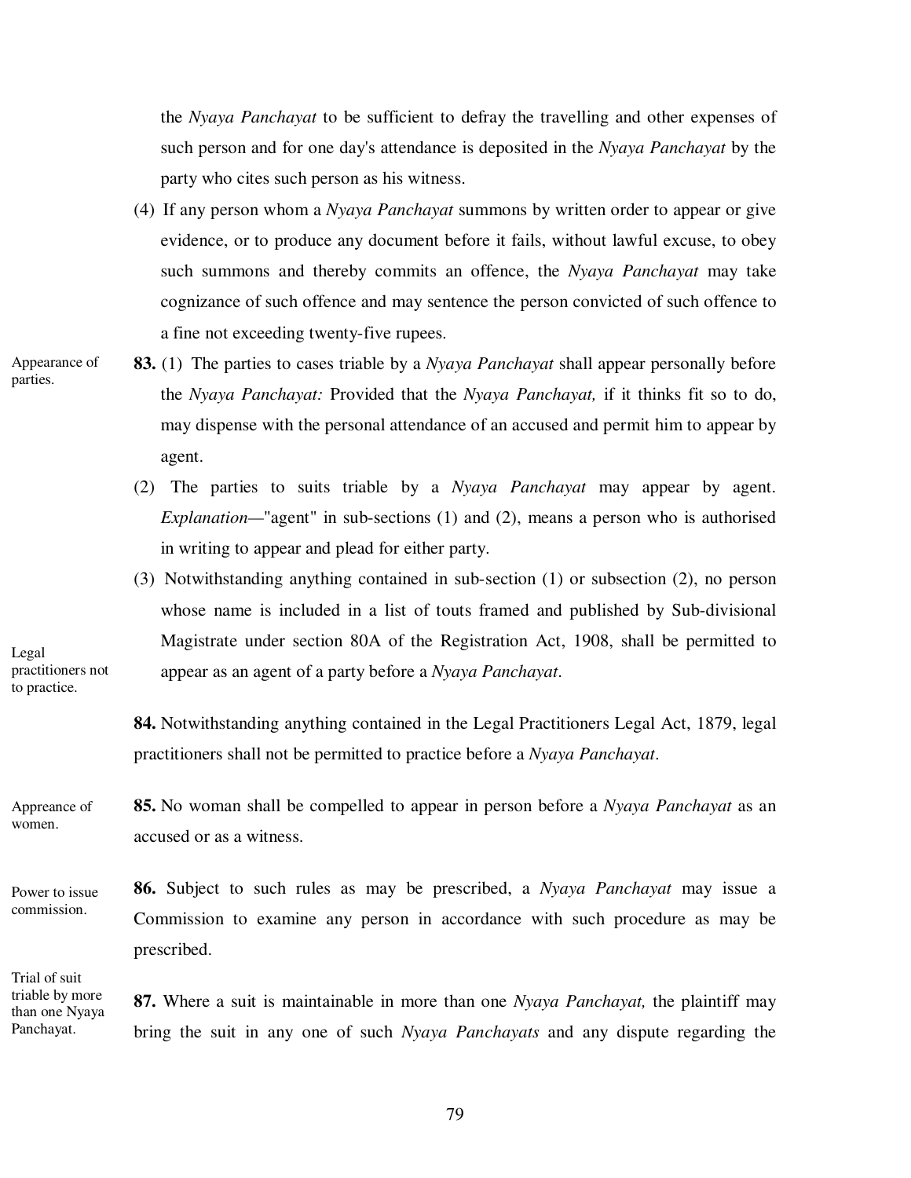the *Nyaya Panchayat* to be sufficient to defray the travelling and other expenses of such person and for one day's attendance is deposited in the *Nyaya Panchayat* by the party who cites such person as his witness.

(4) If any person whom a *Nyaya Panchayat* summons by written order to appear or give evidence, or to produce any document before it fails, without lawful excuse, to obey such summons and thereby commits an offence, the *Nyaya Panchayat* may take cognizance of such offence and may sentence the person convicted of such offence to a fine not exceeding twenty-five rupees.

Appearance of parties.

**83.** (1) The parties to cases triable by a *Nyaya Panchayat* shall appear personally before the *Nyaya Panchayat:* Provided that the *Nyaya Panchayat,* if it thinks fit so to do, may dispense with the personal attendance of an accused and permit him to appear by agent.

(2) The parties to suits triable by a *Nyaya Panchayat* may appear by agent. *Explanation*—"agent" in sub-sections (1) and (2), means a person who is authorised in writing to appear and plead for either party.

(3) Notwithstanding anything contained in sub-section (1) or subsection (2), no person whose name is included in a list of touts framed and published by Sub-divisional Magistrate under section 80A of the Registration Act, 1908, shall be permitted to appear as an agent of a party before a *Nyaya Panchayat*.

Legal practitioners not to practice.

**84.** Notwithstanding anything contained in the Legal Practitioners Legal Act, 1879, legal practitioners shall not be permitted to practice before a *Nyaya Panchayat*.

Appreance of women.

**85.** No woman shall be compelled to appear in person before a *Nyaya Panchayat* as an accused or as a witness.

Power to issue commission.

**86.** Subject to such rules as may be prescribed, a *Nyaya Panchayat* may issue a Commission to examine any person in accordance with such procedure as may be prescribed.

Trial of suit triable by more than one Nyaya Panchayat.

**87.** Where a suit is maintainable in more than one *Nyaya Panchayat,* the plaintiff may bring the suit in any one of such *Nyaya Panchayats* and any dispute regarding the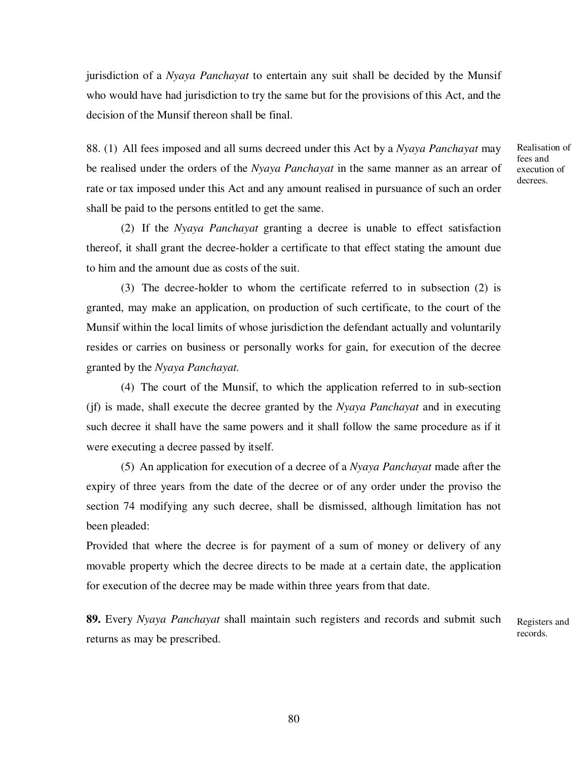jurisdiction of a *Nyaya Panchayat* to entertain any suit shall be decided by the Munsif who would have had jurisdiction to try the same but for the provisions of this Act, and the decision of the Munsif thereon shall be final.

Realisation of fees and execution of decrees.

88. (1) All fees imposed and all sums decreed under this Act by a *Nyaya Panchayat* may be realised under the orders of the *Nyaya Panchayat* in the same manner as an arrear of rate or tax imposed under this Act and any amount realised in pursuance of such an order shall be paid to the persons entitled to get the same.

(2) If the *Nyaya Panchayat* granting a decree is unable to effect satisfaction thereof, it shall grant the decree-holder a certificate to that effect stating the amount due to him and the amount due as costs of the suit.

(3) The decree-holder to whom the certificate referred to in subsection (2) is granted, may make an application, on production of such certificate, to the court of the Munsif within the local limits of whose jurisdiction the defendant actually and voluntarily resides or carries on business or personally works for gain, for execution of the decree granted by the *Nyaya Panchayat.*

(4) The court of the Munsif, to which the application referred to in sub-section (jf) is made, shall execute the decree granted by the *Nyaya Panchayat* and in executing such decree it shall have the same powers and it shall follow the same procedure as if it were executing a decree passed by itself.

(5) An application for execution of a decree of a *Nyaya Panchayat* made after the expiry of three years from the date of the decree or of any order under the proviso the section 74 modifying any such decree, shall be dismissed, although limitation has not been pleaded:

Provided that where the decree is for payment of a sum of money or delivery of any movable property which the decree directs to be made at a certain date, the application for execution of the decree may be made within three years from that date.

Registers and records.

**89.** Every *Nyaya Panchayat* shall maintain such registers and records and submit such returns as may be prescribed.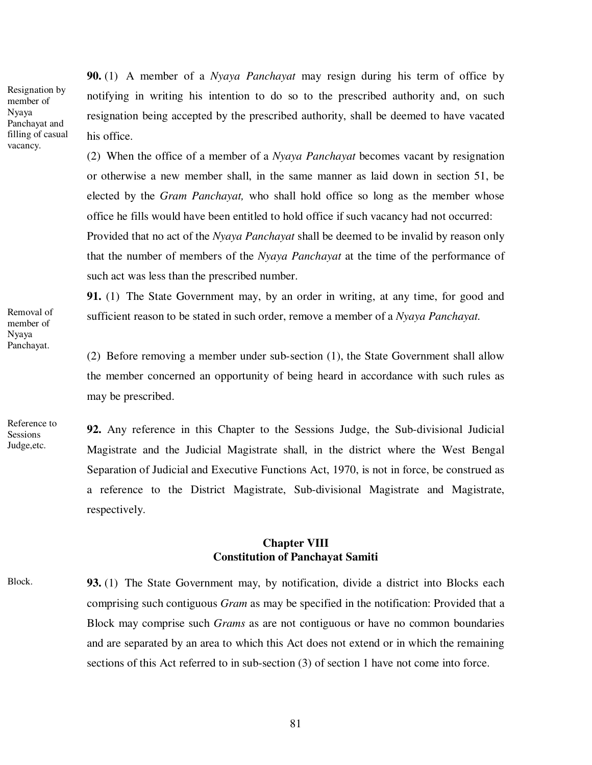**90.** (1) A member of a *Nyaya Panchayat* may resign during his term of office by notifying in writing his intention to do so to the prescribed authority and, on such resignation being accepted by the prescribed authority, shall be deemed to have vacated his office.

Resignation by member of Nyaya Panchayat and filling of casual vacancy.

(2) When the office of a member of a *Nyaya Panchayat* becomes vacant by resignation or otherwise a new member shall, in the same manner as laid down in section 51, be elected by the *Gram Panchayat,* who shall hold office so long as the member whose office he fills would have been entitled to hold office if such vacancy had not occurred:

Provided that no act of the *Nyaya Panchayat* shall be deemed to be invalid by reason only that the number of members of the *Nyaya Panchayat* at the time of the performance of such act was less than the prescribed number.

**91.** (1) The State Government may, by an order in writing, at any time, for good and sufficient reason to be stated in such order, remove a member of a *Nyaya Panchayat.*

Removal of member of Nyaya Panchayat.

(2) Before removing a member under sub-section (1), the State Government shall allow the member concerned an opportunity of being heard in accordance with such rules as may be prescribed.

Reference to Sessions Judge,etc.

**92.** Any reference in this Chapter to the Sessions Judge, the Sub-divisional Judicial Magistrate and the Judicial Magistrate shall, in the district where the West Bengal Separation of Judicial and Executive Functions Act, 1970, is not in force, be construed as a reference to the District Magistrate, Sub-divisional Magistrate and Magistrate, respectively.

## Chapter VIII
## Constitution of Panchayat Samiti

Block.

**93.** (1) The State Government may, by notification, divide a district into Blocks each comprising such contiguous *Gram* as may be specified in the notification: Provided that a Block may comprise such *Grams* as are not contiguous or have no common boundaries and are separated by an area to which this Act does not extend or in which the remaining sections of this Act referred to in sub-section (3) of section 1 have not come into force.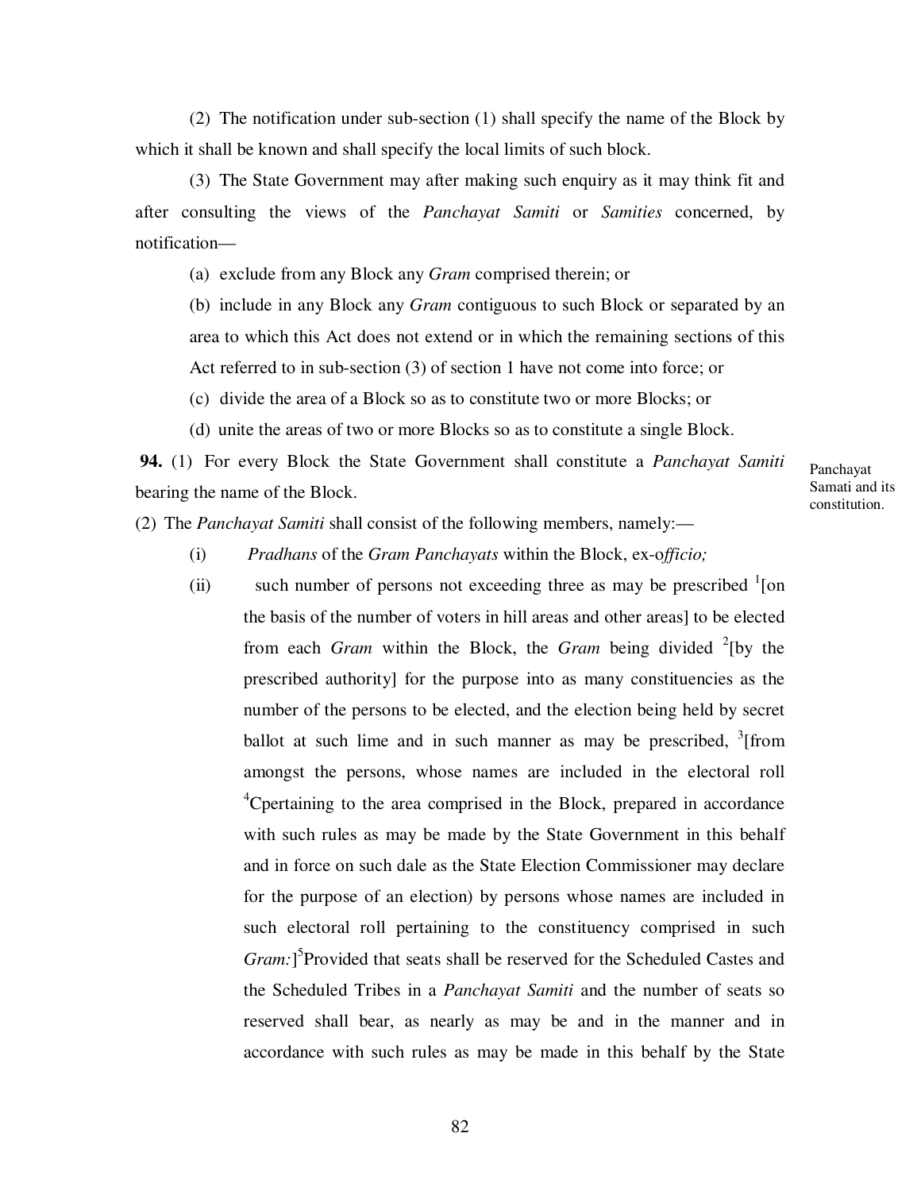(2) The notification under sub-section (1) shall specify the name of the Block by which it shall be known and shall specify the local limits of such block.

(3) The State Government may after making such enquiry as it may think fit and after consulting the views of the *Panchayat Samiti* or *Samities* concerned, by notification—

(a) exclude from any Block any *Gram* comprised therein; or

(b) include in any Block any *Gram* contiguous to such Block or separated by an area to which this Act does not extend or in which the remaining sections of this Act referred to in sub-section (3) of section 1 have not come into force; or

(c) divide the area of a Block so as to constitute two or more Blocks; or

(d) unite the areas of two or more Blocks so as to constitute a single Block.

Panchayat Samati and its constitution.

**94.** (1) For every Block the State Government shall constitute a *Panchayat Samiti* bearing the name of the Block.

(2) The *Panchayat Samiti* shall consist of the following members, namely:—

(i) *Pradhans* of the *Gram Panchayats* within the Block, ex-o*fficio;*

(ii) such number of persons not exceeding three as may be prescribed [1][on the basis of the number of voters in hill areas and other areas] to be elected from each *Gram* within the Block, the *Gram* being divided [2][by the prescribed authority] for the purpose into as many constituencies as the number of the persons to be elected, and the election being held by secret ballot at such lime and in such manner as may be prescribed, [3][from amongst the persons, whose names are included in the electoral roll [4]Cpertaining to the area comprised in the Block, prepared in accordance with such rules as may be made by the State Government in this behalf and in force on such dale as the State Election Commissioner may declare for the purpose of an election) by persons whose names are included in such electoral roll pertaining to the constituency comprised in such *Gram:*][5]Provided that seats shall be reserved for the Scheduled Castes and the Scheduled Tribes in a *Panchayat Samiti* and the number of seats so reserved shall bear, as nearly as may be and in the manner and in accordance with such rules as may be made in this behalf by the State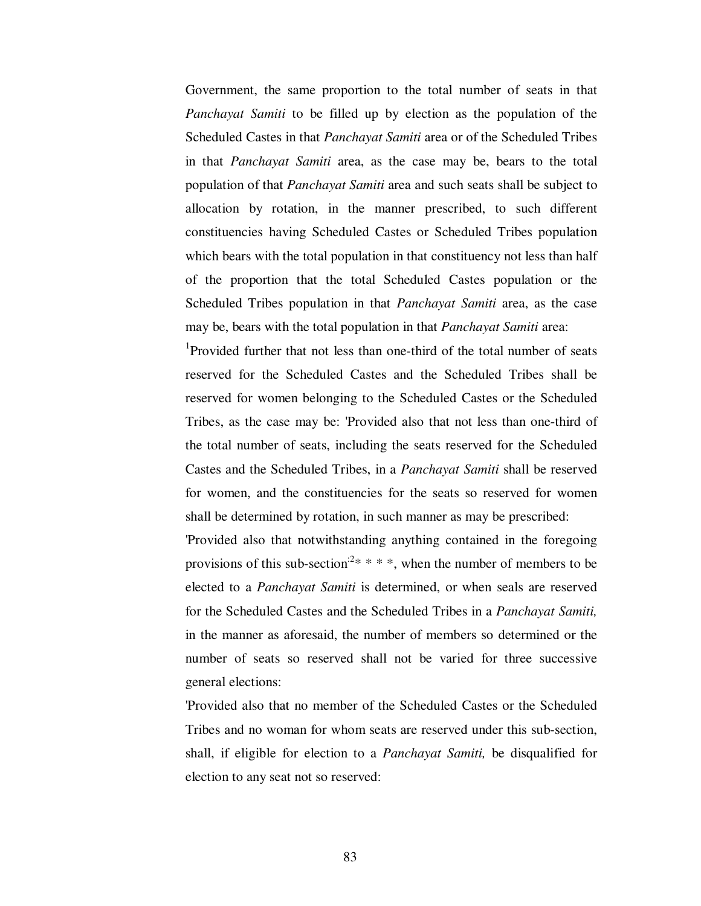Government, the same proportion to the total number of seats in that *Panchayat Samiti* to be filled up by election as the population of the Scheduled Castes in that *Panchayat Samiti* area or of the Scheduled Tribes in that *Panchayat Samiti* area, as the case may be, bears to the total population of that *Panchayat Samiti* area and such seats shall be subject to allocation by rotation, in the manner prescribed, to such different constituencies having Scheduled Castes or Scheduled Tribes population which bears with the total population in that constituency not less than half of the proportion that the total Scheduled Castes population or the Scheduled Tribes population in that *Panchayat Samiti* area, as the case may be, bears with the total population in that *Panchayat Samiti* area:

[1]Provided further that not less than one-third of the total number of seats reserved for the Scheduled Castes and the Scheduled Tribes shall be reserved for women belonging to the Scheduled Castes or the Scheduled Tribes, as the case may be: 'Provided also that not less than one-third of the total number of seats, including the seats reserved for the Scheduled Castes and the Scheduled Tribes, in a *Panchayat Samiti* shall be reserved for women, and the constituencies for the seats so reserved for women shall be determined by rotation, in such manner as may be prescribed:

'Provided also that notwithstanding anything contained in the foregoing provisions of this sub-section[2]* * * *, when the number of members to be elected to a *Panchayat Samiti* is determined, or when seals are reserved for the Scheduled Castes and the Scheduled Tribes in a *Panchayat Samiti,* in the manner as aforesaid, the number of members so determined or the number of seats so reserved shall not be varied for three successive general elections:

'Provided also that no member of the Scheduled Castes or the Scheduled Tribes and no woman for whom seats are reserved under this sub-section, shall, if eligible for election to a *Panchayat Samiti,* be disqualified for election to any seat not so reserved: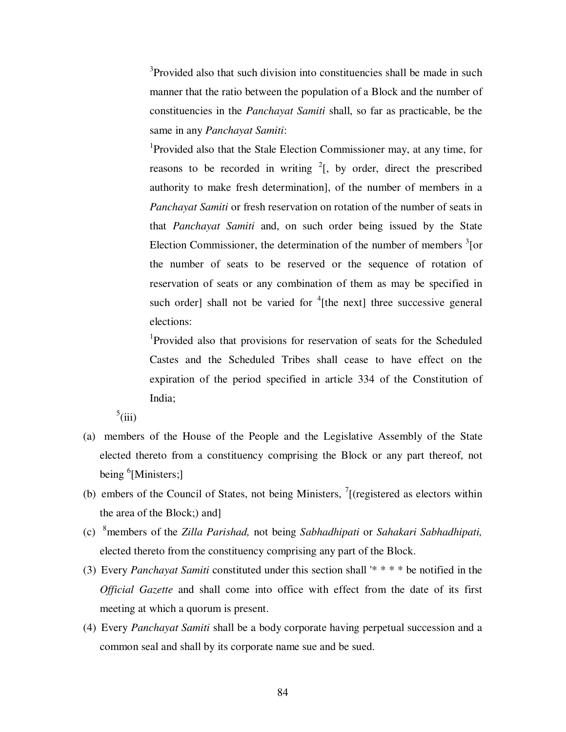[3]Provided also that such division into constituencies shall be made in such manner that the ratio between the population of a Block and the number of constituencies in the *Panchayat Samiti* shall, so far as practicable, be the same in any *Panchayat Samiti*:

[1]Provided also that the Stale Election Commissioner may, at any time, for reasons to be recorded in writing [2][, by order, direct the prescribed authority to make fresh determination], of the number of members in a *Panchayat Samiti* or fresh reservation on rotation of the number of seats in that *Panchayat Samiti* and, on such order being issued by the State Election Commissioner, the determination of the number of members [3][or the number of seats to be reserved or the sequence of rotation of reservation of seats or any combination of them as may be specified in such order] shall not be varied for [4][the next] three successive general elections:

[1]Provided also that provisions for reservation of seats for the Scheduled Castes and the Scheduled Tribes shall cease to have effect on the expiration of the period specified in article 334 of the Constitution of India;

[5](iii)

(a) members of the House of the People and the Legislative Assembly of the State elected thereto from a constituency comprising the Block or any part thereof, not being [6][Ministers;]

(b) embers of the Council of States, not being Ministers, [7][(registered as electors within the area of the Block;) and]

(c) [8]members of the *Zilla Parishad,* not being *Sabhadhipati* or *Sahakari Sabhadhipati,* elected thereto from the constituency comprising any part of the Block.

(3) Every *Panchayat Samiti* constituted under this section shall '* * * * be notified in the *Official Gazette* and shall come into office with effect from the date of its first meeting at which a quorum is present.

(4) Every *Panchayat Samiti* shall be a body corporate having perpetual succession and a common seal and shall by its corporate name sue and be sued.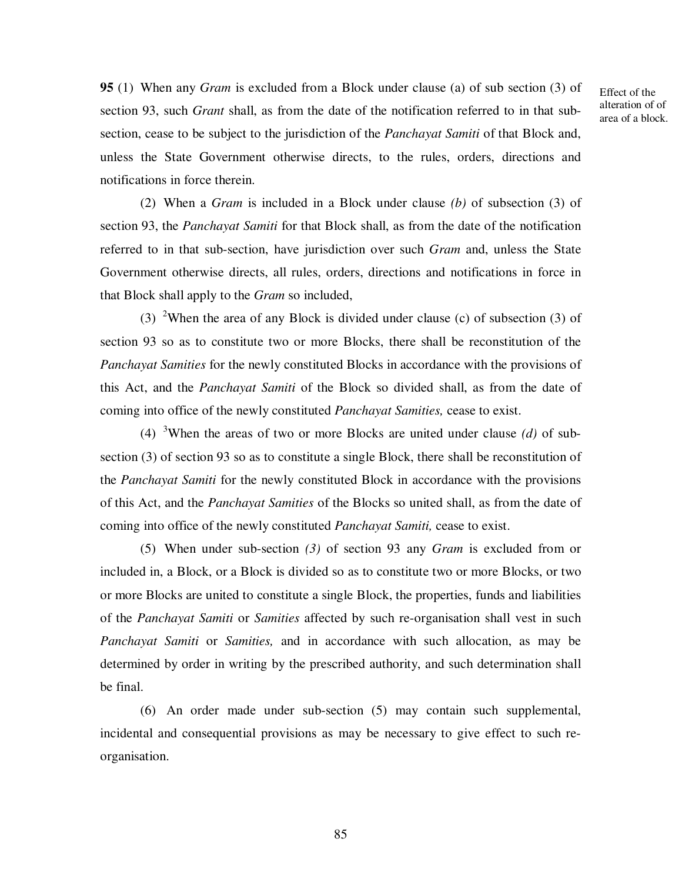**95** (1) When any *Gram* is excluded from a Block under clause (a) of sub section (3) of section 93, such *Grant* shall, as from the date of the notification referred to in that sub-section, cease to be subject to the jurisdiction of the *Panchayat Samiti* of that Block and, unless the State Government otherwise directs, to the rules, orders, directions and notifications in force therein.

Effect of the alteration of of area of a block.

(2) When a *Gram* is included in a Block under clause *(b)* of subsection (3) of section 93, the *Panchayat Samiti* for that Block shall, as from the date of the notification referred to in that sub-section, have jurisdiction over such *Gram* and, unless the State Government otherwise directs, all rules, orders, directions and notifications in force in that Block shall apply to the *Gram* so included,

(3) [2]When the area of any Block is divided under clause (c) of subsection (3) of section 93 so as to constitute two or more Blocks, there shall be reconstitution of the *Panchayat Samities* for the newly constituted Blocks in accordance with the provisions of this Act, and the *Panchayat Samiti* of the Block so divided shall, as from the date of coming into office of the newly constituted *Panchayat Samities,* cease to exist.

(4) [3]When the areas of two or more Blocks are united under clause *(d)* of sub-section (3) of section 93 so as to constitute a single Block, there shall be reconstitution of the *Panchayat Samiti* for the newly constituted Block in accordance with the provisions of this Act, and the *Panchayat Samities* of the Blocks so united shall, as from the date of coming into office of the newly constituted *Panchayat Samiti,* cease to exist.

(5) When under sub-section *(3)* of section 93 any *Gram* is excluded from or included in, a Block, or a Block is divided so as to constitute two or more Blocks, or two or more Blocks are united to constitute a single Block, the properties, funds and liabilities of the *Panchayat Samiti* or *Samities* affected by such re-organisation shall vest in such *Panchayat Samiti* or *Samities,* and in accordance with such allocation, as may be determined by order in writing by the prescribed authority, and such determination shall be final.

(6) An order made under sub-section (5) may contain such supplemental, incidental and consequential provisions as may be necessary to give effect to such re-organisation.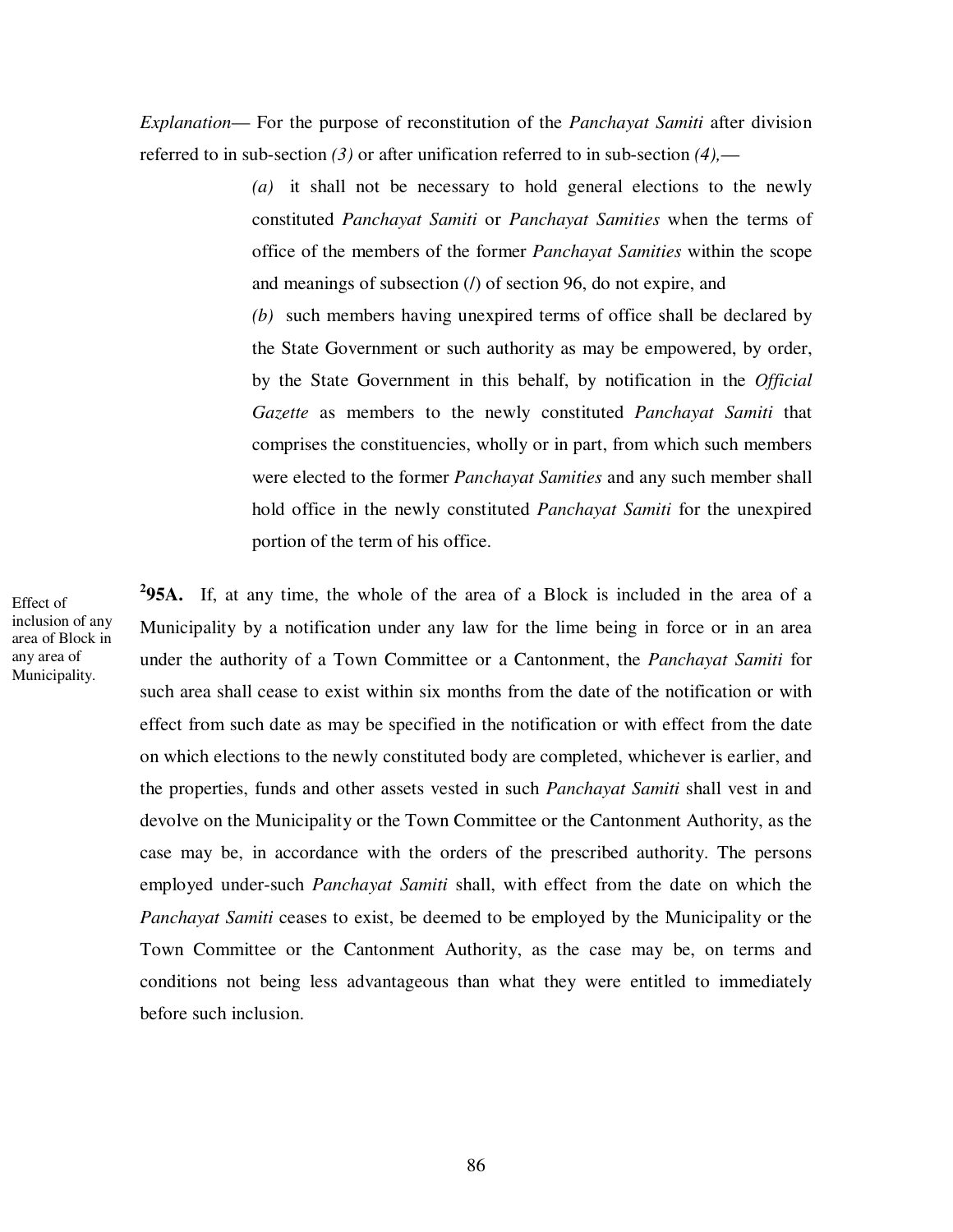*Explanation*— For the purpose of reconstitution of the *Panchayat Samiti* after division referred to in sub-section *(3)* or after unification referred to in sub-section *(4),*—

> *(a)* it shall not be necessary to hold general elections to the newly constituted *Panchayat Samiti* or *Panchayat Samities* when the terms of office of the members of the former *Panchayat Samities* within the scope and meanings of subsection (*l*) of section 96, do not expire, and
>
> *(b)* such members having unexpired terms of office shall be declared by the State Government or such authority as may be empowered, by order, by the State Government in this behalf, by notification in the *Official Gazette* as members to the newly constituted *Panchayat Samiti* that comprises the constituencies, wholly or in part, from which such members were elected to the former *Panchayat Samities* and any such member shall hold office in the newly constituted *Panchayat Samiti* for the unexpired portion of the term of his office.

Effect of inclusion of any area of Block in any area of Municipality.

[2]**95A.** If, at any time, the whole of the area of a Block is included in the area of a Municipality by a notification under any law for the lime being in force or in an area under the authority of a Town Committee or a Cantonment, the *Panchayat Samiti* for such area shall cease to exist within six months from the date of the notification or with effect from such date as may be specified in the notification or with effect from the date on which elections to the newly constituted body are completed, whichever is earlier, and the properties, funds and other assets vested in such *Panchayat Samiti* shall vest in and devolve on the Municipality or the Town Committee or the Cantonment Authority, as the case may be, in accordance with the orders of the prescribed authority. The persons employed under-such *Panchayat Samiti* shall, with effect from the date on which the *Panchayat Samiti* ceases to exist, be deemed to be employed by the Municipality or the Town Committee or the Cantonment Authority, as the case may be, on terms and conditions not being less advantageous than what they were entitled to immediately before such inclusion.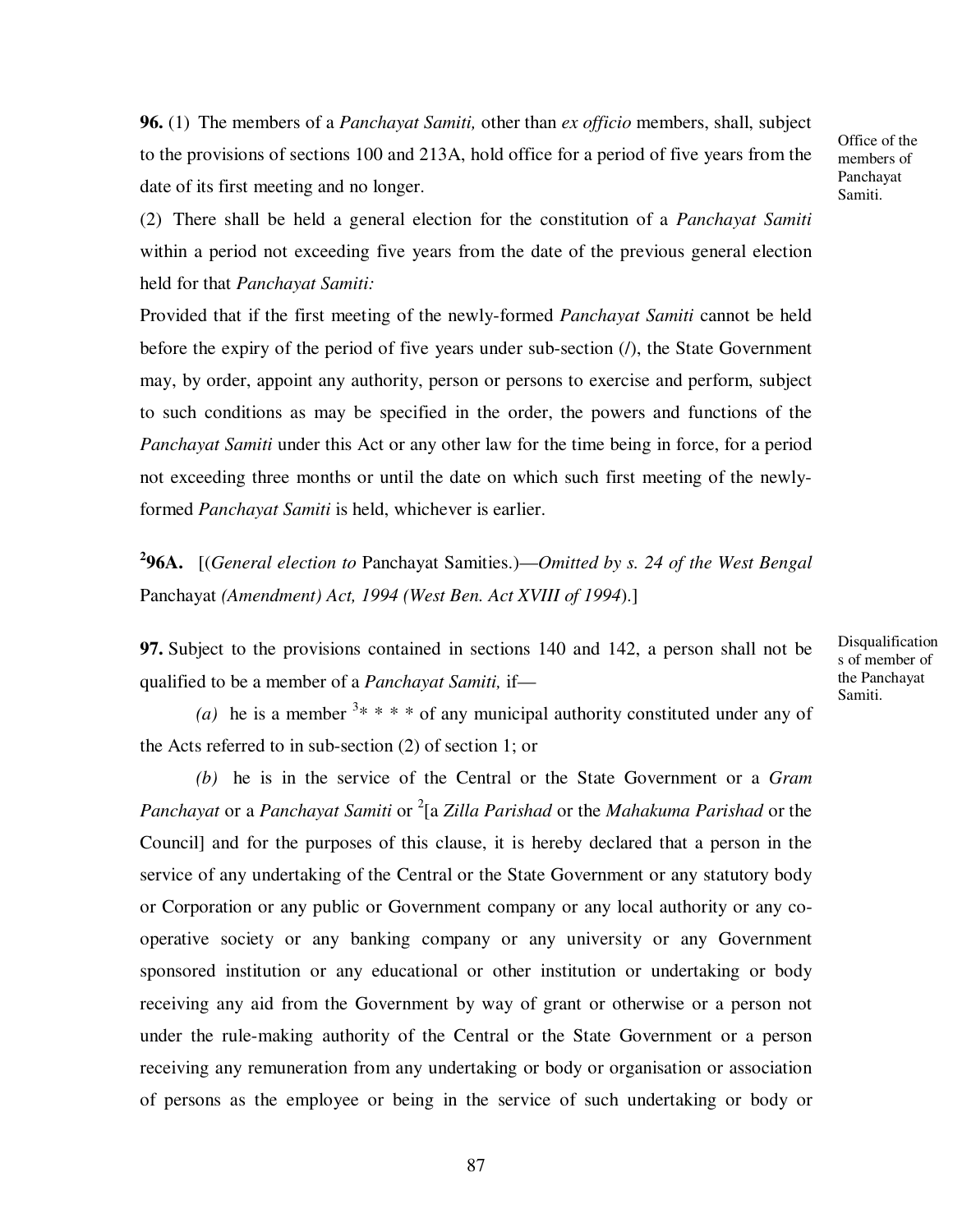**96.** (1) The members of a *Panchayat Samiti,* other than *ex officio* members, shall, subject to the provisions of sections 100 and 213A, hold office for a period of five years from the date of its first meeting and no longer.

Office of the members of Panchayat Samiti.

(2) There shall be held a general election for the constitution of a *Panchayat Samiti* within a period not exceeding five years from the date of the previous general election held for that *Panchayat Samiti:*

Provided that if the first meeting of the newly-formed *Panchayat Samiti* cannot be held before the expiry of the period of five years under sub-section (*l*), the State Government may, by order, appoint any authority, person or persons to exercise and perform, subject to such conditions as may be specified in the order, the powers and functions of the *Panchayat Samiti* under this Act or any other law for the time being in force, for a period not exceeding three months or until the date on which such first meeting of the newly-formed *Panchayat Samiti* is held, whichever is earlier.

[2]**96A.** [(*General election to* Panchayat Samities.)—*Omitted by s. 24 of the West Bengal* Panchayat *(Amendment) Act, 1994 (West Ben. Act XVIII of 1994*).]

**97.** Subject to the provisions contained in sections 140 and 142, a person shall not be qualified to be a member of a *Panchayat Samiti,* if—

Disqualifications of member of the Panchayat Samiti.

*(a)* he is a member [3]* * * * of any municipal authority constituted under any of the Acts referred to in sub-section (2) of section 1; or

*(b)* he is in the service of the Central or the State Government or a *Gram Panchayat* or a *Panchayat Samiti* or [2][a *Zilla Parishad* or the *Mahakuma Parishad* or the Council] and for the purposes of this clause, it is hereby declared that a person in the service of any undertaking of the Central or the State Government or any statutory body or Corporation or any public or Government company or any local authority or any co-operative society or any banking company or any university or any Government sponsored institution or any educational or other institution or undertaking or body receiving any aid from the Government by way of grant or otherwise or a person not under the rule-making authority of the Central or the State Government or a person receiving any remuneration from any undertaking or body or organisation or association of persons as the employee or being in the service of such undertaking or body or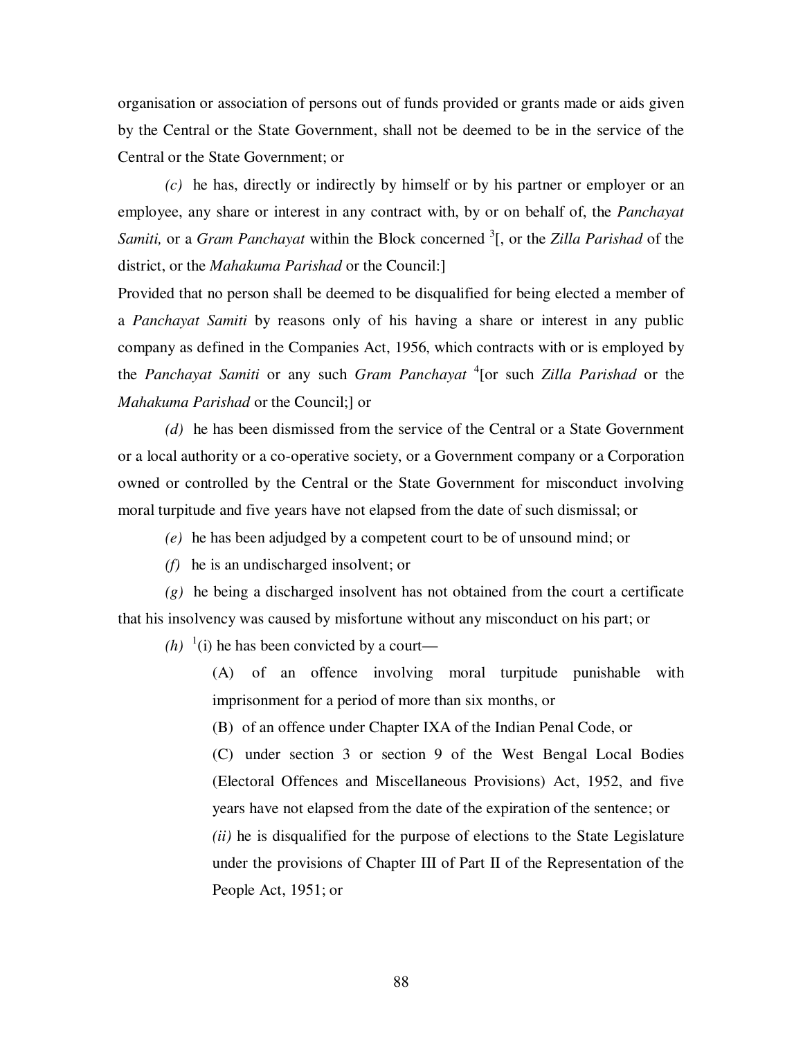organisation or association of persons out of funds provided or grants made or aids given by the Central or the State Government, shall not be deemed to be in the service of the Central or the State Government; or

*(c)* he has, directly or indirectly by himself or by his partner or employer or an employee, any share or interest in any contract with, by or on behalf of, the *Panchayat Samiti,* or a *Gram Panchayat* within the Block concerned [3][, or the *Zilla Parishad* of the district, or the *Mahakuma Parishad* or the Council:]

Provided that no person shall be deemed to be disqualified for being elected a member of a *Panchayat Samiti* by reasons only of his having a share or interest in any public company as defined in the Companies Act, 1956, which contracts with or is employed by the *Panchayat Samiti* or any such *Gram Panchayat* [4][or such *Zilla Parishad* or the *Mahakuma Parishad* or the Council;] or

*(d)* he has been dismissed from the service of the Central or a State Government or a local authority or a co-operative society, or a Government company or a Corporation owned or controlled by the Central or the State Government for misconduct involving moral turpitude and five years have not elapsed from the date of such dismissal; or

*(e)* he has been adjudged by a competent court to be of unsound mind; or

*(f)* he is an undischarged insolvent; or

*(g)* he being a discharged insolvent has not obtained from the court a certificate that his insolvency was caused by misfortune without any misconduct on his part; or

*(h)* [1](i) he has been convicted by a court—

(A) of an offence involving moral turpitude punishable with imprisonment for a period of more than six months, or

(B) of an offence under Chapter IXA of the Indian Penal Code, or

(C) under section 3 or section 9 of the West Bengal Local Bodies (Electoral Offences and Miscellaneous Provisions) Act, 1952, and five years have not elapsed from the date of the expiration of the sentence; or

*(ii)* he is disqualified for the purpose of elections to the State Legislature under the provisions of Chapter III of Part II of the Representation of the People Act, 1951; or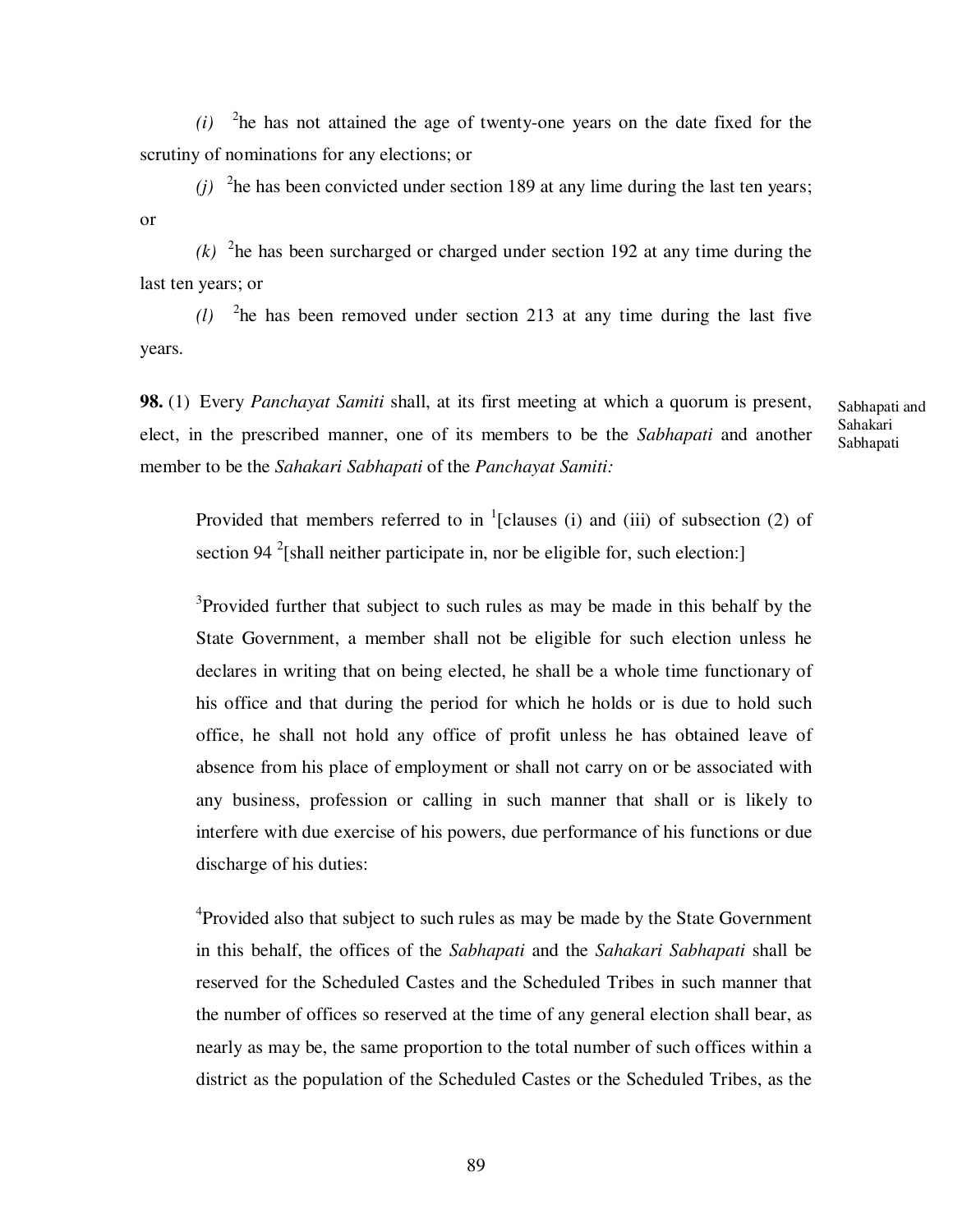*(i)* [2]he has not attained the age of twenty-one years on the date fixed for the scrutiny of nominations for any elections; or

*(j)* [2]he has been convicted under section 189 at any lime during the last ten years; or

*(k)* [2]he has been surcharged or charged under section 192 at any time during the last ten years; or

*(l)* [2]he has been removed under section 213 at any time during the last five years.

Sabhapati and Sahakari Sabhapati

**98.** (1) Every *Panchayat Samiti* shall, at its first meeting at which a quorum is present, elect, in the prescribed manner, one of its members to be the *Sabhapati* and another member to be the *Sahakari Sabhapati* of the *Panchayat Samiti:*

> Provided that members referred to in [1][clauses (i) and (iii) of subsection (2) of section 94 [2][shall neither participate in, nor be eligible for, such election:]
>
> [3]Provided further that subject to such rules as may be made in this behalf by the State Government, a member shall not be eligible for such election unless he declares in writing that on being elected, he shall be a whole time functionary of his office and that during the period for which he holds or is due to hold such office, he shall not hold any office of profit unless he has obtained leave of absence from his place of employment or shall not carry on or be associated with any business, profession or calling in such manner that shall or is likely to interfere with due exercise of his powers, due performance of his functions or due discharge of his duties:
>
> [4]Provided also that subject to such rules as may be made by the State Government in this behalf, the offices of the *Sabhapati* and the *Sahakari Sabhapati* shall be reserved for the Scheduled Castes and the Scheduled Tribes in such manner that the number of offices so reserved at the time of any general election shall bear, as nearly as may be, the same proportion to the total number of such offices within a district as the population of the Scheduled Castes or the Scheduled Tribes, as the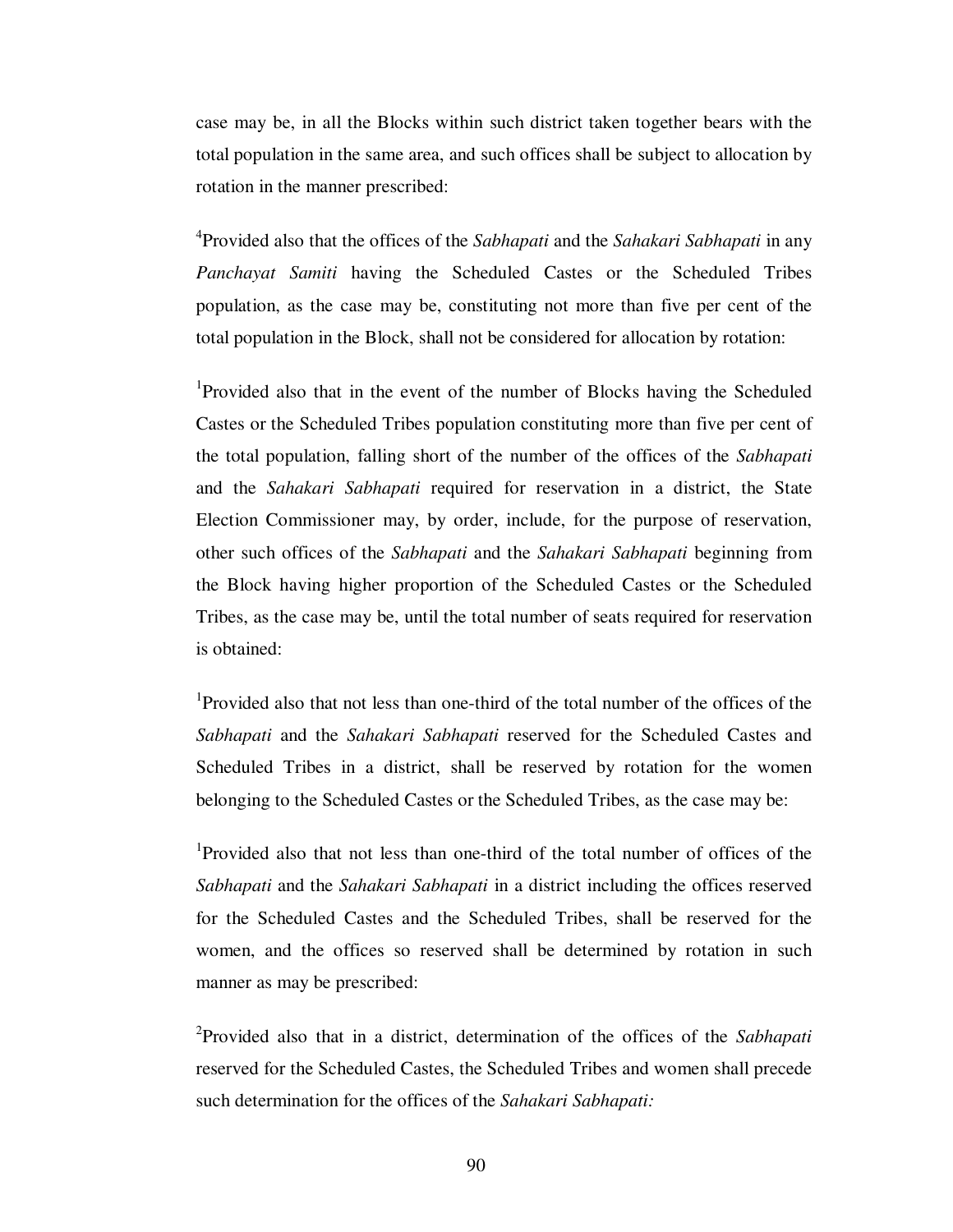case may be, in all the Blocks within such district taken together bears with the total population in the same area, and such offices shall be subject to allocation by rotation in the manner prescribed:

[4]Provided also that the offices of the *Sabhapati* and the *Sahakari Sabhapati* in any *Panchayat Samiti* having the Scheduled Castes or the Scheduled Tribes population, as the case may be, constituting not more than five per cent of the total population in the Block, shall not be considered for allocation by rotation:

[1]Provided also that in the event of the number of Blocks having the Scheduled Castes or the Scheduled Tribes population constituting more than five per cent of the total population, falling short of the number of the offices of the *Sabhapati* and the *Sahakari Sabhapati* required for reservation in a district, the State Election Commissioner may, by order, include, for the purpose of reservation, other such offices of the *Sabhapati* and the *Sahakari Sabhapati* beginning from the Block having higher proportion of the Scheduled Castes or the Scheduled Tribes, as the case may be, until the total number of seats required for reservation is obtained:

[1]Provided also that not less than one-third of the total number of the offices of the *Sabhapati* and the *Sahakari Sabhapati* reserved for the Scheduled Castes and Scheduled Tribes in a district, shall be reserved by rotation for the women belonging to the Scheduled Castes or the Scheduled Tribes, as the case may be:

[1]Provided also that not less than one-third of the total number of offices of the *Sabhapati* and the *Sahakari Sabhapati* in a district including the offices reserved for the Scheduled Castes and the Scheduled Tribes, shall be reserved for the women, and the offices so reserved shall be determined by rotation in such manner as may be prescribed:

[2]Provided also that in a district, determination of the offices of the *Sabhapati* reserved for the Scheduled Castes, the Scheduled Tribes and women shall precede such determination for the offices of the *Sahakari Sabhapati:*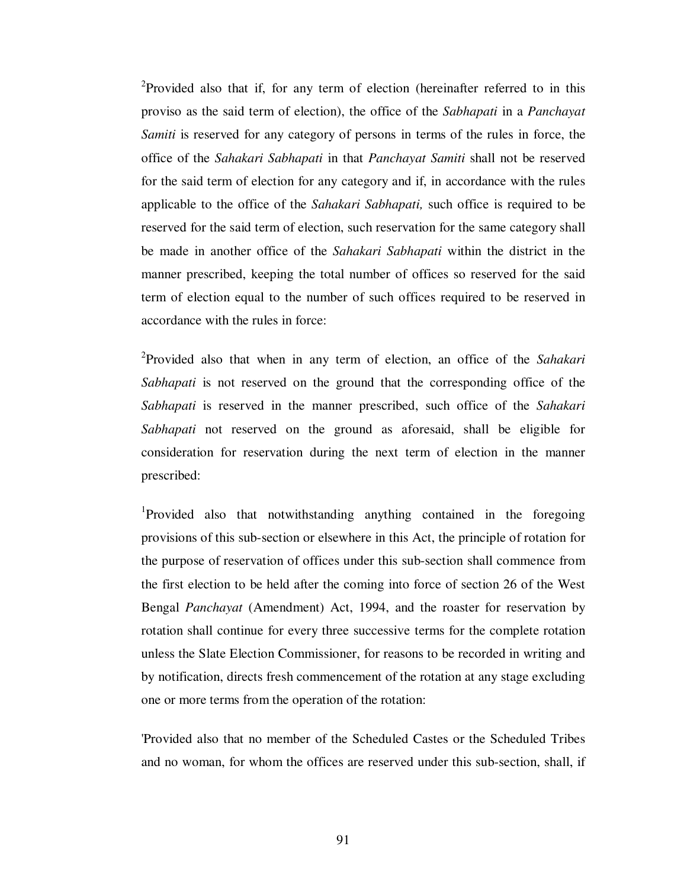[2]Provided also that if, for any term of election (hereinafter referred to in this proviso as the said term of election), the office of the *Sabhapati* in a *Panchayat Samiti* is reserved for any category of persons in terms of the rules in force, the office of the *Sahakari Sabhapati* in that *Panchayat Samiti* shall not be reserved for the said term of election for any category and if, in accordance with the rules applicable to the office of the *Sahakari Sabhapati,* such office is required to be reserved for the said term of election, such reservation for the same category shall be made in another office of the *Sahakari Sabhapati* within the district in the manner prescribed, keeping the total number of offices so reserved for the said term of election equal to the number of such offices required to be reserved in accordance with the rules in force:

[2]Provided also that when in any term of election, an office of the *Sahakari Sabhapati* is not reserved on the ground that the corresponding office of the *Sabhapati* is reserved in the manner prescribed, such office of the *Sahakari Sabhapati* not reserved on the ground as aforesaid, shall be eligible for consideration for reservation during the next term of election in the manner prescribed:

[1]Provided also that notwithstanding anything contained in the foregoing provisions of this sub-section or elsewhere in this Act, the principle of rotation for the purpose of reservation of offices under this sub-section shall commence from the first election to be held after the coming into force of section 26 of the West Bengal *Panchayat* (Amendment) Act, 1994, and the roaster for reservation by rotation shall continue for every three successive terms for the complete rotation unless the Slate Election Commissioner, for reasons to be recorded in writing and by notification, directs fresh commencement of the rotation at any stage excluding one or more terms from the operation of the rotation:

'Provided also that no member of the Scheduled Castes or the Scheduled Tribes and no woman, for whom the offices are reserved under this sub-section, shall, if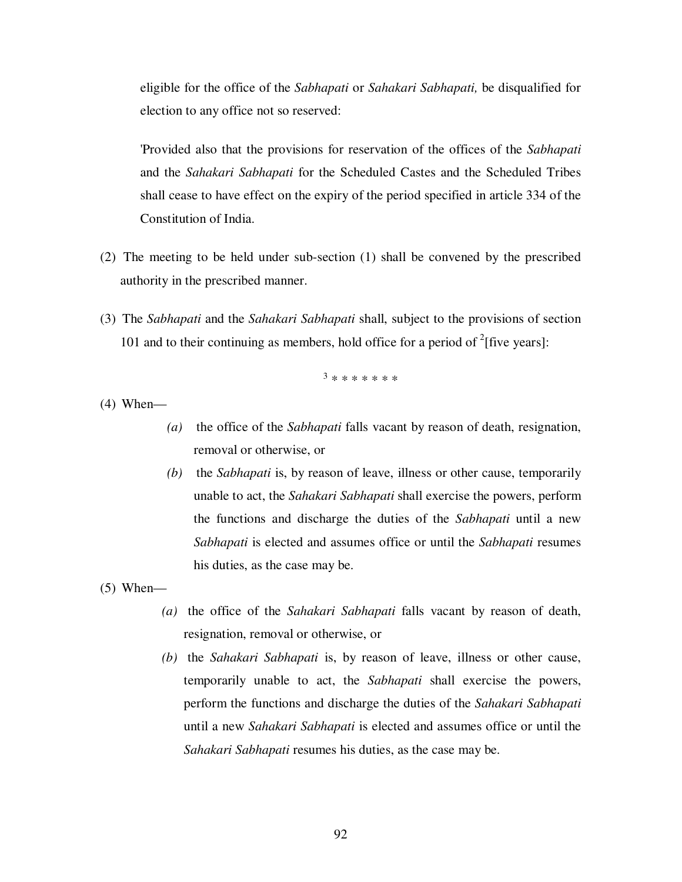eligible for the office of the *Sabhapati* or *Sahakari Sabhapati,* be disqualified for election to any office not so reserved:

'Provided also that the provisions for reservation of the offices of the *Sabhapati* and the *Sahakari Sabhapati* for the Scheduled Castes and the Scheduled Tribes shall cease to have effect on the expiry of the period specified in article 334 of the Constitution of India.

(2) The meeting to be held under sub-section (1) shall be convened by the prescribed authority in the prescribed manner.

(3) The *Sabhapati* and the *Sahakari Sabhapati* shall, subject to the provisions of section 101 and to their continuing as members, hold office for a period of [2][five years]:

[3] * * * * * * *

(4) When—

*(a)* the office of the *Sabhapati* falls vacant by reason of death, resignation, removal or otherwise, or

*(b)* the *Sabhapati* is, by reason of leave, illness or other cause, temporarily unable to act, the *Sahakari Sabhapati* shall exercise the powers, perform the functions and discharge the duties of the *Sabhapati* until a new *Sabhapati* is elected and assumes office or until the *Sabhapati* resumes his duties, as the case may be.

(5) When—

*(a)* the office of the *Sahakari Sabhapati* falls vacant by reason of death, resignation, removal or otherwise, or

*(b)* the *Sahakari Sabhapati* is, by reason of leave, illness or other cause, temporarily unable to act, the *Sabhapati* shall exercise the powers, perform the functions and discharge the duties of the *Sahakari Sabhapati* until a new *Sahakari Sabhapati* is elected and assumes office or until the *Sahakari Sabhapati* resumes his duties, as the case may be.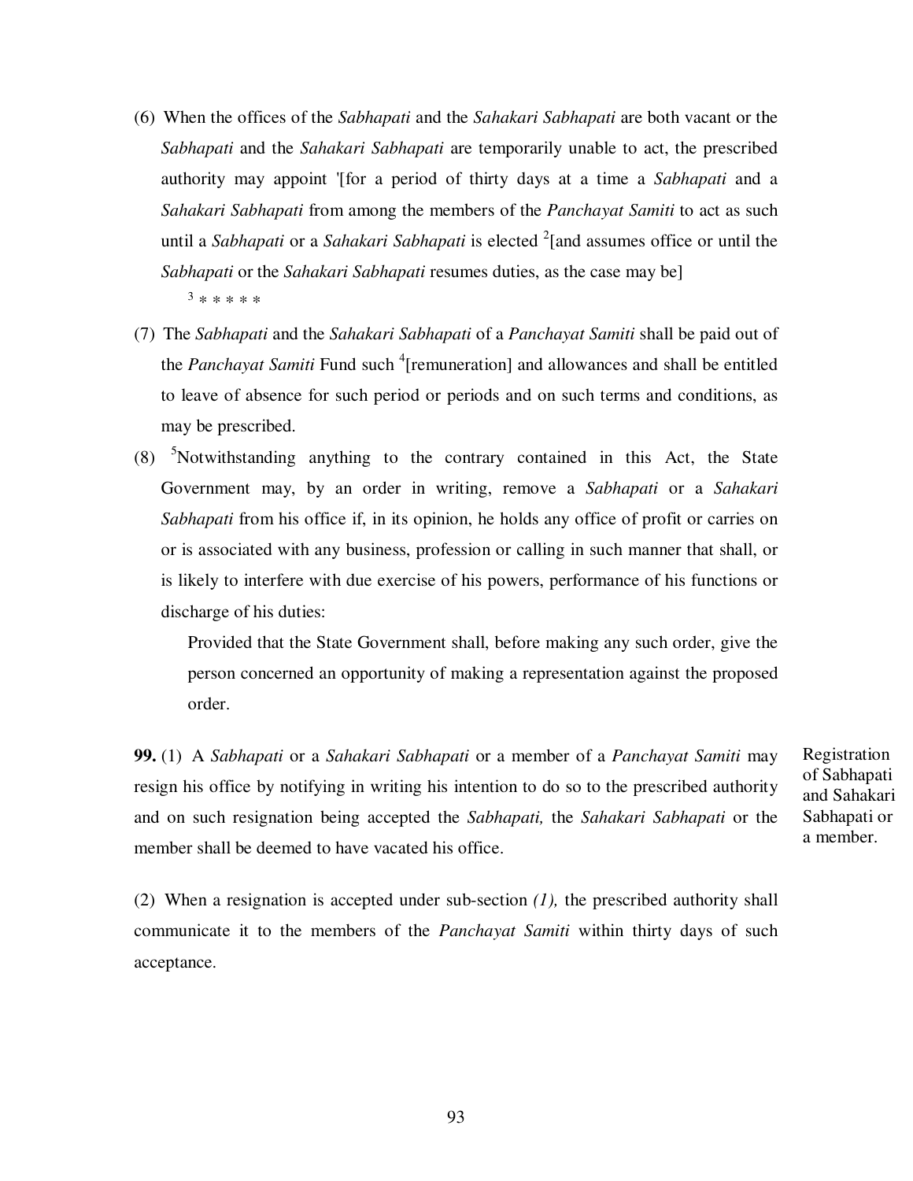(6) When the offices of the *Sabhapati* and the *Sahakari Sabhapati* are both vacant or the *Sabhapati* and the *Sahakari Sabhapati* are temporarily unable to act, the prescribed authority may appoint '[for a period of thirty days at a time a *Sabhapati* and a *Sahakari Sabhapati* from among the members of the *Panchayat Samiti* to act as such until a *Sabhapati* or a *Sahakari Sabhapati* is elected [2][and assumes office or until the *Sabhapati* or the *Sahakari Sabhapati* resumes duties, as the case may be]

[3] * * * * *

(7) The *Sabhapati* and the *Sahakari Sabhapati* of a *Panchayat Samiti* shall be paid out of the *Panchayat Samiti* Fund such [4][remuneration] and allowances and shall be entitled to leave of absence for such period or periods and on such terms and conditions, as may be prescribed.

(8) [5]Notwithstanding anything to the contrary contained in this Act, the State Government may, by an order in writing, remove a *Sabhapati* or a *Sahakari Sabhapati* from his office if, in its opinion, he holds any office of profit or carries on or is associated with any business, profession or calling in such manner that shall, or is likely to interfere with due exercise of his powers, performance of his functions or discharge of his duties:

Provided that the State Government shall, before making any such order, give the person concerned an opportunity of making a representation against the proposed order.

Registration of Sabhapati and Sahakari Sabhapati or a member.

**99.** (1) A *Sabhapati* or a *Sahakari Sabhapati* or a member of a *Panchayat Samiti* may resign his office by notifying in writing his intention to do so to the prescribed authority and on such resignation being accepted the *Sabhapati,* the *Sahakari Sabhapati* or the member shall be deemed to have vacated his office.

(2) When a resignation is accepted under sub-section *(1),* the prescribed authority shall communicate it to the members of the *Panchayat Samiti* within thirty days of such acceptance.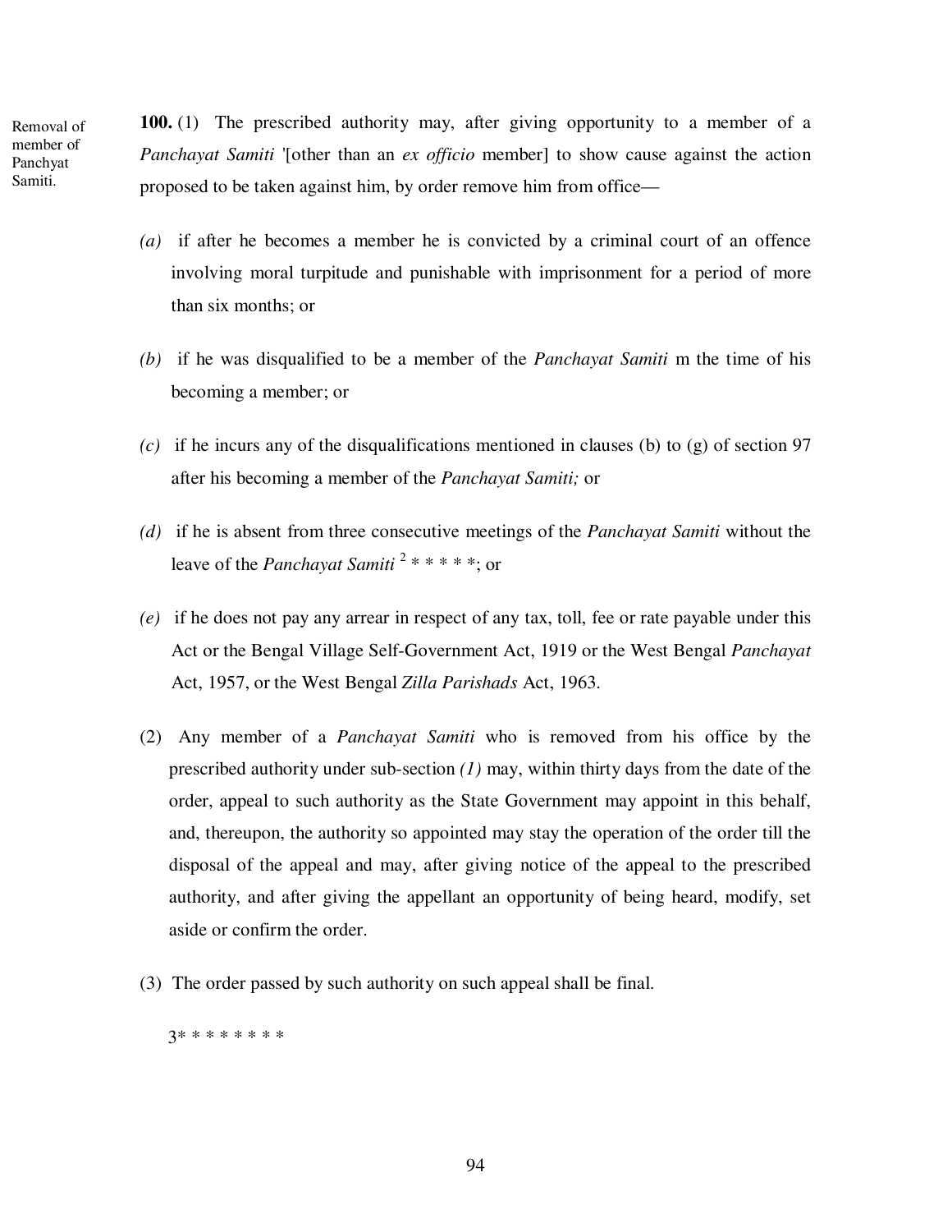Removal of member of Panchyat Samiti.

**100.** (1) The prescribed authority may, after giving opportunity to a member of a *Panchayat Samiti* '[other than an *ex officio* member] to show cause against the action proposed to be taken against him, by order remove him from office—

*(a)* if after he becomes a member he is convicted by a criminal court of an offence involving moral turpitude and punishable with imprisonment for a period of more than six months; or

*(b)* if he was disqualified to be a member of the *Panchayat Samiti* m the time of his becoming a member; or

*(c)* if he incurs any of the disqualifications mentioned in clauses (b) to (g) of section 97 after his becoming a member of the *Panchayat Samiti;* or

*(d)* if he is absent from three consecutive meetings of the *Panchayat Samiti* without the leave of the *Panchayat Samiti* [2] * * * * *; or

*(e)* if he does not pay any arrear in respect of any tax, toll, fee or rate payable under this Act or the Bengal Village Self-Government Act, 1919 or the West Bengal *Panchayat* Act, 1957, or the West Bengal *Zilla Parishads* Act, 1963.

(2) Any member of a *Panchayat Samiti* who is removed from his office by the prescribed authority under sub-section *(1)* may, within thirty days from the date of the order, appeal to such authority as the State Government may appoint in this behalf, and, thereupon, the authority so appointed may stay the operation of the order till the disposal of the appeal and may, after giving notice of the appeal to the prescribed authority, and after giving the appellant an opportunity of being heard, modify, set aside or confirm the order.

(3) The order passed by such authority on such appeal shall be final.

3* * * * * * * *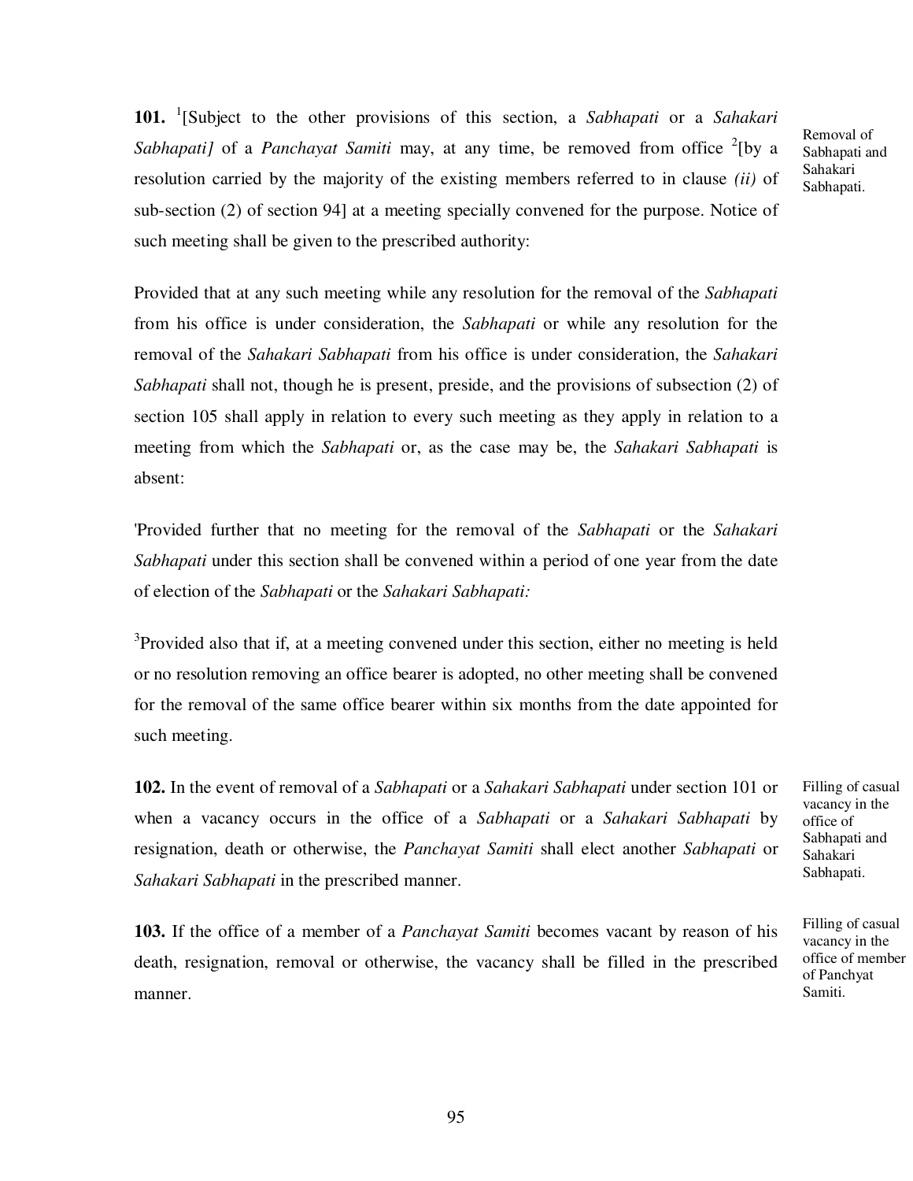**101.** [1][Subject to the other provisions of this section, a *Sabhapati* or a *Sahakari Sabhapati]* of a *Panchayat Samiti* may, at any time, be removed from office [2][by a resolution carried by the majority of the existing members referred to in clause *(ii)* of sub-section (2) of section 94] at a meeting specially convened for the purpose. Notice of such meeting shall be given to the prescribed authority:

Removal of Sabhapati and Sahakari Sabhapati.

Provided that at any such meeting while any resolution for the removal of the *Sabhapati* from his office is under consideration, the *Sabhapati* or while any resolution for the removal of the *Sahakari Sabhapati* from his office is under consideration, the *Sahakari Sabhapati* shall not, though he is present, preside, and the provisions of subsection (2) of section 105 shall apply in relation to every such meeting as they apply in relation to a meeting from which the *Sabhapati* or, as the case may be, the *Sahakari Sabhapati* is absent:

'Provided further that no meeting for the removal of the *Sabhapati* or the *Sahakari Sabhapati* under this section shall be convened within a period of one year from the date of election of the *Sabhapati* or the *Sahakari Sabhapati:*

[3]Provided also that if, at a meeting convened under this section, either no meeting is held or no resolution removing an office bearer is adopted, no other meeting shall be convened for the removal of the same office bearer within six months from the date appointed for such meeting.

**102.** In the event of removal of a *Sabhapati* or a *Sahakari Sabhapati* under section 101 or when a vacancy occurs in the office of a *Sabhapati* or a *Sahakari Sabhapati* by resignation, death or otherwise, the *Panchayat Samiti* shall elect another *Sabhapati* or *Sahakari Sabhapati* in the prescribed manner.

Filling of casual vacancy in the office of Sabhapati and Sahakari Sabhapati.

**103.** If the office of a member of a *Panchayat Samiti* becomes vacant by reason of his death, resignation, removal or otherwise, the vacancy shall be filled in the prescribed manner.

Filling of casual vacancy in the office of member of Panchyat Samiti.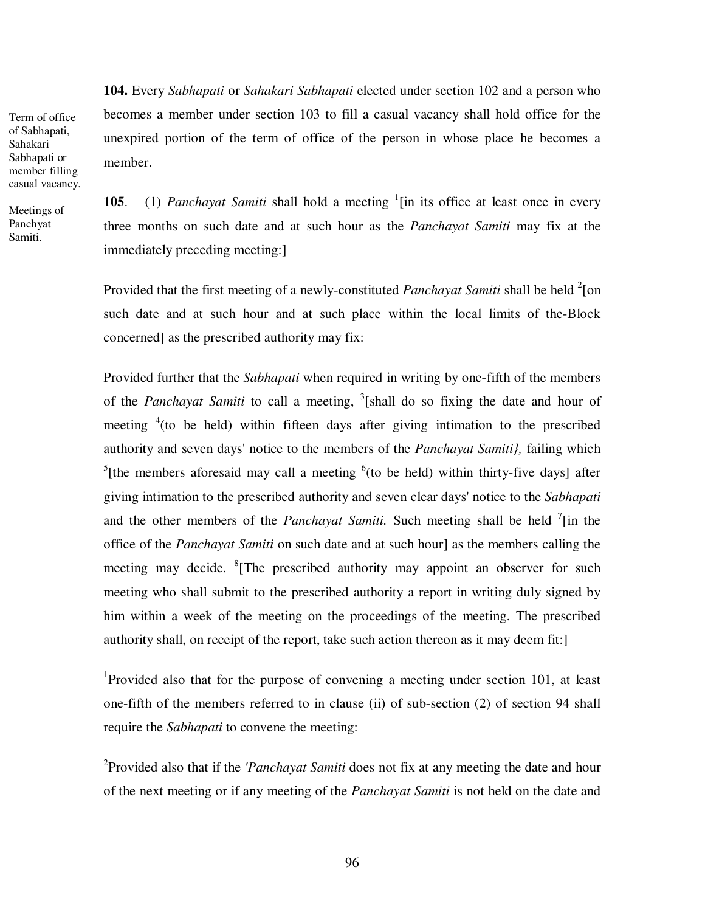**104.** Every *Sabhapati* or *Sahakari Sabhapati* elected under section 102 and a person who becomes a member under section 103 to fill a casual vacancy shall hold office for the unexpired portion of the term of office of the person in whose place he becomes a member.

Term of office of Sabhapati, Sahakari Sabhapati or member filling casual vacancy.

Meetings of Panchyat Samiti.

**105**. (1) *Panchayat Samiti* shall hold a meeting [1][in its office at least once in every three months on such date and at such hour as the *Panchayat Samiti* may fix at the immediately preceding meeting:]

Provided that the first meeting of a newly-constituted *Panchayat Samiti* shall be held [2][on such date and at such hour and at such place within the local limits of the-Block concerned] as the prescribed authority may fix:

Provided further that the *Sabhapati* when required in writing by one-fifth of the members of the *Panchayat Samiti* to call a meeting, [3][shall do so fixing the date and hour of meeting [4](to be held) within fifteen days after giving intimation to the prescribed authority and seven days' notice to the members of the *Panchayat Samiti},* failing which [5][the members aforesaid may call a meeting [6](to be held) within thirty-five days] after giving intimation to the prescribed authority and seven clear days' notice to the *Sabhapati* and the other members of the *Panchayat Samiti.* Such meeting shall be held [7][in the office of the *Panchayat Samiti* on such date and at such hour] as the members calling the meeting may decide. [8][The prescribed authority may appoint an observer for such meeting who shall submit to the prescribed authority a report in writing duly signed by him within a week of the meeting on the proceedings of the meeting. The prescribed authority shall, on receipt of the report, take such action thereon as it may deem fit:]

[1]Provided also that for the purpose of convening a meeting under section 101, at least one-fifth of the members referred to in clause (ii) of sub-section (2) of section 94 shall require the *Sabhapati* to convene the meeting:

[2]Provided also that if the *'Panchayat Samiti* does not fix at any meeting the date and hour of the next meeting or if any meeting of the *Panchayat Samiti* is not held on the date and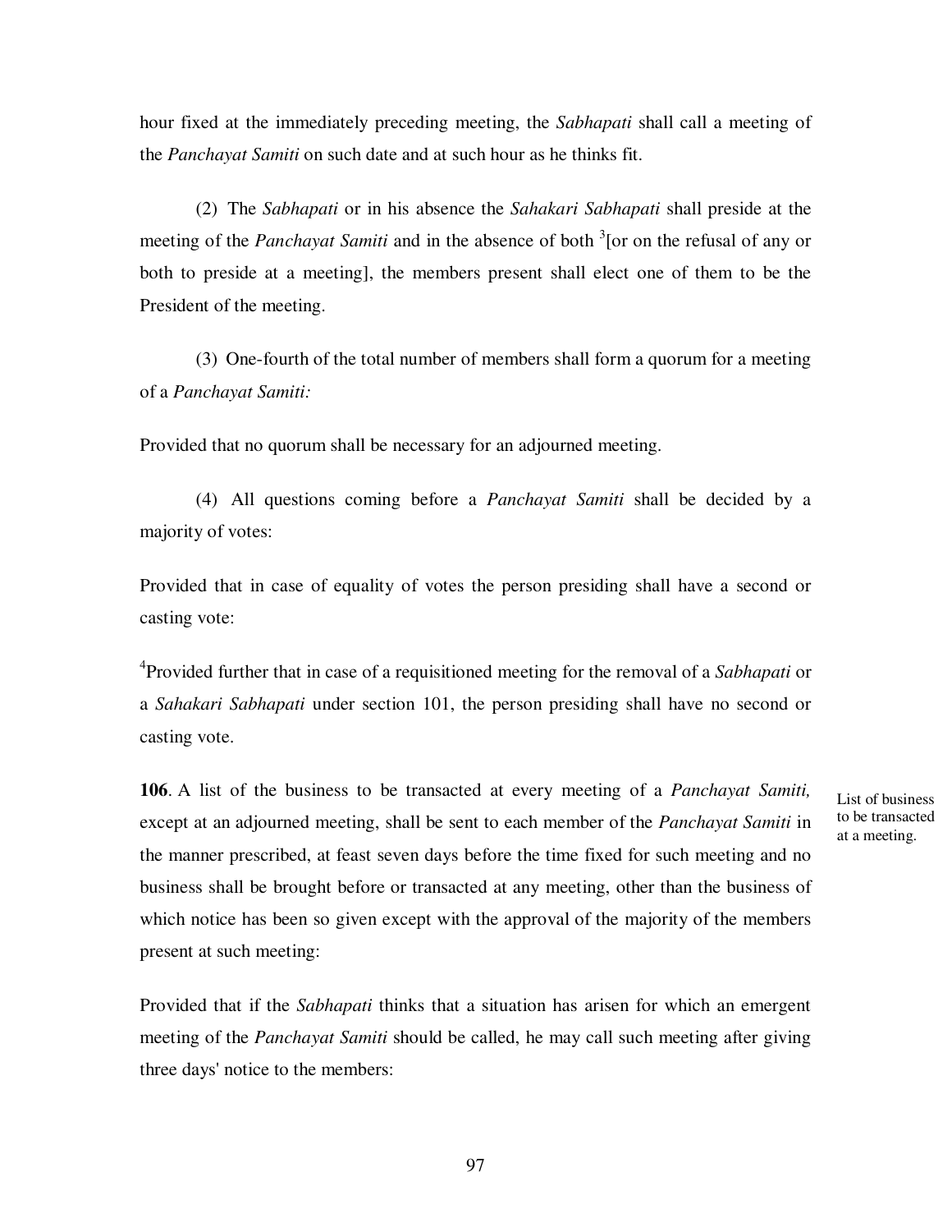hour fixed at the immediately preceding meeting, the *Sabhapati* shall call a meeting of the *Panchayat Samiti* on such date and at such hour as he thinks fit.

(2) The *Sabhapati* or in his absence the *Sahakari Sabhapati* shall preside at the meeting of the *Panchayat Samiti* and in the absence of both [3][or on the refusal of any or both to preside at a meeting], the members present shall elect one of them to be the President of the meeting.

(3) One-fourth of the total number of members shall form a quorum for a meeting of a *Panchayat Samiti:*

Provided that no quorum shall be necessary for an adjourned meeting.

(4) All questions coming before a *Panchayat Samiti* shall be decided by a majority of votes:

Provided that in case of equality of votes the person presiding shall have a second or casting vote:

[4]Provided further that in case of a requisitioned meeting for the removal of a *Sabhapati* or a *Sahakari Sabhapati* under section 101, the person presiding shall have no second or casting vote.

List of business to be transacted at a meeting.

**106**. A list of the business to be transacted at every meeting of a *Panchayat Samiti,* except at an adjourned meeting, shall be sent to each member of the *Panchayat Samiti* in the manner prescribed, at feast seven days before the time fixed for such meeting and no business shall be brought before or transacted at any meeting, other than the business of which notice has been so given except with the approval of the majority of the members present at such meeting:

Provided that if the *Sabhapati* thinks that a situation has arisen for which an emergent meeting of the *Panchayat Samiti* should be called, he may call such meeting after giving three days' notice to the members: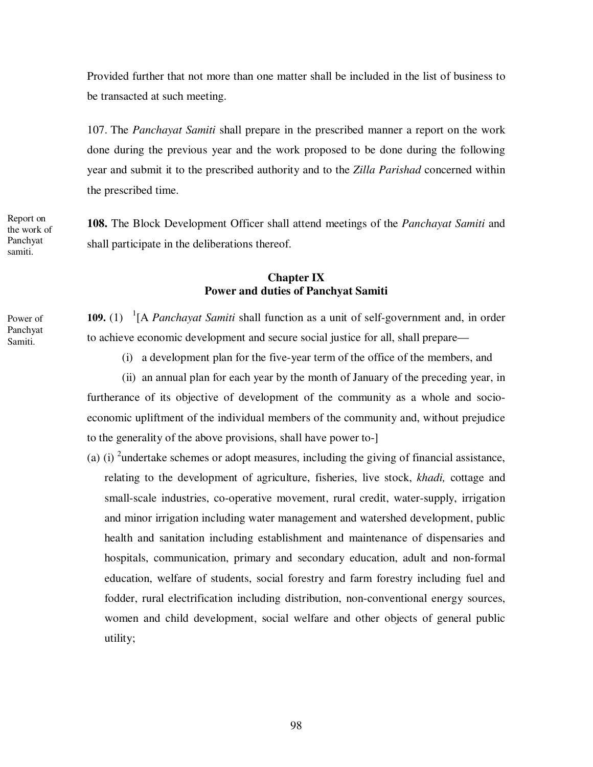Provided further that not more than one matter shall be included in the list of business to be transacted at such meeting.

107. The *Panchayat Samiti* shall prepare in the prescribed manner a report on the work done during the previous year and the work proposed to be done during the following year and submit it to the prescribed authority and to the *Zilla Parishad* concerned within the prescribed time.

Report on the work of Panchyat samiti.

**108.** The Block Development Officer shall attend meetings of the *Panchayat Samiti* and shall participate in the deliberations thereof.

## Chapter IX
## Power and duties of Panchyat Samiti

Power of Panchyat Samiti.

**109.** (1) [1][A *Panchayat Samiti* shall function as a unit of self-government and, in order to achieve economic development and secure social justice for all, shall prepare—

(i) a development plan for the five-year term of the office of the members, and

(ii) an annual plan for each year by the month of January of the preceding year, in furtherance of its objective of development of the community as a whole and socio-economic upliftment of the individual members of the community and, without prejudice to the generality of the above provisions, shall have power to-]

(a) (i) [2]undertake schemes or adopt measures, including the giving of financial assistance, relating to the development of agriculture, fisheries, live stock, *khadi,* cottage and small-scale industries, co-operative movement, rural credit, water-supply, irrigation and minor irrigation including water management and watershed development, public health and sanitation including establishment and maintenance of dispensaries and hospitals, communication, primary and secondary education, adult and non-formal education, welfare of students, social forestry and farm forestry including fuel and fodder, rural electrification including distribution, non-conventional energy sources, women and child development, social welfare and other objects of general public utility;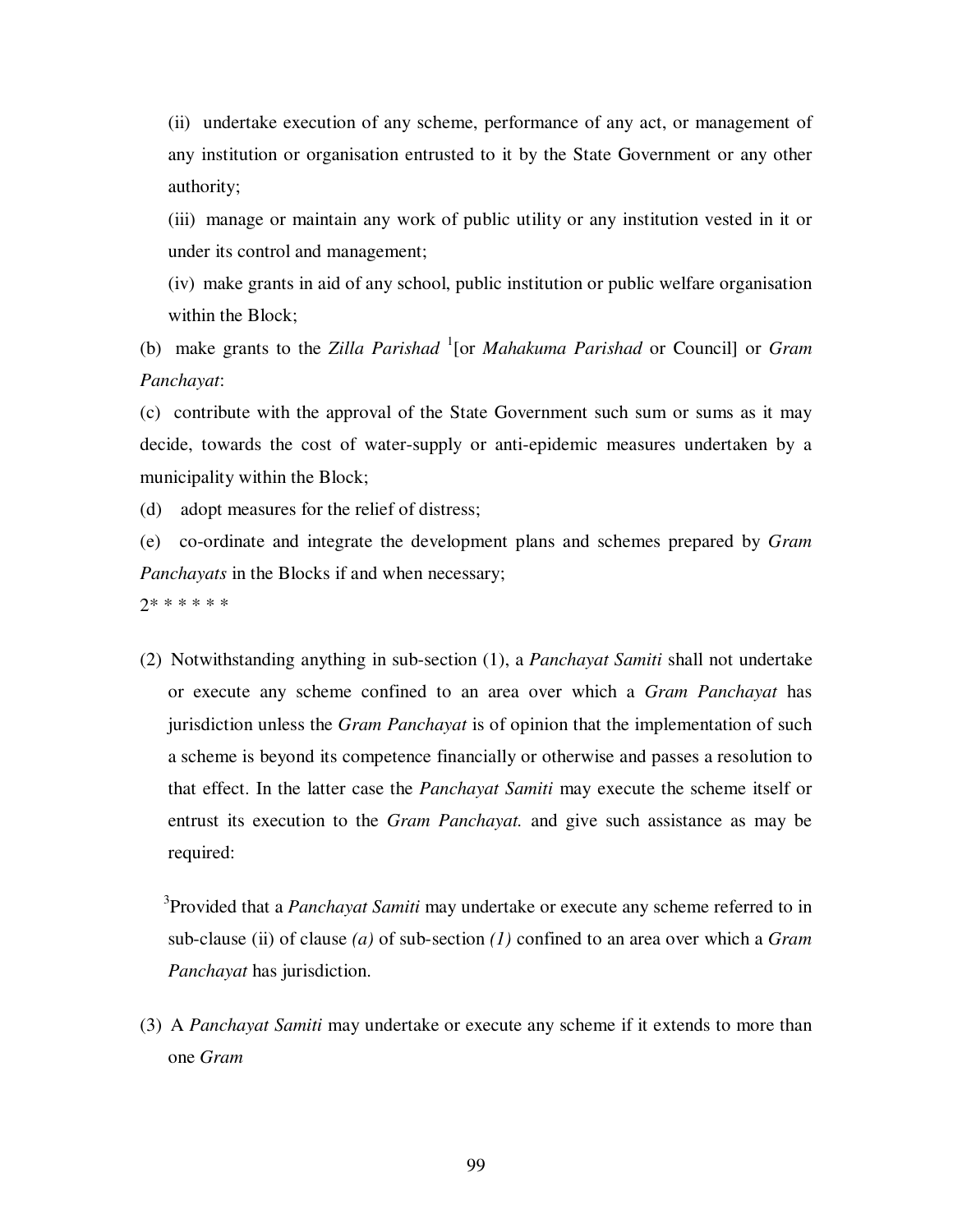(ii) undertake execution of any scheme, performance of any act, or management of any institution or organisation entrusted to it by the State Government or any other authority;

(iii) manage or maintain any work of public utility or any institution vested in it or under its control and management;

(iv) make grants in aid of any school, public institution or public welfare organisation within the Block;

(b) make grants to the *Zilla Parishad* [1][or *Mahakuma Parishad* or Council] or *Gram Panchayat*:

(c) contribute with the approval of the State Government such sum or sums as it may decide, towards the cost of water-supply or anti-epidemic measures undertaken by a municipality within the Block;

(d) adopt measures for the relief of distress;

(e) co-ordinate and integrate the development plans and schemes prepared by *Gram Panchayats* in the Blocks if and when necessary;

2* * * * * *

(2) Notwithstanding anything in sub-section (1), a *Panchayat Samiti* shall not undertake or execute any scheme confined to an area over which a *Gram Panchayat* has jurisdiction unless the *Gram Panchayat* is of opinion that the implementation of such a scheme is beyond its competence financially or otherwise and passes a resolution to that effect. In the latter case the *Panchayat Samiti* may execute the scheme itself or entrust its execution to the *Gram Panchayat.* and give such assistance as may be required:

[3]Provided that a *Panchayat Samiti* may undertake or execute any scheme referred to in sub-clause (ii) of clause *(a)* of sub-section *(1)* confined to an area over which a *Gram Panchayat* has jurisdiction.

(3) A *Panchayat Samiti* may undertake or execute any scheme if it extends to more than one *Gram*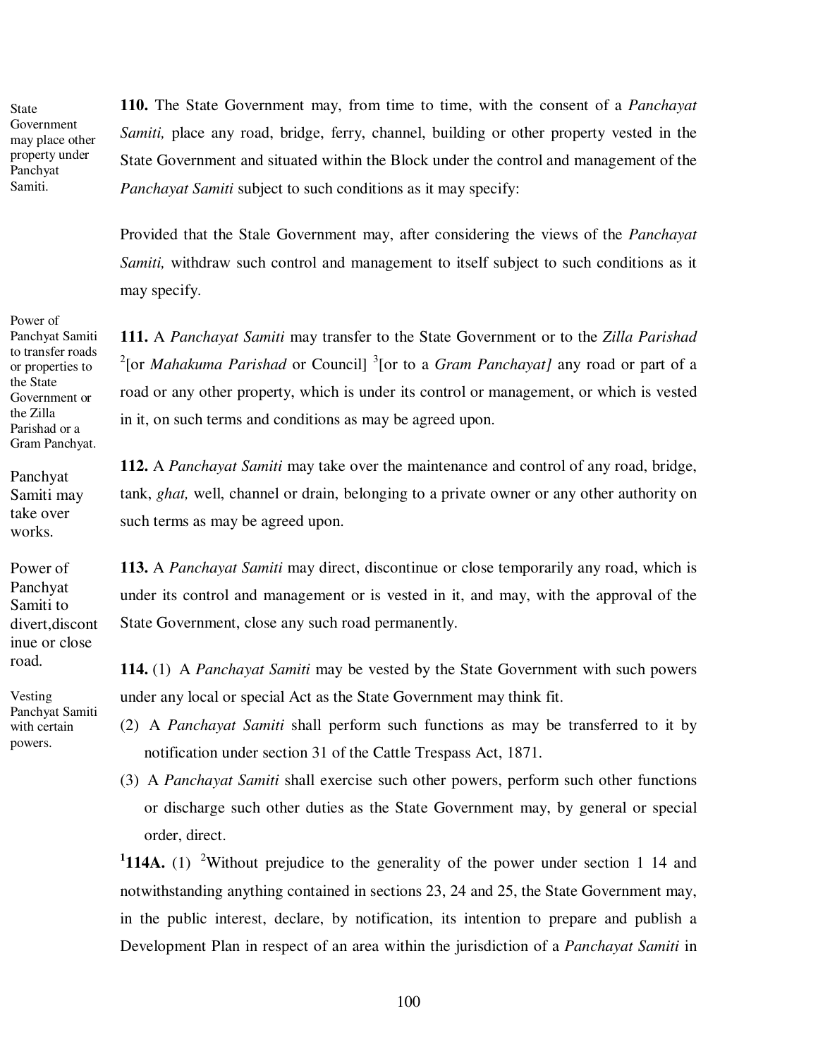**110.** The State Government may, from time to time, with the consent of a *Panchayat Samiti,* place any road, bridge, ferry, channel, building or other property vested in the State Government and situated within the Block under the control and management of the *Panchayat Samiti* subject to such conditions as it may specify:

State Government may place other property under Panchyat Samiti.

Provided that the Stale Government may, after considering the views of the *Panchayat Samiti,* withdraw such control and management to itself subject to such conditions as it may specify.

Power of Panchyat Samiti to transfer roads or properties to the State Government or the Zilla Parishad or a Gram Panchyat.

**111.** A *Panchayat Samiti* may transfer to the State Government or to the *Zilla Parishad* [2][or *Mahakuma Parishad* or Council] [3][or to a *Gram Panchayat]* any road or part of a road or any other property, which is under its control or management, or which is vested in it, on such terms and conditions as may be agreed upon.

Panchyat Samiti may take over works.

**112.** A *Panchayat Samiti* may take over the maintenance and control of any road, bridge, tank, *ghat,* well, channel or drain, belonging to a private owner or any other authority on such terms as may be agreed upon.

Power of Panchyat Samiti to divert,discontinue or close road.

**113.** A *Panchayat Samiti* may direct, discontinue or close temporarily any road, which is under its control and management or is vested in it, and may, with the approval of the State Government, close any such road permanently.

Vesting Panchyat Samiti with certain powers.

**114.** (1) A *Panchayat Samiti* may be vested by the State Government with such powers under any local or special Act as the State Government may think fit.

(2) A *Panchayat Samiti* shall perform such functions as may be transferred to it by notification under section 31 of the Cattle Trespass Act, 1871.

(3) A *Panchayat Samiti* shall exercise such other powers, perform such other functions or discharge such other duties as the State Government may, by general or special order, direct.

[1]**114A.** (1) [2]Without prejudice to the generality of the power under section 1 14 and notwithstanding anything contained in sections 23, 24 and 25, the State Government may, in the public interest, declare, by notification, its intention to prepare and publish a Development Plan in respect of an area within the jurisdiction of a *Panchayat Samiti* in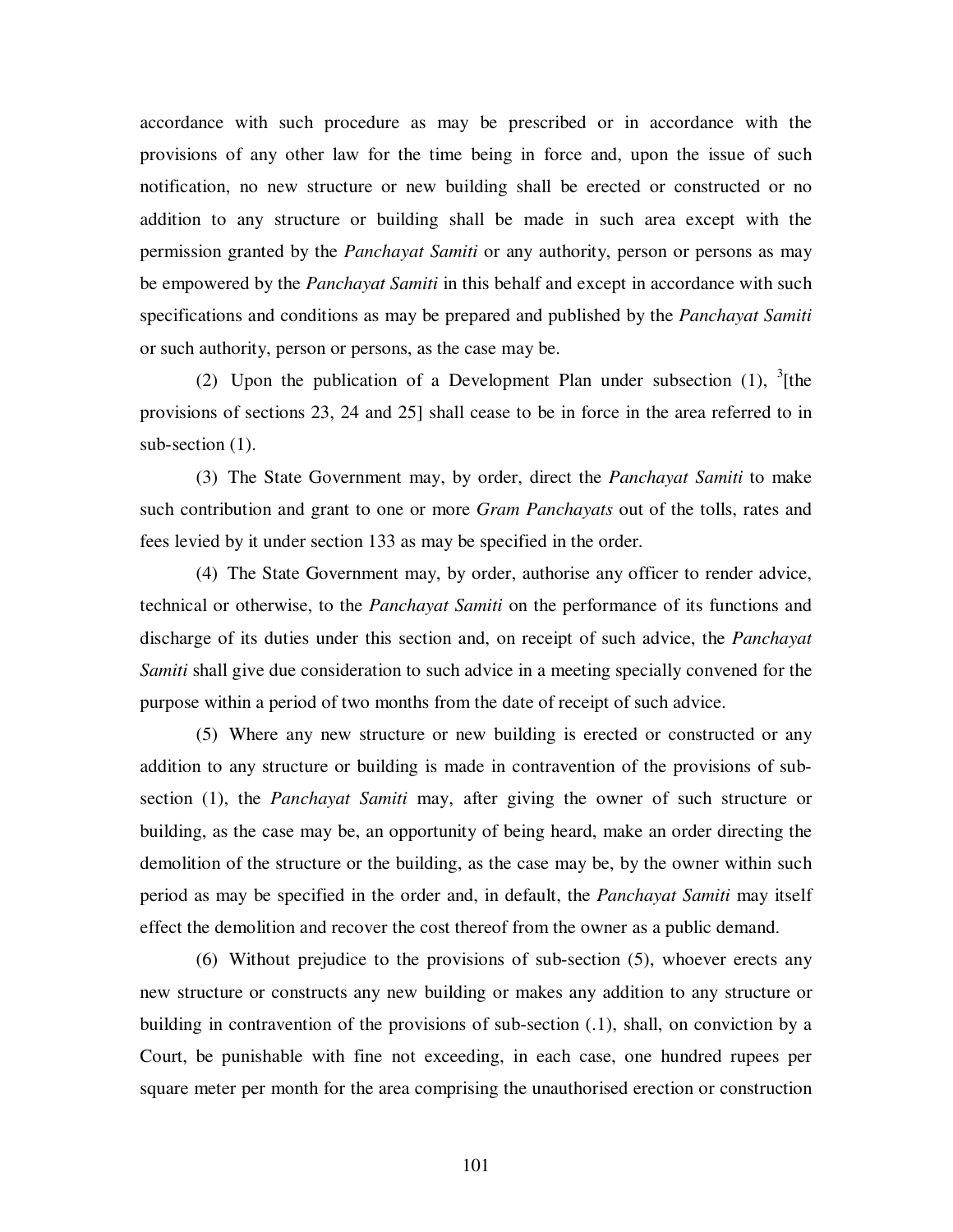accordance with such procedure as may be prescribed or in accordance with the provisions of any other law for the time being in force and, upon the issue of such notification, no new structure or new building shall be erected or constructed or no addition to any structure or building shall be made in such area except with the permission granted by the *Panchayat Samiti* or any authority, person or persons as may be empowered by the *Panchayat Samiti* in this behalf and except in accordance with such specifications and conditions as may be prepared and published by the *Panchayat Samiti* or such authority, person or persons, as the case may be.

(2) Upon the publication of a Development Plan under subsection (1), [3][the provisions of sections 23, 24 and 25] shall cease to be in force in the area referred to in sub-section (1).

(3) The State Government may, by order, direct the *Panchayat Samiti* to make such contribution and grant to one or more *Gram Panchayats* out of the tolls, rates and fees levied by it under section 133 as may be specified in the order.

(4) The State Government may, by order, authorise any officer to render advice, technical or otherwise, to the *Panchayat Samiti* on the performance of its functions and discharge of its duties under this section and, on receipt of such advice, the *Panchayat Samiti* shall give due consideration to such advice in a meeting specially convened for the purpose within a period of two months from the date of receipt of such advice.

(5) Where any new structure or new building is erected or constructed or any addition to any structure or building is made in contravention of the provisions of sub-section (1), the *Panchayat Samiti* may, after giving the owner of such structure or building, as the case may be, an opportunity of being heard, make an order directing the demolition of the structure or the building, as the case may be, by the owner within such period as may be specified in the order and, in default, the *Panchayat Samiti* may itself effect the demolition and recover the cost thereof from the owner as a public demand.

(6) Without prejudice to the provisions of sub-section (5), whoever erects any new structure or constructs any new building or makes any addition to any structure or building in contravention of the provisions of sub-section (.1), shall, on conviction by a Court, be punishable with fine not exceeding, in each case, one hundred rupees per square meter per month for the area comprising the unauthorised erection or construction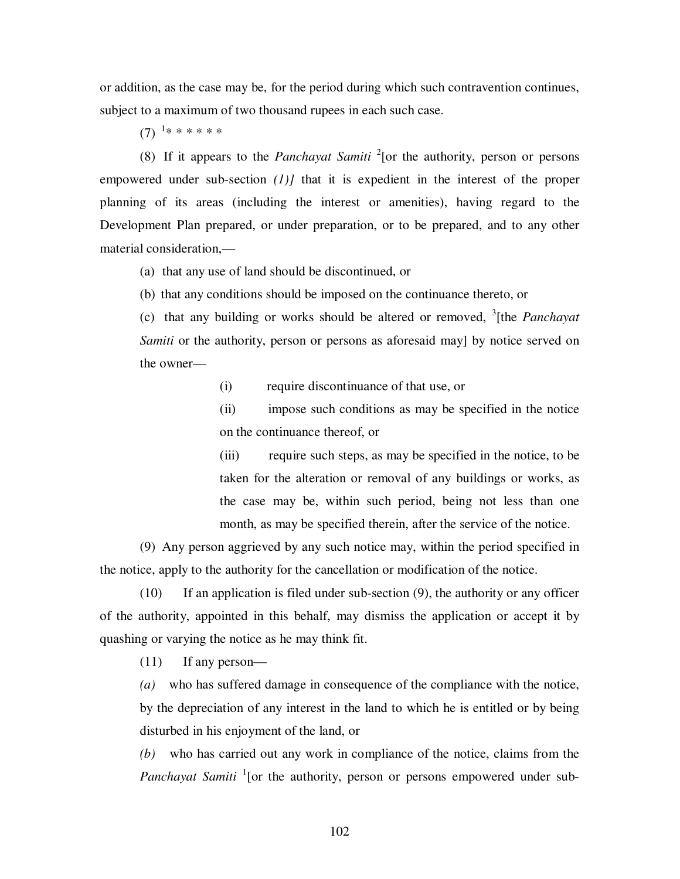or addition, as the case may be, for the period during which such contravention continues, subject to a maximum of two thousand rupees in each such case.

(7) [1]* * * * * *

(8) If it appears to the *Panchayat Samiti* [2][or the authority, person or persons empowered under sub-section *(1)]* that it is expedient in the interest of the proper planning of its areas (including the interest or amenities), having regard to the Development Plan prepared, or under preparation, or to be prepared, and to any other material consideration,—

(a) that any use of land should be discontinued, or

(b) that any conditions should be imposed on the continuance thereto, or

(c) that any building or works should be altered or removed, [3][the *Panchayat Samiti* or the authority, person or persons as aforesaid may] by notice served on the owner—

(i) require discontinuance of that use, or

(ii) impose such conditions as may be specified in the notice on the continuance thereof, or

(iii) require such steps, as may be specified in the notice, to be taken for the alteration or removal of any buildings or works, as the case may be, within such period, being not less than one month, as may be specified therein, after the service of the notice.

(9) Any person aggrieved by any such notice may, within the period specified in the notice, apply to the authority for the cancellation or modification of the notice.

(10) If an application is filed under sub-section (9), the authority or any officer of the authority, appointed in this behalf, may dismiss the application or accept it by quashing or varying the notice as he may think fit.

(11) If any person—

*(a)* who has suffered damage in consequence of the compliance with the notice, by the depreciation of any interest in the land to which he is entitled or by being disturbed in his enjoyment of the land, or

*(b)* who has carried out any work in compliance of the notice, claims from the *Panchayat Samiti* [1][or the authority, person or persons empowered under sub-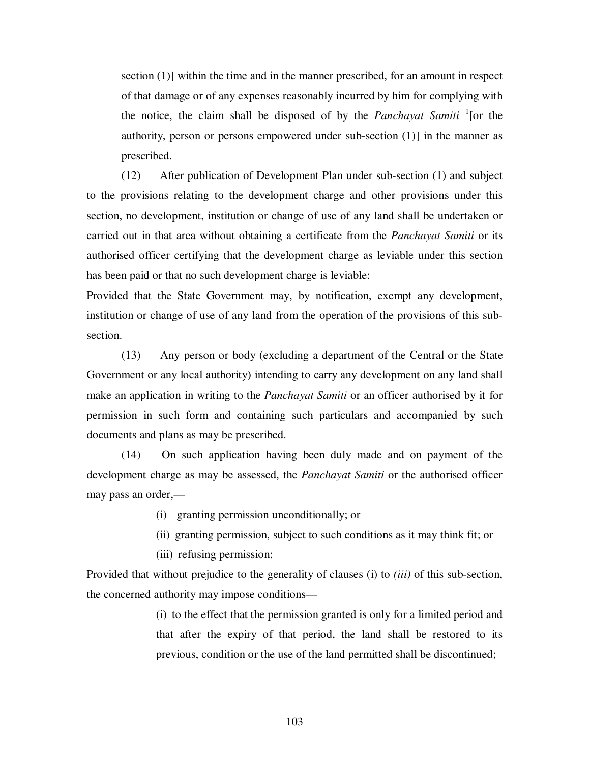section (1)] within the time and in the manner prescribed, for an amount in respect of that damage or of any expenses reasonably incurred by him for complying with the notice, the claim shall be disposed of by the *Panchayat Samiti* [1][or the authority, person or persons empowered under sub-section (1)] in the manner as prescribed.

(12) After publication of Development Plan under sub-section (1) and subject to the provisions relating to the development charge and other provisions under this section, no development, institution or change of use of any land shall be undertaken or carried out in that area without obtaining a certificate from the *Panchayat Samiti* or its authorised officer certifying that the development charge as leviable under this section has been paid or that no such development charge is leviable:

Provided that the State Government may, by notification, exempt any development, institution or change of use of any land from the operation of the provisions of this sub-section.

(13) Any person or body (excluding a department of the Central or the State Government or any local authority) intending to carry any development on any land shall make an application in writing to the *Panchayat Samiti* or an officer authorised by it for permission in such form and containing such particulars and accompanied by such documents and plans as may be prescribed.

(14) On such application having been duly made and on payment of the development charge as may be assessed, the *Panchayat Samiti* or the authorised officer may pass an order,—

(i) granting permission unconditionally; or

(ii) granting permission, subject to such conditions as it may think fit; or

(iii) refusing permission:

Provided that without prejudice to the generality of clauses (i) to *(iii)* of this sub-section, the concerned authority may impose conditions—

(i) to the effect that the permission granted is only for a limited period and that after the expiry of that period, the land shall be restored to its previous, condition or the use of the land permitted shall be discontinued;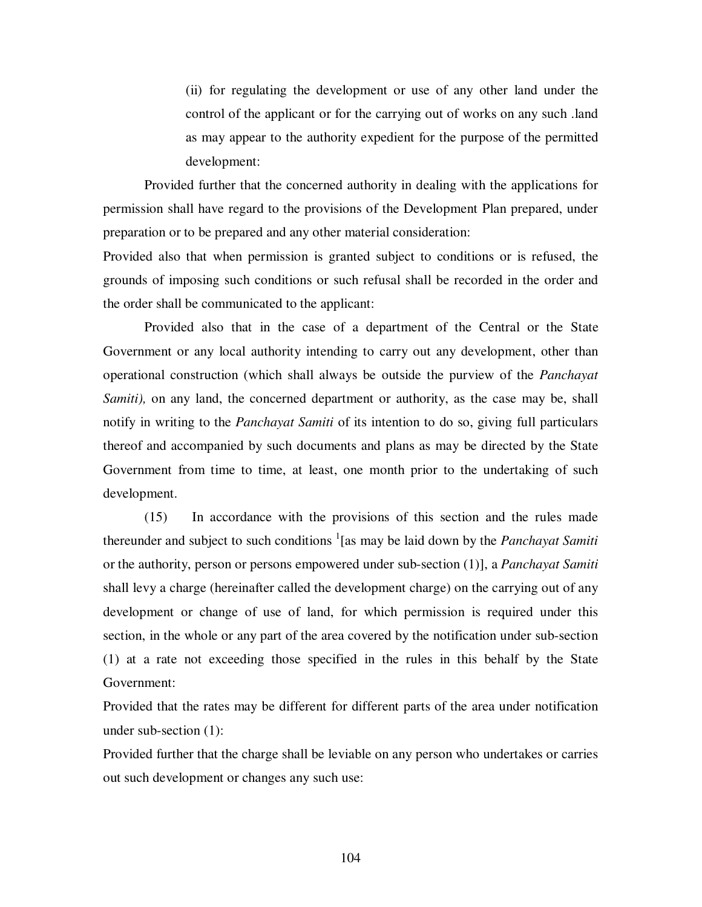(ii) for regulating the development or use of any other land under the control of the applicant or for the carrying out of works on any such .land as may appear to the authority expedient for the purpose of the permitted development:

Provided further that the concerned authority in dealing with the applications for permission shall have regard to the provisions of the Development Plan prepared, under preparation or to be prepared and any other material consideration:

Provided also that when permission is granted subject to conditions or is refused, the grounds of imposing such conditions or such refusal shall be recorded in the order and the order shall be communicated to the applicant:

Provided also that in the case of a department of the Central or the State Government or any local authority intending to carry out any development, other than operational construction (which shall always be outside the purview of the *Panchayat Samiti),* on any land, the concerned department or authority, as the case may be, shall notify in writing to the *Panchayat Samiti* of its intention to do so, giving full particulars thereof and accompanied by such documents and plans as may be directed by the State Government from time to time, at least, one month prior to the undertaking of such development.

(15) In accordance with the provisions of this section and the rules made thereunder and subject to such conditions [1][as may be laid down by the *Panchayat Samiti* or the authority, person or persons empowered under sub-section (1)], a *Panchayat Samiti* shall levy a charge (hereinafter called the development charge) on the carrying out of any development or change of use of land, for which permission is required under this section, in the whole or any part of the area covered by the notification under sub-section (1) at a rate not exceeding those specified in the rules in this behalf by the State Government:

Provided that the rates may be different for different parts of the area under notification under sub-section (1):

Provided further that the charge shall be leviable on any person who undertakes or carries out such development or changes any such use: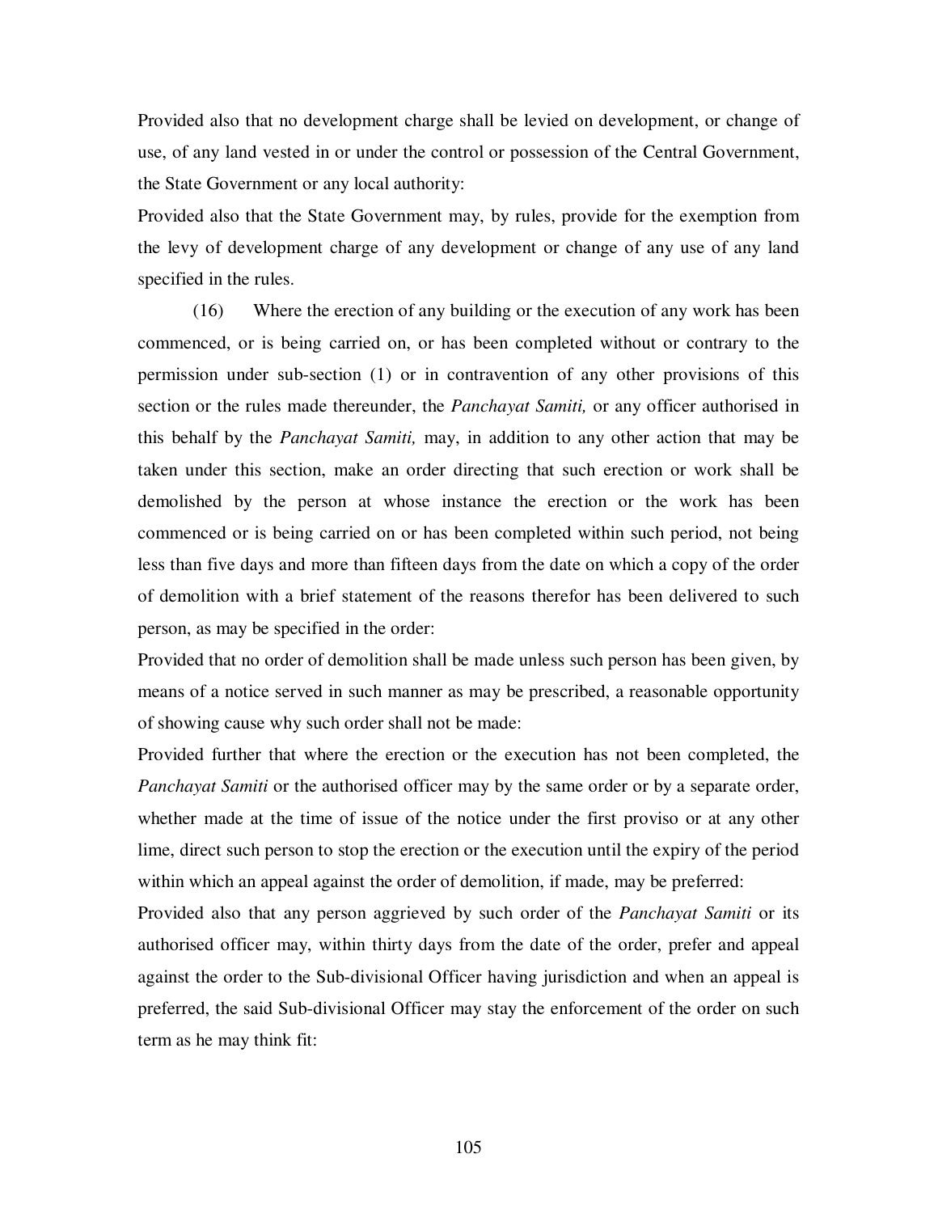Provided also that no development charge shall be levied on development, or change of use, of any land vested in or under the control or possession of the Central Government, the State Government or any local authority:

Provided also that the State Government may, by rules, provide for the exemption from the levy of development charge of any development or change of any use of any land specified in the rules.

(16) Where the erection of any building or the execution of any work has been commenced, or is being carried on, or has been completed without or contrary to the permission under sub-section (1) or in contravention of any other provisions of this section or the rules made thereunder, the *Panchayat Samiti,* or any officer authorised in this behalf by the *Panchayat Samiti,* may, in addition to any other action that may be taken under this section, make an order directing that such erection or work shall be demolished by the person at whose instance the erection or the work has been commenced or is being carried on or has been completed within such period, not being less than five days and more than fifteen days from the date on which a copy of the order of demolition with a brief statement of the reasons therefor has been delivered to such person, as may be specified in the order:

Provided that no order of demolition shall be made unless such person has been given, by means of a notice served in such manner as may be prescribed, a reasonable opportunity of showing cause why such order shall not be made:

Provided further that where the erection or the execution has not been completed, the *Panchayat Samiti* or the authorised officer may by the same order or by a separate order, whether made at the time of issue of the notice under the first proviso or at any other lime, direct such person to stop the erection or the execution until the expiry of the period within which an appeal against the order of demolition, if made, may be preferred:

Provided also that any person aggrieved by such order of the *Panchayat Samiti* or its authorised officer may, within thirty days from the date of the order, prefer and appeal against the order to the Sub-divisional Officer having jurisdiction and when an appeal is preferred, the said Sub-divisional Officer may stay the enforcement of the order on such term as he may think fit: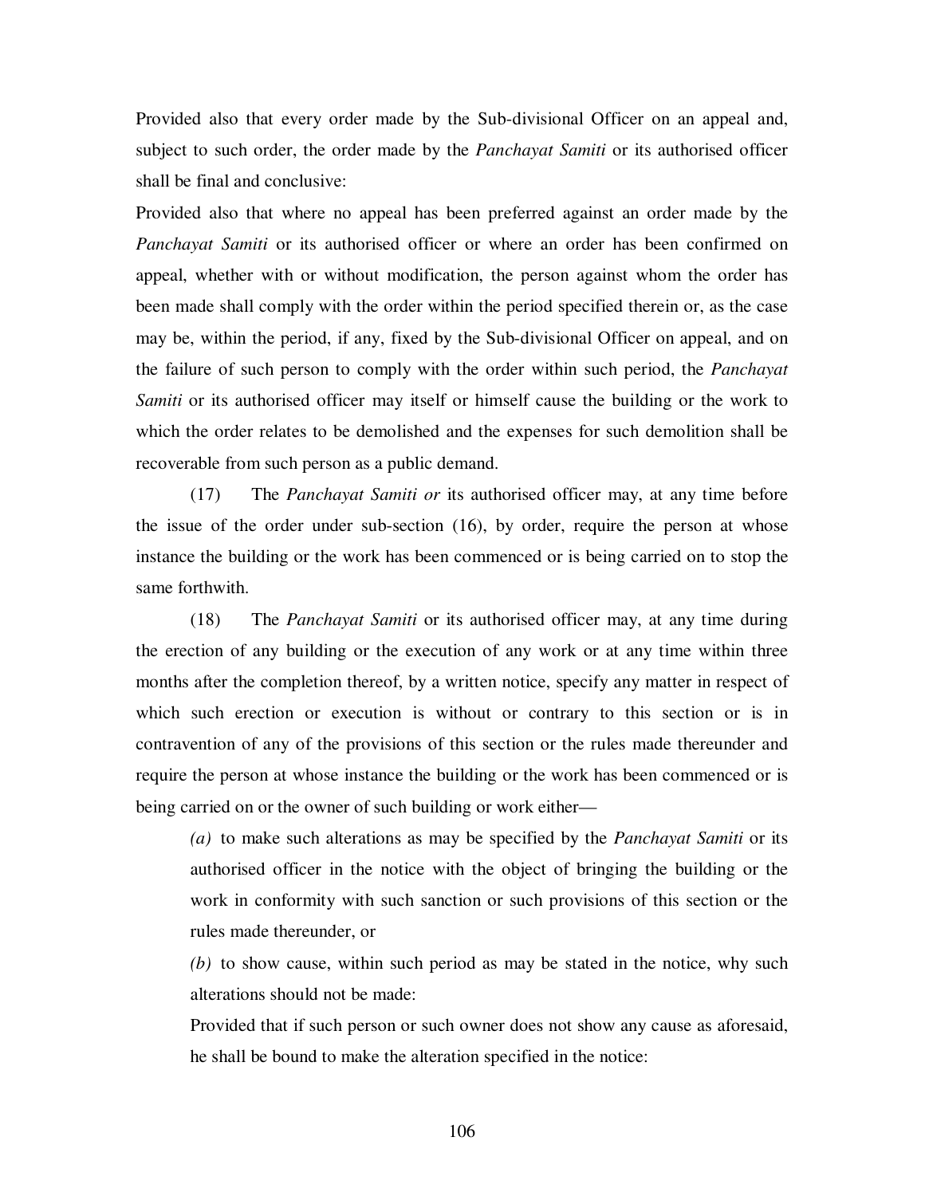Provided also that every order made by the Sub-divisional Officer on an appeal and, subject to such order, the order made by the *Panchayat Samiti* or its authorised officer shall be final and conclusive:

Provided also that where no appeal has been preferred against an order made by the *Panchayat Samiti* or its authorised officer or where an order has been confirmed on appeal, whether with or without modification, the person against whom the order has been made shall comply with the order within the period specified therein or, as the case may be, within the period, if any, fixed by the Sub-divisional Officer on appeal, and on the failure of such person to comply with the order within such period, the *Panchayat Samiti* or its authorised officer may itself or himself cause the building or the work to which the order relates to be demolished and the expenses for such demolition shall be recoverable from such person as a public demand.

(17) The *Panchayat Samiti or* its authorised officer may, at any time before the issue of the order under sub-section (16), by order, require the person at whose instance the building or the work has been commenced or is being carried on to stop the same forthwith.

(18) The *Panchayat Samiti* or its authorised officer may, at any time during the erection of any building or the execution of any work or at any time within three months after the completion thereof, by a written notice, specify any matter in respect of which such erection or execution is without or contrary to this section or is in contravention of any of the provisions of this section or the rules made thereunder and require the person at whose instance the building or the work has been commenced or is being carried on or the owner of such building or work either—

*(a)* to make such alterations as may be specified by the *Panchayat Samiti* or its authorised officer in the notice with the object of bringing the building or the work in conformity with such sanction or such provisions of this section or the rules made thereunder, or

*(b)* to show cause, within such period as may be stated in the notice, why such alterations should not be made:

Provided that if such person or such owner does not show any cause as aforesaid, he shall be bound to make the alteration specified in the notice: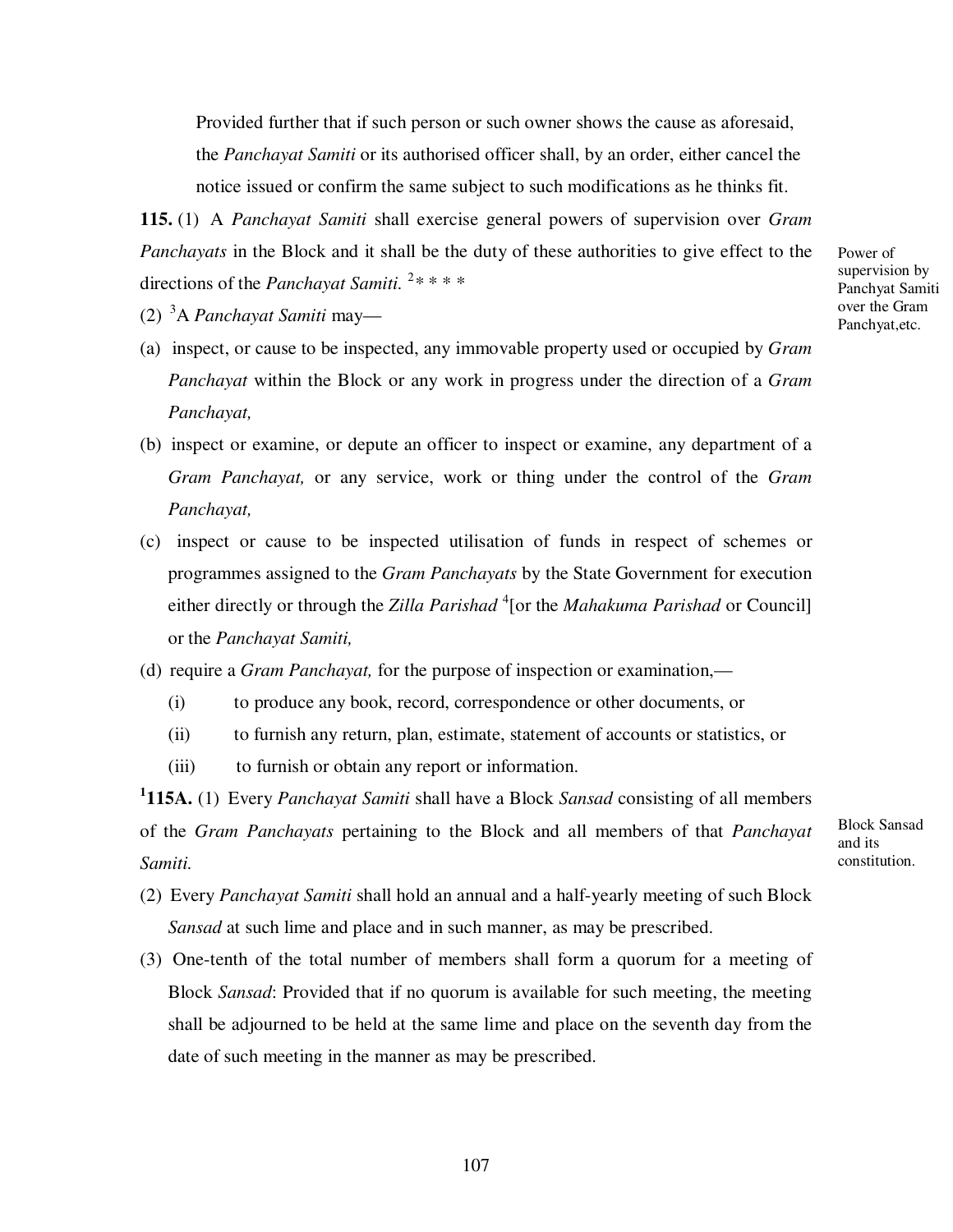Provided further that if such person or such owner shows the cause as aforesaid, the *Panchayat Samiti* or its authorised officer shall, by an order, either cancel the notice issued or confirm the same subject to such modifications as he thinks fit.

Power of supervision by Panchyat Samiti over the Gram Panchyat,etc.

**115.** (1) A *Panchayat Samiti* shall exercise general powers of supervision over *Gram Panchayats* in the Block and it shall be the duty of these authorities to give effect to the directions of the *Panchayat Samiti.* [2]* * * *

(2) [3]A *Panchayat Samiti* may—

(a) inspect, or cause to be inspected, any immovable property used or occupied by *Gram Panchayat* within the Block or any work in progress under the direction of a *Gram Panchayat,*

(b) inspect or examine, or depute an officer to inspect or examine, any department of a *Gram Panchayat,* or any service, work or thing under the control of the *Gram Panchayat,*

(c) inspect or cause to be inspected utilisation of funds in respect of schemes or programmes assigned to the *Gram Panchayats* by the State Government for execution either directly or through the *Zilla Parishad* [4][or the *Mahakuma Parishad* or Council] or the *Panchayat Samiti,*

(d) require a *Gram Panchayat,* for the purpose of inspection or examination,—

   (i) to produce any book, record, correspondence or other documents, or

   (ii) to furnish any return, plan, estimate, statement of accounts or statistics, or

   (iii) to furnish or obtain any report or information.

Block Sansad and its constitution.

[1]**115A.** (1) Every *Panchayat Samiti* shall have a Block *Sansad* consisting of all members of the *Gram Panchayats* pertaining to the Block and all members of that *Panchayat Samiti.*

(2) Every *Panchayat Samiti* shall hold an annual and a half-yearly meeting of such Block *Sansad* at such lime and place and in such manner, as may be prescribed.

(3) One-tenth of the total number of members shall form a quorum for a meeting of Block *Sansad*: Provided that if no quorum is available for such meeting, the meeting shall be adjourned to be held at the same lime and place on the seventh day from the date of such meeting in the manner as may be prescribed.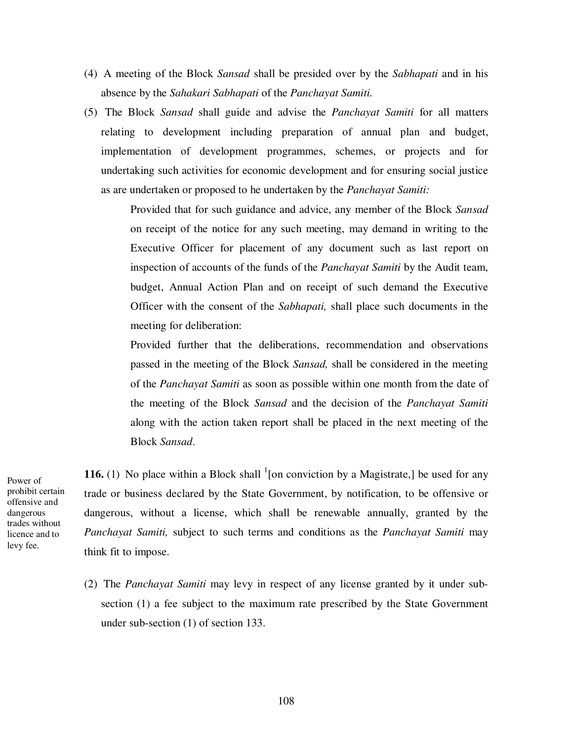(4) A meeting of the Block *Sansad* shall be presided over by the *Sabhapati* and in his absence by the *Sahakari Sabhapati* of the *Panchayat Samiti.*

(5) The Block *Sansad* shall guide and advise the *Panchayat Samiti* for all matters relating to development including preparation of annual plan and budget, implementation of development programmes, schemes, or projects and for undertaking such activities for economic development and for ensuring social justice as are undertaken or proposed to he undertaken by the *Panchayat Samiti:*

Provided that for such guidance and advice, any member of the Block *Sansad* on receipt of the notice for any such meeting, may demand in writing to the Executive Officer for placement of any document such as last report on inspection of accounts of the funds of the *Panchayat Samiti* by the Audit team, budget, Annual Action Plan and on receipt of such demand the Executive Officer with the consent of the *Sabhapati,* shall place such documents in the meeting for deliberation:

Provided further that the deliberations, recommendation and observations passed in the meeting of the Block *Sansad,* shall be considered in the meeting of the *Panchayat Samiti* as soon as possible within one month from the date of the meeting of the Block *Sansad* and the decision of the *Panchayat Samiti* along with the action taken report shall be placed in the next meeting of the Block *Sansad*.

Power of prohibit certain offensive and dangerous trades without licence and to levy fee.

**116.** (1) No place within a Block shall [1][on conviction by a Magistrate,] be used for any trade or business declared by the State Government, by notification, to be offensive or dangerous, without a license, which shall be renewable annually, granted by the *Panchayat Samiti,* subject to such terms and conditions as the *Panchayat Samiti* may think fit to impose.

(2) The *Panchayat Samiti* may levy in respect of any license granted by it under sub-section (1) a fee subject to the maximum rate prescribed by the State Government under sub-section (1) of section 133.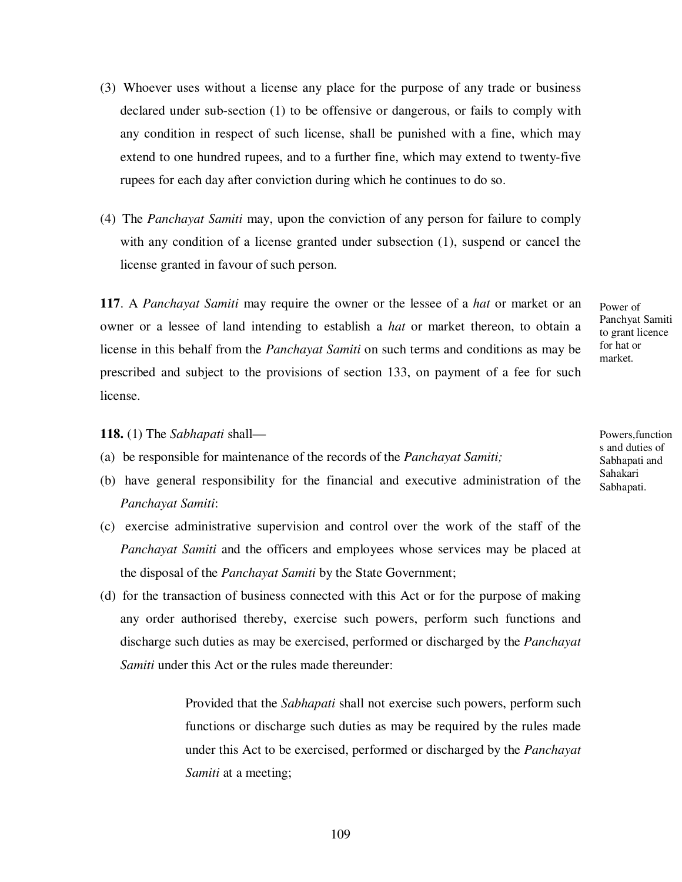(3) Whoever uses without a license any place for the purpose of any trade or business declared under sub-section (1) to be offensive or dangerous, or fails to comply with any condition in respect of such license, shall be punished with a fine, which may extend to one hundred rupees, and to a further fine, which may extend to twenty-five rupees for each day after conviction during which he continues to do so.

(4) The *Panchayat Samiti* may, upon the conviction of any person for failure to comply with any condition of a license granted under subsection (1), suspend or cancel the license granted in favour of such person.

Power of Panchyat Samiti to grant licence for hat or market.

**117**. A *Panchayat Samiti* may require the owner or the lessee of a *hat* or market or an owner or a lessee of land intending to establish a *hat* or market thereon, to obtain a license in this behalf from the *Panchayat Samiti* on such terms and conditions as may be prescribed and subject to the provisions of section 133, on payment of a fee for such license.

Powers,functions and duties of Sabhapati and Sahakari Sabhapati.

**118.** (1) The *Sabhapati* shall—

(a) be responsible for maintenance of the records of the *Panchayat Samiti;*

(b) have general responsibility for the financial and executive administration of the *Panchayat Samiti*:

(c) exercise administrative supervision and control over the work of the staff of the *Panchayat Samiti* and the officers and employees whose services may be placed at the disposal of the *Panchayat Samiti* by the State Government;

(d) for the transaction of business connected with this Act or for the purpose of making any order authorised thereby, exercise such powers, perform such functions and discharge such duties as may be exercised, performed or discharged by the *Panchayat Samiti* under this Act or the rules made thereunder:

> Provided that the *Sabhapati* shall not exercise such powers, perform such functions or discharge such duties as may be required by the rules made under this Act to be exercised, performed or discharged by the *Panchayat Samiti* at a meeting;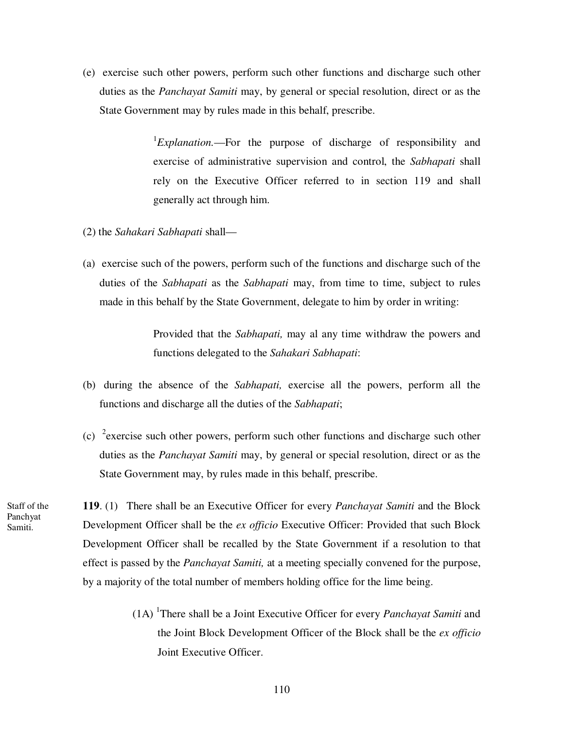(e) exercise such other powers, perform such other functions and discharge such other duties as the *Panchayat Samiti* may, by general or special resolution, direct or as the State Government may by rules made in this behalf, prescribe.

> [1]*Explanation.*—For the purpose of discharge of responsibility and exercise of administrative supervision and control, the *Sabhapati* shall rely on the Executive Officer referred to in section 119 and shall generally act through him.

(2) the *Sahakari Sabhapati* shall—

(a) exercise such of the powers, perform such of the functions and discharge such of the duties of the *Sabhapati* as the *Sabhapati* may, from time to time, subject to rules made in this behalf by the State Government, delegate to him by order in writing:

> Provided that the *Sabhapati,* may al any time withdraw the powers and functions delegated to the *Sahakari Sabhapati*:

(b) during the absence of the *Sabhapati,* exercise all the powers, perform all the functions and discharge all the duties of the *Sabhapati*;

(c) [2]exercise such other powers, perform such other functions and discharge such other duties as the *Panchayat Samiti* may, by general or special resolution, direct or as the State Government may, by rules made in this behalf, prescribe.

*Staff of the Panchyat Samiti.*

**119**. (1) There shall be an Executive Officer for every *Panchayat Samiti* and the Block Development Officer shall be the *ex officio* Executive Officer: Provided that such Block Development Officer shall be recalled by the State Government if a resolution to that effect is passed by the *Panchayat Samiti,* at a meeting specially convened for the purpose, by a majority of the total number of members holding office for the lime being.

> (1A) [1]There shall be a Joint Executive Officer for every *Panchayat Samiti* and the Joint Block Development Officer of the Block shall be the *ex officio* Joint Executive Officer.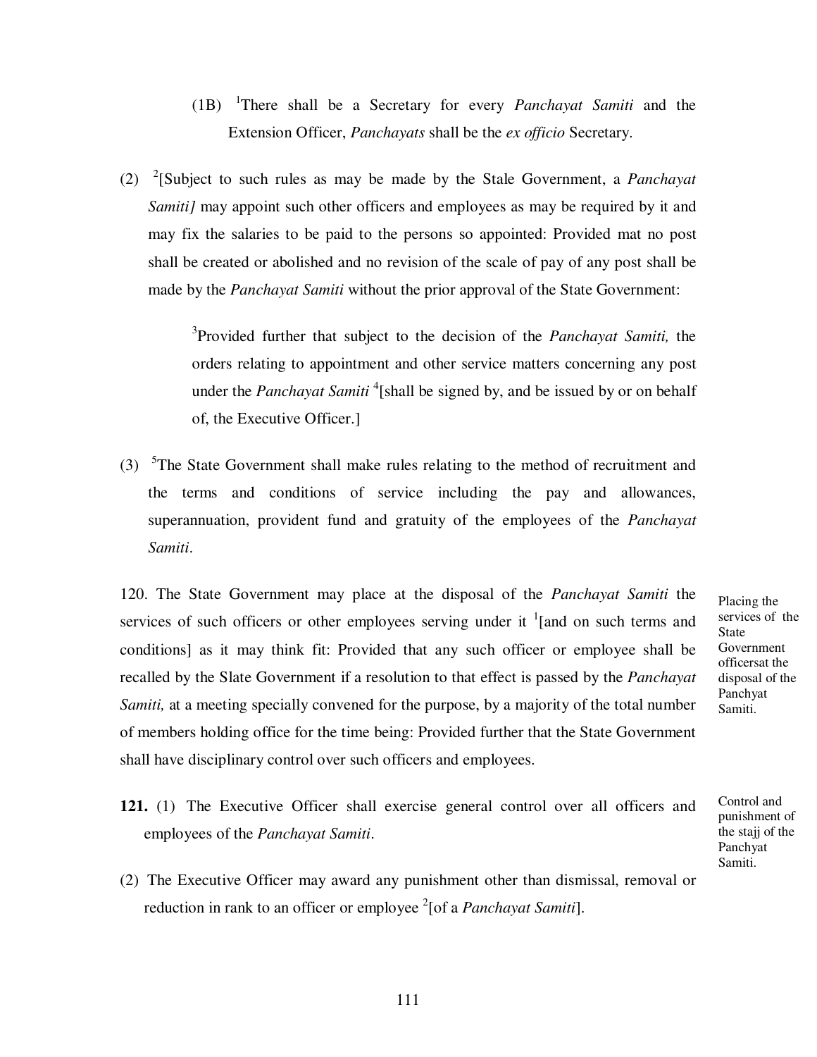(1B) [1]There shall be a Secretary for every *Panchayat Samiti* and the Extension Officer, *Panchayats* shall be the *ex officio* Secretary.

(2) [2][Subject to such rules as may be made by the Stale Government, a *Panchayat Samiti]* may appoint such other officers and employees as may be required by it and may fix the salaries to be paid to the persons so appointed: Provided mat no post shall be created or abolished and no revision of the scale of pay of any post shall be made by the *Panchayat Samiti* without the prior approval of the State Government:

> [3]Provided further that subject to the decision of the *Panchayat Samiti,* the orders relating to appointment and other service matters concerning any post under the *Panchayat Samiti* [4][shall be signed by, and be issued by or on behalf of, the Executive Officer.]

(3) [5]The State Government shall make rules relating to the method of recruitment and the terms and conditions of service including the pay and allowances, superannuation, provident fund and gratuity of the employees of the *Panchayat Samiti*.

Placing the services of the State Government officersat the disposal of the Panchyat Samiti.

120. The State Government may place at the disposal of the *Panchayat Samiti* the services of such officers or other employees serving under it [1][and on such terms and conditions] as it may think fit: Provided that any such officer or employee shall be recalled by the Slate Government if a resolution to that effect is passed by the *Panchayat Samiti,* at a meeting specially convened for the purpose, by a majority of the total number of members holding office for the time being: Provided further that the State Government shall have disciplinary control over such officers and employees.

Control and punishment of the stajj of the Panchyat Samiti.

**121.** (1) The Executive Officer shall exercise general control over all officers and employees of the *Panchayat Samiti*.

(2) The Executive Officer may award any punishment other than dismissal, removal or reduction in rank to an officer or employee [2][of a *Panchayat Samiti*].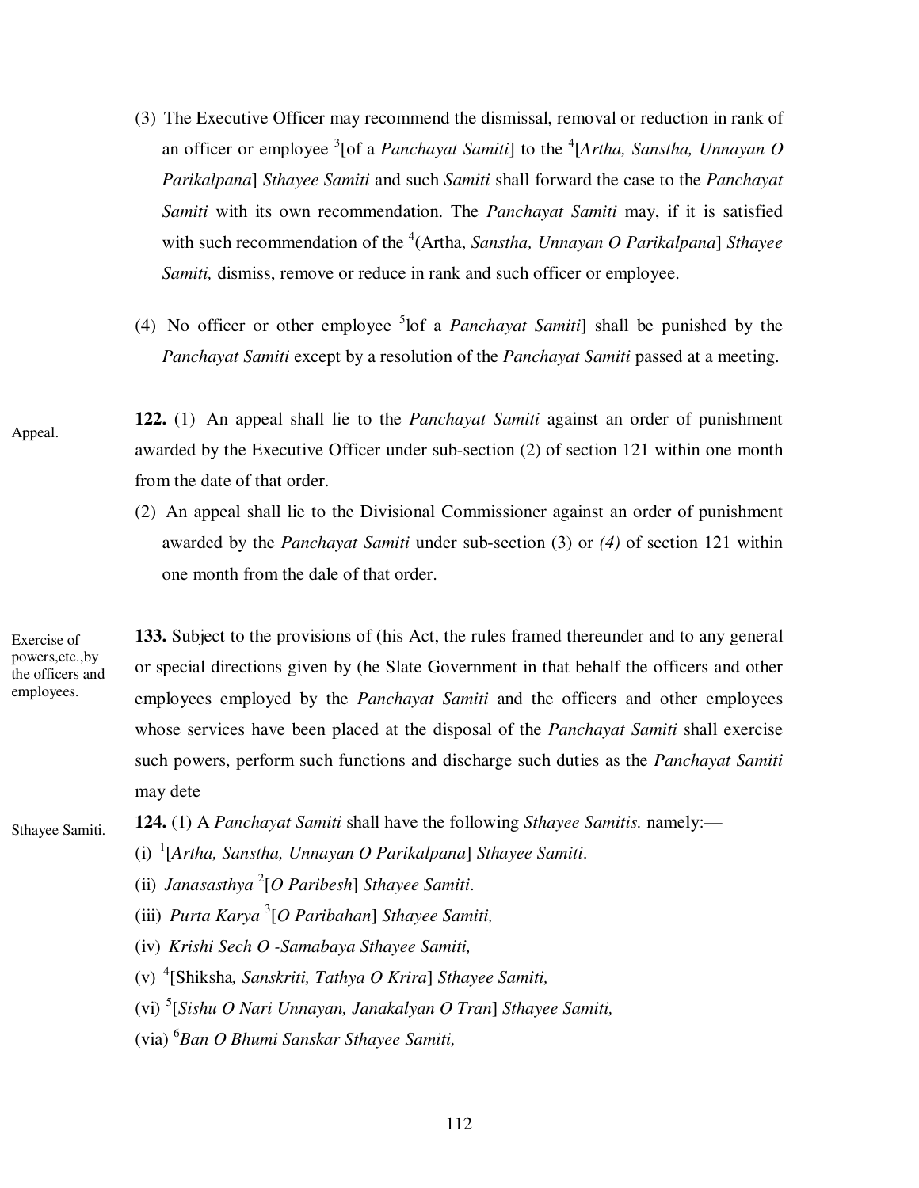(3) The Executive Officer may recommend the dismissal, removal or reduction in rank of an officer or employee [3][of a *Panchayat Samiti*] to the [4][*Artha, Sanstha, Unnayan O Parikalpana*] *Sthayee Samiti* and such *Samiti* shall forward the case to the *Panchayat Samiti* with its own recommendation. The *Panchayat Samiti* may, if it is satisfied with such recommendation of the [4](Artha, *Sanstha, Unnayan O Parikalpana*] *Sthayee Samiti,* dismiss, remove or reduce in rank and such officer or employee.

(4) No officer or other employee [5]lof a *Panchayat Samiti*] shall be punished by the *Panchayat Samiti* except by a resolution of the *Panchayat Samiti* passed at a meeting.

Appeal.

**122.** (1) An appeal shall lie to the *Panchayat Samiti* against an order of punishment awarded by the Executive Officer under sub-section (2) of section 121 within one month from the date of that order.

(2) An appeal shall lie to the Divisional Commissioner against an order of punishment awarded by the *Panchayat Samiti* under sub-section (3) or *(4)* of section 121 within one month from the dale of that order.

Exercise of powers,etc.,by the officers and employees.

**133.** Subject to the provisions of (his Act, the rules framed thereunder and to any general or special directions given by (he Slate Government in that behalf the officers and other employees employed by the *Panchayat Samiti* and the officers and other employees whose services have been placed at the disposal of the *Panchayat Samiti* shall exercise such powers, perform such functions and discharge such duties as the *Panchayat Samiti* may dete

Sthayee Samiti.

**124.** (1) A *Panchayat Samiti* shall have the following *Sthayee Samitis.* namely:—

(i) [1][*Artha, Sanstha, Unnayan O Parikalpana*] *Sthayee Samiti*.

(ii) *Janasasthya* [2][*O Paribesh*] *Sthayee Samiti*.

(iii) *Purta Karya* [3][*O Paribahan*] *Sthayee Samiti,*

(iv) *Krishi Sech O -Samabaya Sthayee Samiti,*

(v) [4][Shiksha*, Sanskriti, Tathya O Krira*] *Sthayee Samiti,*

(vi) [5][*Sishu O Nari Unnayan, Janakalyan O Tran*] *Sthayee Samiti,*

(via) [6]*Ban O Bhumi Sanskar Sthayee Samiti,*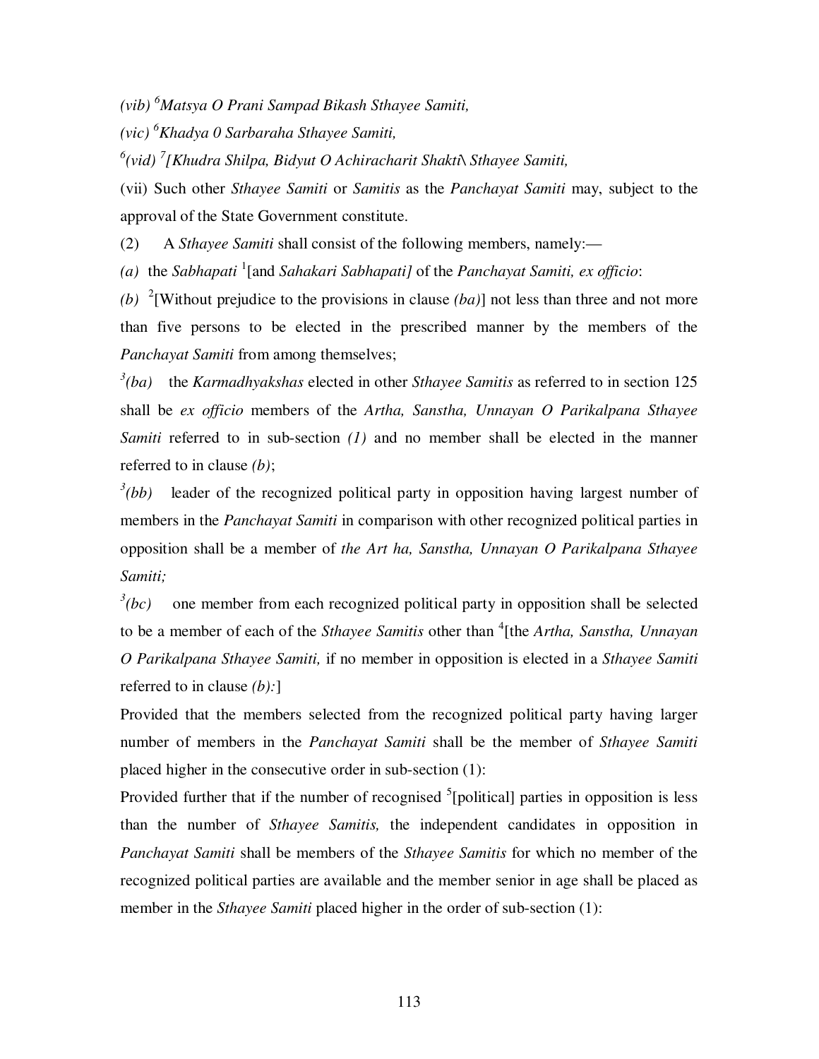*(vib)* [6]*Matsya O Prani Sampad Bikash Sthayee Samiti,*

*(vic)* [6]*Khadya 0 Sarbaraha Sthayee Samiti,*

[6]*(vid)* [7]*[Khudra Shilpa, Bidyut O Achiracharit Shakti\ Sthayee Samiti,*

(vii) Such other *Sthayee Samiti* or *Samitis* as the *Panchayat Samiti* may, subject to the approval of the State Government constitute.

(2) A *Sthayee Samiti* shall consist of the following members, namely:—

*(a)* the *Sabhapati* [1][and *Sahakari Sabhapati]* of the *Panchayat Samiti, ex officio*:

*(b)* [2][Without prejudice to the provisions in clause *(ba)*] not less than three and not more than five persons to be elected in the prescribed manner by the members of the *Panchayat Samiti* from among themselves;

[3]*(ba)* the *Karmadhyakshas* elected in other *Sthayee Samitis* as referred to in section 125 shall be *ex officio* members of the *Artha, Sanstha, Unnayan O Parikalpana Sthayee Samiti* referred to in sub-section *(1)* and no member shall be elected in the manner referred to in clause *(b)*;

[3]*(bb)* leader of the recognized political party in opposition having largest number of members in the *Panchayat Samiti* in comparison with other recognized political parties in opposition shall be a member of *the Art ha, Sanstha, Unnayan O Parikalpana Sthayee Samiti;*

[3]*(bc)* one member from each recognized political party in opposition shall be selected to be a member of each of the *Sthayee Samitis* other than [4][the *Artha, Sanstha, Unnayan O Parikalpana Sthayee Samiti,* if no member in opposition is elected in a *Sthayee Samiti* referred to in clause *(b):*]

Provided that the members selected from the recognized political party having larger number of members in the *Panchayat Samiti* shall be the member of *Sthayee Samiti* placed higher in the consecutive order in sub-section (1):

Provided further that if the number of recognised [5][political] parties in opposition is less than the number of *Sthayee Samitis,* the independent candidates in opposition in *Panchayat Samiti* shall be members of the *Sthayee Samitis* for which no member of the recognized political parties are available and the member senior in age shall be placed as member in the *Sthayee Samiti* placed higher in the order of sub-section (1):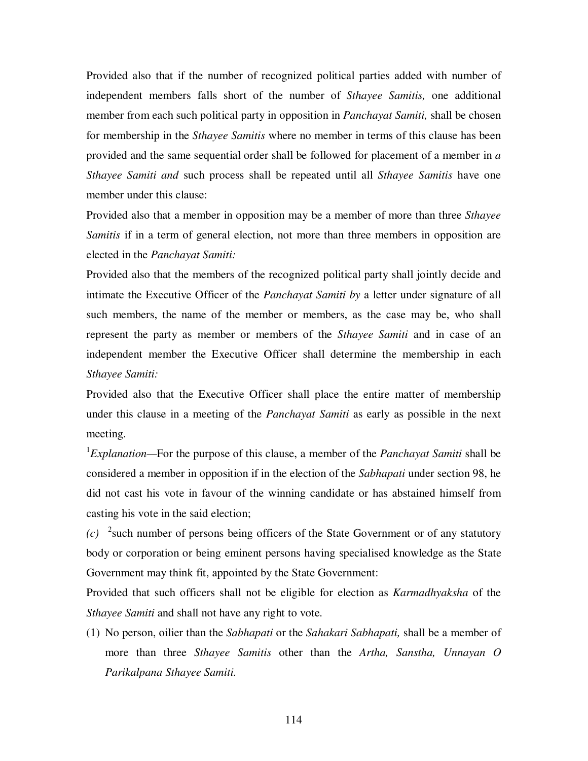Provided also that if the number of recognized political parties added with number of independent members falls short of the number of *Sthayee Samitis,* one additional member from each such political party in opposition in *Panchayat Samiti,* shall be chosen for membership in the *Sthayee Samitis* where no member in terms of this clause has been provided and the same sequential order shall be followed for placement of a member in *a Sthayee Samiti and* such process shall be repeated until all *Sthayee Samitis* have one member under this clause:

Provided also that a member in opposition may be a member of more than three *Sthayee Samitis* if in a term of general election, not more than three members in opposition are elected in the *Panchayat Samiti:*

Provided also that the members of the recognized political party shall jointly decide and intimate the Executive Officer of the *Panchayat Samiti by* a letter under signature of all such members, the name of the member or members, as the case may be, who shall represent the party as member or members of the *Sthayee Samiti* and in case of an independent member the Executive Officer shall determine the membership in each *Sthayee Samiti:*

Provided also that the Executive Officer shall place the entire matter of membership under this clause in a meeting of the *Panchayat Samiti* as early as possible in the next meeting.

[1]*Explanation*—For the purpose of this clause, a member of the *Panchayat Samiti* shall be considered a member in opposition if in the election of the *Sabhapati* under section 98, he did not cast his vote in favour of the winning candidate or has abstained himself from casting his vote in the said election;

*(c)* [2]such number of persons being officers of the State Government or of any statutory body or corporation or being eminent persons having specialised knowledge as the State Government may think fit, appointed by the State Government:

Provided that such officers shall not be eligible for election as *Karmadhyaksha* of the *Sthayee Samiti* and shall not have any right to vote.

(1) No person, oilier than the *Sabhapati* or the *Sahakari Sabhapati,* shall be a member of more than three *Sthayee Samitis* other than the *Artha, Sanstha, Unnayan O Parikalpana Sthayee Samiti.*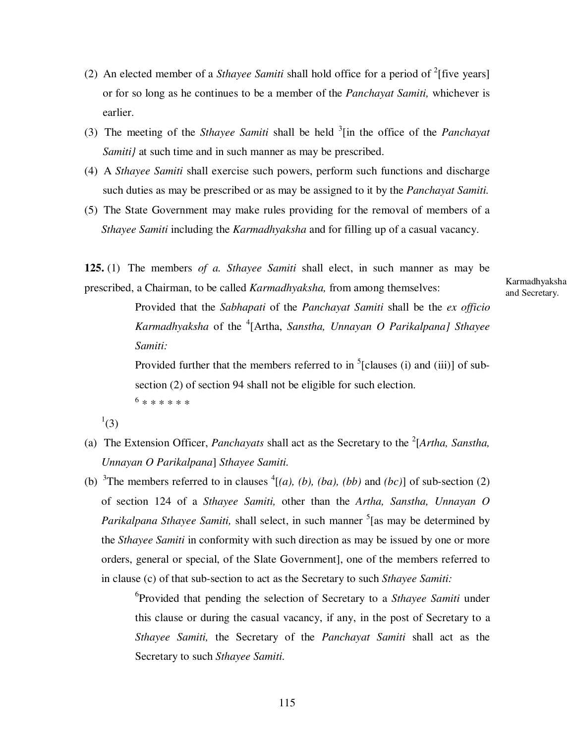(2) An elected member of a *Sthayee Samiti* shall hold office for a period of [2][five years] or for so long as he continues to be a member of the *Panchayat Samiti,* whichever is earlier.

(3) The meeting of the *Sthayee Samiti* shall be held [3][in the office of the *Panchayat Samiti}* at such time and in such manner as may be prescribed.

(4) A *Sthayee Samiti* shall exercise such powers, perform such functions and discharge such duties as may be prescribed or as may be assigned to it by the *Panchayat Samiti.*

(5) The State Government may make rules providing for the removal of members of a *Sthayee Samiti* including the *Karmadhyaksha* and for filling up of a casual vacancy.

Karmadhyaksha and Secretary.

**125.** (1) The members *of a. Sthayee Samiti* shall elect, in such manner as may be prescribed, a Chairman, to be called *Karmadhyaksha,* from among themselves:

> Provided that the *Sabhapati* of the *Panchayat Samiti* shall be the *ex officio Karmadhyaksha* of the [4][Artha, *Sanstha, Unnayan O Parikalpana] Sthayee Samiti:*
>
> Provided further that the members referred to in [5][clauses (i) and (iii)] of sub-section (2) of section 94 shall not be eligible for such election.
>
> [6] * * * * * *

[1](3)

(a) The Extension Officer, *Panchayats* shall act as the Secretary to the [2][*Artha, Sanstha, Unnayan O Parikalpana*] *Sthayee Samiti.*

(b) [3]The members referred to in clauses [4][*(a), (b), (ba), (bb)* and *(bc)*] of sub-section (2) of section 124 of a *Sthayee Samiti,* other than the *Artha, Sanstha, Unnayan O Parikalpana Sthayee Samiti,* shall select, in such manner [5][as may be determined by the *Sthayee Samiti* in conformity with such direction as may be issued by one or more orders, general or special, of the Slate Government], one of the members referred to in clause (c) of that sub-section to act as the Secretary to such *Sthayee Samiti:*

> [6]Provided that pending the selection of Secretary to a *Sthayee Samiti* under this clause or during the casual vacancy, if any, in the post of Secretary to a *Sthayee Samiti,* the Secretary of the *Panchayat Samiti* shall act as the Secretary to such *Sthayee Samiti.*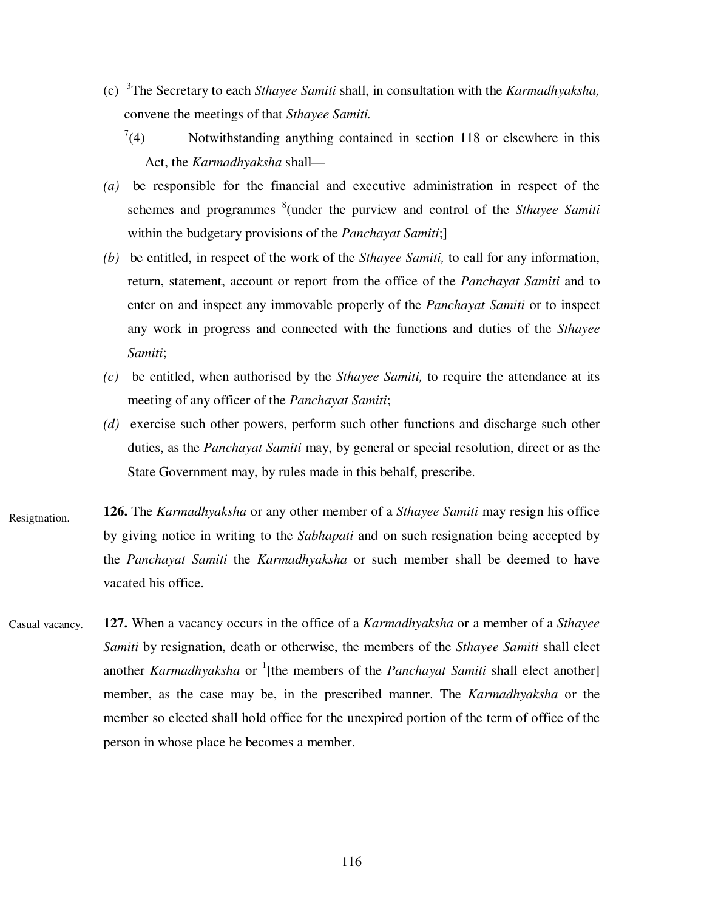(c) [3]The Secretary to each *Sthayee Samiti* shall, in consultation with the *Karmadhyaksha,* convene the meetings of that *Sthayee Samiti.*

[7](4) Notwithstanding anything contained in section 118 or elsewhere in this Act, the *Karmadhyaksha* shall—

*(a)* be responsible for the financial and executive administration in respect of the schemes and programmes [8](under the purview and control of the *Sthayee Samiti* within the budgetary provisions of the *Panchayat Samiti*;]

*(b)* be entitled, in respect of the work of the *Sthayee Samiti,* to call for any information, return, statement, account or report from the office of the *Panchayat Samiti* and to enter on and inspect any immovable properly of the *Panchayat Samiti* or to inspect any work in progress and connected with the functions and duties of the *Sthayee Samiti*;

*(c)* be entitled, when authorised by the *Sthayee Samiti,* to require the attendance at its meeting of any officer of the *Panchayat Samiti*;

*(d)* exercise such other powers, perform such other functions and discharge such other duties, as the *Panchayat Samiti* may, by general or special resolution, direct or as the State Government may, by rules made in this behalf, prescribe.

Resigtnation.

**126.** The *Karmadhyaksha* or any other member of a *Sthayee Samiti* may resign his office by giving notice in writing to the *Sabhapati* and on such resignation being accepted by the *Panchayat Samiti* the *Karmadhyaksha* or such member shall be deemed to have vacated his office.

Casual vacancy.

**127.** When a vacancy occurs in the office of a *Karmadhyaksha* or a member of a *Sthayee Samiti* by resignation, death or otherwise, the members of the *Sthayee Samiti* shall elect another *Karmadhyaksha* or [1][the members of the *Panchayat Samiti* shall elect another] member, as the case may be, in the prescribed manner. The *Karmadhyaksha* or the member so elected shall hold office for the unexpired portion of the term of office of the person in whose place he becomes a member.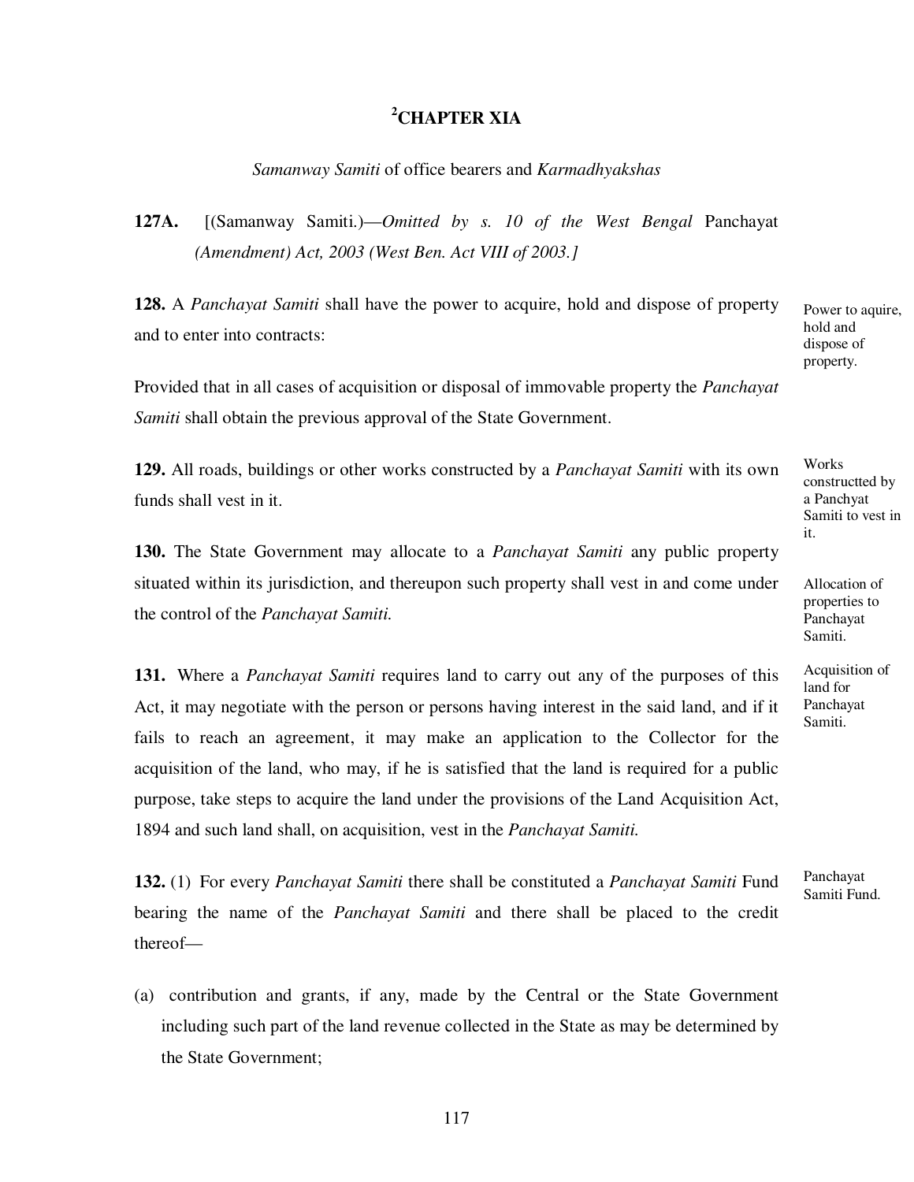## [2]CHAPTER XIA

*Samanway Samiti* of office bearers and *Karmadhyakshas*

**127A.** [(Samanway Samiti.)—*Omitted by s. 10 of the West Bengal* Panchayat *(Amendment) Act, 2003 (West Ben. Act VIII of 2003.]*

Power to aquire, hold and dispose of property.

**128.** A *Panchayat Samiti* shall have the power to acquire, hold and dispose of property and to enter into contracts:

Provided that in all cases of acquisition or disposal of immovable property the *Panchayat Samiti* shall obtain the previous approval of the State Government.

Works constructted by a Panchyat Samiti to vest in it.

**129.** All roads, buildings or other works constructed by a *Panchayat Samiti* with its own funds shall vest in it.

Allocation of properties to Panchayat Samiti.

**130.** The State Government may allocate to a *Panchayat Samiti* any public property situated within its jurisdiction, and thereupon such property shall vest in and come under the control of the *Panchayat Samiti.*

Acquisition of land for Panchayat Samiti.

**131.** Where a *Panchayat Samiti* requires land to carry out any of the purposes of this Act, it may negotiate with the person or persons having interest in the said land, and if it fails to reach an agreement, it may make an application to the Collector for the acquisition of the land, who may, if he is satisfied that the land is required for a public purpose, take steps to acquire the land under the provisions of the Land Acquisition Act, 1894 and such land shall, on acquisition, vest in the *Panchayat Samiti.*

Panchayat Samiti Fund.

**132.** (1) For every *Panchayat Samiti* there shall be constituted a *Panchayat Samiti* Fund bearing the name of the *Panchayat Samiti* and there shall be placed to the credit thereof—

(a) contribution and grants, if any, made by the Central or the State Government including such part of the land revenue collected in the State as may be determined by the State Government;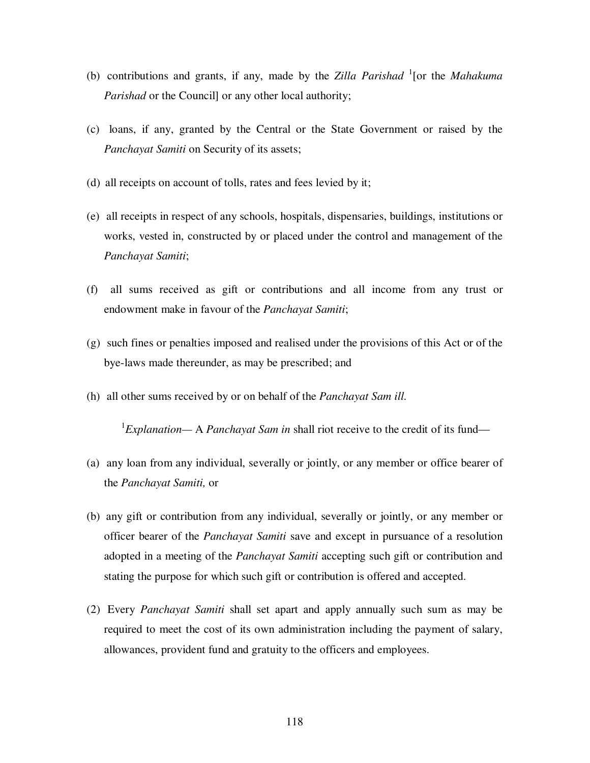(b) contributions and grants, if any, made by the *Zilla Parishad* [1][or the *Mahakuma Parishad* or the Council] or any other local authority;

(c) loans, if any, granted by the Central or the State Government or raised by the *Panchayat Samiti* on Security of its assets;

(d) all receipts on account of tolls, rates and fees levied by it;

(e) all receipts in respect of any schools, hospitals, dispensaries, buildings, institutions or works, vested in, constructed by or placed under the control and management of the *Panchayat Samiti*;

(f) all sums received as gift or contributions and all income from any trust or endowment make in favour of the *Panchayat Samiti*;

(g) such fines or penalties imposed and realised under the provisions of this Act or of the bye-laws made thereunder, as may be prescribed; and

(h) all other sums received by or on behalf of the *Panchayat Sam ill.*

[1]*Explanation*— A *Panchayat Sam in* shall riot receive to the credit of its fund—

(a) any loan from any individual, severally or jointly, or any member or office bearer of the *Panchayat Samiti,* or

(b) any gift or contribution from any individual, severally or jointly, or any member or officer bearer of the *Panchayat Samiti* save and except in pursuance of a resolution adopted in a meeting of the *Panchayat Samiti* accepting such gift or contribution and stating the purpose for which such gift or contribution is offered and accepted.

(2) Every *Panchayat Samiti* shall set apart and apply annually such sum as may be required to meet the cost of its own administration including the payment of salary, allowances, provident fund and gratuity to the officers and employees.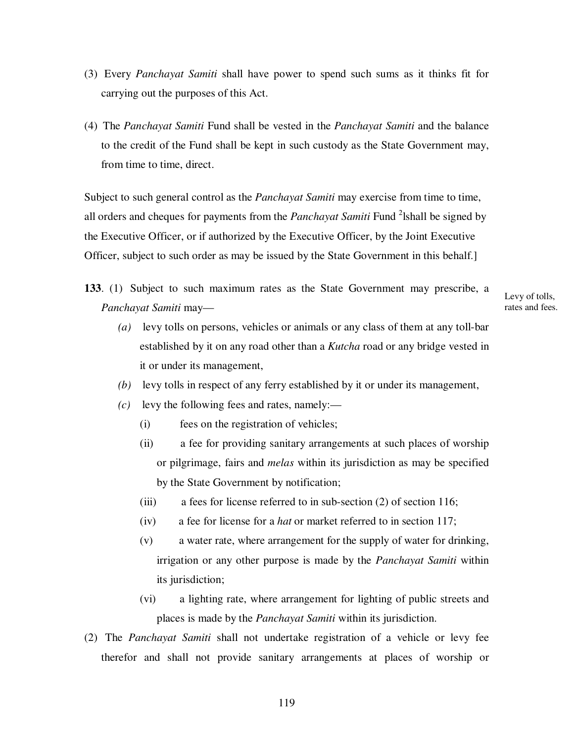(3) Every *Panchayat Samiti* shall have power to spend such sums as it thinks fit for carrying out the purposes of this Act.

(4) The *Panchayat Samiti* Fund shall be vested in the *Panchayat Samiti* and the balance to the credit of the Fund shall be kept in such custody as the State Government may, from time to time, direct.

Subject to such general control as the *Panchayat Samiti* may exercise from time to time, all orders and cheques for payments from the *Panchayat Samiti* Fund [2][shall be signed by the Executive Officer, or if authorized by the Executive Officer, by the Joint Executive Officer, subject to such order as may be issued by the State Government in this behalf.]

**133**. (1) Subject to such maximum rates as the State Government may prescribe, a *Panchayat Samiti* may—

Levy of tolls, rates and fees.

*(a)* levy tolls on persons, vehicles or animals or any class of them at any toll-bar established by it on any road other than a *Kutcha* road or any bridge vested in it or under its management,

*(b)* levy tolls in respect of any ferry established by it or under its management,

*(c)* levy the following fees and rates, namely:—

(i) fees on the registration of vehicles;

(ii) a fee for providing sanitary arrangements at such places of worship or pilgrimage, fairs and *melas* within its jurisdiction as may be specified by the State Government by notification;

(iii) a fees for license referred to in sub-section (2) of section 116;

(iv) a fee for license for a *hat* or market referred to in section 117;

(v) a water rate, where arrangement for the supply of water for drinking, irrigation or any other purpose is made by the *Panchayat Samiti* within its jurisdiction;

(vi) a lighting rate, where arrangement for lighting of public streets and places is made by the *Panchayat Samiti* within its jurisdiction.

(2) The *Panchayat Samiti* shall not undertake registration of a vehicle or levy fee therefor and shall not provide sanitary arrangements at places of worship or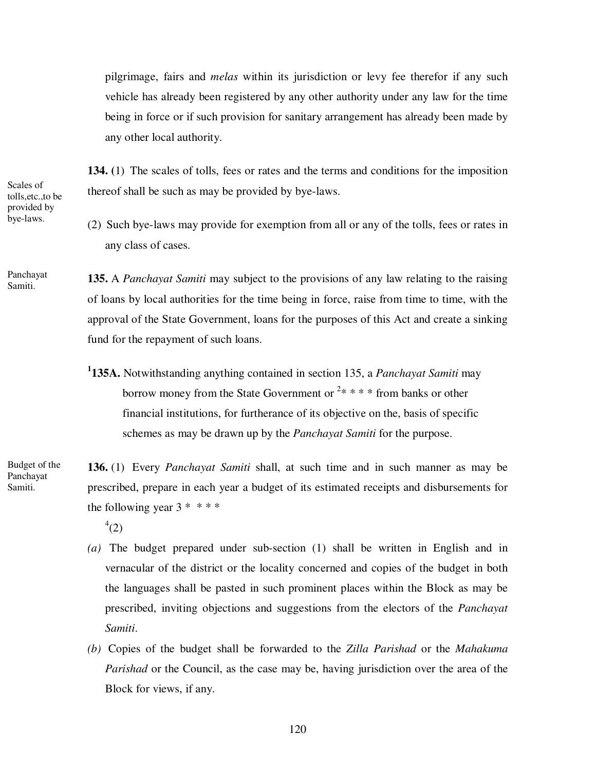pilgrimage, fairs and *melas* within its jurisdiction or levy fee therefor if any such vehicle has already been registered by any other authority under any law for the time being in force or if such provision for sanitary arrangement has already been made by any other local authority.

Scales of tolls,etc.,to be provided by bye-laws.

**134. (**1) The scales of tolls, fees or rates and the terms and conditions for the imposition thereof shall be such as may be provided by bye-laws.

(2) Such bye-laws may provide for exemption from all or any of the tolls, fees or rates in any class of cases.

Panchayat Samiti.

**135.** A *Panchayat Samiti* may subject to the provisions of any law relating to the raising of loans by local authorities for the time being in force, raise from time to time, with the approval of the State Government, loans for the purposes of this Act and create a sinking fund for the repayment of such loans.

[1]**135A.** Notwithstanding anything contained in section 135, a *Panchayat Samiti* may borrow money from the State Government or [2]* * * * from banks or other financial institutions, for furtherance of its objective on the, basis of specific schemes as may be drawn up by the *Panchayat Samiti* for the purpose.

Budget of the Panchayat Samiti.

**136.** (1) Every *Panchayat Samiti* shall, at such time and in such manner as may be prescribed, prepare in each year a budget of its estimated receipts and disbursements for the following year 3 * * * *

[4](2)

*(a)* The budget prepared under sub-section (1) shall be written in English and in vernacular of the district or the locality concerned and copies of the budget in both the languages shall be pasted in such prominent places within the Block as may be prescribed, inviting objections and suggestions from the electors of the *Panchayat Samiti*.

*(b)* Copies of the budget shall be forwarded to the *Zilla Parishad* or the *Mahakuma Parishad* or the Council, as the case may be, having jurisdiction over the area of the Block for views, if any.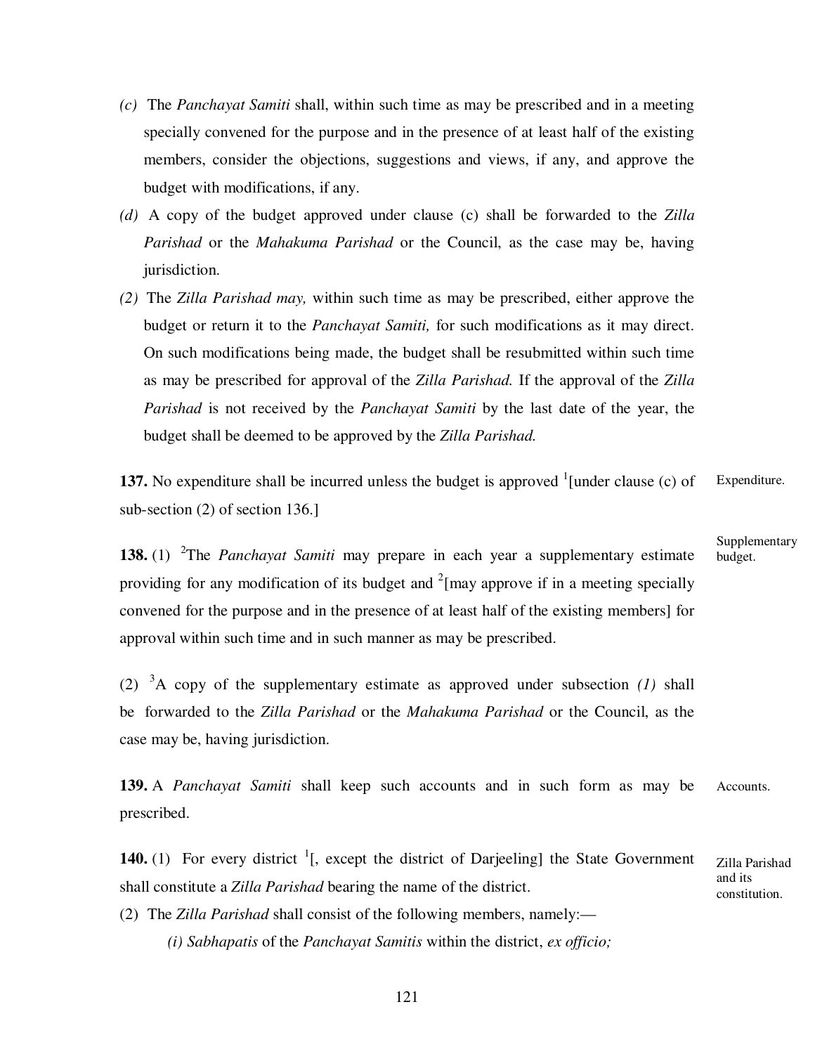*(c)* The *Panchayat Samiti* shall, within such time as may be prescribed and in a meeting specially convened for the purpose and in the presence of at least half of the existing members, consider the objections, suggestions and views, if any, and approve the budget with modifications, if any.

*(d)* A copy of the budget approved under clause (c) shall be forwarded to the *Zilla Parishad* or the *Mahakuma Parishad* or the Council, as the case may be, having jurisdiction.

*(2)* The *Zilla Parishad may,* within such time as may be prescribed, either approve the budget or return it to the *Panchayat Samiti,* for such modifications as it may direct. On such modifications being made, the budget shall be resubmitted within such time as may be prescribed for approval of the *Zilla Parishad.* If the approval of the *Zilla Parishad* is not received by the *Panchayat Samiti* by the last date of the year, the budget shall be deemed to be approved by the *Zilla Parishad.*

Expenditure.

**137.** No expenditure shall be incurred unless the budget is approved [1][under clause (c) of sub-section (2) of section 136.]

Supplementary budget.

**138.** (1) [2]The *Panchayat Samiti* may prepare in each year a supplementary estimate providing for any modification of its budget and [2][may approve if in a meeting specially convened for the purpose and in the presence of at least half of the existing members] for approval within such time and in such manner as may be prescribed.

(2) [3]A copy of the supplementary estimate as approved under subsection *(1)* shall be forwarded to the *Zilla Parishad* or the *Mahakuma Parishad* or the Council, as the case may be, having jurisdiction.

Accounts.

**139.** A *Panchayat Samiti* shall keep such accounts and in such form as may be prescribed.

Zilla Parishad and its constitution.

**140.** (1) For every district [1][, except the district of Darjeeling] the State Government shall constitute a *Zilla Parishad* bearing the name of the district.

(2) The *Zilla Parishad* shall consist of the following members, namely:—

*(i) Sabhapatis* of the *Panchayat Samitis* within the district, *ex officio;*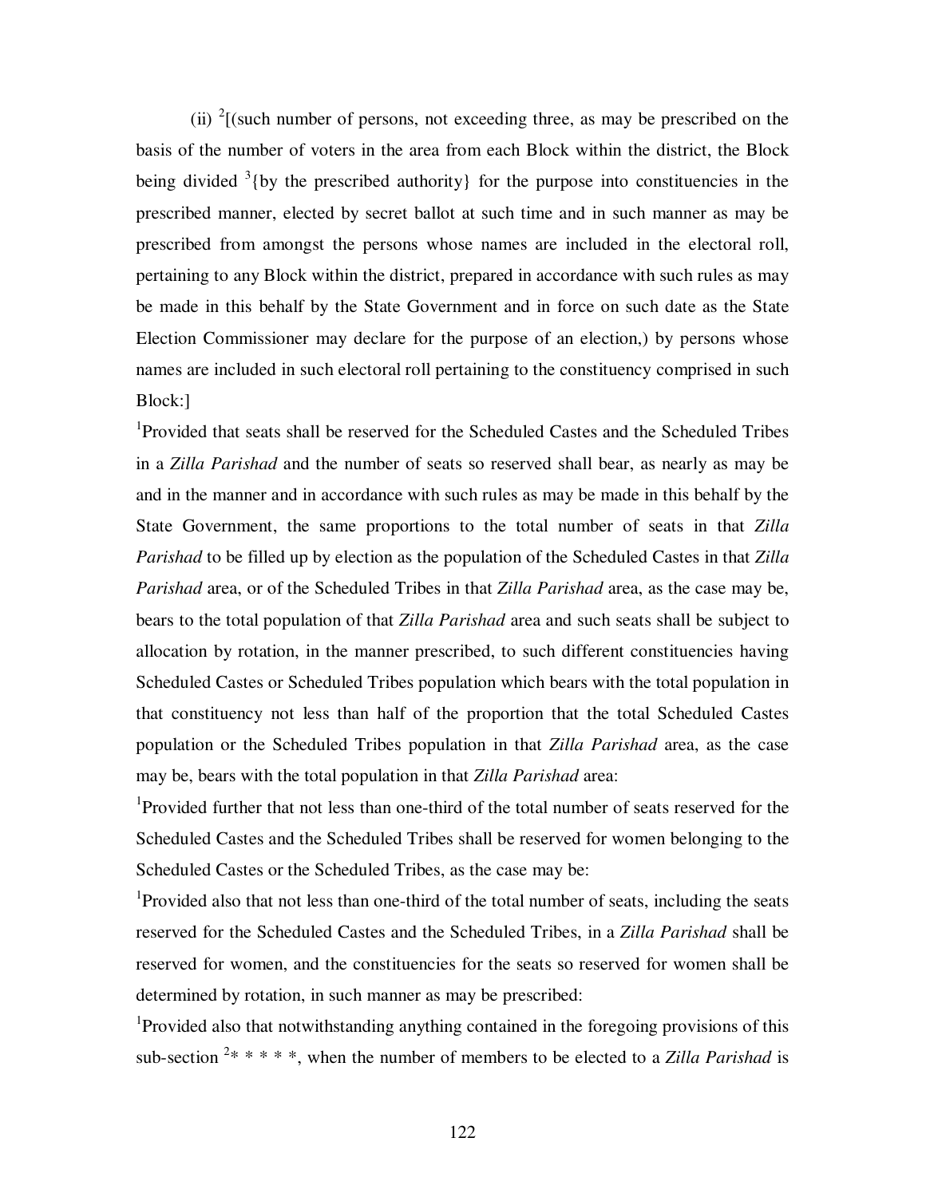(ii) [2][(such number of persons, not exceeding three, as may be prescribed on the basis of the number of voters in the area from each Block within the district, the Block being divided [3]{by the prescribed authority} for the purpose into constituencies in the prescribed manner, elected by secret ballot at such time and in such manner as may be prescribed from amongst the persons whose names are included in the electoral roll, pertaining to any Block within the district, prepared in accordance with such rules as may be made in this behalf by the State Government and in force on such date as the State Election Commissioner may declare for the purpose of an election,) by persons whose names are included in such electoral roll pertaining to the constituency comprised in such Block:]

[1]Provided that seats shall be reserved for the Scheduled Castes and the Scheduled Tribes in a *Zilla Parishad* and the number of seats so reserved shall bear, as nearly as may be and in the manner and in accordance with such rules as may be made in this behalf by the State Government, the same proportions to the total number of seats in that *Zilla Parishad* to be filled up by election as the population of the Scheduled Castes in that *Zilla Parishad* area, or of the Scheduled Tribes in that *Zilla Parishad* area, as the case may be, bears to the total population of that *Zilla Parishad* area and such seats shall be subject to allocation by rotation, in the manner prescribed, to such different constituencies having Scheduled Castes or Scheduled Tribes population which bears with the total population in that constituency not less than half of the proportion that the total Scheduled Castes population or the Scheduled Tribes population in that *Zilla Parishad* area, as the case may be, bears with the total population in that *Zilla Parishad* area:

[1]Provided further that not less than one-third of the total number of seats reserved for the Scheduled Castes and the Scheduled Tribes shall be reserved for women belonging to the Scheduled Castes or the Scheduled Tribes, as the case may be:

[1]Provided also that not less than one-third of the total number of seats, including the seats reserved for the Scheduled Castes and the Scheduled Tribes, in a *Zilla Parishad* shall be reserved for women, and the constituencies for the seats so reserved for women shall be determined by rotation, in such manner as may be prescribed:

[1]Provided also that notwithstanding anything contained in the foregoing provisions of this sub-section [2]* * * * *, when the number of members to be elected to a *Zilla Parishad* is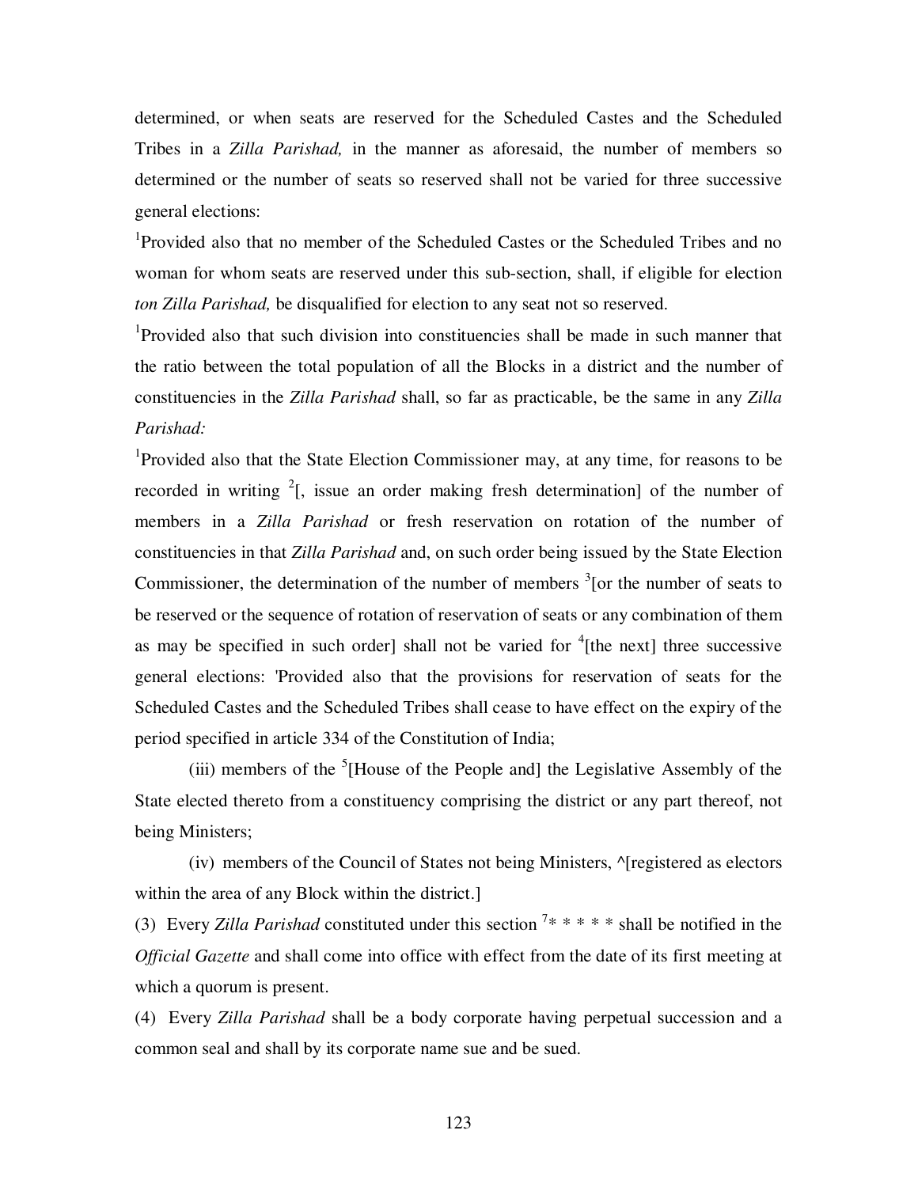determined, or when seats are reserved for the Scheduled Castes and the Scheduled Tribes in a *Zilla Parishad,* in the manner as aforesaid, the number of members so determined or the number of seats so reserved shall not be varied for three successive general elections:

[1]Provided also that no member of the Scheduled Castes or the Scheduled Tribes and no woman for whom seats are reserved under this sub-section, shall, if eligible for election *ton Zilla Parishad,* be disqualified for election to any seat not so reserved.

[1]Provided also that such division into constituencies shall be made in such manner that the ratio between the total population of all the Blocks in a district and the number of constituencies in the *Zilla Parishad* shall, so far as practicable, be the same in any *Zilla Parishad:*

[1]Provided also that the State Election Commissioner may, at any time, for reasons to be recorded in writing [2][, issue an order making fresh determination] of the number of members in a *Zilla Parishad* or fresh reservation on rotation of the number of constituencies in that *Zilla Parishad* and, on such order being issued by the State Election Commissioner, the determination of the number of members [3][or the number of seats to be reserved or the sequence of rotation of reservation of seats or any combination of them as may be specified in such order] shall not be varied for [4][the next] three successive general elections: 'Provided also that the provisions for reservation of seats for the Scheduled Castes and the Scheduled Tribes shall cease to have effect on the expiry of the period specified in article 334 of the Constitution of India;

(iii) members of the [5][House of the People and] the Legislative Assembly of the State elected thereto from a constituency comprising the district or any part thereof, not being Ministers;

(iv) members of the Council of States not being Ministers, ^[registered as electors within the area of any Block within the district.]

(3) Every *Zilla Parishad* constituted under this section [7]* * * * * shall be notified in the *Official Gazette* and shall come into office with effect from the date of its first meeting at which a quorum is present.

(4) Every *Zilla Parishad* shall be a body corporate having perpetual succession and a common seal and shall by its corporate name sue and be sued.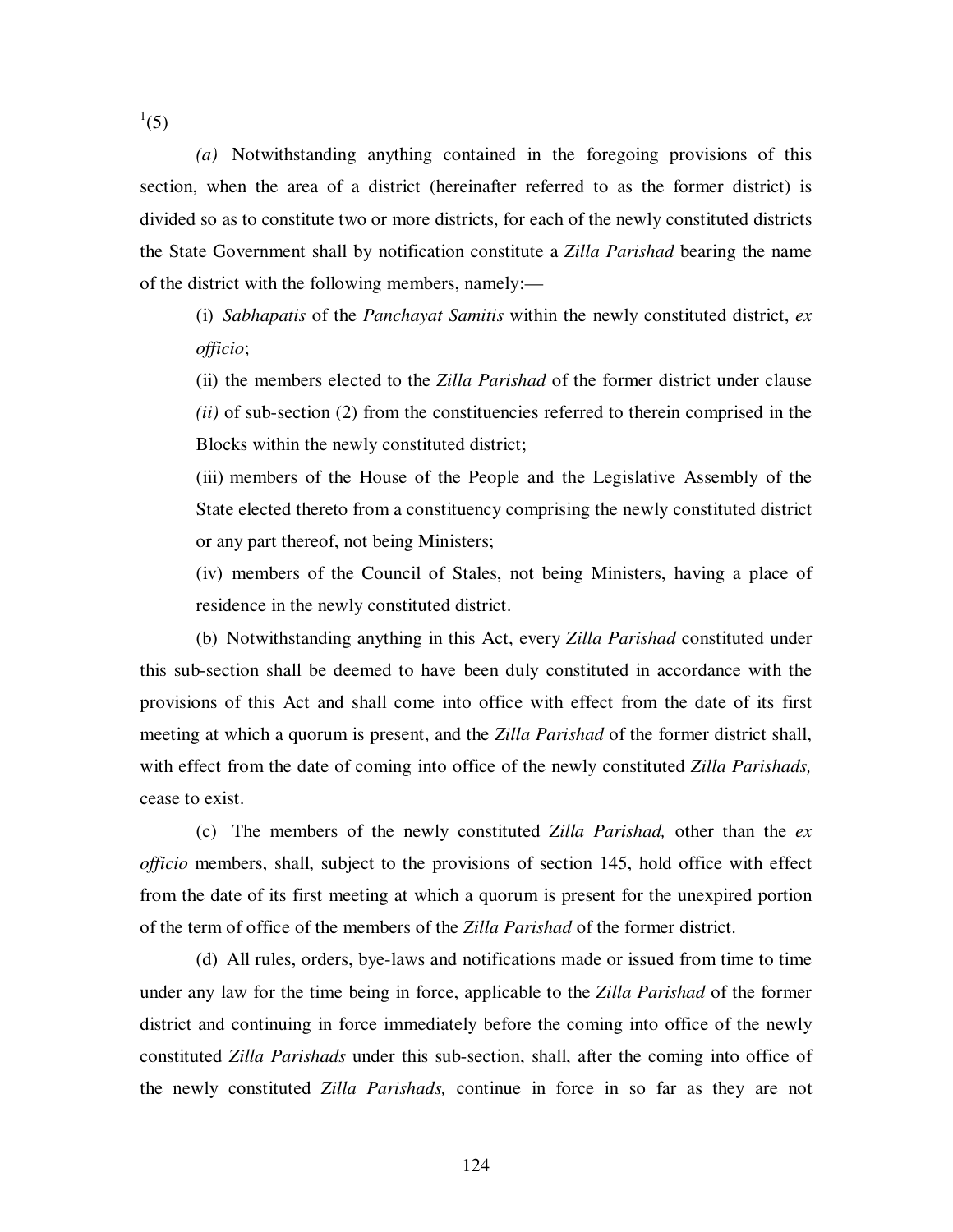[1](5)

*(a)* Notwithstanding anything contained in the foregoing provisions of this section, when the area of a district (hereinafter referred to as the former district) is divided so as to constitute two or more districts, for each of the newly constituted districts the State Government shall by notification constitute a *Zilla Parishad* bearing the name of the district with the following members, namely:—

(i) *Sabhapatis* of the *Panchayat Samitis* within the newly constituted district, *ex officio*;

(ii) the members elected to the *Zilla Parishad* of the former district under clause *(ii)* of sub-section (2) from the constituencies referred to therein comprised in the Blocks within the newly constituted district;

(iii) members of the House of the People and the Legislative Assembly of the State elected thereto from a constituency comprising the newly constituted district or any part thereof, not being Ministers;

(iv) members of the Council of Stales, not being Ministers, having a place of residence in the newly constituted district.

(b) Notwithstanding anything in this Act, every *Zilla Parishad* constituted under this sub-section shall be deemed to have been duly constituted in accordance with the provisions of this Act and shall come into office with effect from the date of its first meeting at which a quorum is present, and the *Zilla Parishad* of the former district shall, with effect from the date of coming into office of the newly constituted *Zilla Parishads,* cease to exist.

(c) The members of the newly constituted *Zilla Parishad,* other than the *ex officio* members, shall, subject to the provisions of section 145, hold office with effect from the date of its first meeting at which a quorum is present for the unexpired portion of the term of office of the members of the *Zilla Parishad* of the former district.

(d) All rules, orders, bye-laws and notifications made or issued from time to time under any law for the time being in force, applicable to the *Zilla Parishad* of the former district and continuing in force immediately before the coming into office of the newly constituted *Zilla Parishads* under this sub-section, shall, after the coming into office of the newly constituted *Zilla Parishads,* continue in force in so far as they are not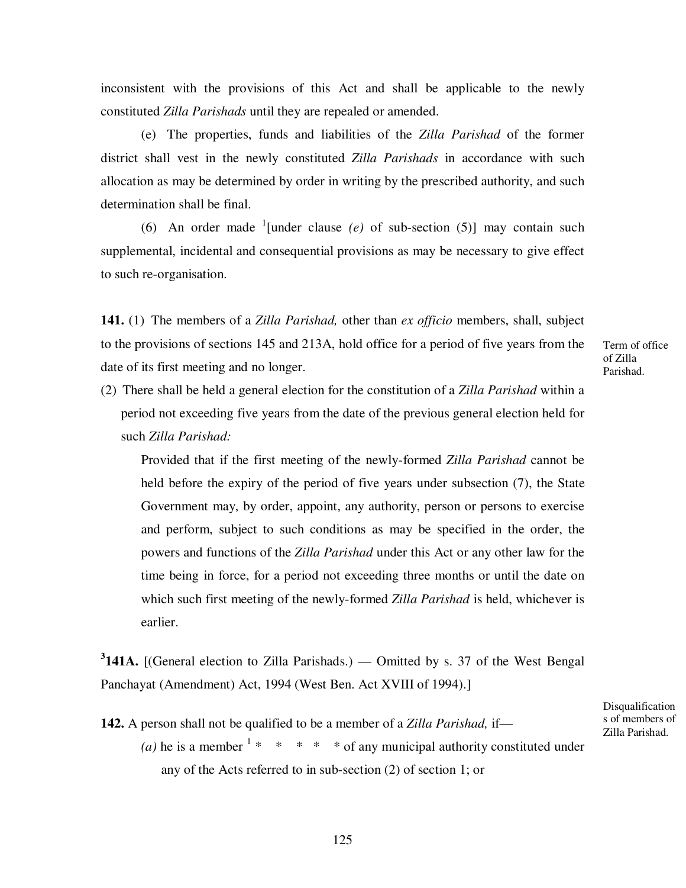inconsistent with the provisions of this Act and shall be applicable to the newly constituted *Zilla Parishads* until they are repealed or amended.

(e) The properties, funds and liabilities of the *Zilla Parishad* of the former district shall vest in the newly constituted *Zilla Parishads* in accordance with such allocation as may be determined by order in writing by the prescribed authority, and such determination shall be final.

(6) An order made [1][under clause *(e)* of sub-section (5)] may contain such supplemental, incidental and consequential provisions as may be necessary to give effect to such re-organisation.

Term of office of Zilla Parishad.

**141.** (1) The members of a *Zilla Parishad,* other than *ex officio* members, shall, subject to the provisions of sections 145 and 213A, hold office for a period of five years from the date of its first meeting and no longer.

(2) There shall be held a general election for the constitution of a *Zilla Parishad* within a period not exceeding five years from the date of the previous general election held for such *Zilla Parishad:*

Provided that if the first meeting of the newly-formed *Zilla Parishad* cannot be held before the expiry of the period of five years under subsection (7), the State Government may, by order, appoint, any authority, person or persons to exercise and perform, subject to such conditions as may be specified in the order, the powers and functions of the *Zilla Parishad* under this Act or any other law for the time being in force, for a period not exceeding three months or until the date on which such first meeting of the newly-formed *Zilla Parishad* is held, whichever is earlier.

[3]**141A.** [(General election to Zilla Parishads.) — Omitted by s. 37 of the West Bengal Panchayat (Amendment) Act, 1994 (West Ben. Act XVIII of 1994).]

Disqualifications of members of Zilla Parishad.

**142.** A person shall not be qualified to be a member of a *Zilla Parishad,* if—

*(a)* he is a member [1] * * * * * of any municipal authority constituted under any of the Acts referred to in sub-section (2) of section 1; or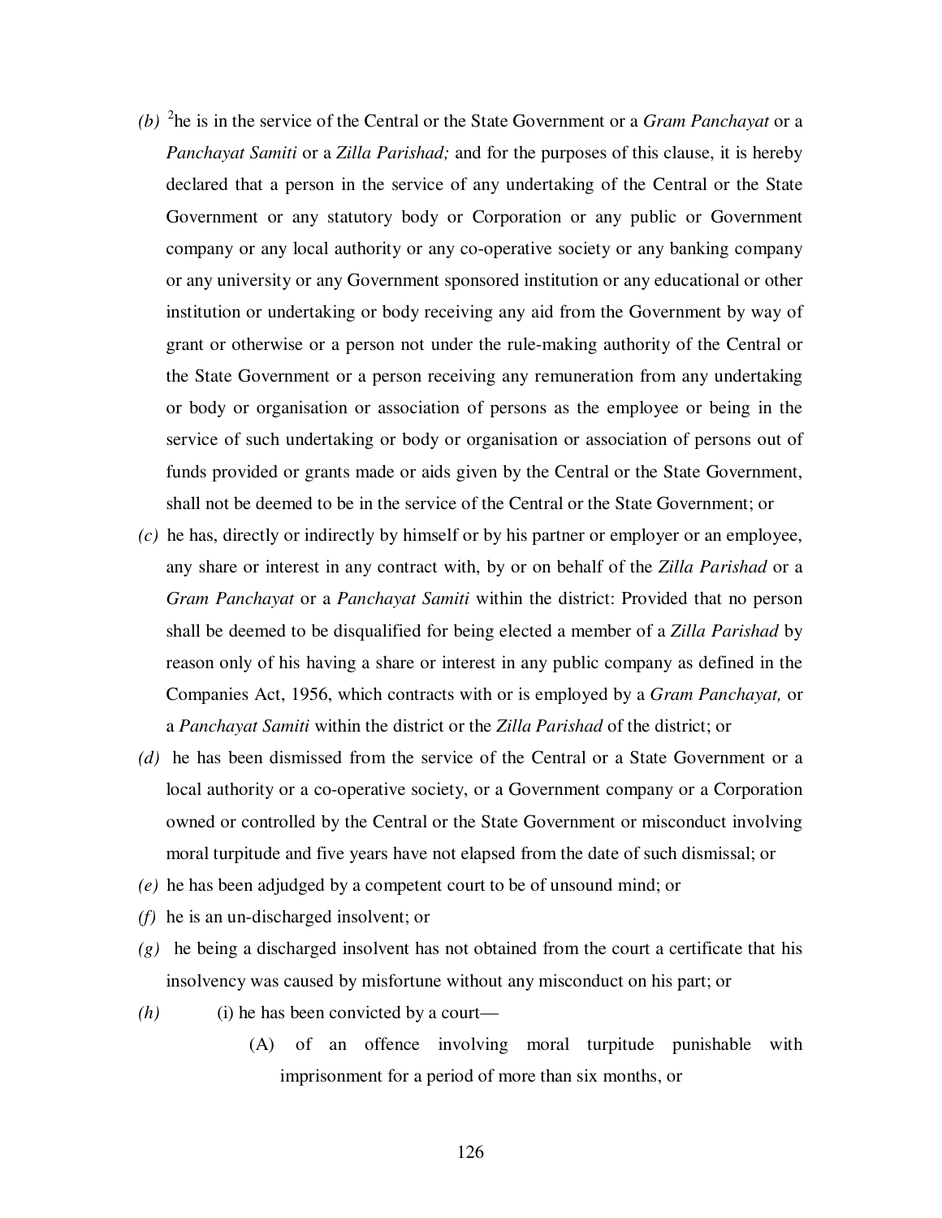*(b)* [2]he is in the service of the Central or the State Government or a *Gram Panchayat* or a *Panchayat Samiti* or a *Zilla Parishad;* and for the purposes of this clause, it is hereby declared that a person in the service of any undertaking of the Central or the State Government or any statutory body or Corporation or any public or Government company or any local authority or any co-operative society or any banking company or any university or any Government sponsored institution or any educational or other institution or undertaking or body receiving any aid from the Government by way of grant or otherwise or a person not under the rule-making authority of the Central or the State Government or a person receiving any remuneration from any undertaking or body or organisation or association of persons as the employee or being in the service of such undertaking or body or organisation or association of persons out of funds provided or grants made or aids given by the Central or the State Government, shall not be deemed to be in the service of the Central or the State Government; or

*(c)* he has, directly or indirectly by himself or by his partner or employer or an employee, any share or interest in any contract with, by or on behalf of the *Zilla Parishad* or a *Gram Panchayat* or a *Panchayat Samiti* within the district: Provided that no person shall be deemed to be disqualified for being elected a member of a *Zilla Parishad* by reason only of his having a share or interest in any public company as defined in the Companies Act, 1956, which contracts with or is employed by a *Gram Panchayat,* or a *Panchayat Samiti* within the district or the *Zilla Parishad* of the district; or

*(d)* he has been dismissed from the service of the Central or a State Government or a local authority or a co-operative society, or a Government company or a Corporation owned or controlled by the Central or the State Government or misconduct involving moral turpitude and five years have not elapsed from the date of such dismissal; or

*(e)* he has been adjudged by a competent court to be of unsound mind; or

*(f)* he is an un-discharged insolvent; or

*(g)* he being a discharged insolvent has not obtained from the court a certificate that his insolvency was caused by misfortune without any misconduct on his part; or

*(h)* (i) he has been convicted by a court—

(A) of an offence involving moral turpitude punishable with imprisonment for a period of more than six months, or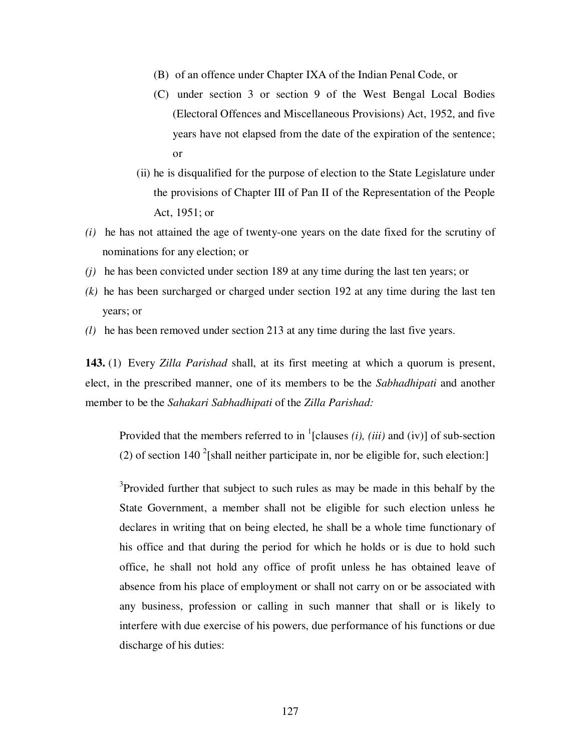(B) of an offence under Chapter IXA of the Indian Penal Code, or

(C) under section 3 or section 9 of the West Bengal Local Bodies (Electoral Offences and Miscellaneous Provisions) Act, 1952, and five years have not elapsed from the date of the expiration of the sentence; or

(ii) he is disqualified for the purpose of election to the State Legislature under the provisions of Chapter III of Pan II of the Representation of the People Act, 1951; or

*(i)* he has not attained the age of twenty-one years on the date fixed for the scrutiny of nominations for any election; or

*(j)* he has been convicted under section 189 at any time during the last ten years; or

*(k)* he has been surcharged or charged under section 192 at any time during the last ten years; or

*(l)* he has been removed under section 213 at any time during the last five years.

**143.** (1) Every *Zilla Parishad* shall, at its first meeting at which a quorum is present, elect, in the prescribed manner, one of its members to be the *Sabhadhipati* and another member to be the *Sahakari Sabhadhipati* of the *Zilla Parishad:*

> Provided that the members referred to in [1][clauses *(i), (iii)* and (iv)] of sub-section (2) of section 140 [2][shall neither participate in, nor be eligible for, such election:]
>
> [3]Provided further that subject to such rules as may be made in this behalf by the State Government, a member shall not be eligible for such election unless he declares in writing that on being elected, he shall be a whole time functionary of his office and that during the period for which he holds or is due to hold such office, he shall not hold any office of profit unless he has obtained leave of absence from his place of employment or shall not carry on or be associated with any business, profession or calling in such manner that shall or is likely to interfere with due exercise of his powers, due performance of his functions or due discharge of his duties: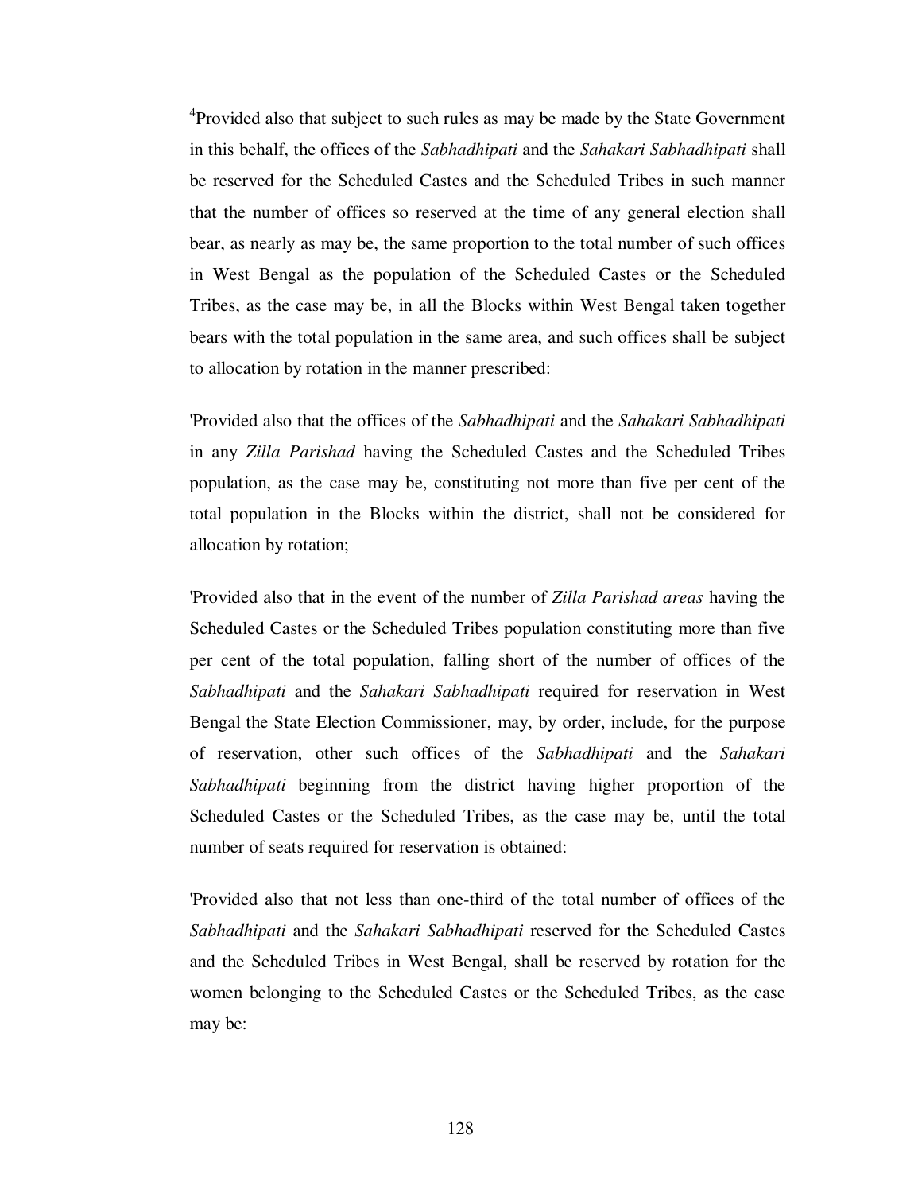[4]Provided also that subject to such rules as may be made by the State Government in this behalf, the offices of the *Sabhadhipati* and the *Sahakari Sabhadhipati* shall be reserved for the Scheduled Castes and the Scheduled Tribes in such manner that the number of offices so reserved at the time of any general election shall bear, as nearly as may be, the same proportion to the total number of such offices in West Bengal as the population of the Scheduled Castes or the Scheduled Tribes, as the case may be, in all the Blocks within West Bengal taken together bears with the total population in the same area, and such offices shall be subject to allocation by rotation in the manner prescribed:

'Provided also that the offices of the *Sabhadhipati* and the *Sahakari Sabhadhipati* in any *Zilla Parishad* having the Scheduled Castes and the Scheduled Tribes population, as the case may be, constituting not more than five per cent of the total population in the Blocks within the district, shall not be considered for allocation by rotation;

'Provided also that in the event of the number of *Zilla Parishad areas* having the Scheduled Castes or the Scheduled Tribes population constituting more than five per cent of the total population, falling short of the number of offices of the *Sabhadhipati* and the *Sahakari Sabhadhipati* required for reservation in West Bengal the State Election Commissioner, may, by order, include, for the purpose of reservation, other such offices of the *Sabhadhipati* and the *Sahakari Sabhadhipati* beginning from the district having higher proportion of the Scheduled Castes or the Scheduled Tribes, as the case may be, until the total number of seats required for reservation is obtained:

'Provided also that not less than one-third of the total number of offices of the *Sabhadhipati* and the *Sahakari Sabhadhipati* reserved for the Scheduled Castes and the Scheduled Tribes in West Bengal, shall be reserved by rotation for the women belonging to the Scheduled Castes or the Scheduled Tribes, as the case may be: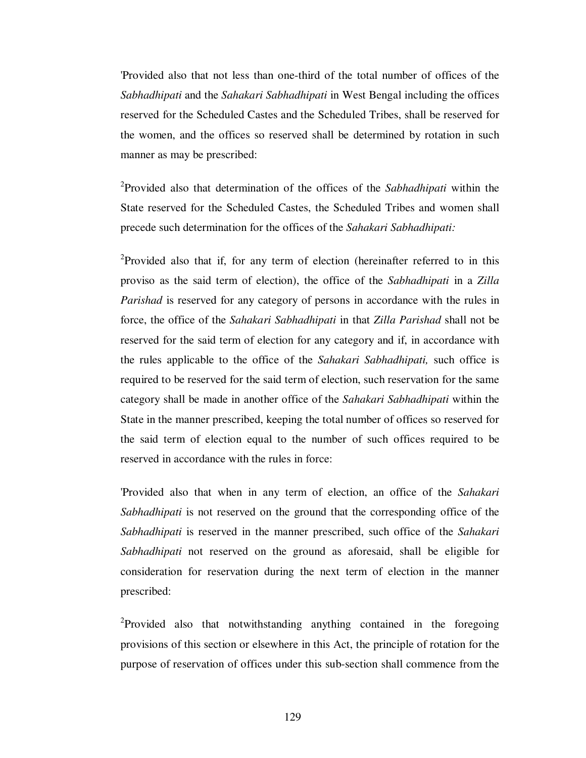'Provided also that not less than one-third of the total number of offices of the *Sabhadhipati* and the *Sahakari Sabhadhipati* in West Bengal including the offices reserved for the Scheduled Castes and the Scheduled Tribes, shall be reserved for the women, and the offices so reserved shall be determined by rotation in such manner as may be prescribed:

[2]Provided also that determination of the offices of the *Sabhadhipati* within the State reserved for the Scheduled Castes, the Scheduled Tribes and women shall precede such determination for the offices of the *Sahakari Sabhadhipati:*

[2]Provided also that if, for any term of election (hereinafter referred to in this proviso as the said term of election), the office of the *Sabhadhipati* in a *Zilla Parishad* is reserved for any category of persons in accordance with the rules in force, the office of the *Sahakari Sabhadhipati* in that *Zilla Parishad* shall not be reserved for the said term of election for any category and if, in accordance with the rules applicable to the office of the *Sahakari Sabhadhipati,* such office is required to be reserved for the said term of election, such reservation for the same category shall be made in another office of the *Sahakari Sabhadhipati* within the State in the manner prescribed, keeping the total number of offices so reserved for the said term of election equal to the number of such offices required to be reserved in accordance with the rules in force:

'Provided also that when in any term of election, an office of the *Sahakari Sabhadhipati* is not reserved on the ground that the corresponding office of the *Sabhadhipati* is reserved in the manner prescribed, such office of the *Sahakari Sabhadhipati* not reserved on the ground as aforesaid, shall be eligible for consideration for reservation during the next term of election in the manner prescribed:

[2]Provided also that notwithstanding anything contained in the foregoing provisions of this section or elsewhere in this Act, the principle of rotation for the purpose of reservation of offices under this sub-section shall commence from the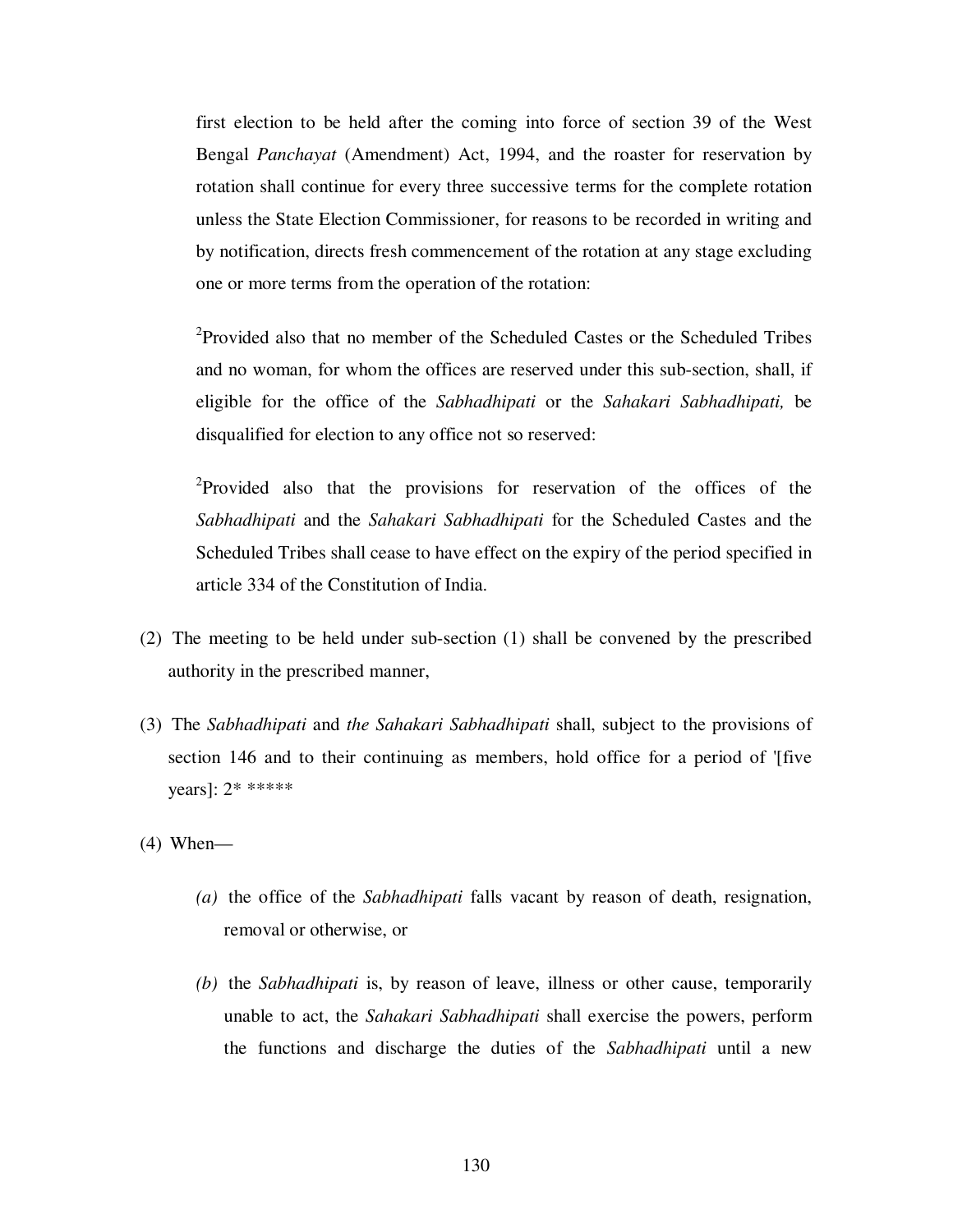first election to be held after the coming into force of section 39 of the West Bengal *Panchayat* (Amendment) Act, 1994, and the roaster for reservation by rotation shall continue for every three successive terms for the complete rotation unless the State Election Commissioner, for reasons to be recorded in writing and by notification, directs fresh commencement of the rotation at any stage excluding one or more terms from the operation of the rotation:

[2]Provided also that no member of the Scheduled Castes or the Scheduled Tribes and no woman, for whom the offices are reserved under this sub-section, shall, if eligible for the office of the *Sabhadhipati* or the *Sahakari Sabhadhipati,* be disqualified for election to any office not so reserved:

[2]Provided also that the provisions for reservation of the offices of the *Sabhadhipati* and the *Sahakari Sabhadhipati* for the Scheduled Castes and the Scheduled Tribes shall cease to have effect on the expiry of the period specified in article 334 of the Constitution of India.

(2) The meeting to be held under sub-section (1) shall be convened by the prescribed authority in the prescribed manner,

(3) The *Sabhadhipati* and *the Sahakari Sabhadhipati* shall, subject to the provisions of section 146 and to their continuing as members, hold office for a period of '[five years]: 2* *****

(4) When—

*(a)* the office of the *Sabhadhipati* falls vacant by reason of death, resignation, removal or otherwise, or

*(b)* the *Sabhadhipati* is, by reason of leave, illness or other cause, temporarily unable to act, the *Sahakari Sabhadhipati* shall exercise the powers, perform the functions and discharge the duties of the *Sabhadhipati* until a new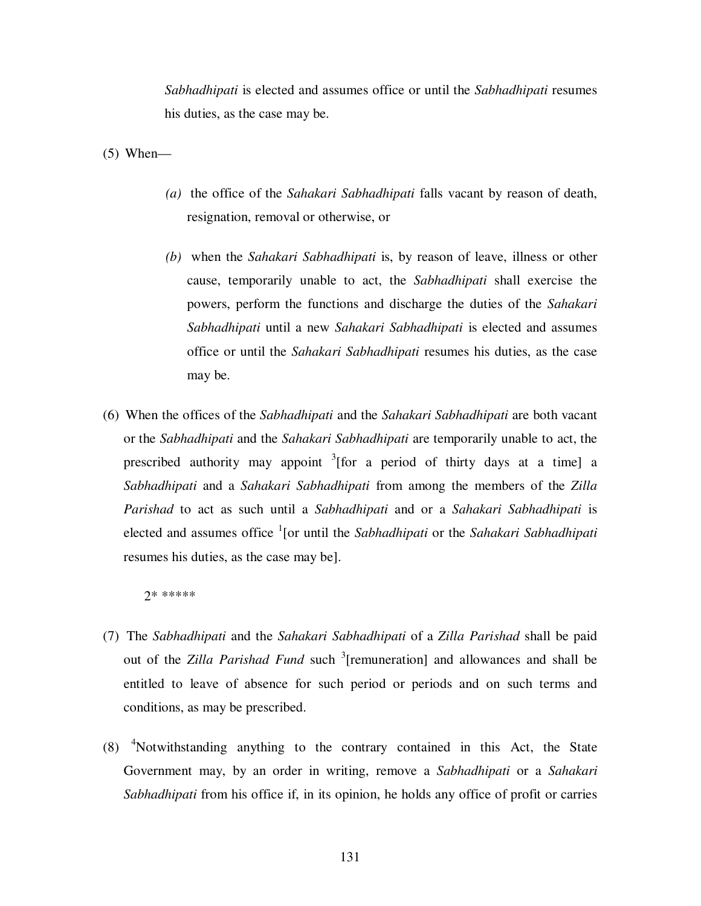*Sabhadhipati* is elected and assumes office or until the *Sabhadhipati* resumes his duties, as the case may be.

(5) When—

*(a)* the office of the *Sahakari Sabhadhipati* falls vacant by reason of death, resignation, removal or otherwise, or

*(b)* when the *Sahakari Sabhadhipati* is, by reason of leave, illness or other cause, temporarily unable to act, the *Sabhadhipati* shall exercise the powers, perform the functions and discharge the duties of the *Sahakari Sabhadhipati* until a new *Sahakari Sabhadhipati* is elected and assumes office or until the *Sahakari Sabhadhipati* resumes his duties, as the case may be.

(6) When the offices of the *Sabhadhipati* and the *Sahakari Sabhadhipati* are both vacant or the *Sabhadhipati* and the *Sahakari Sabhadhipati* are temporarily unable to act, the prescribed authority may appoint [3][for a period of thirty days at a time] a *Sabhadhipati* and a *Sahakari Sabhadhipati* from among the members of the *Zilla Parishad* to act as such until a *Sabhadhipati* and or a *Sahakari Sabhadhipati* is elected and assumes office [1][or until the *Sabhadhipati* or the *Sahakari Sabhadhipati* resumes his duties, as the case may be].

2* *****

(7) The *Sabhadhipati* and the *Sahakari Sabhadhipati* of a *Zilla Parishad* shall be paid out of the *Zilla Parishad Fund* such [3][remuneration] and allowances and shall be entitled to leave of absence for such period or periods and on such terms and conditions, as may be prescribed.

(8) [4]Notwithstanding anything to the contrary contained in this Act, the State Government may, by an order in writing, remove a *Sabhadhipati* or a *Sahakari Sabhadhipati* from his office if, in its opinion, he holds any office of profit or carries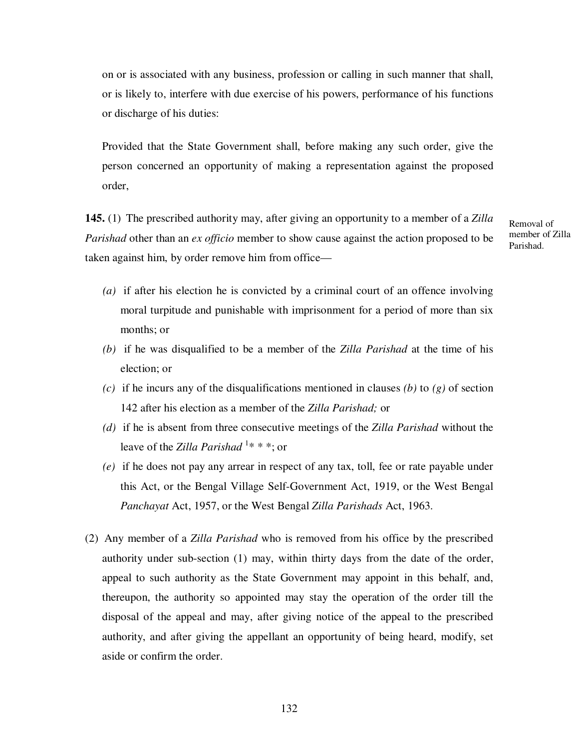on or is associated with any business, profession or calling in such manner that shall, or is likely to, interfere with due exercise of his powers, performance of his functions or discharge of his duties:

Provided that the State Government shall, before making any such order, give the person concerned an opportunity of making a representation against the proposed order,

**145.** (1) The prescribed authority may, after giving an opportunity to a member of a *Zilla Parishad* other than an *ex officio* member to show cause against the action proposed to be taken against him, by order remove him from office—

Removal of member of Zilla Parishad.

- *(a)* if after his election he is convicted by a criminal court of an offence involving moral turpitude and punishable with imprisonment for a period of more than six months; or
- *(b)* if he was disqualified to be a member of the *Zilla Parishad* at the time of his election; or
- *(c)* if he incurs any of the disqualifications mentioned in clauses *(b)* to *(g)* of section 142 after his election as a member of the *Zilla Parishad;* or
- *(d)* if he is absent from three consecutive meetings of the *Zilla Parishad* without the leave of the *Zilla Parishad* [1]* * *; or
- *(e)* if he does not pay any arrear in respect of any tax, toll, fee or rate payable under this Act, or the Bengal Village Self-Government Act, 1919, or the West Bengal *Panchayat* Act, 1957, or the West Bengal *Zilla Parishads* Act, 1963.

(2) Any member of a *Zilla Parishad* who is removed from his office by the prescribed authority under sub-section (1) may, within thirty days from the date of the order, appeal to such authority as the State Government may appoint in this behalf, and, thereupon, the authority so appointed may stay the operation of the order till the disposal of the appeal and may, after giving notice of the appeal to the prescribed authority, and after giving the appellant an opportunity of being heard, modify, set aside or confirm the order.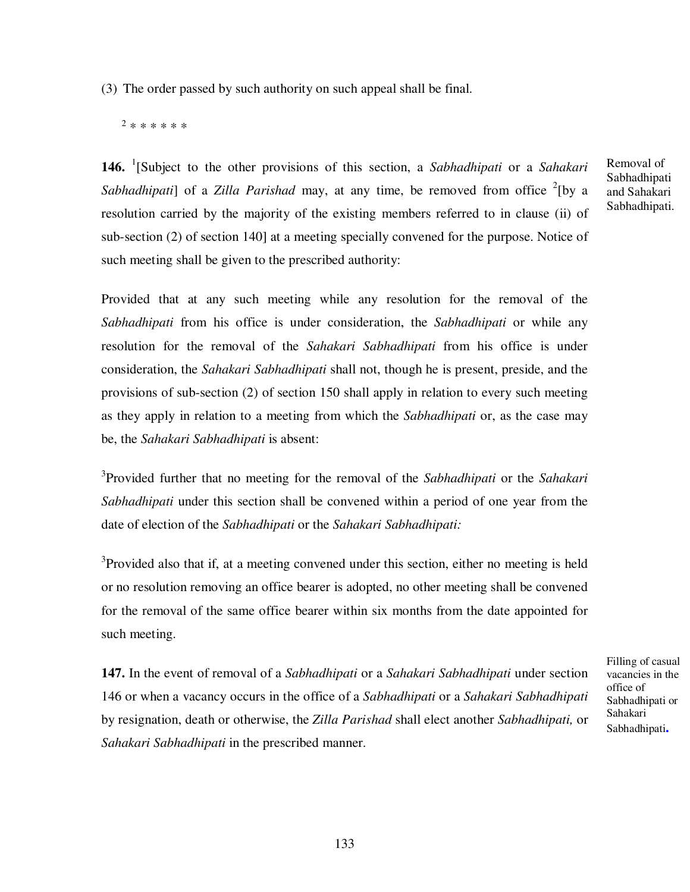(3) The order passed by such authority on such appeal shall be final.

[2] * * * * * *

**146.** [1][Subject to the other provisions of this section, a *Sabhadhipati* or a *Sahakari Sabhadhipati*] of a *Zilla Parishad* may, at any time, be removed from office [2][by a resolution carried by the majority of the existing members referred to in clause (ii) of sub-section (2) of section 140] at a meeting specially convened for the purpose. Notice of such meeting shall be given to the prescribed authority:

Removal of Sabhadhipati and Sahakari Sabhadhipati.

Provided that at any such meeting while any resolution for the removal of the *Sabhadhipati* from his office is under consideration, the *Sabhadhipati* or while any resolution for the removal of the *Sahakari Sabhadhipati* from his office is under consideration, the *Sahakari Sabhadhipati* shall not, though he is present, preside, and the provisions of sub-section (2) of section 150 shall apply in relation to every such meeting as they apply in relation to a meeting from which the *Sabhadhipati* or, as the case may be, the *Sahakari Sabhadhipati* is absent:

[3]Provided further that no meeting for the removal of the *Sabhadhipati* or the *Sahakari Sabhadhipati* under this section shall be convened within a period of one year from the date of election of the *Sabhadhipati* or the *Sahakari Sabhadhipati:*

[3]Provided also that if, at a meeting convened under this section, either no meeting is held or no resolution removing an office bearer is adopted, no other meeting shall be convened for the removal of the same office bearer within six months from the date appointed for such meeting.

**147.** In the event of removal of a *Sabhadhipati* or a *Sahakari Sabhadhipati* under section 146 or when a vacancy occurs in the office of a *Sabhadhipati* or a *Sahakari Sabhadhipati* by resignation, death or otherwise, the *Zilla Parishad* shall elect another *Sabhadhipati,* or *Sahakari Sabhadhipati* in the prescribed manner.

Filling of casual vacancies in the office of Sabhadhipati or Sahakari Sabhadhipati.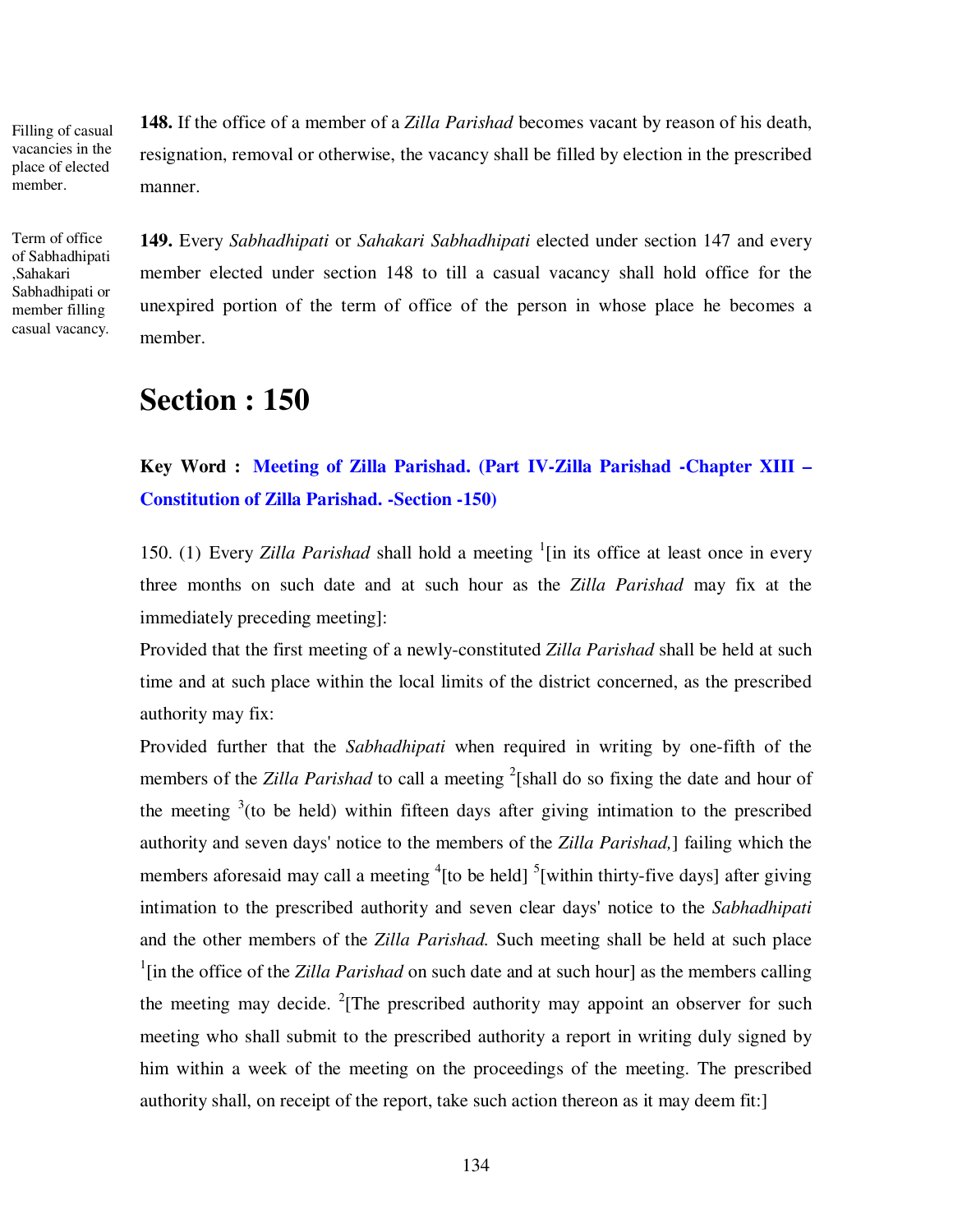Filling of casual vacancies in the place of elected member.

**148.** If the office of a member of a *Zilla Parishad* becomes vacant by reason of his death, resignation, removal or otherwise, the vacancy shall be filled by election in the prescribed manner.

Term of office of Sabhadhipati ,Sahakari Sabhadhipati or member filling casual vacancy.

**149.** Every *Sabhadhipati* or *Sahakari Sabhadhipati* elected under section 147 and every member elected under section 148 to till a casual vacancy shall hold office for the unexpired portion of the term of office of the person in whose place he becomes a member.

# Section : 150

**Key Word : Meeting of Zilla Parishad. (Part IV-Zilla Parishad -Chapter XIII – Constitution of Zilla Parishad. -Section -150)**

150. (1) Every *Zilla Parishad* shall hold a meeting [1][in its office at least once in every three months on such date and at such hour as the *Zilla Parishad* may fix at the immediately preceding meeting]:

Provided that the first meeting of a newly-constituted *Zilla Parishad* shall be held at such time and at such place within the local limits of the district concerned, as the prescribed authority may fix:

Provided further that the *Sabhadhipati* when required in writing by one-fifth of the members of the *Zilla Parishad* to call a meeting [2][shall do so fixing the date and hour of the meeting [3](to be held) within fifteen days after giving intimation to the prescribed authority and seven days' notice to the members of the *Zilla Parishad,*] failing which the members aforesaid may call a meeting [4][to be held] [5][within thirty-five days] after giving intimation to the prescribed authority and seven clear days' notice to the *Sabhadhipati* and the other members of the *Zilla Parishad.* Such meeting shall be held at such place [1][in the office of the *Zilla Parishad* on such date and at such hour] as the members calling the meeting may decide. [2][The prescribed authority may appoint an observer for such meeting who shall submit to the prescribed authority a report in writing duly signed by him within a week of the meeting on the proceedings of the meeting. The prescribed authority shall, on receipt of the report, take such action thereon as it may deem fit:]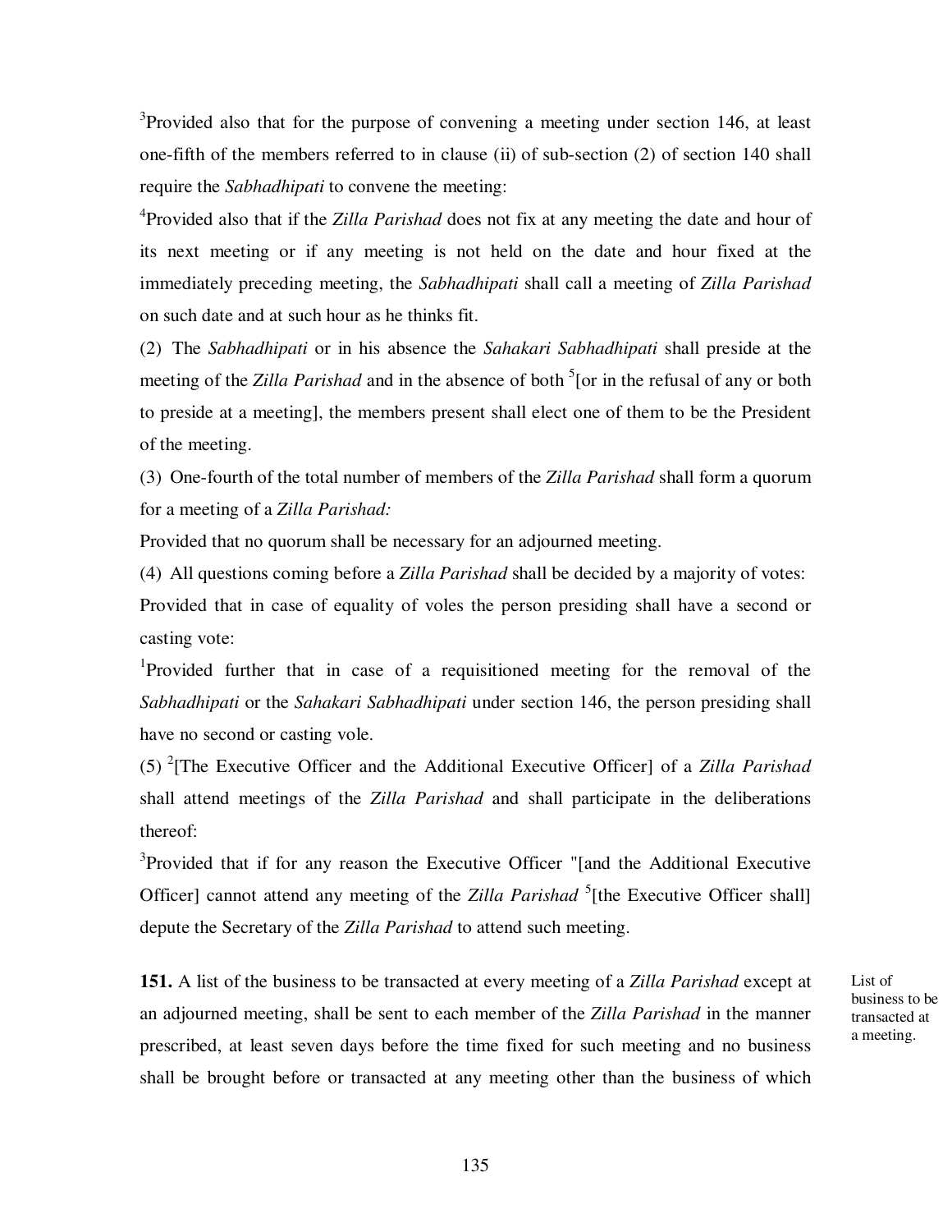[3]Provided also that for the purpose of convening a meeting under section 146, at least one-fifth of the members referred to in clause (ii) of sub-section (2) of section 140 shall require the *Sabhadhipati* to convene the meeting:

[4]Provided also that if the *Zilla Parishad* does not fix at any meeting the date and hour of its next meeting or if any meeting is not held on the date and hour fixed at the immediately preceding meeting, the *Sabhadhipati* shall call a meeting of *Zilla Parishad* on such date and at such hour as he thinks fit.

(2) The *Sabhadhipati* or in his absence the *Sahakari Sabhadhipati* shall preside at the meeting of the *Zilla Parishad* and in the absence of both [5][or in the refusal of any or both to preside at a meeting], the members present shall elect one of them to be the President of the meeting.

(3) One-fourth of the total number of members of the *Zilla Parishad* shall form a quorum for a meeting of a *Zilla Parishad:*

Provided that no quorum shall be necessary for an adjourned meeting.

(4) All questions coming before a *Zilla Parishad* shall be decided by a majority of votes:

Provided that in case of equality of voles the person presiding shall have a second or casting vote:

[1]Provided further that in case of a requisitioned meeting for the removal of the *Sabhadhipati* or the *Sahakari Sabhadhipati* under section 146, the person presiding shall have no second or casting vole.

(5) [2][The Executive Officer and the Additional Executive Officer] of a *Zilla Parishad* shall attend meetings of the *Zilla Parishad* and shall participate in the deliberations thereof:

[3]Provided that if for any reason the Executive Officer "[and the Additional Executive Officer] cannot attend any meeting of the *Zilla Parishad* [5][the Executive Officer shall] depute the Secretary of the *Zilla Parishad* to attend such meeting.

List of business to be transacted at a meeting.

**151.** A list of the business to be transacted at every meeting of a *Zilla Parishad* except at an adjourned meeting, shall be sent to each member of the *Zilla Parishad* in the manner prescribed, at least seven days before the time fixed for such meeting and no business shall be brought before or transacted at any meeting other than the business of which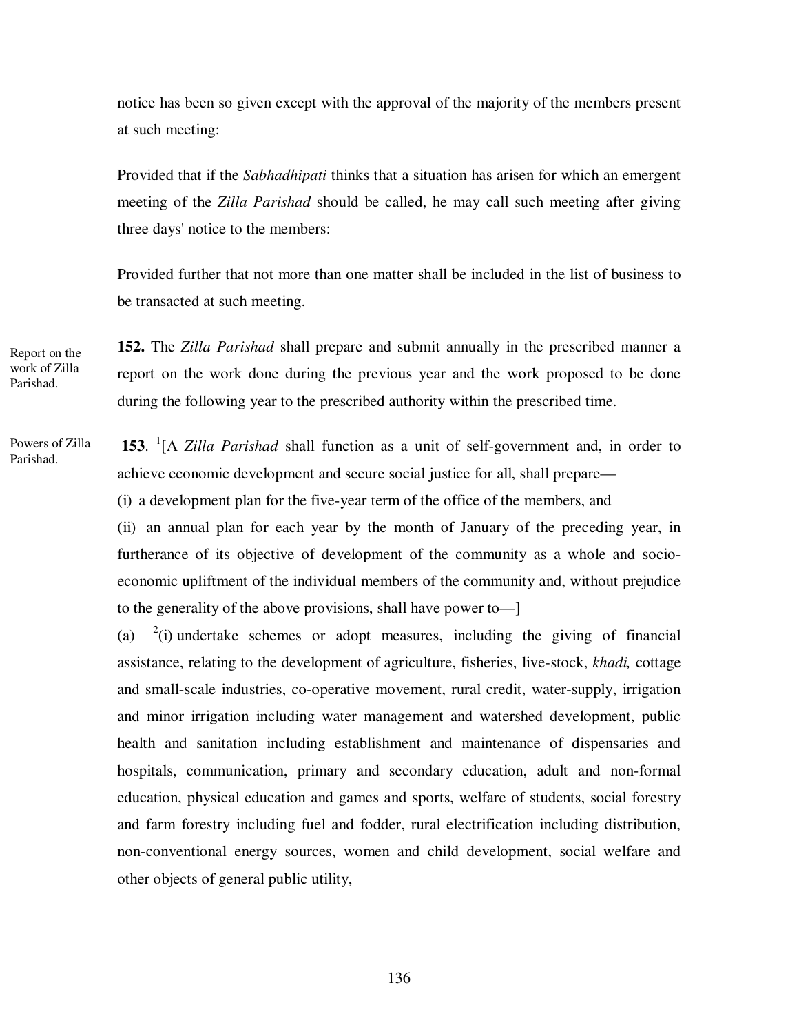notice has been so given except with the approval of the majority of the members present at such meeting:

Provided that if the *Sabhadhipati* thinks that a situation has arisen for which an emergent meeting of the *Zilla Parishad* should be called, he may call such meeting after giving three days' notice to the members:

Provided further that not more than one matter shall be included in the list of business to be transacted at such meeting.

Report on the work of Zilla Parishad.

**152.** The *Zilla Parishad* shall prepare and submit annually in the prescribed manner a report on the work done during the previous year and the work proposed to be done during the following year to the prescribed authority within the prescribed time.

Powers of Zilla Parishad.

**153**. [1][A *Zilla Parishad* shall function as a unit of self-government and, in order to achieve economic development and secure social justice for all, shall prepare—

(i) a development plan for the five-year term of the office of the members, and

(ii) an annual plan for each year by the month of January of the preceding year, in furtherance of its objective of development of the community as a whole and socio-economic upliftment of the individual members of the community and, without prejudice to the generality of the above provisions, shall have power to—]

(a) [2](i) undertake schemes or adopt measures, including the giving of financial assistance, relating to the development of agriculture, fisheries, live-stock, *khadi,* cottage and small-scale industries, co-operative movement, rural credit, water-supply, irrigation and minor irrigation including water management and watershed development, public health and sanitation including establishment and maintenance of dispensaries and hospitals, communication, primary and secondary education, adult and non-formal education, physical education and games and sports, welfare of students, social forestry and farm forestry including fuel and fodder, rural electrification including distribution, non-conventional energy sources, women and child development, social welfare and other objects of general public utility,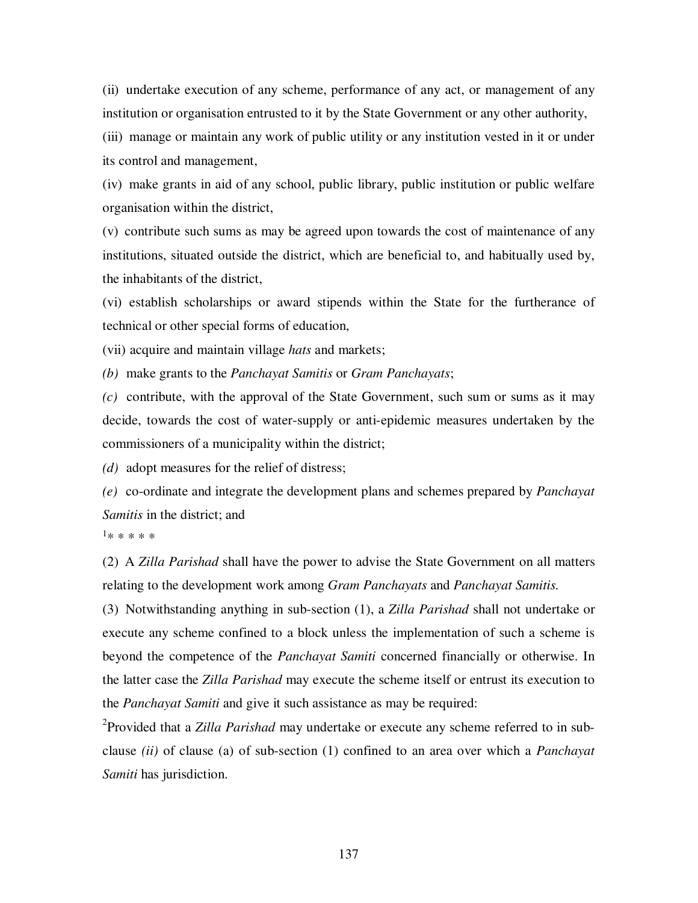(ii) undertake execution of any scheme, performance of any act, or management of any institution or organisation entrusted to it by the State Government or any other authority,

(iii) manage or maintain any work of public utility or any institution vested in it or under its control and management,

(iv) make grants in aid of any school, public library, public institution or public welfare organisation within the district,

(v) contribute such sums as may be agreed upon towards the cost of maintenance of any institutions, situated outside the district, which are beneficial to, and habitually used by, the inhabitants of the district,

(vi) establish scholarships or award stipends within the State for the furtherance of technical or other special forms of education,

(vii) acquire and maintain village *hats* and markets;

*(b)* make grants to the *Panchayat Samitis* or *Gram Panchayats*;

*(c)* contribute, with the approval of the State Government, such sum or sums as it may decide, towards the cost of water-supply or anti-epidemic measures undertaken by the commissioners of a municipality within the district;

*(d)* adopt measures for the relief of distress;

*(e)* co-ordinate and integrate the development plans and schemes prepared by *Panchayat Samitis* in the district; and

[1]* * * * *

(2) A *Zilla Parishad* shall have the power to advise the State Government on all matters relating to the development work among *Gram Panchayats* and *Panchayat Samitis.*

(3) Notwithstanding anything in sub-section (1), a *Zilla Parishad* shall not undertake or execute any scheme confined to a block unless the implementation of such a scheme is beyond the competence of the *Panchayat Samiti* concerned financially or otherwise. In the latter case the *Zilla Parishad* may execute the scheme itself or entrust its execution to the *Panchayat Samiti* and give it such assistance as may be required:

[2]Provided that a *Zilla Parishad* may undertake or execute any scheme referred to in sub-clause *(ii)* of clause (a) of sub-section (1) confined to an area over which a *Panchayat Samiti* has jurisdiction.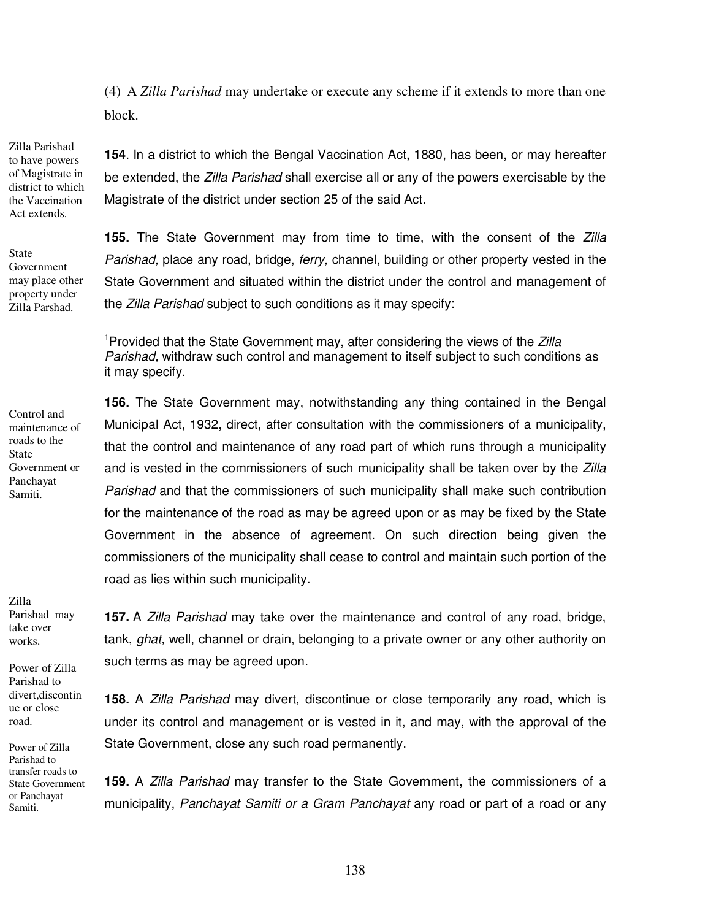(4) A *Zilla Parishad* may undertake or execute any scheme if it extends to more than one block.

Zilla Parishad to have powers of Magistrate in district to which the Vaccination Act extends.

**154**. In a district to which the Bengal Vaccination Act, 1880, has been, or may hereafter be extended, the *Zilla Parishad* shall exercise all or any of the powers exercisable by the Magistrate of the district under section 25 of the said Act.

State Government may place other property under Zilla Parshad.

**155.** The State Government may from time to time, with the consent of the *Zilla Parishad,* place any road, bridge, *ferry,* channel, building or other property vested in the State Government and situated within the district under the control and management of the *Zilla Parishad* subject to such conditions as it may specify:

[1]Provided that the State Government may, after considering the views of the *Zilla Parishad,* withdraw such control and management to itself subject to such conditions as it may specify.

Control and maintenance of roads to the State Government or Panchayat Samiti.

**156.** The State Government may, notwithstanding any thing contained in the Bengal Municipal Act, 1932, direct, after consultation with the commissioners of a municipality, that the control and maintenance of any road part of which runs through a municipality and is vested in the commissioners of such municipality shall be taken over by the *Zilla Parishad* and that the commissioners of such municipality shall make such contribution for the maintenance of the road as may be agreed upon or as may be fixed by the State Government in the absence of agreement. On such direction being given the commissioners of the municipality shall cease to control and maintain such portion of the road as lies within such municipality.

Zilla Parishad may take over works.

**157.** A *Zilla Parishad* may take over the maintenance and control of any road, bridge, tank, *ghat,* well, channel or drain, belonging to a private owner or any other authority on such terms as may be agreed upon.

Power of Zilla Parishad to divert,discontinue or close road.

**158.** A *Zilla Parishad* may divert, discontinue or close temporarily any road, which is under its control and management or is vested in it, and may, with the approval of the State Government, close any such road permanently.

Power of Zilla Parishad to transfer roads to State Government or Panchayat Samiti.

**159.** A *Zilla Parishad* may transfer to the State Government, the commissioners of a municipality, *Panchayat Samiti or a Gram Panchayat* any road or part of a road or any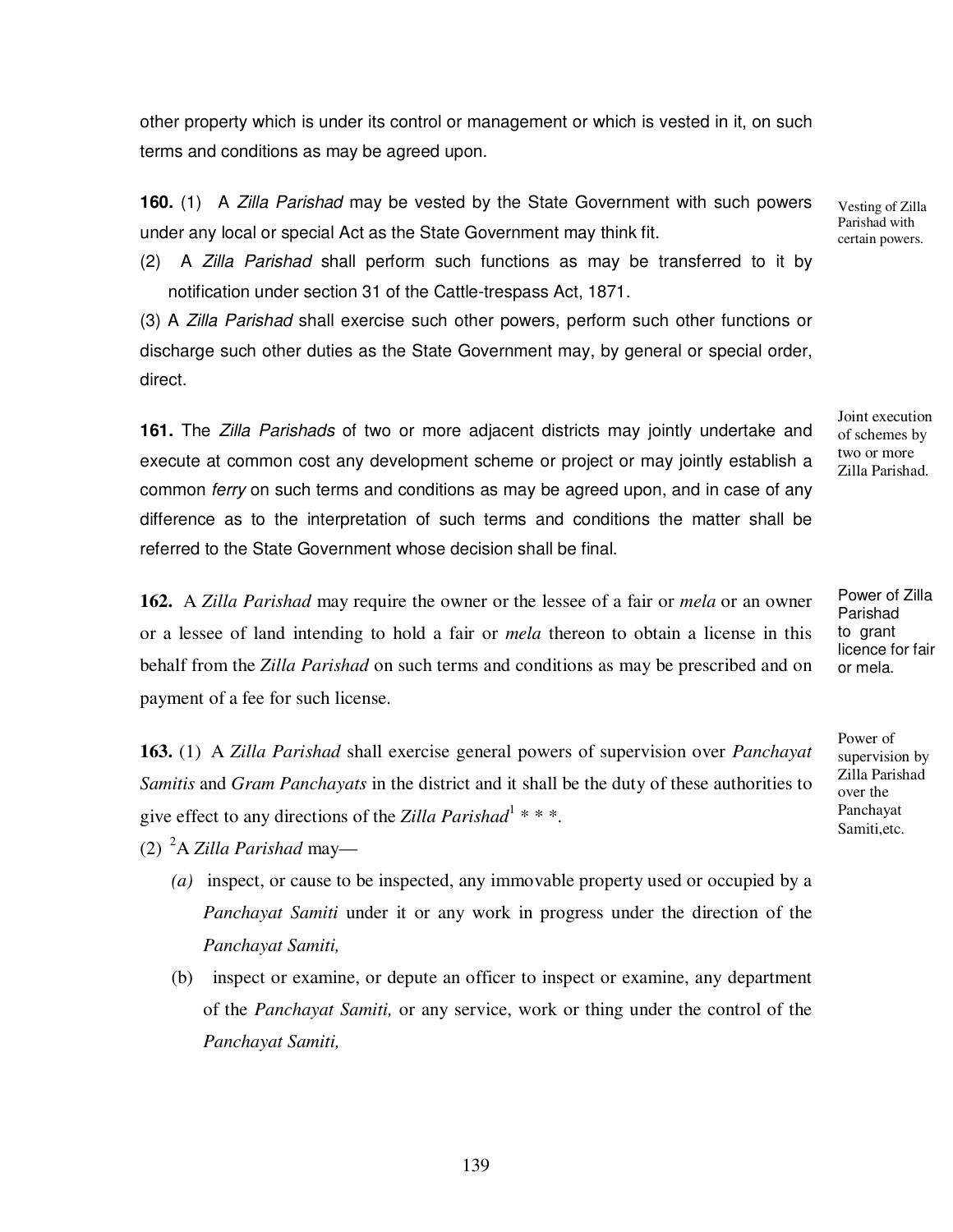other property which is under its control or management or which is vested in it, on such terms and conditions as may be agreed upon.

Vesting of Zilla Parishad with certain powers.

**160.** (1) A *Zilla Parishad* may be vested by the State Government with such powers under any local or special Act as the State Government may think fit.

(2) A *Zilla Parishad* shall perform such functions as may be transferred to it by notification under section 31 of the Cattle-trespass Act, 1871.

(3) A *Zilla Parishad* shall exercise such other powers, perform such other functions or discharge such other duties as the State Government may, by general or special order, direct.

Joint execution of schemes by two or more Zilla Parishad.

**161.** The *Zilla Parishads* of two or more adjacent districts may jointly undertake and execute at common cost any development scheme or project or may jointly establish a common *ferry* on such terms and conditions as may be agreed upon, and in case of any difference as to the interpretation of such terms and conditions the matter shall be referred to the State Government whose decision shall be final.

Power of Zilla Parishad to grant licence for fair or mela.

**162.** A *Zilla Parishad* may require the owner or the lessee of a fair or *mela* or an owner or a lessee of land intending to hold a fair or *mela* thereon to obtain a license in this behalf from the *Zilla Parishad* on such terms and conditions as may be prescribed and on payment of a fee for such license.

Power of supervision by Zilla Parishad over the Panchayat Samiti,etc.

**163.** (1) A *Zilla Parishad* shall exercise general powers of supervision over *Panchayat Samitis* and *Gram Panchayats* in the district and it shall be the duty of these authorities to give effect to any directions of the *Zilla Parishad*[1] * * *.

(2) [2]A *Zilla Parishad* may—

*(a)* inspect, or cause to be inspected, any immovable property used or occupied by a *Panchayat Samiti* under it or any work in progress under the direction of the *Panchayat Samiti,*

(b) inspect or examine, or depute an officer to inspect or examine, any department of the *Panchayat Samiti,* or any service, work or thing under the control of the *Panchayat Samiti,*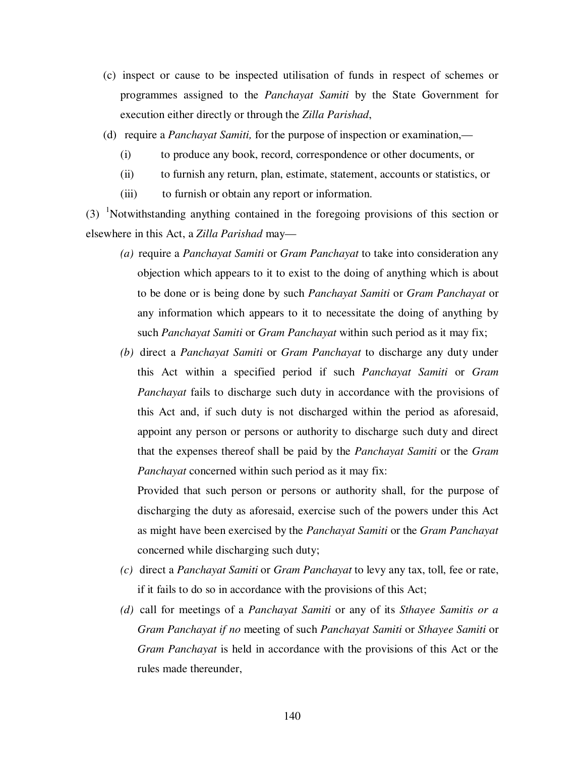(c) inspect or cause to be inspected utilisation of funds in respect of schemes or programmes assigned to the *Panchayat Samiti* by the State Government for execution either directly or through the *Zilla Parishad*,

(d) require a *Panchayat Samiti,* for the purpose of inspection or examination,—

(i) to produce any book, record, correspondence or other documents, or

(ii) to furnish any return, plan, estimate, statement, accounts or statistics, or

(iii) to furnish or obtain any report or information.

(3) [1]Notwithstanding anything contained in the foregoing provisions of this section or elsewhere in this Act, a *Zilla Parishad* may—

*(a)* require a *Panchayat Samiti* or *Gram Panchayat* to take into consideration any objection which appears to it to exist to the doing of anything which is about to be done or is being done by such *Panchayat Samiti* or *Gram Panchayat* or any information which appears to it to necessitate the doing of anything by such *Panchayat Samiti* or *Gram Panchayat* within such period as it may fix;

*(b)* direct a *Panchayat Samiti* or *Gram Panchayat* to discharge any duty under this Act within a specified period if such *Panchayat Samiti* or *Gram Panchayat* fails to discharge such duty in accordance with the provisions of this Act and, if such duty is not discharged within the period as aforesaid, appoint any person or persons or authority to discharge such duty and direct that the expenses thereof shall be paid by the *Panchayat Samiti* or the *Gram Panchayat* concerned within such period as it may fix:

Provided that such person or persons or authority shall, for the purpose of discharging the duty as aforesaid, exercise such of the powers under this Act as might have been exercised by the *Panchayat Samiti* or the *Gram Panchayat* concerned while discharging such duty;

*(c)* direct a *Panchayat Samiti* or *Gram Panchayat* to levy any tax, toll, fee or rate, if it fails to do so in accordance with the provisions of this Act;

*(d)* call for meetings of a *Panchayat Samiti* or any of its *Sthayee Samitis or a Gram Panchayat if no* meeting of such *Panchayat Samiti* or *Sthayee Samiti* or *Gram Panchayat* is held in accordance with the provisions of this Act or the rules made thereunder,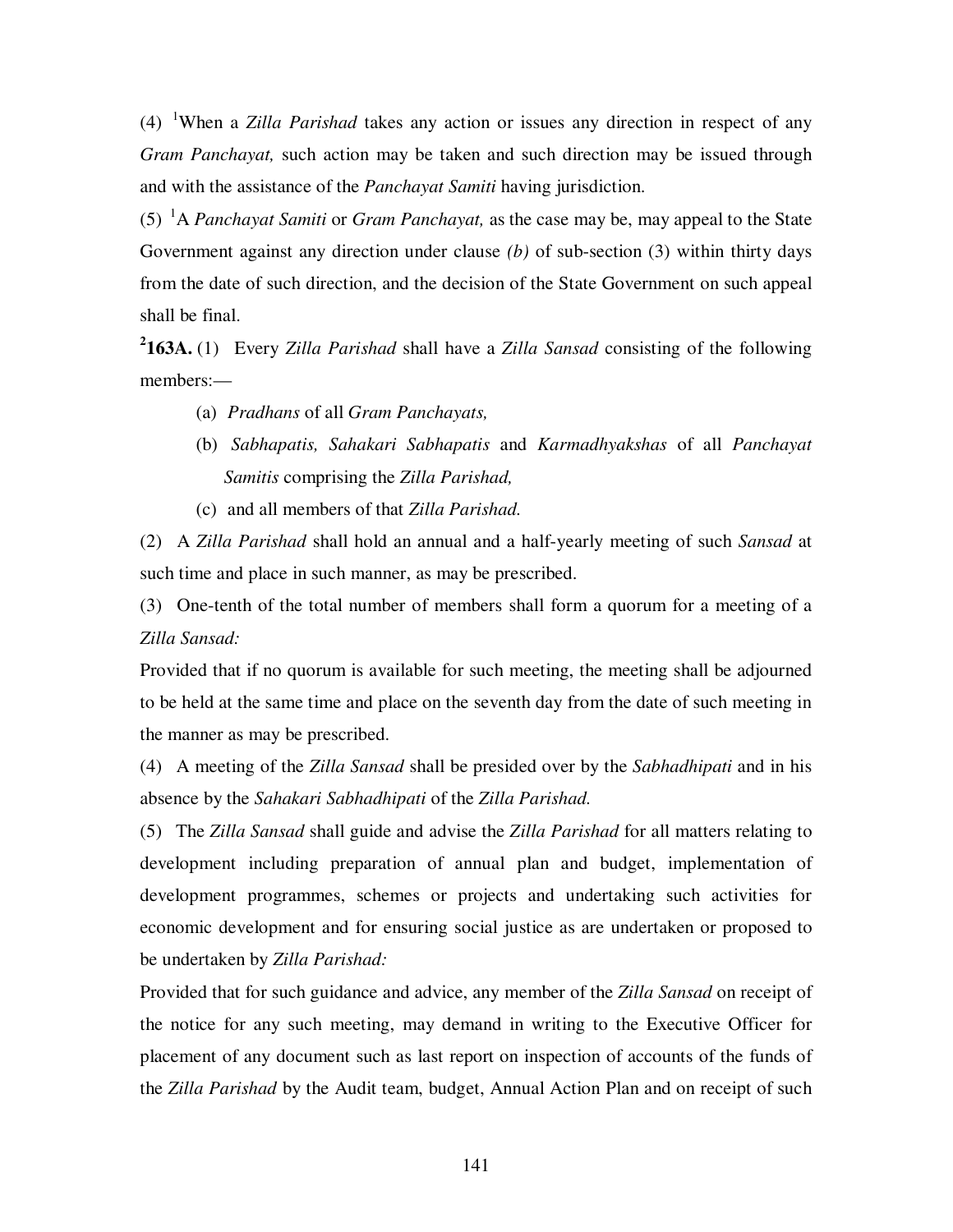(4) [1]When a *Zilla Parishad* takes any action or issues any direction in respect of any *Gram Panchayat,* such action may be taken and such direction may be issued through and with the assistance of the *Panchayat Samiti* having jurisdiction.

(5) [1]A *Panchayat Samiti* or *Gram Panchayat,* as the case may be, may appeal to the State Government against any direction under clause *(b)* of sub-section (3) within thirty days from the date of such direction, and the decision of the State Government on such appeal shall be final.

[2]**163A.** (1) Every *Zilla Parishad* shall have a *Zilla Sansad* consisting of the following members:—

(a) *Pradhans* of all *Gram Panchayats,*

(b) *Sabhapatis, Sahakari Sabhapatis* and *Karmadhyakshas* of all *Panchayat Samitis* comprising the *Zilla Parishad,*

(c) and all members of that *Zilla Parishad.*

(2) A *Zilla Parishad* shall hold an annual and a half-yearly meeting of such *Sansad* at such time and place in such manner, as may be prescribed.

(3) One-tenth of the total number of members shall form a quorum for a meeting of a *Zilla Sansad:*

Provided that if no quorum is available for such meeting, the meeting shall be adjourned to be held at the same time and place on the seventh day from the date of such meeting in the manner as may be prescribed.

(4) A meeting of the *Zilla Sansad* shall be presided over by the *Sabhadhipati* and in his absence by the *Sahakari Sabhadhipati* of the *Zilla Parishad.*

(5) The *Zilla Sansad* shall guide and advise the *Zilla Parishad* for all matters relating to development including preparation of annual plan and budget, implementation of development programmes, schemes or projects and undertaking such activities for economic development and for ensuring social justice as are undertaken or proposed to be undertaken by *Zilla Parishad:*

Provided that for such guidance and advice, any member of the *Zilla Sansad* on receipt of the notice for any such meeting, may demand in writing to the Executive Officer for placement of any document such as last report on inspection of accounts of the funds of the *Zilla Parishad* by the Audit team, budget, Annual Action Plan and on receipt of such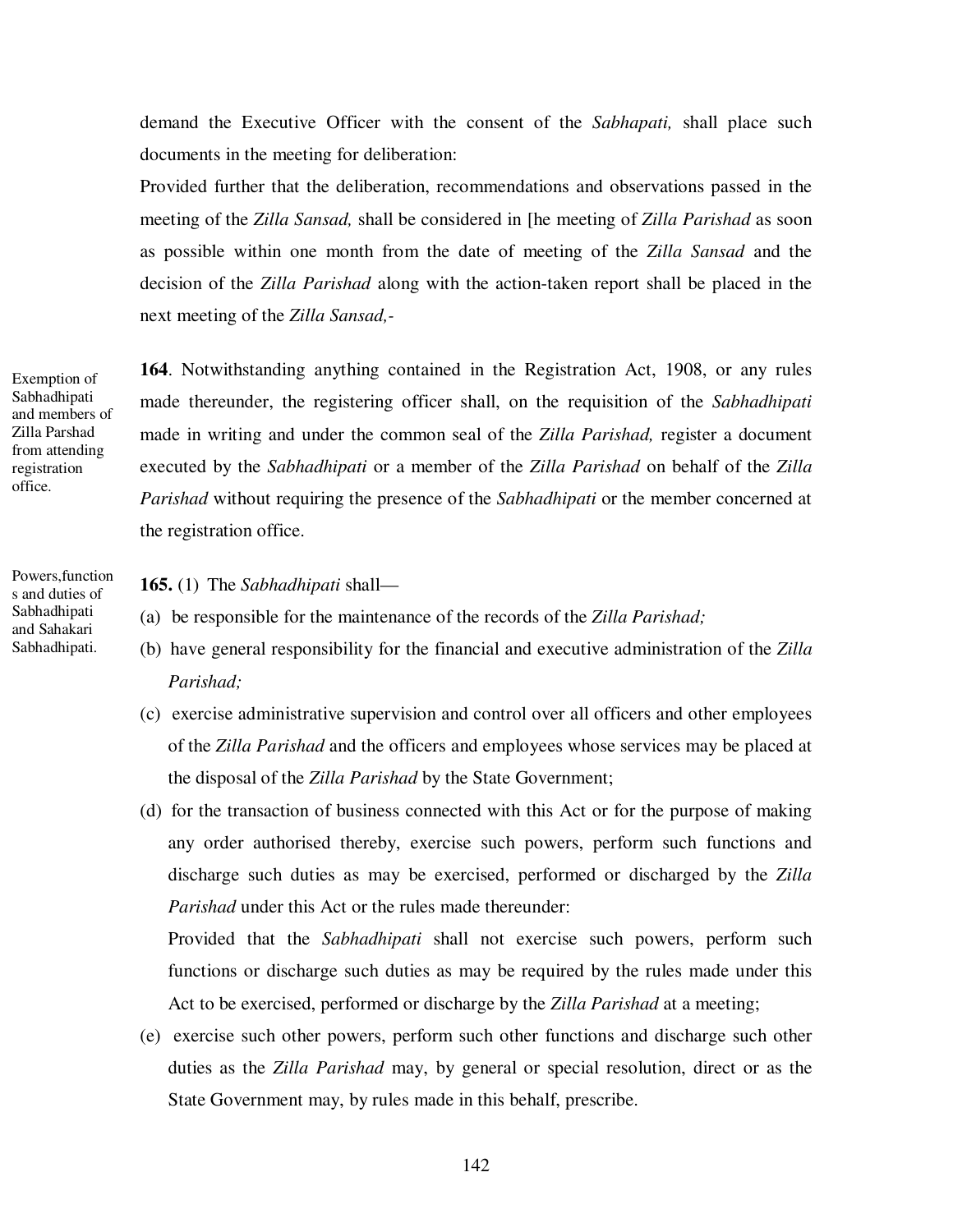demand the Executive Officer with the consent of the *Sabhapati,* shall place such documents in the meeting for deliberation:

Provided further that the deliberation, recommendations and observations passed in the meeting of the *Zilla Sansad,* shall be considered in [he meeting of *Zilla Parishad* as soon as possible within one month from the date of meeting of the *Zilla Sansad* and the decision of the *Zilla Parishad* along with the action-taken report shall be placed in the next meeting of the *Zilla Sansad,-*

Exemption of Sabhadhipati and members of Zilla Parshad from attending registration office.

**164**. Notwithstanding anything contained in the Registration Act, 1908, or any rules made thereunder, the registering officer shall, on the requisition of the *Sabhadhipati* made in writing and under the common seal of the *Zilla Parishad,* register a document executed by the *Sabhadhipati* or a member of the *Zilla Parishad* on behalf of the *Zilla Parishad* without requiring the presence of the *Sabhadhipati* or the member concerned at the registration office.

Powers,functions and duties of Sabhadhipati and Sahakari Sabhadhipati.

**165.** (1) The *Sabhadhipati* shall—

(a) be responsible for the maintenance of the records of the *Zilla Parishad;*

(b) have general responsibility for the financial and executive administration of the *Zilla Parishad;*

(c) exercise administrative supervision and control over all officers and other employees of the *Zilla Parishad* and the officers and employees whose services may be placed at the disposal of the *Zilla Parishad* by the State Government;

(d) for the transaction of business connected with this Act or for the purpose of making any order authorised thereby, exercise such powers, perform such functions and discharge such duties as may be exercised, performed or discharged by the *Zilla Parishad* under this Act or the rules made thereunder:

Provided that the *Sabhadhipati* shall not exercise such powers, perform such functions or discharge such duties as may be required by the rules made under this Act to be exercised, performed or discharge by the *Zilla Parishad* at a meeting;

(e) exercise such other powers, perform such other functions and discharge such other duties as the *Zilla Parishad* may, by general or special resolution, direct or as the State Government may, by rules made in this behalf, prescribe.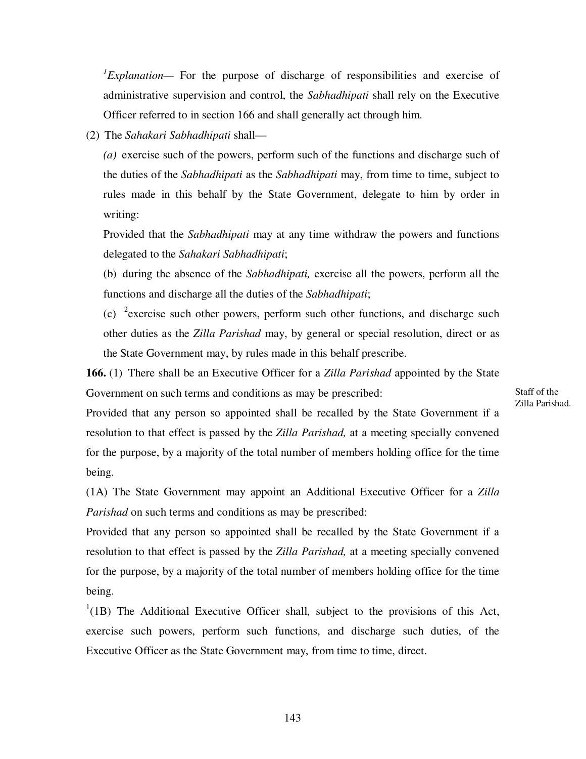[1]*Explanation*— For the purpose of discharge of responsibilities and exercise of administrative supervision and control, the *Sabhadhipati* shall rely on the Executive Officer referred to in section 166 and shall generally act through him.

(2) The *Sahakari Sabhadhipati* shall—

*(a)* exercise such of the powers, perform such of the functions and discharge such of the duties of the *Sabhadhipati* as the *Sabhadhipati* may, from time to time, subject to rules made in this behalf by the State Government, delegate to him by order in writing:

Provided that the *Sabhadhipati* may at any time withdraw the powers and functions delegated to the *Sahakari Sabhadhipati*;

(b) during the absence of the *Sabhadhipati,* exercise all the powers, perform all the functions and discharge all the duties of the *Sabhadhipati*;

(c) [2]exercise such other powers, perform such other functions, and discharge such other duties as the *Zilla Parishad* may, by general or special resolution, direct or as the State Government may, by rules made in this behalf prescribe.

Staff of the Zilla Parishad.

**166.** (1) There shall be an Executive Officer for a *Zilla Parishad* appointed by the State Government on such terms and conditions as may be prescribed:

Provided that any person so appointed shall be recalled by the State Government if a resolution to that effect is passed by the *Zilla Parishad,* at a meeting specially convened for the purpose, by a majority of the total number of members holding office for the time being.

(1A) The State Government may appoint an Additional Executive Officer for a *Zilla Parishad* on such terms and conditions as may be prescribed:

Provided that any person so appointed shall be recalled by the State Government if a resolution to that effect is passed by the *Zilla Parishad,* at a meeting specially convened for the purpose, by a majority of the total number of members holding office for the time being.

[1](1B) The Additional Executive Officer shall, subject to the provisions of this Act, exercise such powers, perform such functions, and discharge such duties, of the Executive Officer as the State Government may, from time to time, direct.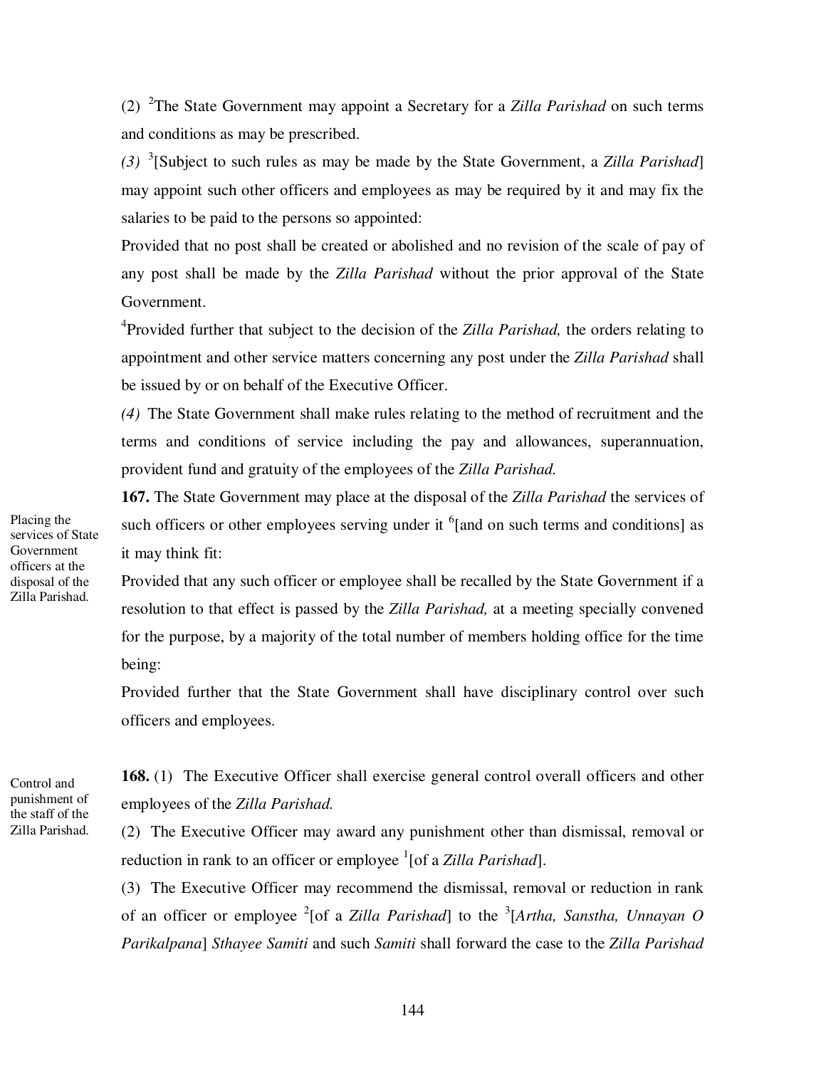(2) [2]The State Government may appoint a Secretary for a *Zilla Parishad* on such terms and conditions as may be prescribed.

*(3)* [3][Subject to such rules as may be made by the State Government, a *Zilla Parishad*] may appoint such other officers and employees as may be required by it and may fix the salaries to be paid to the persons so appointed:

Provided that no post shall be created or abolished and no revision of the scale of pay of any post shall be made by the *Zilla Parishad* without the prior approval of the State Government.

[4]Provided further that subject to the decision of the *Zilla Parishad,* the orders relating to appointment and other service matters concerning any post under the *Zilla Parishad* shall be issued by or on behalf of the Executive Officer.

*(4)* The State Government shall make rules relating to the method of recruitment and the terms and conditions of service including the pay and allowances, superannuation, provident fund and gratuity of the employees of the *Zilla Parishad.*

Placing the services of State Government officers at the disposal of the Zilla Parishad.

**167.** The State Government may place at the disposal of the *Zilla Parishad* the services of such officers or other employees serving under it [6][and on such terms and conditions] as it may think fit:

Provided that any such officer or employee shall be recalled by the State Government if a resolution to that effect is passed by the *Zilla Parishad,* at a meeting specially convened for the purpose, by a majority of the total number of members holding office for the time being:

Provided further that the State Government shall have disciplinary control over such officers and employees.

Control and punishment of the staff of the Zilla Parishad.

**168.** (1) The Executive Officer shall exercise general control overall officers and other employees of the *Zilla Parishad.*

(2) The Executive Officer may award any punishment other than dismissal, removal or reduction in rank to an officer or employee [1][of a *Zilla Parishad*].

(3) The Executive Officer may recommend the dismissal, removal or reduction in rank of an officer or employee [2][of a *Zilla Parishad*] to the [3][*Artha, Sanstha, Unnayan O Parikalpana*] *Sthayee Samiti* and such *Samiti* shall forward the case to the *Zilla Parishad*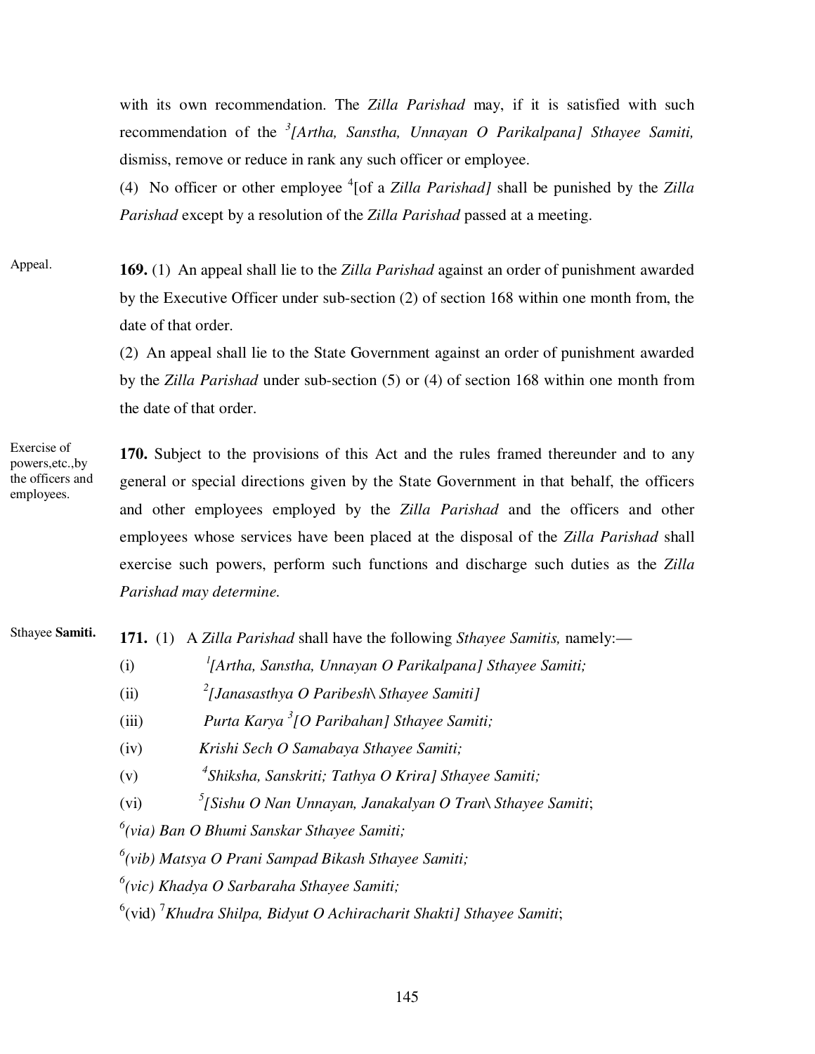with its own recommendation. The *Zilla Parishad* may, if it is satisfied with such recommendation of the [3]*[Artha, Sanstha, Unnayan O Parikalpana] Sthayee Samiti,* dismiss, remove or reduce in rank any such officer or employee.

(4) No officer or other employee [4][of a *Zilla Parishad]* shall be punished by the *Zilla Parishad* except by a resolution of the *Zilla Parishad* passed at a meeting.

Appeal.

**169.** (1) An appeal shall lie to the *Zilla Parishad* against an order of punishment awarded by the Executive Officer under sub-section (2) of section 168 within one month from, the date of that order.

(2) An appeal shall lie to the State Government against an order of punishment awarded by the *Zilla Parishad* under sub-section (5) or (4) of section 168 within one month from the date of that order.

Exercise of powers,etc.,by the officers and employees.

**170.** Subject to the provisions of this Act and the rules framed thereunder and to any general or special directions given by the State Government in that behalf, the officers and other employees employed by the *Zilla Parishad* and the officers and other employees whose services have been placed at the disposal of the *Zilla Parishad* shall exercise such powers, perform such functions and discharge such duties as the *Zilla Parishad may determine.*

Sthayee **Samiti.**

**171.** (1) A *Zilla Parishad* shall have the following *Sthayee Samitis,* namely:—

(i) [1]*[Artha, Sanstha, Unnayan O Parikalpana] Sthayee Samiti;*

(ii) [2]*[Janasasthya O Paribesh\ Sthayee Samiti]*

(iii) *Purta Karya* [3]*[O Paribahan] Sthayee Samiti;*

(iv) *Krishi Sech O Samabaya Sthayee Samiti;*

(v) [4]*Shiksha, Sanskriti; Tathya O Krira] Sthayee Samiti;*

(vi) [5]*[Sishu O Nan Unnayan, Janakalyan O Tran\ Sthayee Samiti*;

[6]*(via) Ban O Bhumi Sanskar Sthayee Samiti;*

[6]*(vib) Matsya O Prani Sampad Bikash Sthayee Samiti;*

[6]*(vic) Khadya O Sarbaraha Sthayee Samiti;*

[6](vid) [7]*Khudra Shilpa, Bidyut O Achiracharit Shakti] Sthayee Samiti*;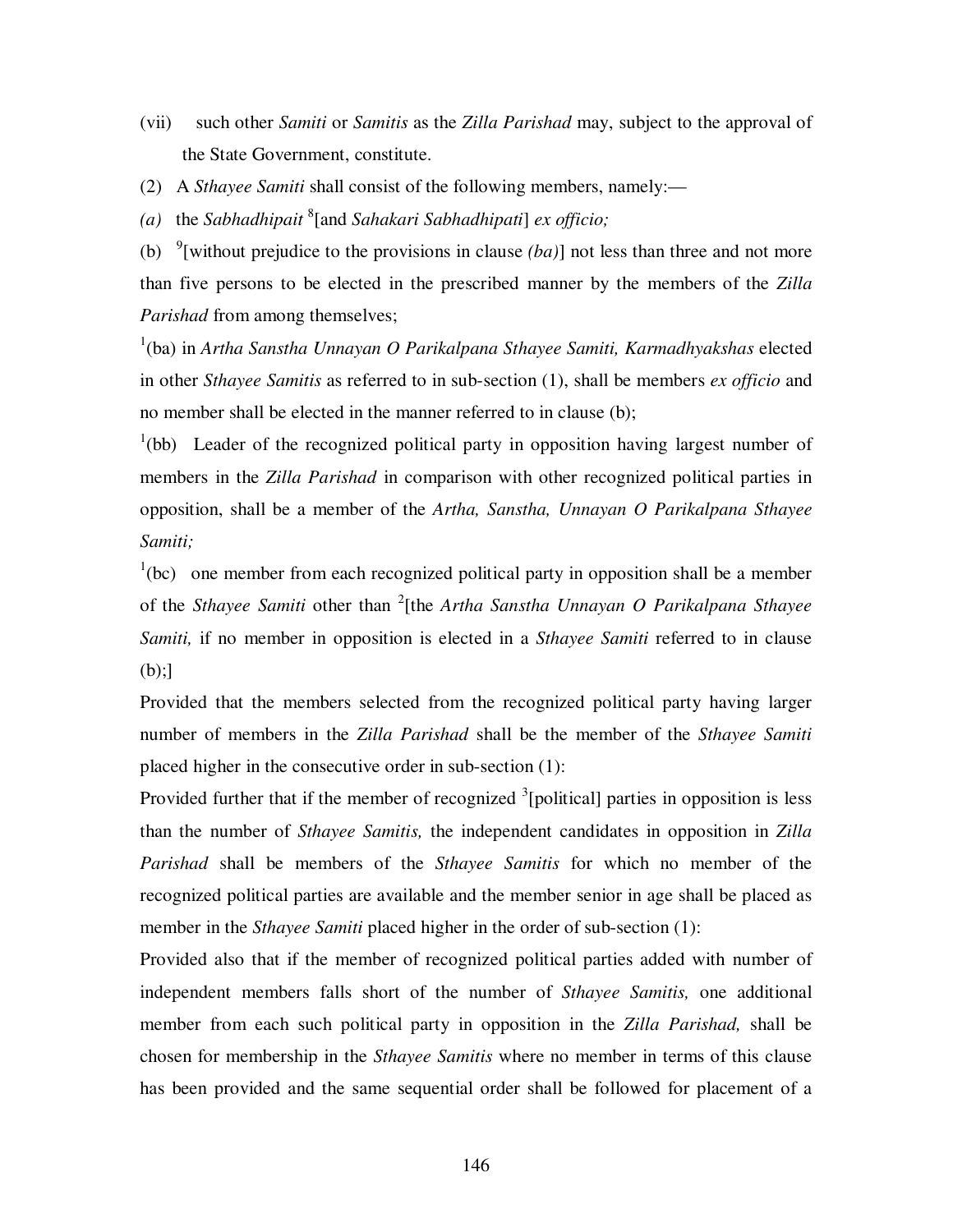(vii) such other *Samiti* or *Samitis* as the *Zilla Parishad* may, subject to the approval of the State Government, constitute.

(2) A *Sthayee Samiti* shall consist of the following members, namely:—

*(a)* the *Sabhadhipait* [8][and *Sahakari Sabhadhipati*] *ex officio;*

(b) [9][without prejudice to the provisions in clause *(ba)*] not less than three and not more than five persons to be elected in the prescribed manner by the members of the *Zilla Parishad* from among themselves;

[1](ba) in *Artha Sanstha Unnayan O Parikalpana Sthayee Samiti, Karmadhyakshas* elected in other *Sthayee Samitis* as referred to in sub-section (1), shall be members *ex officio* and no member shall be elected in the manner referred to in clause (b);

[1](bb) Leader of the recognized political party in opposition having largest number of members in the *Zilla Parishad* in comparison with other recognized political parties in opposition, shall be a member of the *Artha, Sanstha, Unnayan O Parikalpana Sthayee Samiti;*

[1](bc) one member from each recognized political party in opposition shall be a member of the *Sthayee Samiti* other than [2][the *Artha Sanstha Unnayan O Parikalpana Sthayee Samiti,* if no member in opposition is elected in a *Sthayee Samiti* referred to in clause (b);]

Provided that the members selected from the recognized political party having larger number of members in the *Zilla Parishad* shall be the member of the *Sthayee Samiti* placed higher in the consecutive order in sub-section (1):

Provided further that if the member of recognized [3][political] parties in opposition is less than the number of *Sthayee Samitis,* the independent candidates in opposition in *Zilla Parishad* shall be members of the *Sthayee Samitis* for which no member of the recognized political parties are available and the member senior in age shall be placed as member in the *Sthayee Samiti* placed higher in the order of sub-section (1):

Provided also that if the member of recognized political parties added with number of independent members falls short of the number of *Sthayee Samitis,* one additional member from each such political party in opposition in the *Zilla Parishad,* shall be chosen for membership in the *Sthayee Samitis* where no member in terms of this clause has been provided and the same sequential order shall be followed for placement of a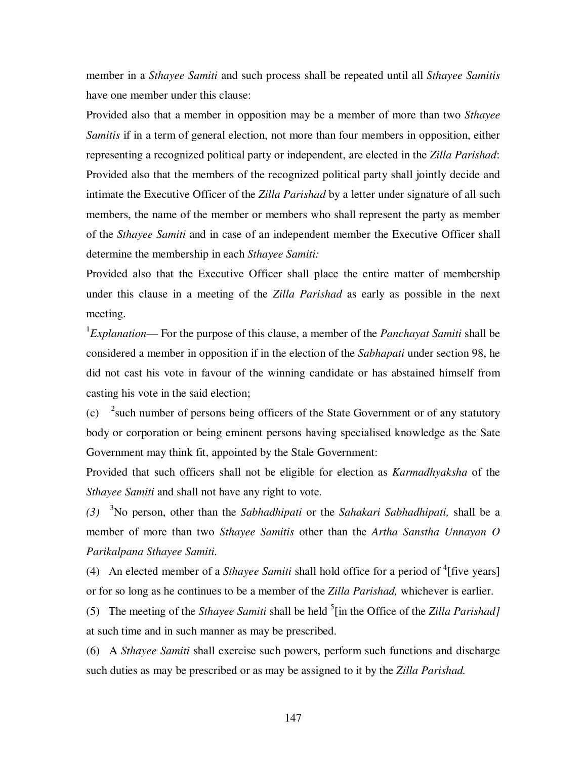member in a *Sthayee Samiti* and such process shall be repeated until all *Sthayee Samitis* have one member under this clause:

Provided also that a member in opposition may be a member of more than two *Sthayee Samitis* if in a term of general election, not more than four members in opposition, either representing a recognized political party or independent, are elected in the *Zilla Parishad*:

Provided also that the members of the recognized political party shall jointly decide and intimate the Executive Officer of the *Zilla Parishad* by a letter under signature of all such members, the name of the member or members who shall represent the party as member of the *Sthayee Samiti* and in case of an independent member the Executive Officer shall determine the membership in each *Sthayee Samiti:*

Provided also that the Executive Officer shall place the entire matter of membership under this clause in a meeting of the *Zilla Parishad* as early as possible in the next meeting.

[1]*Explanation*— For the purpose of this clause, a member of the *Panchayat Samiti* shall be considered a member in opposition if in the election of the *Sabhapati* under section 98, he did not cast his vote in favour of the winning candidate or has abstained himself from casting his vote in the said election;

(c) [2]such number of persons being officers of the State Government or of any statutory body or corporation or being eminent persons having specialised knowledge as the Sate Government may think fit, appointed by the Stale Government:

Provided that such officers shall not be eligible for election as *Karmadhyaksha* of the *Sthayee Samiti* and shall not have any right to vote.

*(3)* [3]No person, other than the *Sabhadhipati* or the *Sahakari Sabhadhipati,* shall be a member of more than two *Sthayee Samitis* other than the *Artha Sanstha Unnayan O Parikalpana Sthayee Samiti.*

(4) An elected member of a *Sthayee Samiti* shall hold office for a period of [4][five years] or for so long as he continues to be a member of the *Zilla Parishad,* whichever is earlier.

(5) The meeting of the *Sthayee Samiti* shall be held [5][in the Office of the *Zilla Parishad]* at such time and in such manner as may be prescribed.

(6) A *Sthayee Samiti* shall exercise such powers, perform such functions and discharge such duties as may be prescribed or as may be assigned to it by the *Zilla Parishad.*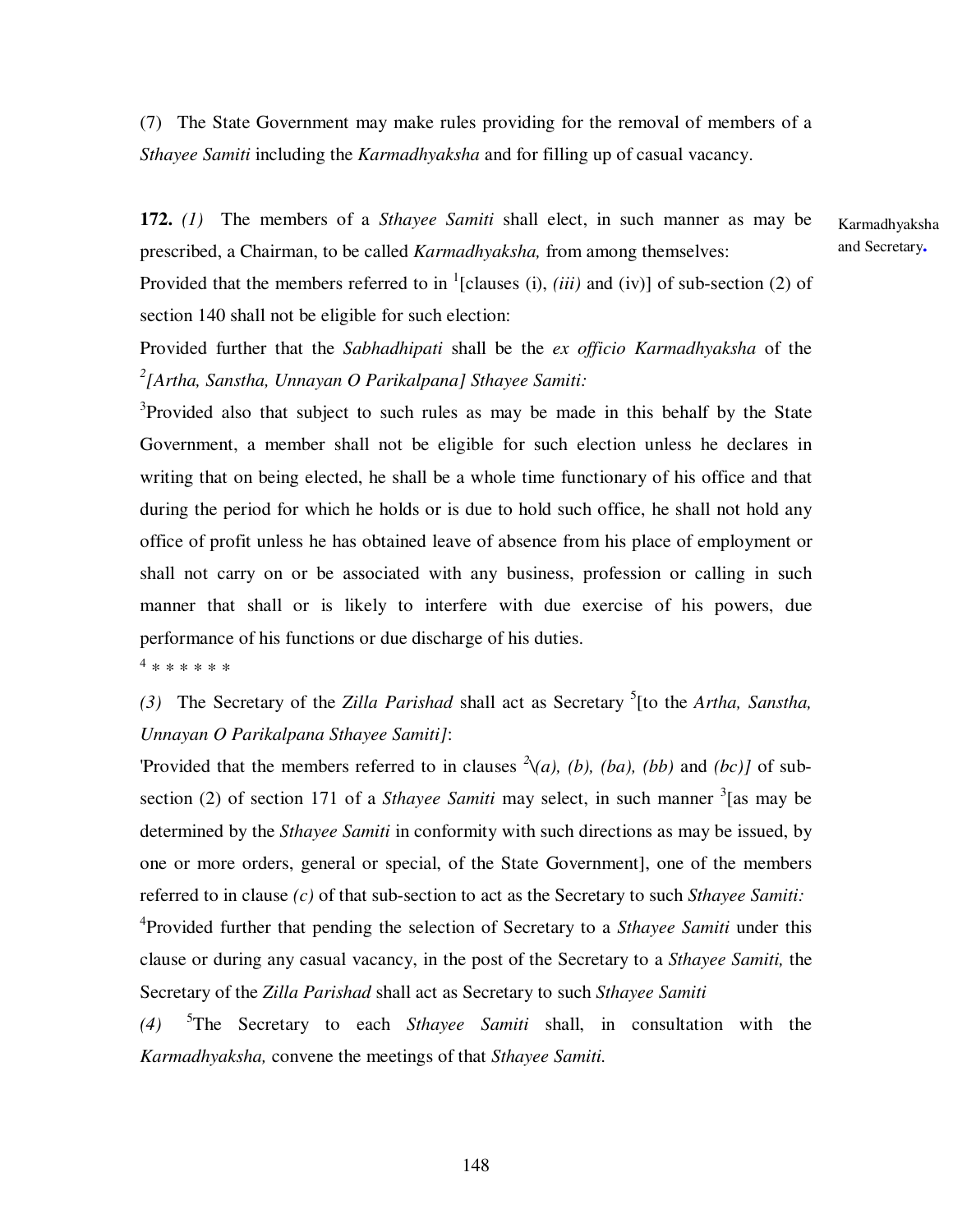(7) The State Government may make rules providing for the removal of members of a *Sthayee Samiti* including the *Karmadhyaksha* and for filling up of casual vacancy.

**172.** *(1)* The members of a *Sthayee Samiti* shall elect, in such manner as may be prescribed, a Chairman, to be called *Karmadhyaksha,* from among themselves:

Karmadhyaksha and Secretary.

Provided that the members referred to in [1][clauses (i), *(iii)* and (iv)] of sub-section (2) of section 140 shall not be eligible for such election:

Provided further that the *Sabhadhipati* shall be the *ex officio Karmadhyaksha* of the [2]*[Artha, Sanstha, Unnayan O Parikalpana] Sthayee Samiti:*

[3]Provided also that subject to such rules as may be made in this behalf by the State Government, a member shall not be eligible for such election unless he declares in writing that on being elected, he shall be a whole time functionary of his office and that during the period for which he holds or is due to hold such office, he shall not hold any office of profit unless he has obtained leave of absence from his place of employment or shall not carry on or be associated with any business, profession or calling in such manner that shall or is likely to interfere with due exercise of his powers, due performance of his functions or due discharge of his duties.

[4] * * * * * *

*(3)* The Secretary of the *Zilla Parishad* shall act as Secretary [5][to the *Artha, Sanstha, Unnayan O Parikalpana Sthayee Samiti]*:

'Provided that the members referred to in clauses [2]\[*(a), (b), (ba), (bb)* and *(bc)]* of sub-section (2) of section 171 of a *Sthayee Samiti* may select, in such manner [3][as may be determined by the *Sthayee Samiti* in conformity with such directions as may be issued, by one or more orders, general or special, of the State Government], one of the members referred to in clause *(c)* of that sub-section to act as the Secretary to such *Sthayee Samiti:*

[4]Provided further that pending the selection of Secretary to a *Sthayee Samiti* under this clause or during any casual vacancy, in the post of the Secretary to a *Sthayee Samiti,* the Secretary of the *Zilla Parishad* shall act as Secretary to such *Sthayee Samiti*

*(4)* [5]The Secretary to each *Sthayee Samiti* shall, in consultation with the *Karmadhyaksha,* convene the meetings of that *Sthayee Samiti.*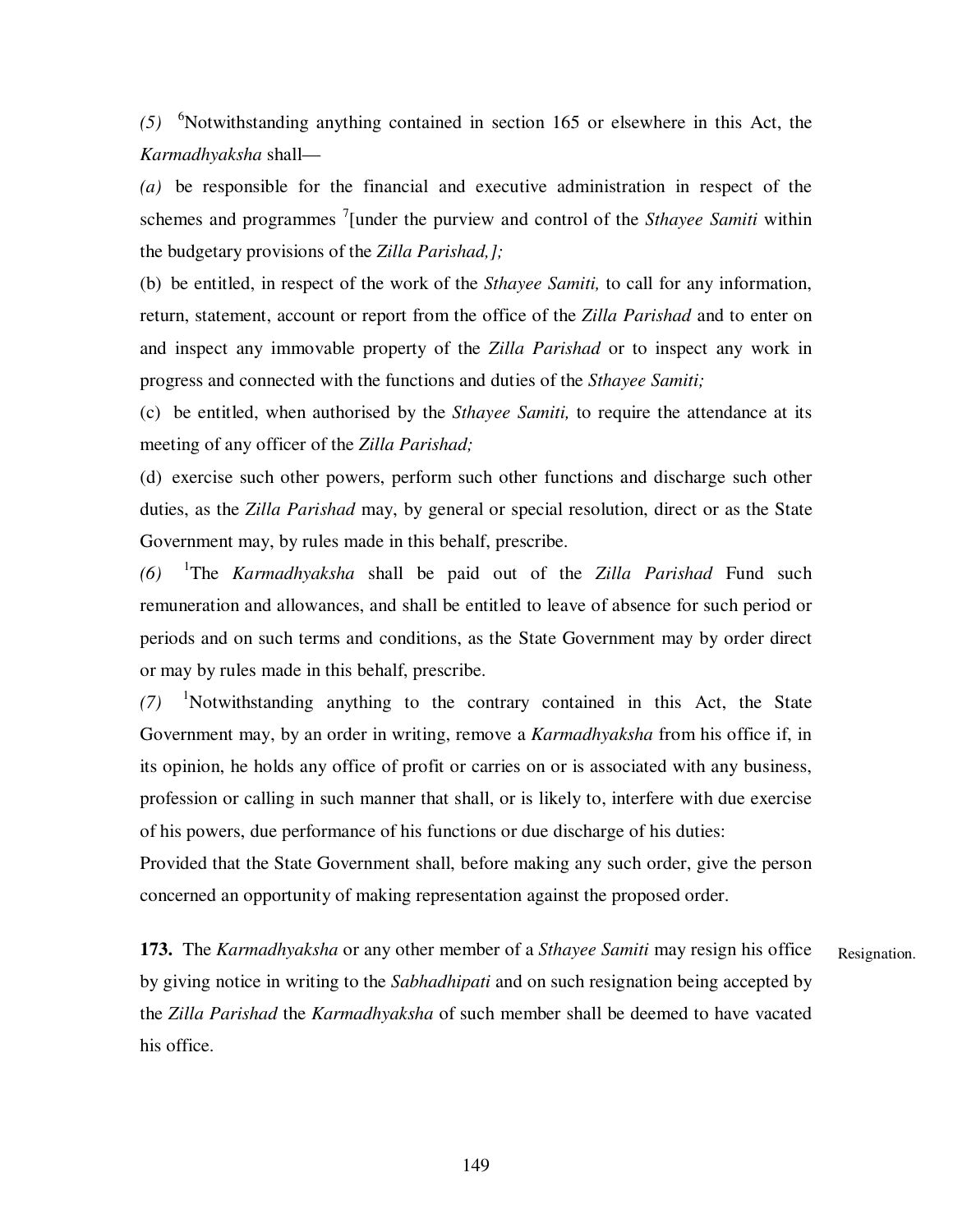*(5)* [6]Notwithstanding anything contained in section 165 or elsewhere in this Act, the *Karmadhyaksha* shall—

*(a)* be responsible for the financial and executive administration in respect of the schemes and programmes [7][under the purview and control of the *Sthayee Samiti* within the budgetary provisions of the *Zilla Parishad,];*

(b) be entitled, in respect of the work of the *Sthayee Samiti,* to call for any information, return, statement, account or report from the office of the *Zilla Parishad* and to enter on and inspect any immovable property of the *Zilla Parishad* or to inspect any work in progress and connected with the functions and duties of the *Sthayee Samiti;*

(c) be entitled, when authorised by the *Sthayee Samiti,* to require the attendance at its meeting of any officer of the *Zilla Parishad;*

(d) exercise such other powers, perform such other functions and discharge such other duties, as the *Zilla Parishad* may, by general or special resolution, direct or as the State Government may, by rules made in this behalf, prescribe.

*(6)* [1]The *Karmadhyaksha* shall be paid out of the *Zilla Parishad* Fund such remuneration and allowances, and shall be entitled to leave of absence for such period or periods and on such terms and conditions, as the State Government may by order direct or may by rules made in this behalf, prescribe.

*(7)* [1]Notwithstanding anything to the contrary contained in this Act, the State Government may, by an order in writing, remove a *Karmadhyaksha* from his office if, in its opinion, he holds any office of profit or carries on or is associated with any business, profession or calling in such manner that shall, or is likely to, interfere with due exercise of his powers, due performance of his functions or due discharge of his duties:

Provided that the State Government shall, before making any such order, give the person concerned an opportunity of making representation against the proposed order.

**173.** The *Karmadhyaksha* or any other member of a *Sthayee Samiti* may resign his office by giving notice in writing to the *Sabhadhipati* and on such resignation being accepted by the *Zilla Parishad* the *Karmadhyaksha* of such member shall be deemed to have vacated his office. Resignation.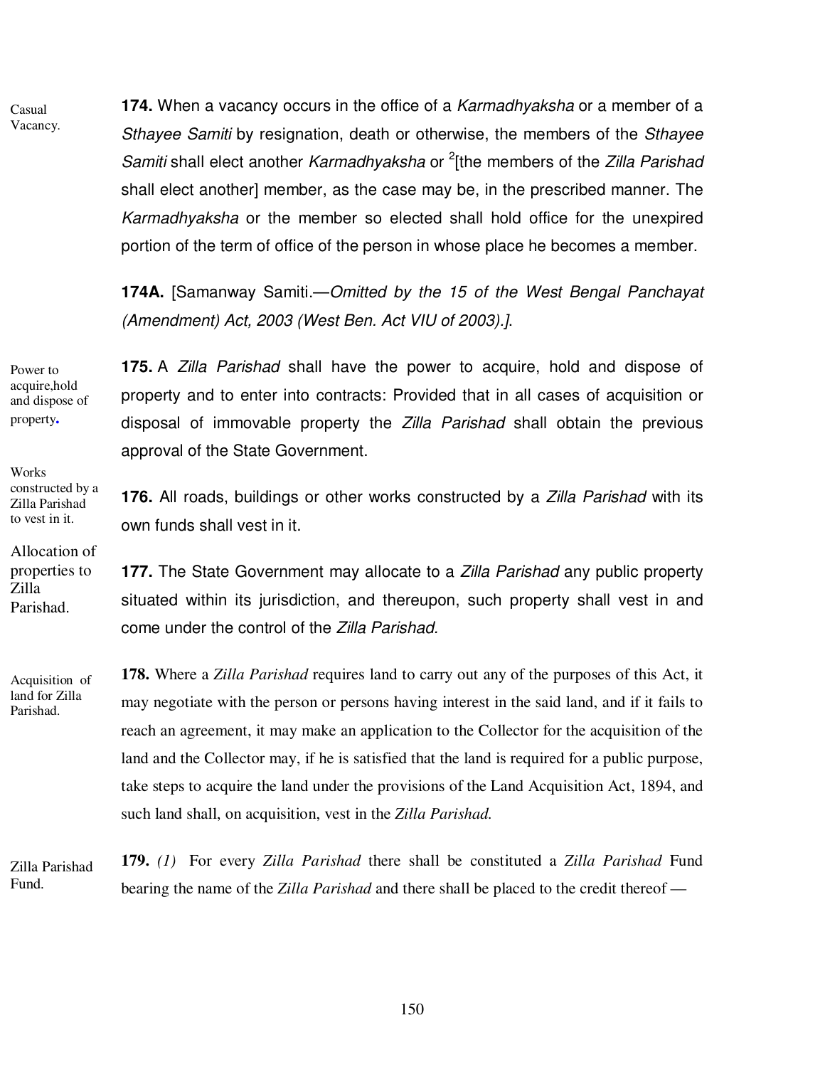**Casual Vacancy.**

**174.** When a vacancy occurs in the office of a *Karmadhyaksha* or a member of a *Sthayee Samiti* by resignation, death or otherwise, the members of the *Sthayee Samiti* shall elect another *Karmadhyaksha* or [2][the members of the *Zilla Parishad* shall elect another] member, as the case may be, in the prescribed manner. The *Karmadhyaksha* or the member so elected shall hold office for the unexpired portion of the term of office of the person in whose place he becomes a member.

**174A.** [Samanway Samiti.—*Omitted by the 15 of the West Bengal Panchayat (Amendment) Act, 2003 (West Ben. Act VIU of 2003).]*.

**Power to acquire,hold and dispose of property.**

**175.** A *Zilla Parishad* shall have the power to acquire, hold and dispose of property and to enter into contracts: Provided that in all cases of acquisition or disposal of immovable property the *Zilla Parishad* shall obtain the previous approval of the State Government.

**Works constructed by a Zilla Parishad to vest in it.**

**176.** All roads, buildings or other works constructed by a *Zilla Parishad* with its own funds shall vest in it.

**Allocation of properties to Zilla Parishad.**

**177.** The State Government may allocate to a *Zillla Parishad* any public property situated within its jurisdiction, and thereupon, such property shall vest in and come under the control of the *Zilla Parishad.*

**Acquisition of land for Zilla Parishad.**

**178.** Where a *Zilla Parishad* requires land to carry out any of the purposes of this Act, it may negotiate with the person or persons having interest in the said land, and if it fails to reach an agreement, it may make an application to the Collector for the acquisition of the land and the Collector may, if he is satisfied that the land is required for a public purpose, take steps to acquire the land under the provisions of the Land Acquisition Act, 1894, and such land shall, on acquisition, vest in the *Zilla Parishad.*

**Zilla Parishad Fund.**

**179.** *(1)* For every *Zilla Parishad* there shall be constituted a *Zilla Parishad* Fund bearing the name of the *Zilla Parishad* and there shall be placed to the credit thereof —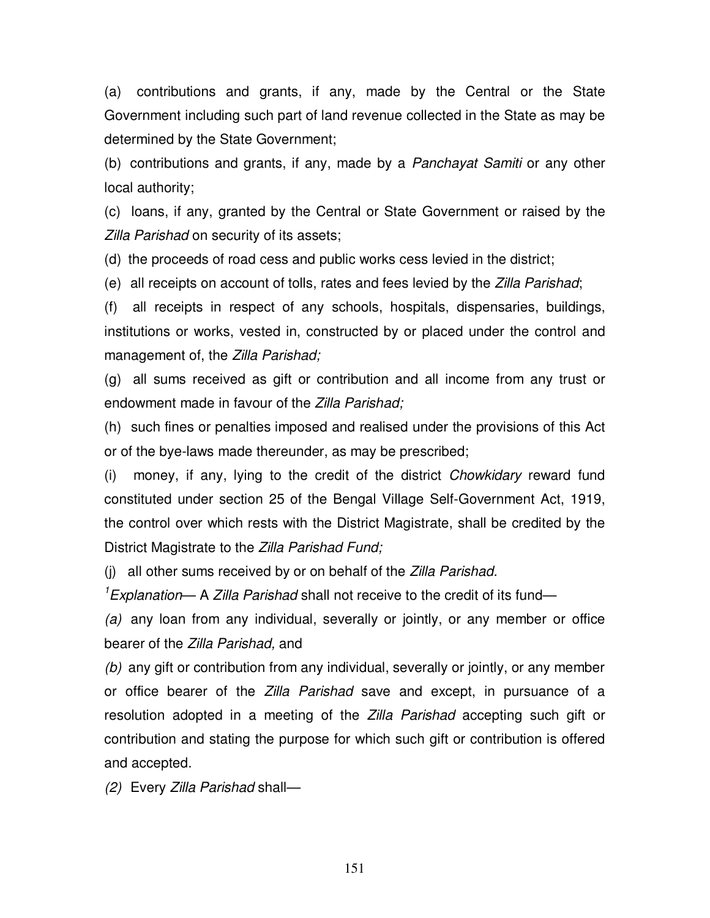(a) contributions and grants, if any, made by the Central or the State Government including such part of land revenue collected in the State as may be determined by the State Government;

(b) contributions and grants, if any, made by a *Panchayat Samiti* or any other local authority;

(c) loans, if any, granted by the Central or State Government or raised by the *Zilla Parishad* on security of its assets;

(d) the proceeds of road cess and public works cess levied in the district;

(e) all receipts on account of tolls, rates and fees levied by the *Zilla Parishad*;

(f) all receipts in respect of any schools, hospitals, dispensaries, buildings, institutions or works, vested in, constructed by or placed under the control and management of, the *Zilla Parishad;*

(g) all sums received as gift or contribution and all income from any trust or endowment made in favour of the *Zilla Parishad;*

(h) such fines or penalties imposed and realised under the provisions of this Act or of the bye-laws made thereunder, as may be prescribed;

(i) money, if any, lying to the credit of the district *Chowkidary* reward fund constituted under section 25 of the Bengal Village Self-Government Act, 1919, the control over which rests with the District Magistrate, shall be credited by the District Magistrate to the *Zilla Parishad Fund;*

(j) all other sums received by or on behalf of the *Zilla Parishad.*

[1]*Explanation*— A *Zilla Parishad* shall not receive to the credit of its fund—

*(a)* any loan from any individual, severally or jointly, or any member or office bearer of the *Zilla Parishad,* and

*(b)* any gift or contribution from any individual, severally or jointly, or any member or office bearer of the *Zilla Parishad* save and except, in pursuance of a resolution adopted in a meeting of the *Zilla Parishad* accepting such gift or contribution and stating the purpose for which such gift or contribution is offered and accepted.

*(2)* Every *Zilla Parishad* shall—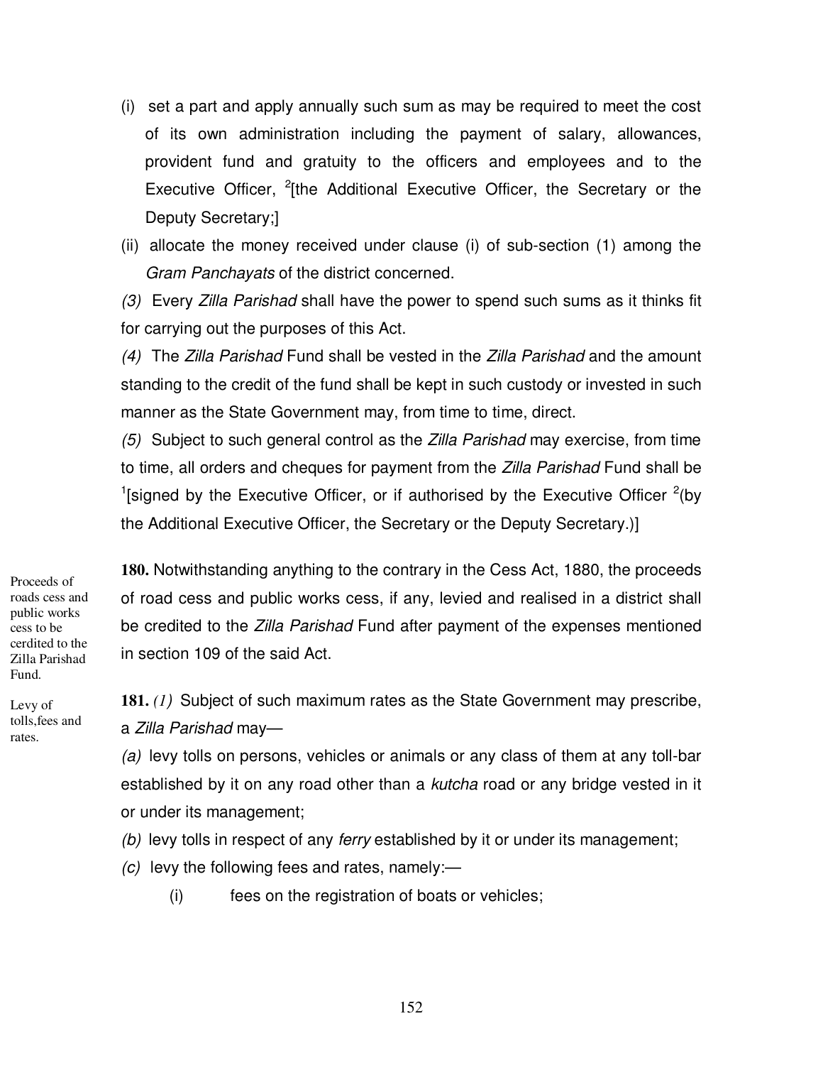(i) set a part and apply annually such sum as may be required to meet the cost of its own administration including the payment of salary, allowances, provident fund and gratuity to the officers and employees and to the Executive Officer, [2][the Additional Executive Officer, the Secretary or the Deputy Secretary;]

(ii) allocate the money received under clause (i) of sub-section (1) among the *Gram Panchayats* of the district concerned.

*(3)* Every *Zilla Parishad* shall have the power to spend such sums as it thinks fit for carrying out the purposes of this Act.

*(4)* The *Zilla Parishad* Fund shall be vested in the *Zilla Parishad* and the amount standing to the credit of the fund shall be kept in such custody or invested in such manner as the State Government may, from time to time, direct.

*(5)* Subject to such general control as the *Zilla Parishad* may exercise, from time to time, all orders and cheques for payment from the *Zilla Parishad* Fund shall be [1][signed by the Executive Officer, or if authorised by the Executive Officer [2](by the Additional Executive Officer, the Secretary or the Deputy Secretary.)]

Proceeds of roads cess and public works cess to be cerdited to the Zilla Parishad Fund.

**180.** Notwithstanding anything to the contrary in the Cess Act, 1880, the proceeds of road cess and public works cess, if any, levied and realised in a district shall be credited to the *Zilla Parishad* Fund after payment of the expenses mentioned in section 109 of the said Act.

Levy of tolls,fees and rates.

**181.** *(1)* Subject of such maximum rates as the State Government may prescribe, a *Zilla Parishad* may—

*(a)* levy tolls on persons, vehicles or animals or any class of them at any toll-bar established by it on any road other than a *kutcha* road or any bridge vested in it or under its management;

*(b)* levy tolls in respect of any *ferry* established by it or under its management;

*(c)* levy the following fees and rates, namely:—

(i) fees on the registration of boats or vehicles;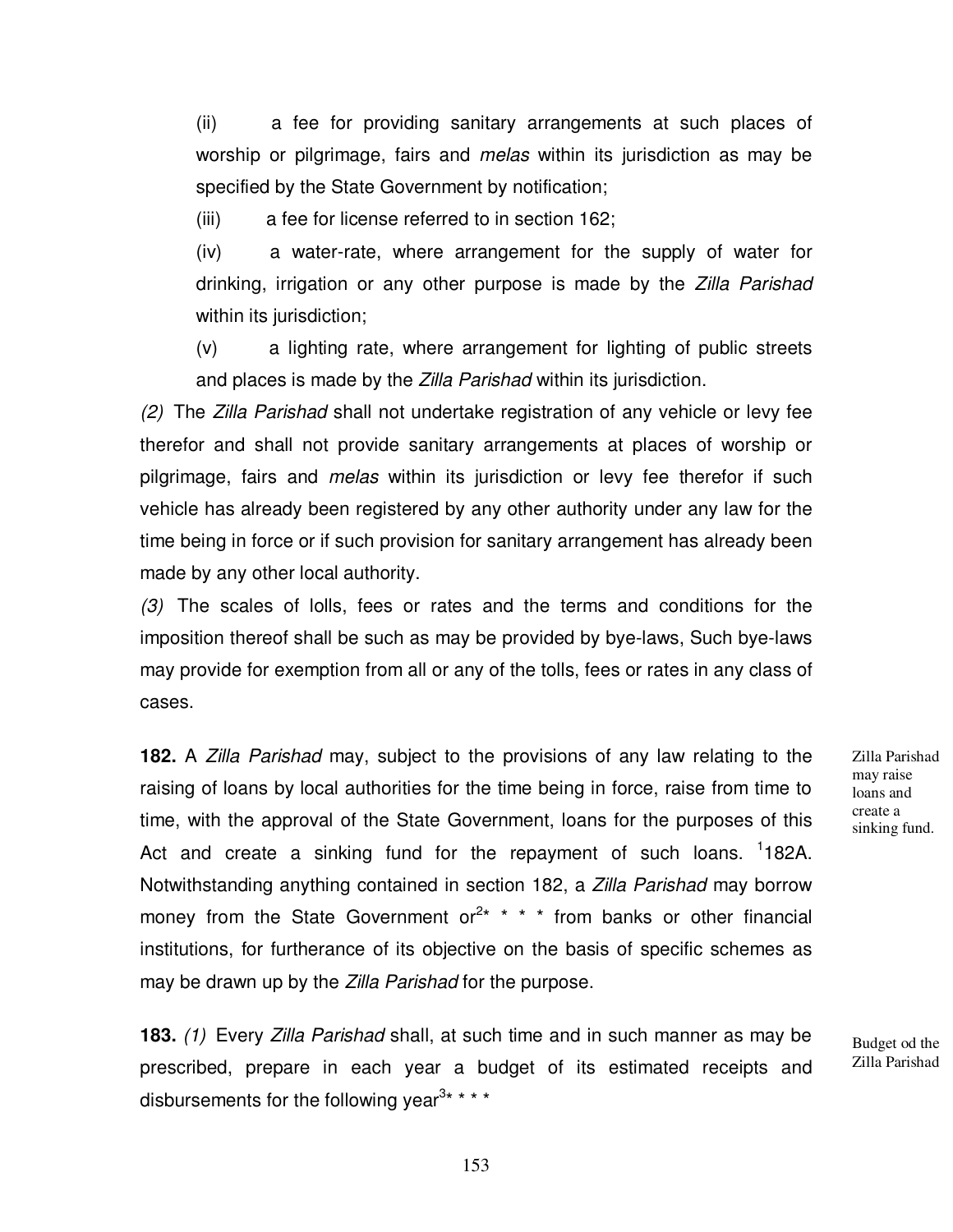(ii) a fee for providing sanitary arrangements at such places of worship or pilgrimage, fairs and *melas* within its jurisdiction as may be specified by the State Government by notification;

(iii) a fee for license referred to in section 162;

(iv) a water-rate, where arrangement for the supply of water for drinking, irrigation or any other purpose is made by the *Zilla Parishad* within its jurisdiction;

(v) a lighting rate, where arrangement for lighting of public streets and places is made by the *Zilla Parishad* within its jurisdiction.

*(2)* The *Zilla Parishad* shall not undertake registration of any vehicle or levy fee therefor and shall not provide sanitary arrangements at places of worship or pilgrimage, fairs and *melas* within its jurisdiction or levy fee therefor if such vehicle has already been registered by any other authority under any law for the time being in force or if such provision for sanitary arrangement has already been made by any other local authority.

*(3)* The scales of lolls, fees or rates and the terms and conditions for the imposition thereof shall be such as may be provided by bye-laws, Such bye-laws may provide for exemption from all or any of the tolls, fees or rates in any class of cases.

Zilla Parishad may raise loans and create a sinking fund.

**182.** A *Zilla Parishad* may, subject to the provisions of any law relating to the raising of loans by local authorities for the time being in force, raise from time to time, with the approval of the State Government, loans for the purposes of this Act and create a sinking fund for the repayment of such loans. [1]182A. Notwithstanding anything contained in section 182, a *Zilla Parishad* may borrow money from the State Government or[2]* * * * from banks or other financial institutions, for furtherance of its objective on the basis of specific schemes as may be drawn up by the *Zilla Parishad* for the purpose.

Budget od the Zilla Parishad

**183.** *(1)* Every *Zilla Parishad* shall, at such time and in such manner as may be prescribed, prepare in each year a budget of its estimated receipts and disbursements for the following year[3]* * * *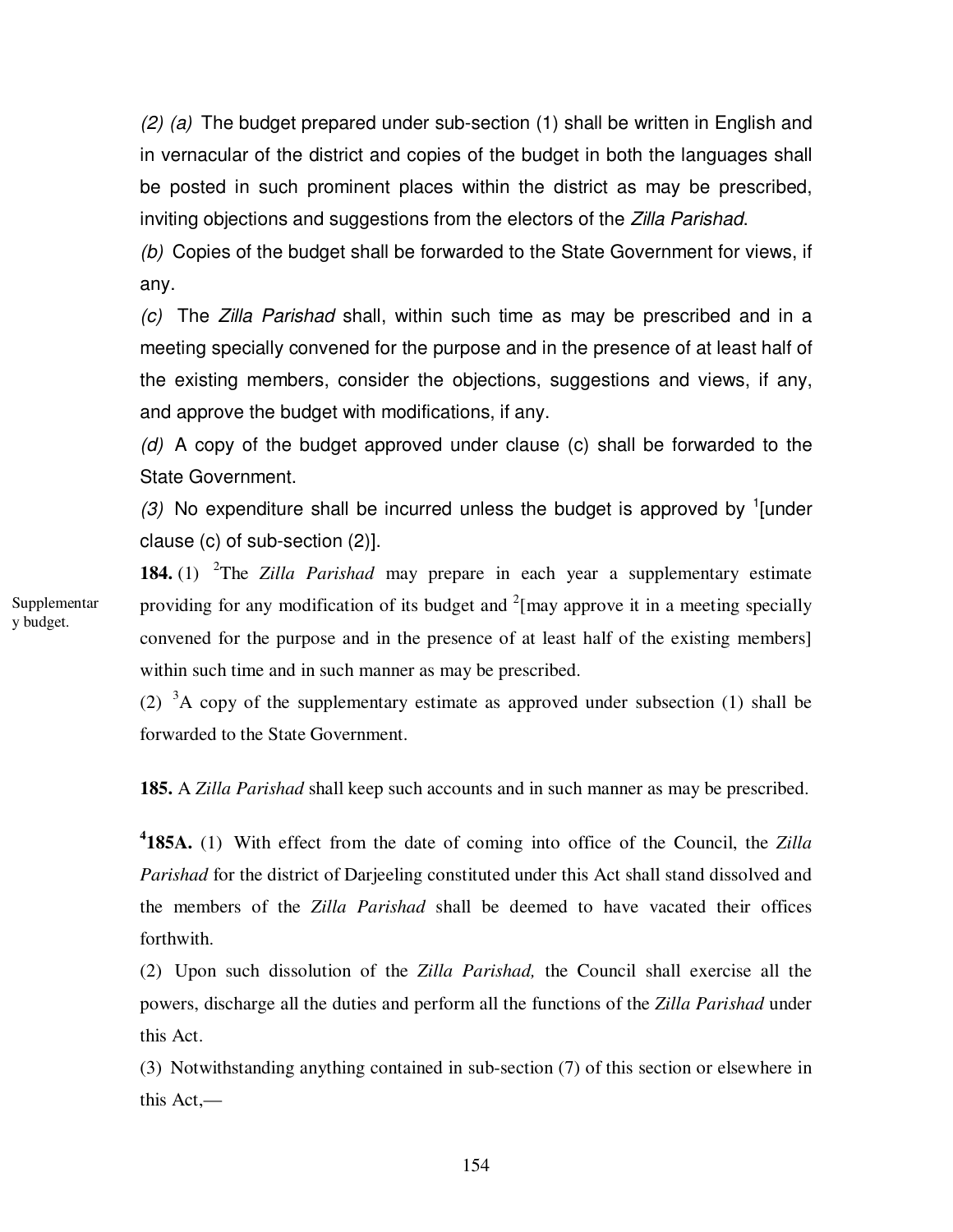*(2) (a)* The budget prepared under sub-section (1) shall be written in English and in vernacular of the district and copies of the budget in both the languages shall be posted in such prominent places within the district as may be prescribed, inviting objections and suggestions from the electors of the *Zilla Parishad*.

*(b)* Copies of the budget shall be forwarded to the State Government for views, if any.

*(c)* The *Zilla Parishad* shall, within such time as may be prescribed and in a meeting specially convened for the purpose and in the presence of at least half of the existing members, consider the objections, suggestions and views, if any, and approve the budget with modifications, if any.

*(d)* A copy of the budget approved under clause (c) shall be forwarded to the State Government.

*(3)* No expenditure shall be incurred unless the budget is approved by [1][under clause (c) of sub-section (2)].

Supplementary budget.

**184.** (1) [2]The *Zilla Parishad* may prepare in each year a supplementary estimate providing for any modification of its budget and [2][may approve it in a meeting specially convened for the purpose and in the presence of at least half of the existing members] within such time and in such manner as may be prescribed.

(2) [3]A copy of the supplementary estimate as approved under subsection (1) shall be forwarded to the State Government.

**185.** A *Zilla Parishad* shall keep such accounts and in such manner as may be prescribed.

[4]**185A.** (1) With effect from the date of coming into office of the Council, the *Zilla Parishad* for the district of Darjeeling constituted under this Act shall stand dissolved and the members of the *Zilla Parishad* shall be deemed to have vacated their offices forthwith.

(2) Upon such dissolution of the *Zilla Parishad,* the Council shall exercise all the powers, discharge all the duties and perform all the functions of the *Zilla Parishad* under this Act.

(3) Notwithstanding anything contained in sub-section (7) of this section or elsewhere in this Act,—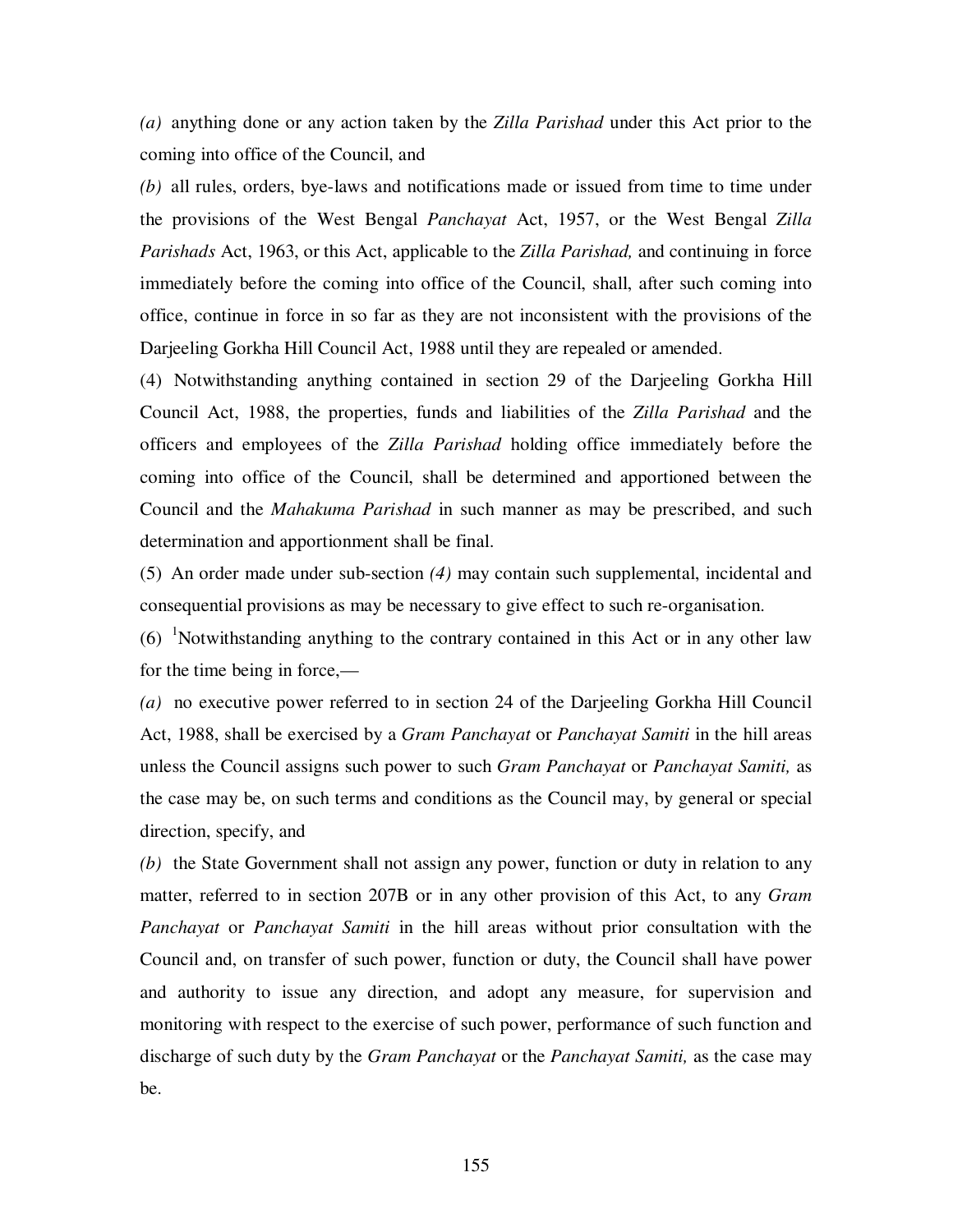*(a)* anything done or any action taken by the *Zilla Parishad* under this Act prior to the coming into office of the Council, and

*(b)* all rules, orders, bye-laws and notifications made or issued from time to time under the provisions of the West Bengal *Panchayat* Act, 1957, or the West Bengal *Zilla Parishads* Act, 1963, or this Act, applicable to the *Zilla Parishad,* and continuing in force immediately before the coming into office of the Council, shall, after such coming into office, continue in force in so far as they are not inconsistent with the provisions of the Darjeeling Gorkha Hill Council Act, 1988 until they are repealed or amended.

(4) Notwithstanding anything contained in section 29 of the Darjeeling Gorkha Hill Council Act, 1988, the properties, funds and liabilities of the *Zilla Parishad* and the officers and employees of the *Zilla Parishad* holding office immediately before the coming into office of the Council, shall be determined and apportioned between the Council and the *Mahakuma Parishad* in such manner as may be prescribed, and such determination and apportionment shall be final.

(5) An order made under sub-section *(4)* may contain such supplemental, incidental and consequential provisions as may be necessary to give effect to such re-organisation.

(6) [1]Notwithstanding anything to the contrary contained in this Act or in any other law for the time being in force,—

*(a)* no executive power referred to in section 24 of the Darjeeling Gorkha Hill Council Act, 1988, shall be exercised by a *Gram Panchayat* or *Panchayat Samiti* in the hill areas unless the Council assigns such power to such *Gram Panchayat* or *Panchayat Samiti,* as the case may be, on such terms and conditions as the Council may, by general or special direction, specify, and

*(b)* the State Government shall not assign any power, function or duty in relation to any matter, referred to in section 207B or in any other provision of this Act, to any *Gram Panchayat* or *Panchayat Samiti* in the hill areas without prior consultation with the Council and, on transfer of such power, function or duty, the Council shall have power and authority to issue any direction, and adopt any measure, for supervision and monitoring with respect to the exercise of such power, performance of such function and discharge of such duty by the *Gram Panchayat* or the *Panchayat Samiti,* as the case may be.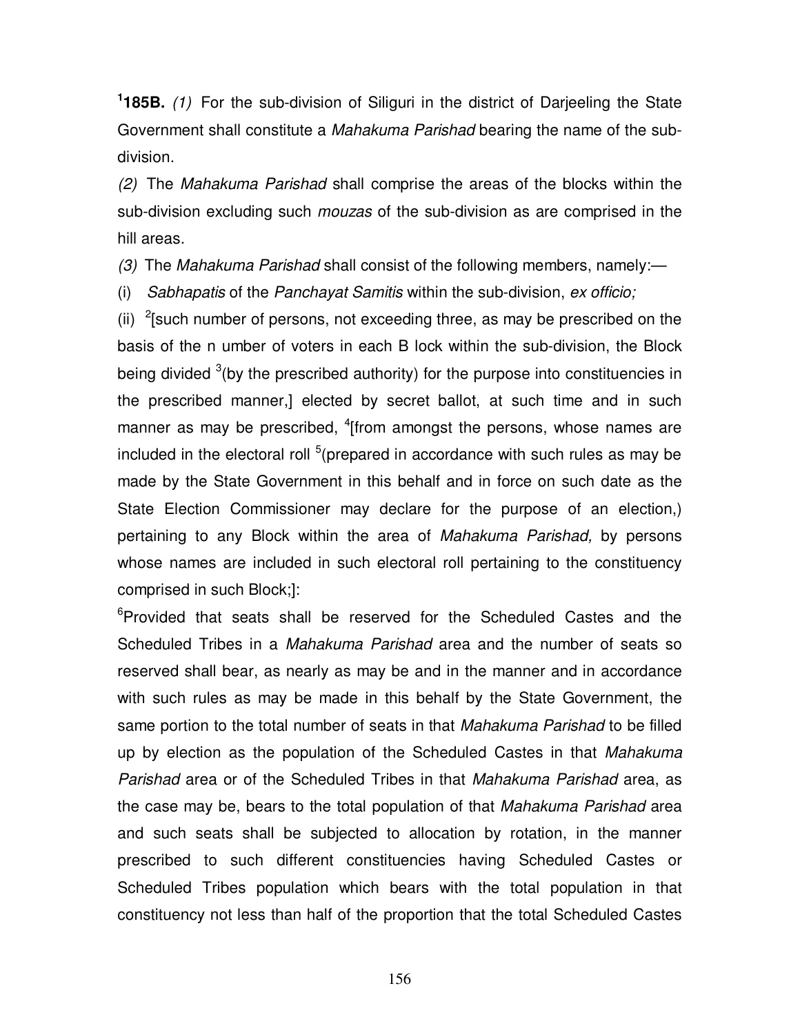[1]**185B.** *(1)* For the sub-division of Siliguri in the district of Darjeeling the State Government shall constitute a *Mahakuma Parishad* bearing the name of the sub-division.

*(2)* The *Mahakuma Parishad* shall comprise the areas of the blocks within the sub-division excluding such *mouzas* of the sub-division as are comprised in the hill areas.

*(3)* The *Mahakuma Parishad* shall consist of the following members, namely:—

(i) *Sabhapatis* of the *Panchayat Samitis* within the sub-division, *ex officio;*

(ii) [2][such number of persons, not exceeding three, as may be prescribed on the basis of the n umber of voters in each B lock within the sub-division, the Block being divided [3](by the prescribed authority) for the purpose into constituencies in the prescribed manner,] elected by secret ballot, at such time and in such manner as may be prescribed, [4][from amongst the persons, whose names are included in the electoral roll [5](prepared in accordance with such rules as may be made by the State Government in this behalf and in force on such date as the State Election Commissioner may declare for the purpose of an election,) pertaining to any Block within the area of *Mahakuma Parishad,* by persons whose names are included in such electoral roll pertaining to the constituency comprised in such Block;]:

[6]Provided that seats shall be reserved for the Scheduled Castes and the Scheduled Tribes in a *Mahakuma Parishad* area and the number of seats so reserved shall bear, as nearly as may be and in the manner and in accordance with such rules as may be made in this behalf by the State Government, the same portion to the total number of seats in that *Mahakuma Parishad* to be filled up by election as the population of the Scheduled Castes in that *Mahakuma Parishad* area or of the Scheduled Tribes in that *Mahakuma Parishad* area, as the case may be, bears to the total population of that *Mahakuma Parishad* area and such seats shall be subjected to allocation by rotation, in the manner prescribed to such different constituencies having Scheduled Castes or Scheduled Tribes population which bears with the total population in that constituency not less than half of the proportion that the total Scheduled Castes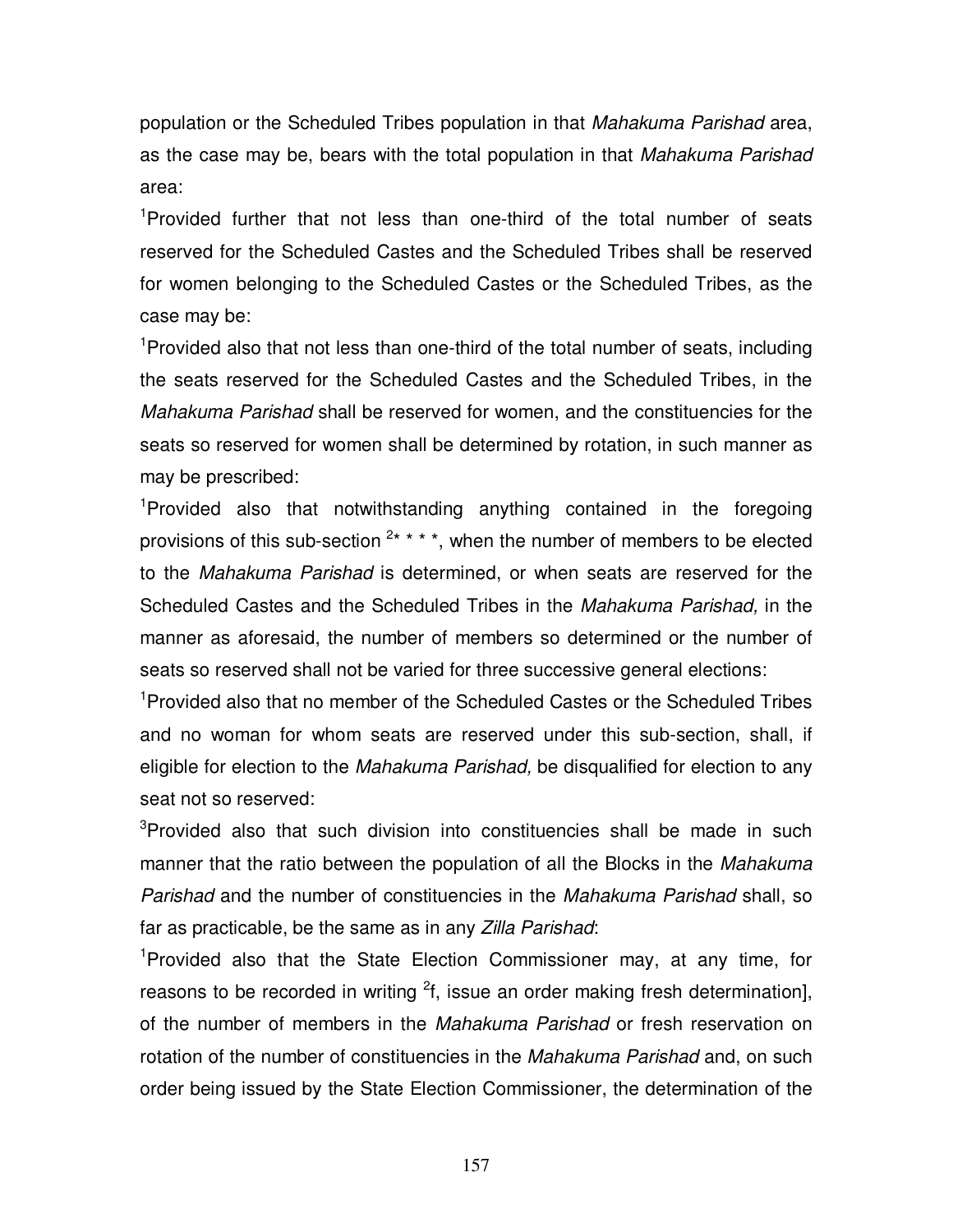population or the Scheduled Tribes population in that *Mahakuma Parishad* area, as the case may be, bears with the total population in that *Mahakuma Parishad* area:

[1]Provided further that not less than one-third of the total number of seats reserved for the Scheduled Castes and the Scheduled Tribes shall be reserved for women belonging to the Scheduled Castes or the Scheduled Tribes, as the case may be:

[1]Provided also that not less than one-third of the total number of seats, including the seats reserved for the Scheduled Castes and the Scheduled Tribes, in the *Mahakuma Parishad* shall be reserved for women, and the constituencies for the seats so reserved for women shall be determined by rotation, in such manner as may be prescribed:

[1]Provided also that notwithstanding anything contained in the foregoing provisions of this sub-section [2]* * * *, when the number of members to be elected to the *Mahakuma Parishad* is determined, or when seats are reserved for the Scheduled Castes and the Scheduled Tribes in the *Mahakuma Parishad,* in the manner as aforesaid, the number of members so determined or the number of seats so reserved shall not be varied for three successive general elections:

[1]Provided also that no member of the Scheduled Castes or the Scheduled Tribes and no woman for whom seats are reserved under this sub-section, shall, if eligible for election to the *Mahakuma Parishad,* be disqualified for election to any seat not so reserved:

[3]Provided also that such division into constituencies shall be made in such manner that the ratio between the population of all the Blocks in the *Mahakuma Parishad* and the number of constituencies in the *Mahakuma Parishad* shall, so far as practicable, be the same as in any *Zilla Parishad*:

[1]Provided also that the State Election Commissioner may, at any time, for reasons to be recorded in writing [2]f, issue an order making fresh determination], of the number of members in the *Mahakuma Parishad* or fresh reservation on rotation of the number of constituencies in the *Mahakuma Parishad* and, on such order being issued by the State Election Commissioner, the determination of the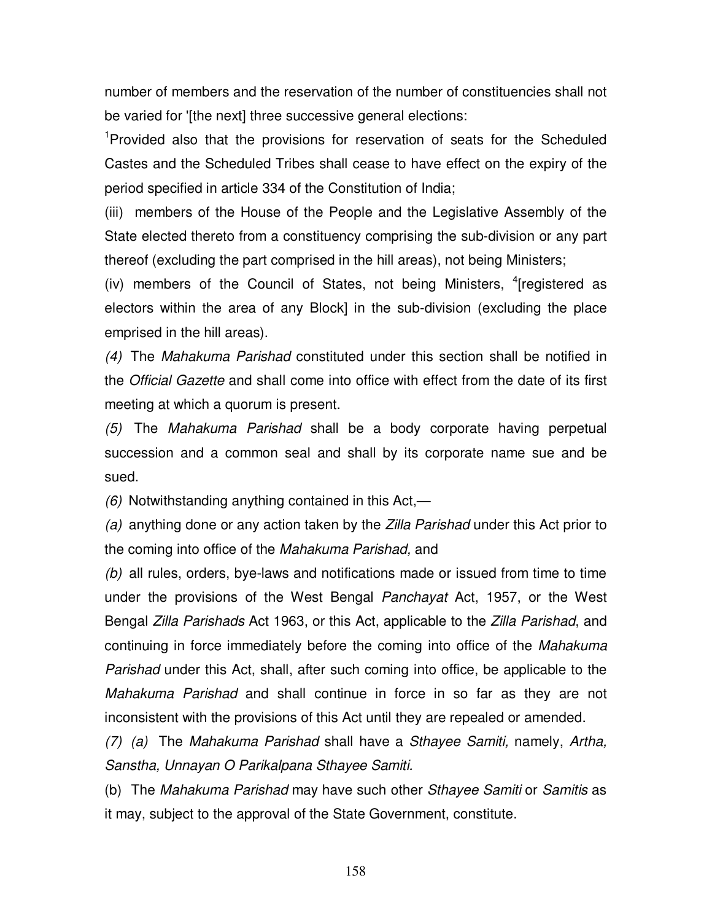number of members and the reservation of the number of constituencies shall not be varied for '[the next] three successive general elections:

[1]Provided also that the provisions for reservation of seats for the Scheduled Castes and the Scheduled Tribes shall cease to have effect on the expiry of the period specified in article 334 of the Constitution of India;

(iii) members of the House of the People and the Legislative Assembly of the State elected thereto from a constituency comprising the sub-division or any part thereof (excluding the part comprised in the hill areas), not being Ministers;

(iv) members of the Council of States, not being Ministers, [4][registered as electors within the area of any Block] in the sub-division (excluding the place emprised in the hill areas).

*(4)* The *Mahakuma Parishad* constituted under this section shall be notified in the *Official Gazette* and shall come into office with effect from the date of its first meeting at which a quorum is present.

*(5)* The *Mahakuma Parishad* shall be a body corporate having perpetual succession and a common seal and shall by its corporate name sue and be sued.

*(6)* Notwithstanding anything contained in this Act,—

*(a)* anything done or any action taken by the *Zilla Parishad* under this Act prior to the coming into office of the *Mahakuma Parishad,* and

*(b)* all rules, orders, bye-laws and notifications made or issued from time to time under the provisions of the West Bengal *Panchayat* Act, 1957, or the West Bengal *Zilla Parishads* Act 1963, or this Act, applicable to the *Zilla Parishad*, and continuing in force immediately before the coming into office of the *Mahakuma Parishad* under this Act, shall, after such coming into office, be applicable to the *Mahakuma Parishad* and shall continue in force in so far as they are not inconsistent with the provisions of this Act until they are repealed or amended.

*(7) (a)* The *Mahakuma Parishad* shall have a *Sthayee Samiti,* namely, *Artha, Sanstha, Unnayan O Parikalpana Sthayee Samiti.*

(b) The *Mahakuma Parishad* may have such other *Sthayee Samiti* or *Samitis* as it may, subject to the approval of the State Government, constitute.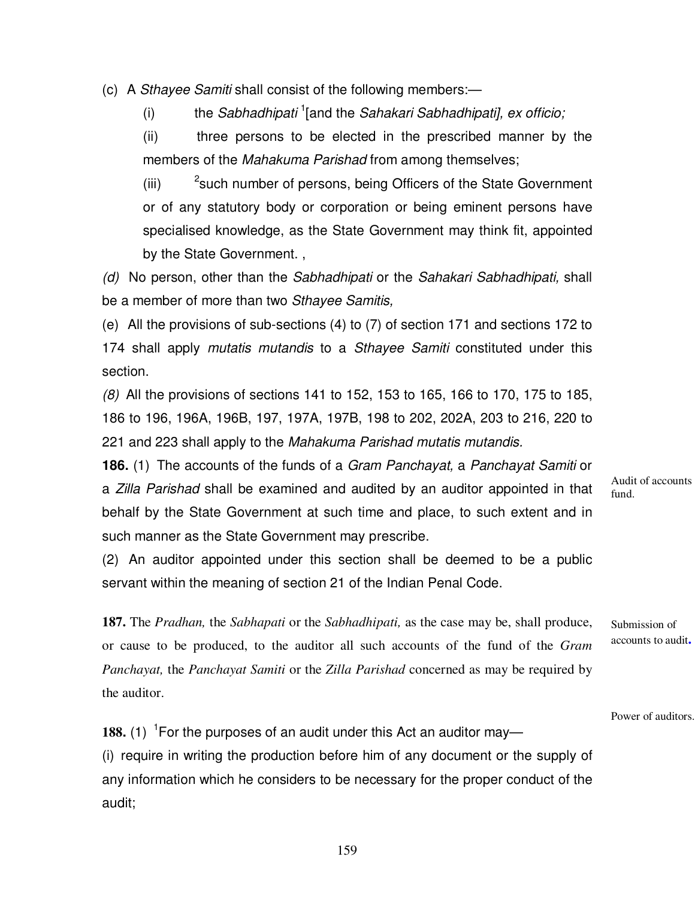(c) A *Sthayee Samiti* shall consist of the following members:—

(i) the *Sabhadhipati* [1][and the *Sahakari Sabhadhipati], ex officio;*

(ii) three persons to be elected in the prescribed manner by the members of the *Mahakuma Parishad* from among themselves;

(iii) [2]such number of persons, being Officers of the State Government or of any statutory body or corporation or being eminent persons have specialised knowledge, as the State Government may think fit, appointed by the State Government. ,

*(d)* No person, other than the *Sabhadhipati* or the *Sahakari Sabhadhipati,* shall be a member of more than two *Sthayee Samitis,*

(e) All the provisions of sub-sections (4) to (7) of section 171 and sections 172 to 174 shall apply *mutatis mutandis* to a *Sthayee Samiti* constituted under this section.

*(8)* All the provisions of sections 141 to 152, 153 to 165, 166 to 170, 175 to 185, 186 to 196, 196A, 196B, 197, 197A, 197B, 198 to 202, 202A, 203 to 216, 220 to 221 and 223 shall apply to the *Mahakuma Parishad mutatis mutandis.*

Audit of accounts fund.

**186.** (1) The accounts of the funds of a *Gram Panchayat,* a *Panchayat Samiti* or a *Zilla Parishad* shall be examined and audited by an auditor appointed in that behalf by the State Government at such time and place, to such extent and in such manner as the State Government may prescribe.

(2) An auditor appointed under this section shall be deemed to be a public servant within the meaning of section 21 of the Indian Penal Code.

Submission of accounts to audit.

**187.** The *Pradhan,* the *Sabhapati* or the *Sabhadhipati,* as the case may be, shall produce, or cause to be produced, to the auditor all such accounts of the fund of the *Gram Panchayat,* the *Panchayat Samiti* or the *Zilla Parishad* concerned as may be required by the auditor.

Power of auditors.

**188.** (1) [1]For the purposes of an audit under this Act an auditor may—

(i) require in writing the production before him of any document or the supply of any information which he considers to be necessary for the proper conduct of the audit;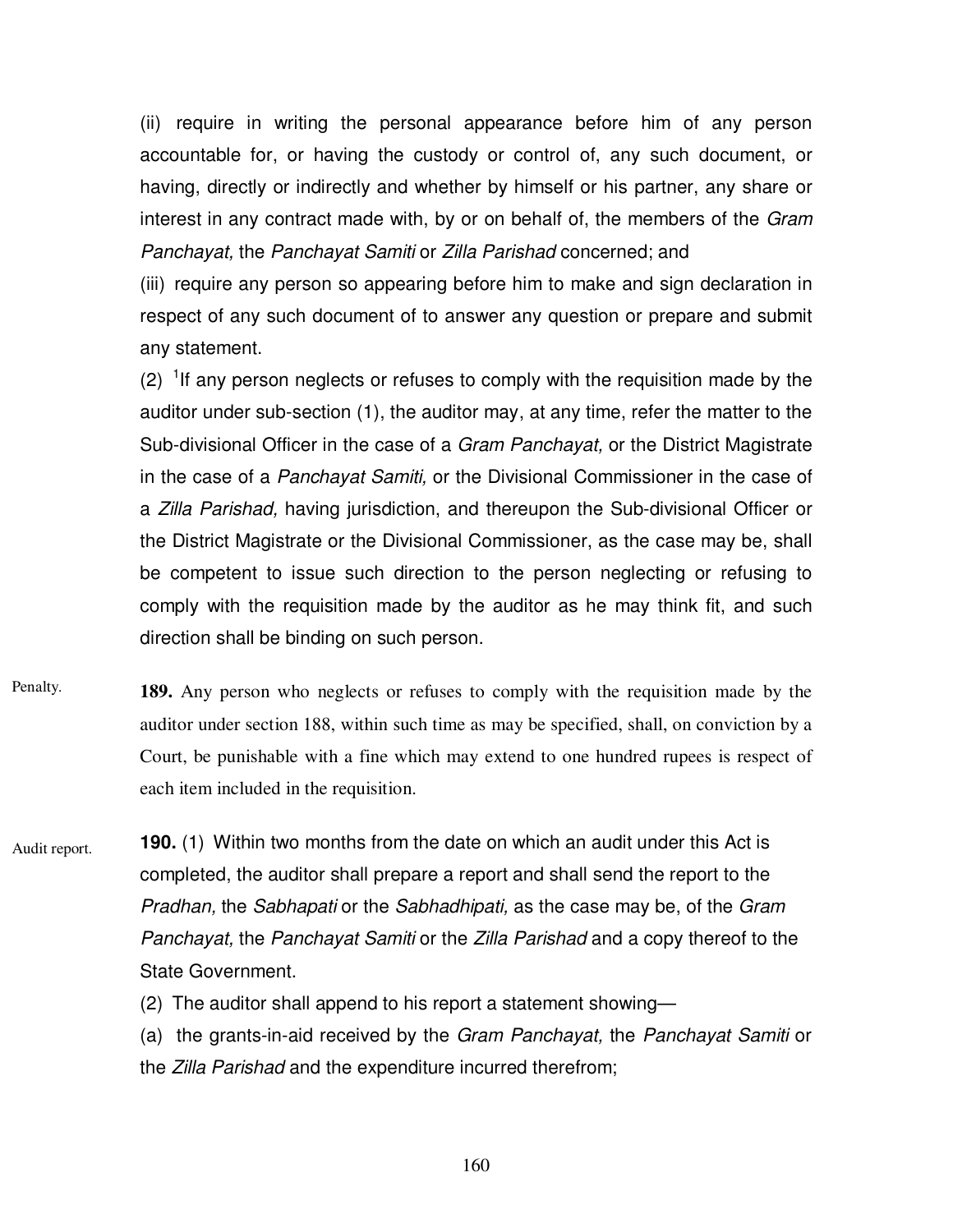(ii) require in writing the personal appearance before him of any person accountable for, or having the custody or control of, any such document, or having, directly or indirectly and whether by himself or his partner, any share or interest in any contract made with, by or on behalf of, the members of the *Gram Panchayat,* the *Panchayat Samiti* or *Zilla Parishad* concerned; and

(iii) require any person so appearing before him to make and sign declaration in respect of any such document of to answer any question or prepare and submit any statement.

(2) [1]If any person neglects or refuses to comply with the requisition made by the auditor under sub-section (1), the auditor may, at any time, refer the matter to the Sub-divisional Officer in the case of a *Gram Panchayat,* or the District Magistrate in the case of a *Panchayat Samiti,* or the Divisional Commissioner in the case of a *Zilla Parishad,* having jurisdiction, and thereupon the Sub-divisional Officer or the District Magistrate or the Divisional Commissioner, as the case may be, shall be competent to issue such direction to the person neglecting or refusing to comply with the requisition made by the auditor as he may think fit, and such direction shall be binding on such person.

Penalty.

**189.** Any person who neglects or refuses to comply with the requisition made by the auditor under section 188, within such time as may be specified, shall, on conviction by a Court, be punishable with a fine which may extend to one hundred rupees is respect of each item included in the requisition.

Audit report.

**190.** (1) Within two months from the date on which an audit under this Act is completed, the auditor shall prepare a report and shall send the report to the *Pradhan,* the *Sabhapati* or the *Sabhadhipati,* as the case may be, of the *Gram Panchayat,* the *Panchayat Samiti* or the *Zilla Parishad* and a copy thereof to the State Government.

(2) The auditor shall append to his report a statement showing—

(a) the grants-in-aid received by the *Gram Panchayat,* the *Panchayat Samiti* or the *Zilla Parishad* and the expenditure incurred therefrom;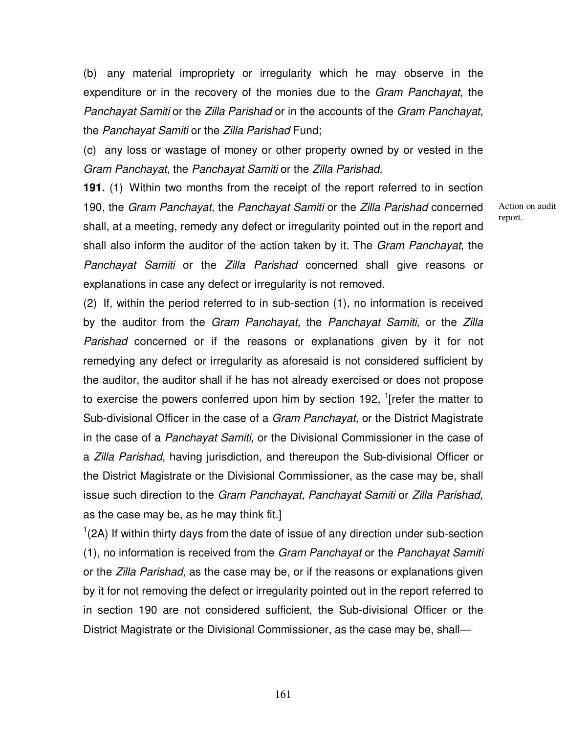(b) any material impropriety or irregularity which he may observe in the expenditure or in the recovery of the monies due to the *Gram Panchayat,* the *Panchayat Samiti* or the *Zilla Parishad* or in the accounts of the *Gram Panchayat,* the *Panchayat Samiti* or the *Zilla Parishad* Fund;

(c) any loss or wastage of money or other property owned by or vested in the *Gram Panchayat,* the *Panchayat Samiti* or the *Zilla Parishad.*

Action on audit report.

**191.** (1) Within two months from the receipt of the report referred to in section 190, the *Gram Panchayat,* the *Panchayat Samiti* or the *Zilla Parishad* concerned shall, at a meeting, remedy any defect or irregularity pointed out in the report and shall also inform the auditor of the action taken by it. The *Gram Panchayat,* the *Panchayat Samiti* or the *Zilla Parishad* concerned shall give reasons or explanations in case any defect or irregularity is not removed.

(2) If, within the period referred to in sub-section (1), no information is received by the auditor from the *Gram Panchayat,* the *Panchayat Samiti,* or the *Zilla Parishad* concerned or if the reasons or explanations given by it for not remedying any defect or irregularity as aforesaid is not considered sufficient by the auditor, the auditor shall if he has not already exercised or does not propose to exercise the powers conferred upon him by section 192, [1][refer the matter to Sub-divisional Officer in the case of a *Gram Panchayat,* or the District Magistrate in the case of a *Panchayat Samiti,* or the Divisional Commissioner in the case of a *Zilla Parishad,* having jurisdiction, and thereupon the Sub-divisional Officer or the District Magistrate or the Divisional Commissioner, as the case may be, shall issue such direction to the *Gram Panchayat, Panchayat Samiti* or *Zilla Parishad,* as the case may be, as he may think fit.]

[1](2A) If within thirty days from the date of issue of any direction under sub-section (1), no information is received from the *Gram Panchayat* or the *Panchayat Samiti* or the *Zilla Parishad,* as the case may be, or if the reasons or explanations given by it for not removing the defect or irregularity pointed out in the report referred to in section 190 are not considered sufficient, the Sub-divisional Officer or the District Magistrate or the Divisional Commissioner, as the case may be, shall—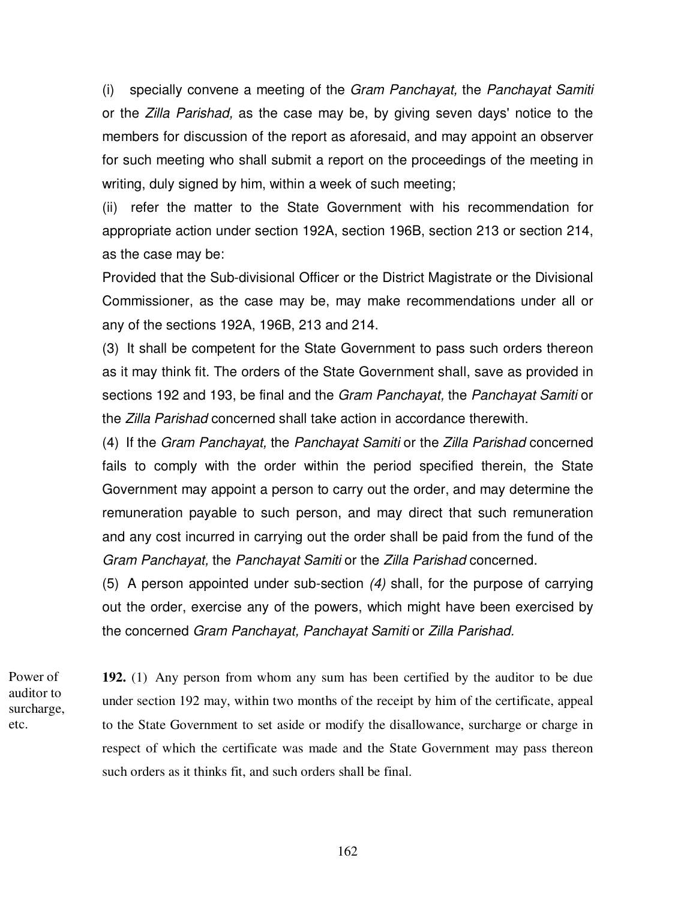(i) specially convene a meeting of the *Gram Panchayat,* the *Panchayat Samiti* or the *Zilla Parishad,* as the case may be, by giving seven days' notice to the members for discussion of the report as aforesaid, and may appoint an observer for such meeting who shall submit a report on the proceedings of the meeting in writing, duly signed by him, within a week of such meeting;

(ii) refer the matter to the State Government with his recommendation for appropriate action under section 192A, section 196B, section 213 or section 214, as the case may be:

Provided that the Sub-divisional Officer or the District Magistrate or the Divisional Commissioner, as the case may be, may make recommendations under all or any of the sections 192A, 196B, 213 and 214.

(3) It shall be competent for the State Government to pass such orders thereon as it may think fit. The orders of the State Government shall, save as provided in sections 192 and 193, be final and the *Gram Panchayat,* the *Panchayat Samiti* or the *Zilla Parishad* concerned shall take action in accordance therewith.

(4) If the *Gram Panchayat,* the *Panchayat Samiti* or the *Zilla Parishad* concerned fails to comply with the order within the period specified therein, the State Government may appoint a person to carry out the order, and may determine the remuneration payable to such person, and may direct that such remuneration and any cost incurred in carrying out the order shall be paid from the fund of the *Gram Panchayat,* the *Panchayat Samiti* or the *Zilla Parishad* concerned.

(5) A person appointed under sub-section *(4)* shall, for the purpose of carrying out the order, exercise any of the powers, which might have been exercised by the concerned *Gram Panchayat, Panchayat Samiti* or *Zilla Parishad.*

Power of auditor to surcharge, etc.

**192.** (1) Any person from whom any sum has been certified by the auditor to be due under section 192 may, within two months of the receipt by him of the certificate, appeal to the State Government to set aside or modify the disallowance, surcharge or charge in respect of which the certificate was made and the State Government may pass thereon such orders as it thinks fit, and such orders shall be final.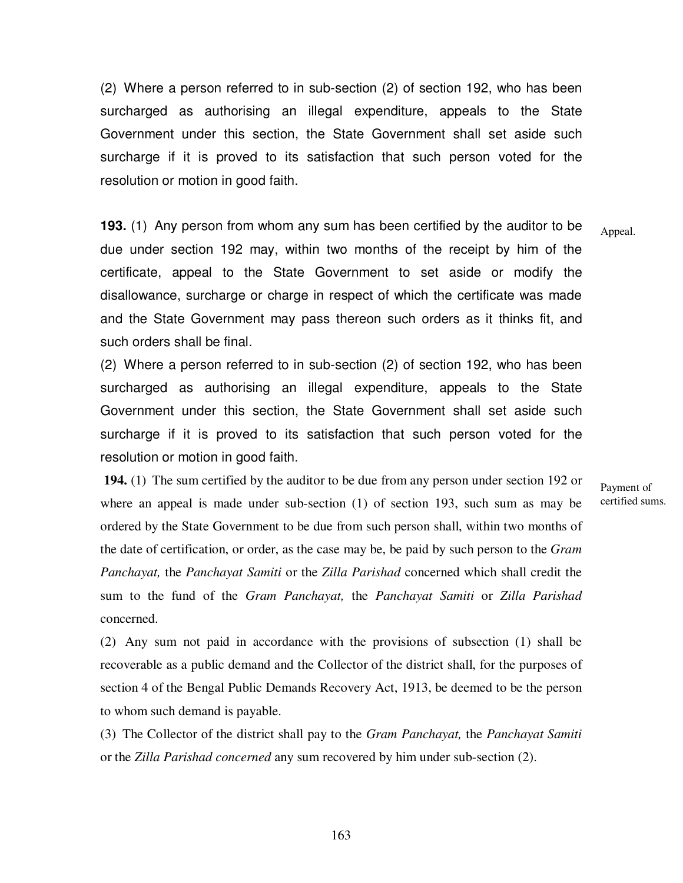(2) Where a person referred to in sub-section (2) of section 192, who has been surcharged as authorising an illegal expenditure, appeals to the State Government under this section, the State Government shall set aside such surcharge if it is proved to its satisfaction that such person voted for the resolution or motion in good faith.

**193.** (1) Any person from whom any sum has been certified by the auditor to be due under section 192 may, within two months of the receipt by him of the certificate, appeal to the State Government to set aside or modify the disallowance, surcharge or charge in respect of which the certificate was made and the State Government may pass thereon such orders as it thinks fit, and such orders shall be final.

Appeal.

(2) Where a person referred to in sub-section (2) of section 192, who has been surcharged as authorising an illegal expenditure, appeals to the State Government under this section, the State Government shall set aside such surcharge if it is proved to its satisfaction that such person voted for the resolution or motion in good faith.

**194.** (1) The sum certified by the auditor to be due from any person under section 192 or where an appeal is made under sub-section (1) of section 193, such sum as may be ordered by the State Government to be due from such person shall, within two months of the date of certification, or order, as the case may be, be paid by such person to the *Gram Panchayat,* the *Panchayat Samiti* or the *Zilla Parishad* concerned which shall credit the sum to the fund of the *Gram Panchayat,* the *Panchayat Samiti* or *Zilla Parishad* concerned.

Payment of certified sums.

(2) Any sum not paid in accordance with the provisions of subsection (1) shall be recoverable as a public demand and the Collector of the district shall, for the purposes of section 4 of the Bengal Public Demands Recovery Act, 1913, be deemed to be the person to whom such demand is payable.

(3) The Collector of the district shall pay to the *Gram Panchayat,* the *Panchayat Samiti* or the *Zilla Parishad concerned* any sum recovered by him under sub-section (2).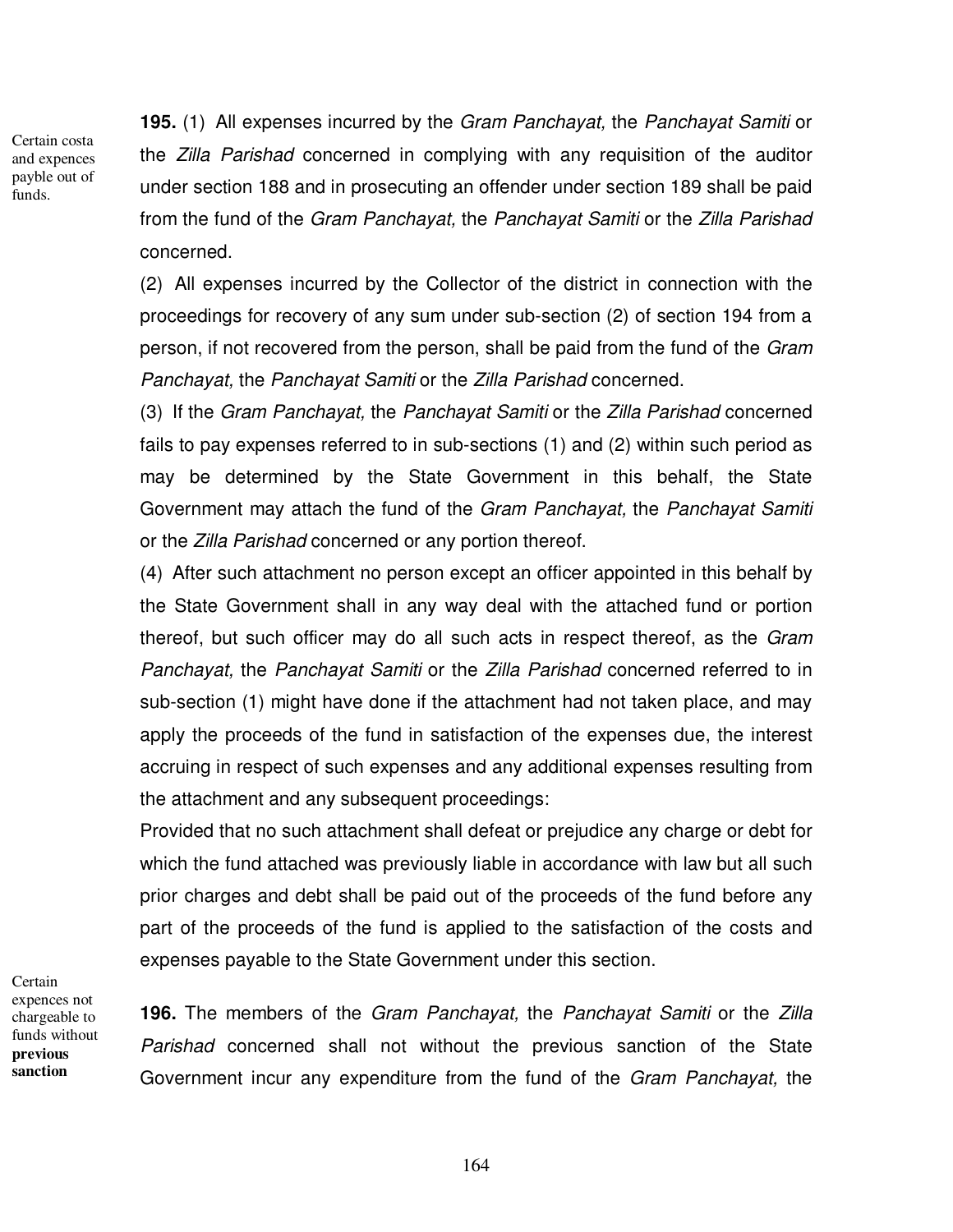Certain costa and expences payble out of funds.

**195.** (1) All expenses incurred by the *Gram Panchayat,* the *Panchayat Samiti* or the *Zilla Parishad* concerned in complying with any requisition of the auditor under section 188 and in prosecuting an offender under section 189 shall be paid from the fund of the *Gram Panchayat,* the *Panchayat Samiti* or the *Zilla Parishad* concerned.

(2) All expenses incurred by the Collector of the district in connection with the proceedings for recovery of any sum under sub-section (2) of section 194 from a person, if not recovered from the person, shall be paid from the fund of the *Gram Panchayat,* the *Panchayat Samiti* or the *Zilla Parishad* concerned.

(3) If the *Gram Panchayat,* the *Panchayat Samiti* or the *Zilla Parishad* concerned fails to pay expenses referred to in sub-sections (1) and (2) within such period as may be determined by the State Government in this behalf, the State Government may attach the fund of the *Gram Panchayat,* the *Panchayat Samiti* or the *Zilla Parishad* concerned or any portion thereof.

(4) After such attachment no person except an officer appointed in this behalf by the State Government shall in any way deal with the attached fund or portion thereof, but such officer may do all such acts in respect thereof, as the *Gram Panchayat,* the *Panchayat Samiti* or the *Zilla Parishad* concerned referred to in sub-section (1) might have done if the attachment had not taken place, and may apply the proceeds of the fund in satisfaction of the expenses due, the interest accruing in respect of such expenses and any additional expenses resulting from the attachment and any subsequent proceedings:

Provided that no such attachment shall defeat or prejudice any charge or debt for which the fund attached was previously liable in accordance with law but all such prior charges and debt shall be paid out of the proceeds of the fund before any part of the proceeds of the fund is applied to the satisfaction of the costs and expenses payable to the State Government under this section.

Certain expences not chargeable to funds without **previous sanction**

**196.** The members of the *Gram Panchayat,* the *Panchayat Samiti* or the *Zilla Parishad* concerned shall not without the previous sanction of the State Government incur any expenditure from the fund of the *Gram Panchayat,* the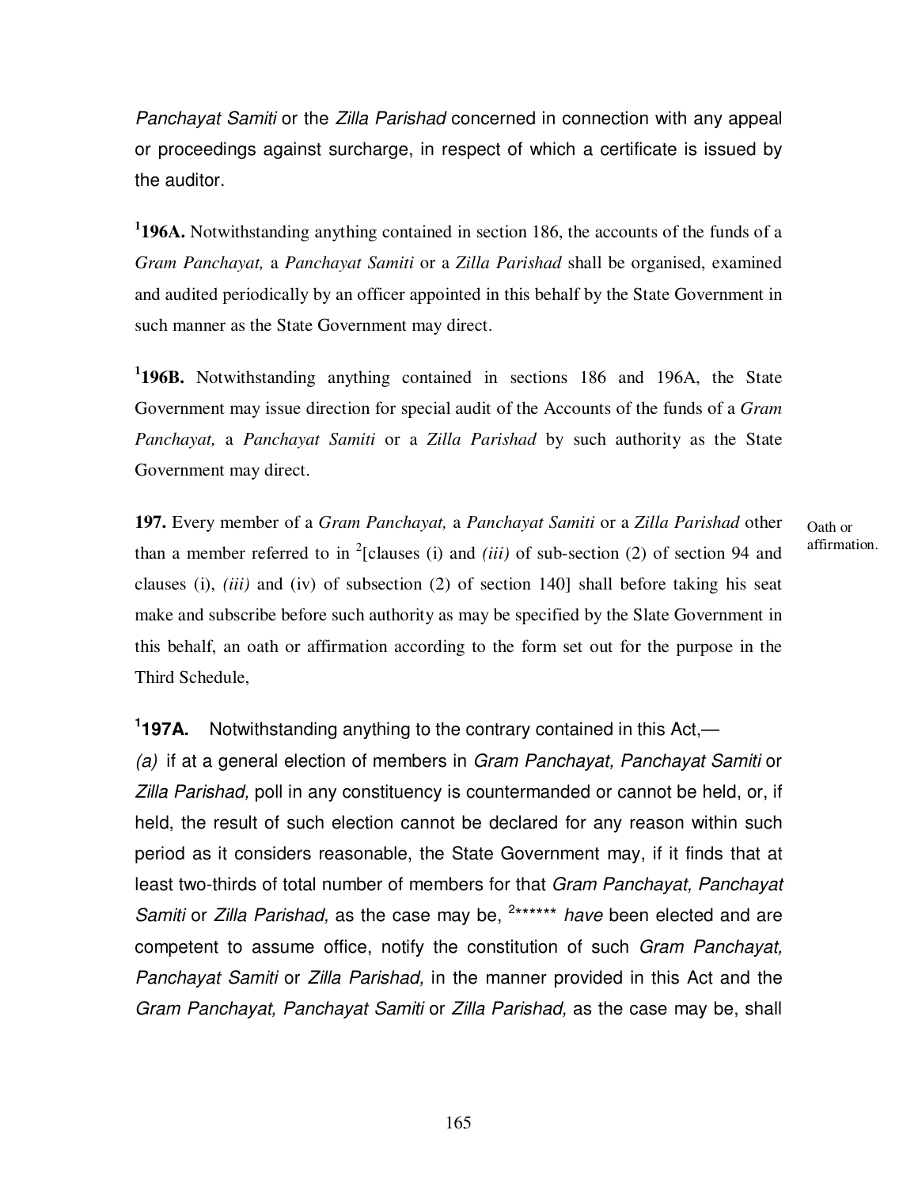*Panchayat Samiti* or the *Zilla Parishad* concerned in connection with any appeal or proceedings against surcharge, in respect of which a certificate is issued by the auditor.

[1]**196A.** Notwithstanding anything contained in section 186, the accounts of the funds of a *Gram Panchayat,* a *Panchayat Samiti* or a *Zilla Parishad* shall be organised, examined and audited periodically by an officer appointed in this behalf by the State Government in such manner as the State Government may direct.

[1]**196B.** Notwithstanding anything contained in sections 186 and 196A, the State Government may issue direction for special audit of the Accounts of the funds of a *Gram Panchayat,* a *Panchayat Samiti* or a *Zilla Parishad* by such authority as the State Government may direct.

Oath or affirmation.

**197.** Every member of a *Gram Panchayat,* a *Panchayat Samiti* or a *Zilla Parishad* other than a member referred to in [2][clauses (i) and *(iii)* of sub-section (2) of section 94 and clauses (i), *(iii)* and (iv) of subsection (2) of section 140] shall before taking his seat make and subscribe before such authority as may be specified by the Slate Government in this behalf, an oath or affirmation according to the form set out for the purpose in the Third Schedule,

[1]**197A.** Notwithstanding anything to the contrary contained in this Act,—

*(a)* if at a general election of members in *Gram Panchayat, Panchayat Samiti* or *Zilla Parishad,* poll in any constituency is countermanded or cannot be held, or, if held, the result of such election cannot be declared for any reason within such period as it considers reasonable, the State Government may, if it finds that at least two-thirds of total number of members for that *Gram Panchayat, Panchayat Samiti* or *Zilla Parishad,* as the case may be, [2]****** *have* been elected and are competent to assume office, notify the constitution of such *Gram Panchayat, Panchayat Samiti* or *Zilla Parishad,* in the manner provided in this Act and the *Gram Panchayat, Panchayat Samiti* or *Zilla Parishad,* as the case may be, shall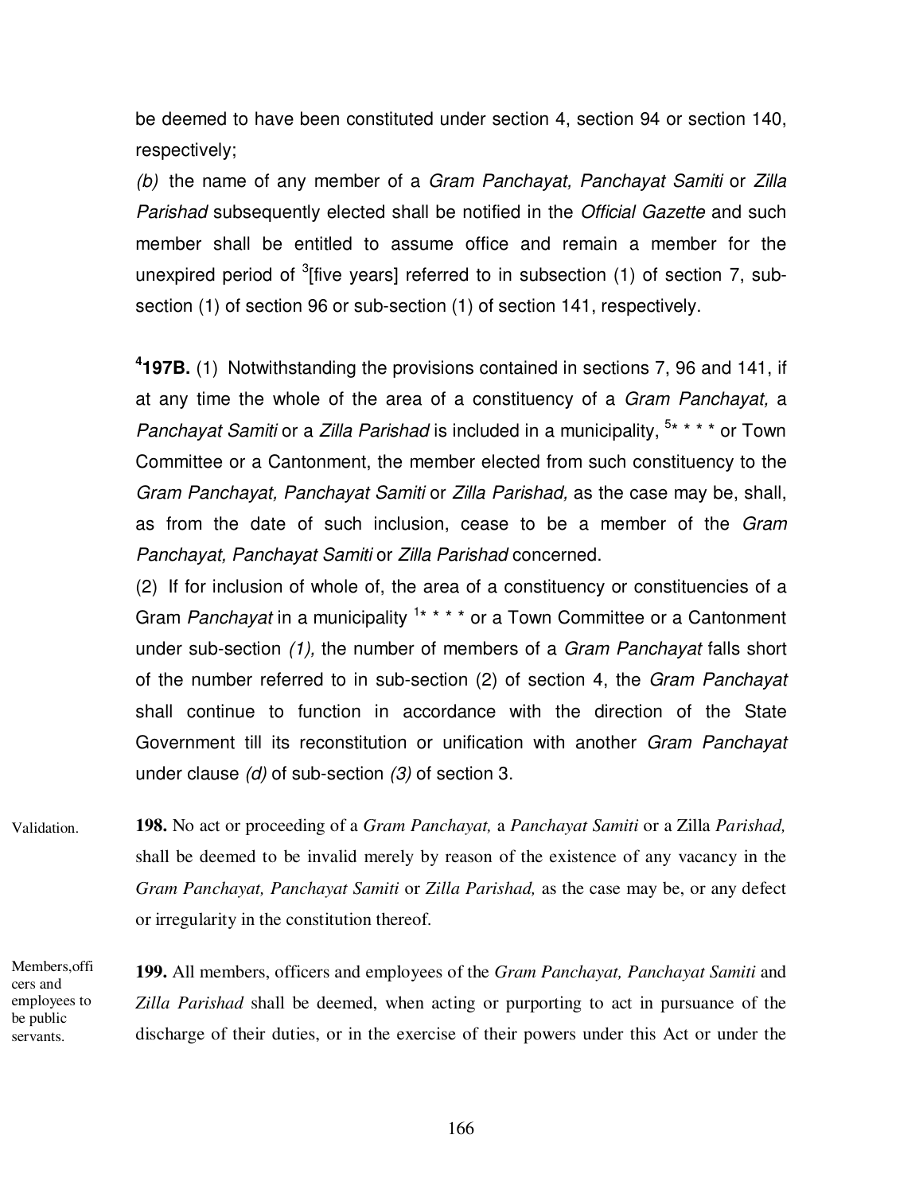be deemed to have been constituted under section 4, section 94 or section 140, respectively;

*(b)* the name of any member of a *Gram Panchayat, Panchayat Samiti* or *Zilla Parishad* subsequently elected shall be notified in the *Official Gazette* and such member shall be entitled to assume office and remain a member for the unexpired period of [3][five years] referred to in subsection (1) of section 7, sub-section (1) of section 96 or sub-section (1) of section 141, respectively.

[4]**197B.** (1) Notwithstanding the provisions contained in sections 7, 96 and 141, if at any time the whole of the area of a constituency of a *Gram Panchayat,* a *Panchayat Samiti* or a *Zilla Parishad* is included in a municipality, [5]* * * * or Town Committee or a Cantonment, the member elected from such constituency to the *Gram Panchayat, Panchayat Samiti* or *Zilla Parishad,* as the case may be, shall, as from the date of such inclusion, cease to be a member of the *Gram Panchayat, Panchayat Samiti* or *Zilla Parishad* concerned.

(2) If for inclusion of whole of, the area of a constituency or constituencies of a Gram *Panchayat* in a municipality [1]* * * * or a Town Committee or a Cantonment under sub-section *(1),* the number of members of a *Gram Panchayat* falls short of the number referred to in sub-section (2) of section 4, the *Gram Panchayat* shall continue to function in accordance with the direction of the State Government till its reconstitution or unification with another *Gram Panchayat* under clause *(d)* of sub-section *(3)* of section 3.

Validation.

**198.** No act or proceeding of a *Gram Panchayat,* a *Panchayat Samiti* or a Zilla *Parishad,* shall be deemed to be invalid merely by reason of the existence of any vacancy in the *Gram Panchayat, Panchayat Samiti* or *Zilla Parishad,* as the case may be, or any defect or irregularity in the constitution thereof.

Members, officers and employees to be public servants.

**199.** All members, officers and employees of the *Gram Panchayat, Panchayat Samiti* and *Zilla Parishad* shall be deemed, when acting or purporting to act in pursuance of the discharge of their duties, or in the exercise of their powers under this Act or under the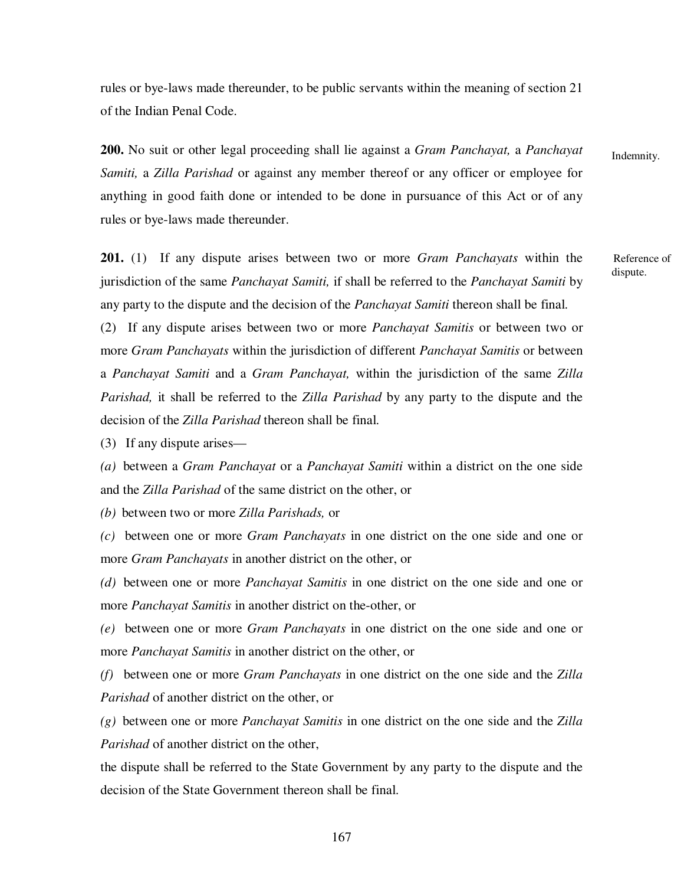rules or bye-laws made thereunder, to be public servants within the meaning of section 21 of the Indian Penal Code.

**200.** No suit or other legal proceeding shall lie against a *Gram Panchayat,* a *Panchayat Samiti,* a *Zilla Parishad* or against any member thereof or any officer or employee for anything in good faith done or intended to be done in pursuance of this Act or of any rules or bye-laws made thereunder.

Indemnity.

**201.** (1) If any dispute arises between two or more *Gram Panchayats* within the jurisdiction of the same *Panchayat Samiti,* if shall be referred to the *Panchayat Samiti* by any party to the dispute and the decision of the *Panchayat Samiti* thereon shall be final.

Reference of dispute.

(2) If any dispute arises between two or more *Panchayat Samitis* or between two or more *Gram Panchayats* within the jurisdiction of different *Panchayat Samitis* or between a *Panchayat Samiti* and a *Gram Panchayat,* within the jurisdiction of the same *Zilla Parishad,* it shall be referred to the *Zilla Parishad* by any party to the dispute and the decision of the *Zilla Parishad* thereon shall be final.

(3) If any dispute arises—

*(a)* between a *Gram Panchayat* or a *Panchayat Samiti* within a district on the one side and the *Zilla Parishad* of the same district on the other, or

*(b)* between two or more *Zilla Parishads,* or

*(c)* between one or more *Gram Panchayats* in one district on the one side and one or more *Gram Panchayats* in another district on the other, or

*(d)* between one or more *Panchayat Samitis* in one district on the one side and one or more *Panchayat Samitis* in another district on the-other, or

*(e)* between one or more *Gram Panchayats* in one district on the one side and one or more *Panchayat Samitis* in another district on the other, or

*(f)* between one or more *Gram Panchayats* in one district on the one side and the *Zilla Parishad* of another district on the other, or

*(g)* between one or more *Panchayat Samitis* in one district on the one side and the *Zilla Parishad* of another district on the other,

the dispute shall be referred to the State Government by any party to the dispute and the decision of the State Government thereon shall be final.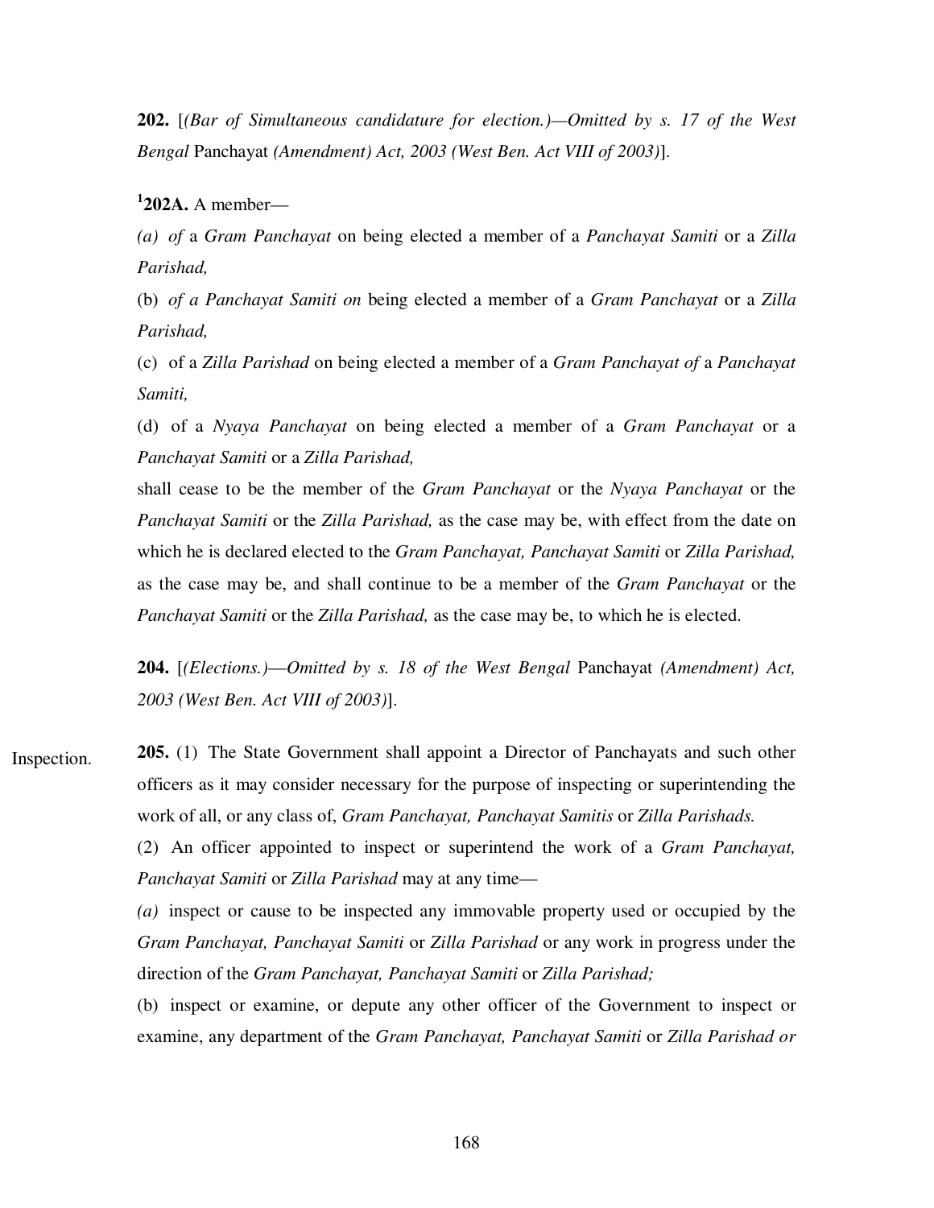**202.** [*(Bar of Simultaneous candidature for election.)—Omitted by s. 17 of the West Bengal* Panchayat *(Amendment) Act, 2003 (West Ben. Act VIII of 2003)*].

[1]**202A.** A member—

*(a) of* a *Gram Panchayat* on being elected a member of a *Panchayat Samiti* or a *Zilla Parishad,*

(b) *of a Panchayat Samiti on* being elected a member of a *Gram Panchayat* or a *Zilla Parishad,*

(c) of a *Zilla Parishad* on being elected a member of a *Gram Panchayat of* a *Panchayat Samiti,*

(d) of a *Nyaya Panchayat* on being elected a member of a *Gram Panchayat* or a *Panchayat Samiti* or a *Zilla Parishad,*

shall cease to be the member of the *Gram Panchayat* or the *Nyaya Panchayat* or the *Panchayat Samiti* or the *Zilla Parishad,* as the case may be, with effect from the date on which he is declared elected to the *Gram Panchayat, Panchayat Samiti* or *Zilla Parishad,* as the case may be, and shall continue to be a member of the *Gram Panchayat* or the *Panchayat Samiti* or the *Zilla Parishad,* as the case may be, to which he is elected.

**204.** [*(Elections.)—Omitted by s. 18 of the West Bengal* Panchayat *(Amendment) Act, 2003 (West Ben. Act VIII of 2003)*].

Inspection.

**205.** (1) The State Government shall appoint a Director of Panchayats and such other officers as it may consider necessary for the purpose of inspecting or superintending the work of all, or any class of, *Gram Panchayat, Panchayat Samitis* or *Zilla Parishads.*

(2) An officer appointed to inspect or superintend the work of a *Gram Panchayat, Panchayat Samiti* or *Zilla Parishad* may at any time—

*(a)* inspect or cause to be inspected any immovable property used or occupied by the *Gram Panchayat, Panchayat Samiti* or *Zilla Parishad* or any work in progress under the direction of the *Gram Panchayat, Panchayat Samiti* or *Zilla Parishad;*

(b) inspect or examine, or depute any other officer of the Government to inspect or examine, any department of the *Gram Panchayat, Panchayat Samiti* or *Zilla Parishad or*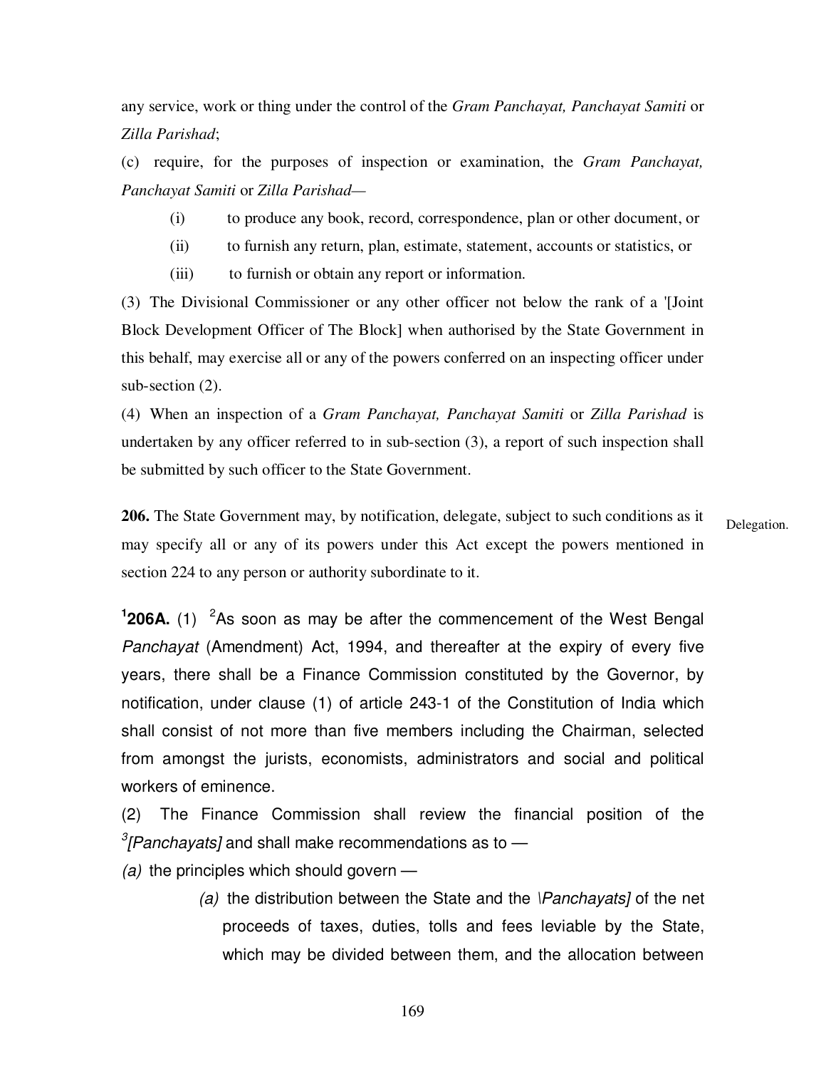any service, work or thing under the control of the *Gram Panchayat, Panchayat Samiti* or *Zilla Parishad*;

(c) require, for the purposes of inspection or examination, the *Gram Panchayat, Panchayat Samiti* or *Zilla Parishad*—

(i) to produce any book, record, correspondence, plan or other document, or

(ii) to furnish any return, plan, estimate, statement, accounts or statistics, or

(iii) to furnish or obtain any report or information.

(3) The Divisional Commissioner or any other officer not below the rank of a '[Joint Block Development Officer of The Block] when authorised by the State Government in this behalf, may exercise all or any of the powers conferred on an inspecting officer under sub-section (2).

(4) When an inspection of a *Gram Panchayat, Panchayat Samiti* or *Zilla Parishad* is undertaken by any officer referred to in sub-section (3), a report of such inspection shall be submitted by such officer to the State Government.

**206.** The State Government may, by notification, delegate, subject to such conditions as it may specify all or any of its powers under this Act except the powers mentioned in section 224 to any person or authority subordinate to it.

Delegation.

[1]**206A.** (1) [2]As soon as may be after the commencement of the West Bengal *Panchayat* (Amendment) Act, 1994, and thereafter at the expiry of every five years, there shall be a Finance Commission constituted by the Governor, by notification, under clause (1) of article 243-1 of the Constitution of India which shall consist of not more than five members including the Chairman, selected from amongst the jurists, economists, administrators and social and political workers of eminence.

(2) The Finance Commission shall review the financial position of the [3]*[Panchayats]* and shall make recommendations as to —

*(a)* the principles which should govern —

*(a)* the distribution between the State and the *\Panchayats]* of the net proceeds of taxes, duties, tolls and fees leviable by the State, which may be divided between them, and the allocation between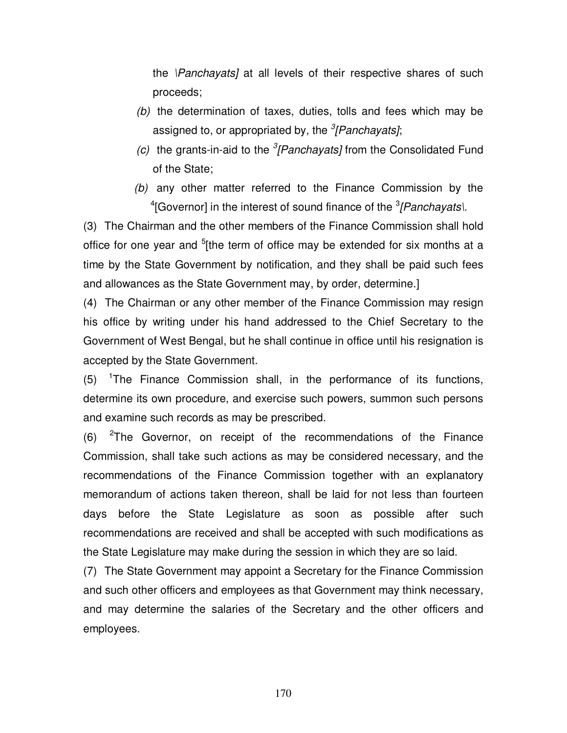the \*Panchayats]* at all levels of their respective shares of such proceeds;

*(b)* the determination of taxes, duties, tolls and fees which may be assigned to, or appropriated by, the [3]*[Panchayats]*;

*(c)* the grants-in-aid to the [3]*[Panchayats]* from the Consolidated Fund of the State;

*(b)* any other matter referred to the Finance Commission by the [4][Governor] in the interest of sound finance of the [3]*[Panchayats\.*

(3) The Chairman and the other members of the Finance Commission shall hold office for one year and [5][the term of office may be extended for six months at a time by the State Government by notification, and they shall be paid such fees and allowances as the State Government may, by order, determine.]

(4) The Chairman or any other member of the Finance Commission may resign his office by writing under his hand addressed to the Chief Secretary to the Government of West Bengal, but he shall continue in office until his resignation is accepted by the State Government.

(5) [1]The Finance Commission shall, in the performance of its functions, determine its own procedure, and exercise such powers, summon such persons and examine such records as may be prescribed.

(6) [2]The Governor, on receipt of the recommendations of the Finance Commission, shall take such actions as may be considered necessary, and the recommendations of the Finance Commission together with an explanatory memorandum of actions taken thereon, shall be laid for not less than fourteen days before the State Legislature as soon as possible after such recommendations are received and shall be accepted with such modifications as the State Legislature may make during the session in which they are so laid.

(7) The State Government may appoint a Secretary for the Finance Commission and such other officers and employees as that Government may think necessary, and may determine the salaries of the Secretary and the other officers and employees.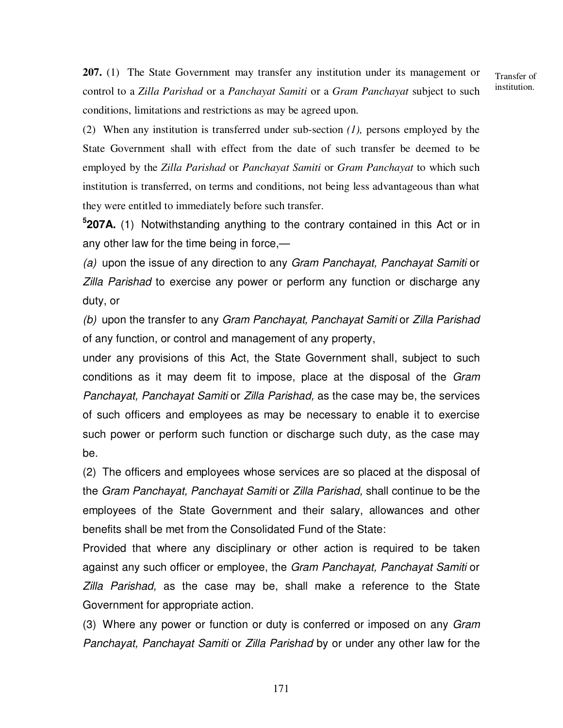**207.** (1) The State Government may transfer any institution under its management or control to a *Zilla Parishad* or a *Panchayat Samiti* or a *Gram Panchayat* subject to such conditions, limitations and restrictions as may be agreed upon.

Transfer of institution.

(2) When any institution is transferred under sub-section *(1),* persons employed by the State Government shall with effect from the date of such transfer be deemed to be employed by the *Zilla Parishad* or *Panchayat Samiti* or *Gram Panchayat* to which such institution is transferred, on terms and conditions, not being less advantageous than what they were entitled to immediately before such transfer.

[5]**207A.** (1) Notwithstanding anything to the contrary contained in this Act or in any other law for the time being in force,—

*(a)* upon the issue of any direction to any *Gram Panchayat, Panchayat Samiti* or *Zilla Parishad* to exercise any power or perform any function or discharge any duty, or

*(b)* upon the transfer to any *Gram Panchayat, Panchayat Samiti* or *Zilla Parishad* of any function, or control and management of any property,

under any provisions of this Act, the State Government shall, subject to such conditions as it may deem fit to impose, place at the disposal of the *Gram Panchayat, Panchayat Samiti* or *Zilla Parishad,* as the case may be, the services of such officers and employees as may be necessary to enable it to exercise such power or perform such function or discharge such duty, as the case may be.

(2) The officers and employees whose services are so placed at the disposal of the *Gram Panchayat, Panchayat Samiti* or *Zilla Parishad,* shall continue to be the employees of the State Government and their salary, allowances and other benefits shall be met from the Consolidated Fund of the State:

Provided that where any disciplinary or other action is required to be taken against any such officer or employee, the *Gram Panchayat, Panchayat Samiti* or *Zilla Parishad,* as the case may be, shall make a reference to the State Government for appropriate action.

(3) Where any power or function or duty is conferred or imposed on any *Gram Panchayat, Panchayat Samiti* or *Zilla Parishad* by or under any other law for the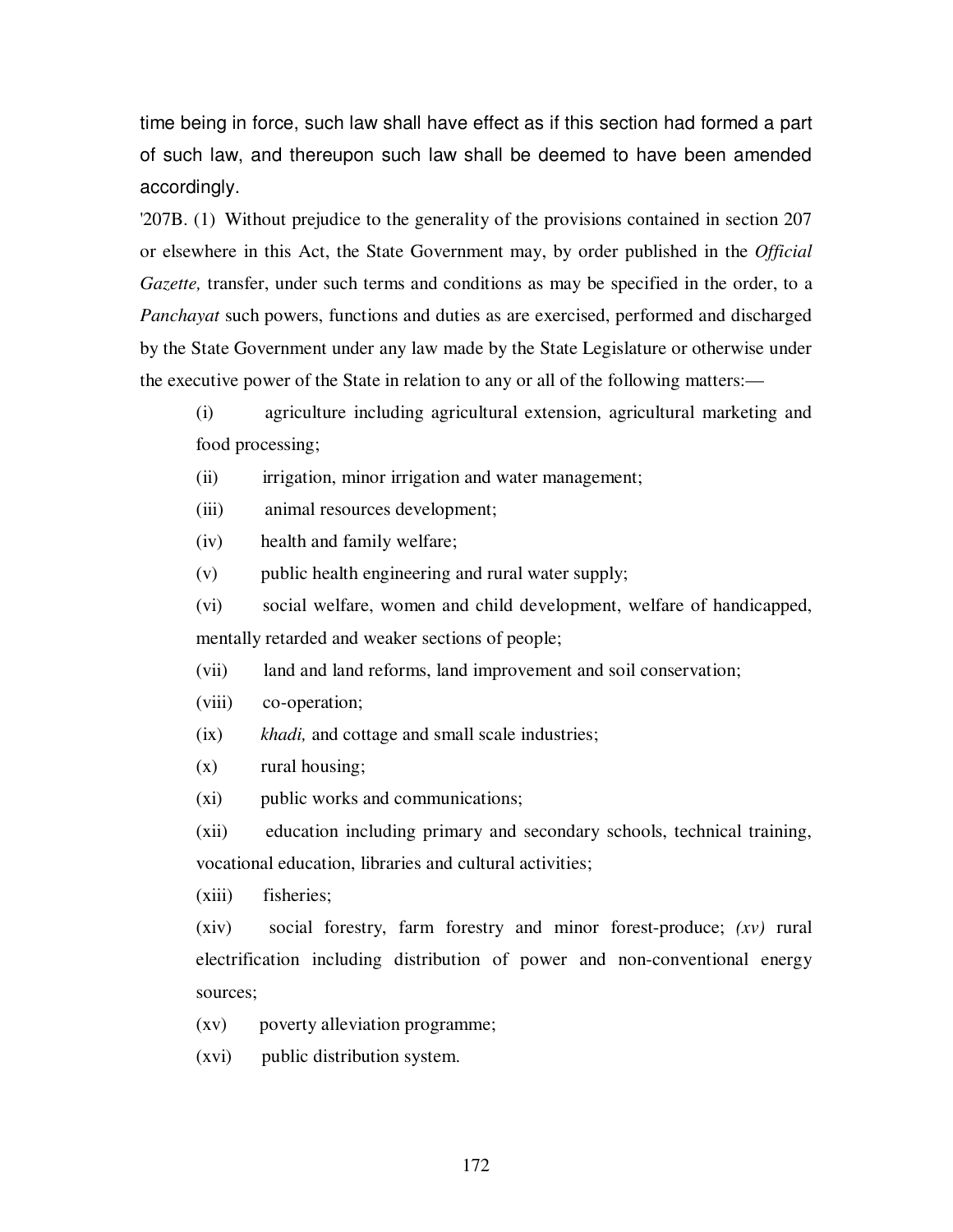time being in force, such law shall have effect as if this section had formed a part of such law, and thereupon such law shall be deemed to have been amended accordingly.

'207B. (1) Without prejudice to the generality of the provisions contained in section 207 or elsewhere in this Act, the State Government may, by order published in the *Official Gazette,* transfer, under such terms and conditions as may be specified in the order, to a *Panchayat* such powers, functions and duties as are exercised, performed and discharged by the State Government under any law made by the State Legislature or otherwise under the executive power of the State in relation to any or all of the following matters:—

(i) agriculture including agricultural extension, agricultural marketing and food processing;

(ii) irrigation, minor irrigation and water management;

(iii) animal resources development;

(iv) health and family welfare;

(v) public health engineering and rural water supply;

(vi) social welfare, women and child development, welfare of handicapped, mentally retarded and weaker sections of people;

(vii) land and land reforms, land improvement and soil conservation;

(viii) co-operation;

(ix) *khadi,* and cottage and small scale industries;

(x) rural housing;

(xi) public works and communications;

(xii) education including primary and secondary schools, technical training, vocational education, libraries and cultural activities;

(xiii) fisheries;

(xiv) social forestry, farm forestry and minor forest-produce; *(xv)* rural electrification including distribution of power and non-conventional energy sources;

(xv) poverty alleviation programme;

(xvi) public distribution system.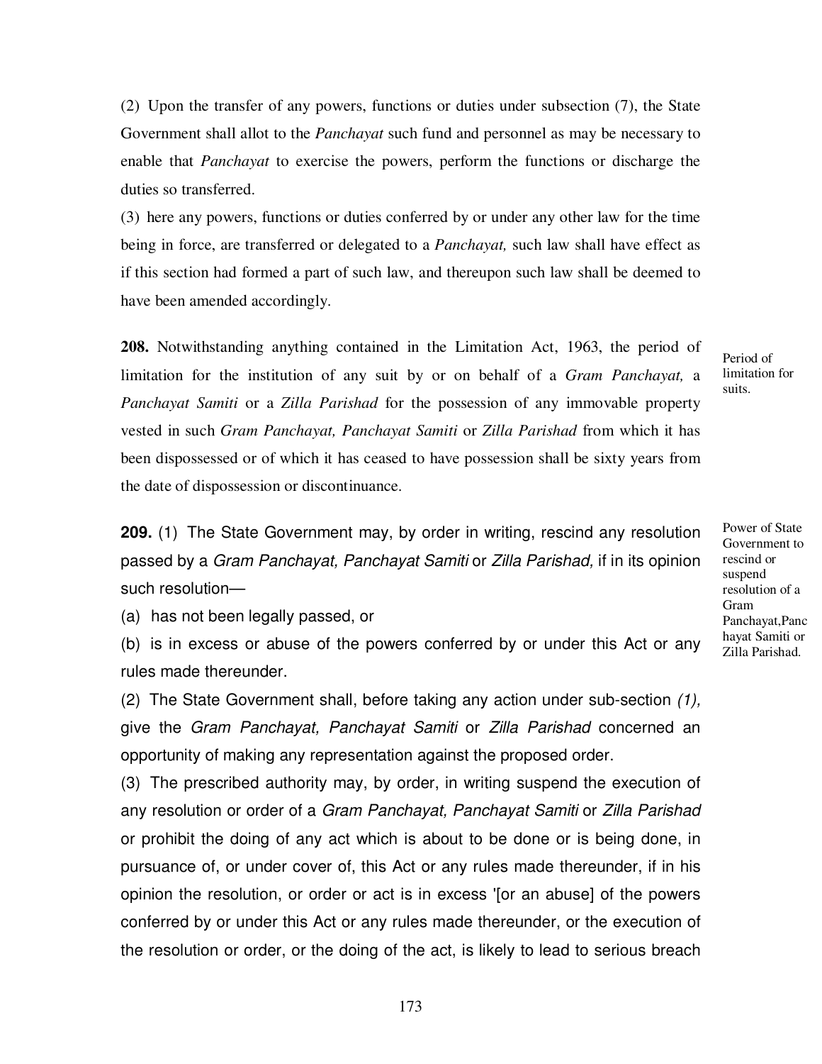(2) Upon the transfer of any powers, functions or duties under subsection (7), the State Government shall allot to the *Panchayat* such fund and personnel as may be necessary to enable that *Panchayat* to exercise the powers, perform the functions or discharge the duties so transferred.

(3) here any powers, functions or duties conferred by or under any other law for the time being in force, are transferred or delegated to a *Panchayat,* such law shall have effect as if this section had formed a part of such law, and thereupon such law shall be deemed to have been amended accordingly.

Period of limitation for suits.

**208.** Notwithstanding anything contained in the Limitation Act, 1963, the period of limitation for the institution of any suit by or on behalf of a *Gram Panchayat,* a *Panchayat Samiti* or a *Zilla Parishad* for the possession of any immovable property vested in such *Gram Panchayat, Panchayat Samiti* or *Zilla Parishad* from which it has been dispossessed or of which it has ceased to have possession shall be sixty years from the date of dispossession or discontinuance.

Power of State Government to rescind or suspend resolution of a Gram Panchayat,Panchayat Samiti or Zilla Parishad.

**209.** (1) The State Government may, by order in writing, rescind any resolution passed by a *Gram Panchayat, Panchayat Samiti* or *Zilla Parishad,* if in its opinion such resolution—

(a) has not been legally passed, or

(b) is in excess or abuse of the powers conferred by or under this Act or any rules made thereunder.

(2) The State Government shall, before taking any action under sub-section *(1),* give the *Gram Panchayat, Panchayat Samiti* or *Zilla Parishad* concerned an opportunity of making any representation against the proposed order.

(3) The prescribed authority may, by order, in writing suspend the execution of any resolution or order of a *Gram Panchayat, Panchayat Samiti* or *Zilla Parishad* or prohibit the doing of any act which is about to be done or is being done, in pursuance of, or under cover of, this Act or any rules made thereunder, if in his opinion the resolution, or order or act is in excess '[or an abuse] of the powers conferred by or under this Act or any rules made thereunder, or the execution of the resolution or order, or the doing of the act, is likely to lead to serious breach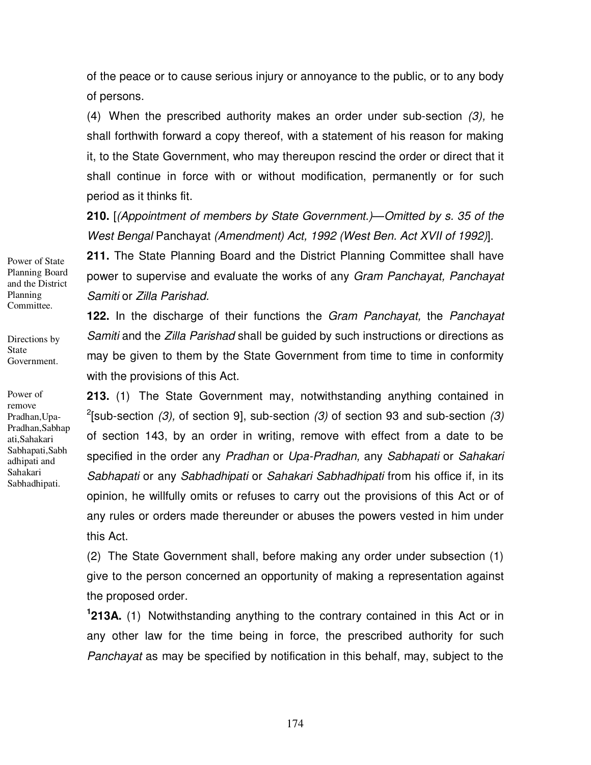of the peace or to cause serious injury or annoyance to the public, or to any body of persons.

(4) When the prescribed authority makes an order under sub-section *(3),* he shall forthwith forward a copy thereof, with a statement of his reason for making it, to the State Government, who may thereupon rescind the order or direct that it shall continue in force with or without modification, permanently or for such period as it thinks fit.

**210.** [*(Appointment of members by State Government.)—Omitted by s. 35 of the West Bengal* Panchayat *(Amendment) Act, 1992 (West Ben. Act XVII of 1992)*].

Power of State Planning Board and the District Planning Committee.

**211.** The State Planning Board and the District Planning Committee shall have power to supervise and evaluate the works of any *Gram Panchayat, Panchayat Samiti* or *Zilla Parishad.*

Directions by State Government.

**122.** In the discharge of their functions the *Gram Panchayat,* the *Panchayat Samiti* and the *Zilla Parishad* shall be guided by such instructions or directions as may be given to them by the State Government from time to time in conformity with the provisions of this Act.

Power of remove Pradhan,Upa-Pradhan,Sabhapati,Sahakari Sabhapati,Sabhadhipati and Sahakari Sabhadhipati.

**213.** (1) The State Government may, notwithstanding anything contained in [2][sub-section *(3),* of section 9], sub-section *(3)* of section 93 and sub-section *(3)* of section 143, by an order in writing, remove with effect from a date to be specified in the order any *Pradhan* or *Upa-Pradhan,* any *Sabhapati* or *Sahakari Sabhapati* or any *Sabhadhipati* or *Sahakari Sabhadhipati* from his office if, in its opinion, he willfully omits or refuses to carry out the provisions of this Act or of any rules or orders made thereunder or abuses the powers vested in him under this Act.

(2) The State Government shall, before making any order under subsection (1) give to the person concerned an opportunity of making a representation against the proposed order.

[1]**213A.** (1) Notwithstanding anything to the contrary contained in this Act or in any other law for the time being in force, the prescribed authority for such *Panchayat* as may be specified by notification in this behalf, may, subject to the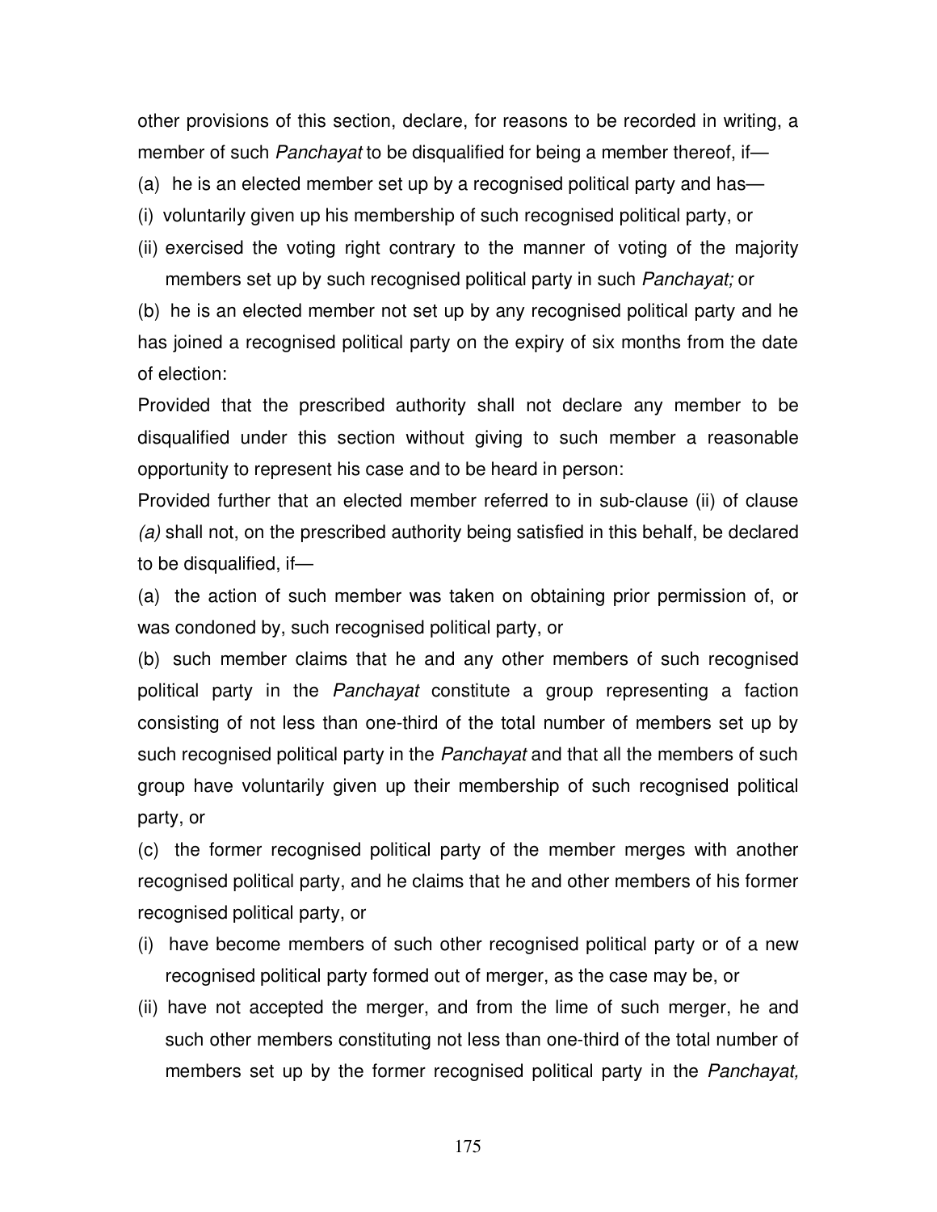other provisions of this section, declare, for reasons to be recorded in writing, a member of such *Panchayat* to be disqualified for being a member thereof, if—

(a) he is an elected member set up by a recognised political party and has—

(i) voluntarily given up his membership of such recognised political party, or

(ii) exercised the voting right contrary to the manner of voting of the majority members set up by such recognised political party in such *Panchayat;* or

(b) he is an elected member not set up by any recognised political party and he has joined a recognised political party on the expiry of six months from the date of election:

Provided that the prescribed authority shall not declare any member to be disqualified under this section without giving to such member a reasonable opportunity to represent his case and to be heard in person:

Provided further that an elected member referred to in sub-clause (ii) of clause *(a)* shall not, on the prescribed authority being satisfied in this behalf, be declared to be disqualified, if—

(a) the action of such member was taken on obtaining prior permission of, or was condoned by, such recognised political party, or

(b) such member claims that he and any other members of such recognised political party in the *Panchayat* constitute a group representing a faction consisting of not less than one-third of the total number of members set up by such recognised political party in the *Panchayat* and that all the members of such group have voluntarily given up their membership of such recognised political party, or

(c) the former recognised political party of the member merges with another recognised political party, and he claims that he and other members of his former recognised political party, or

(i) have become members of such other recognised political party or of a new recognised political party formed out of merger, as the case may be, or

(ii) have not accepted the merger, and from the lime of such merger, he and such other members constituting not less than one-third of the total number of members set up by the former recognised political party in the *Panchayat,*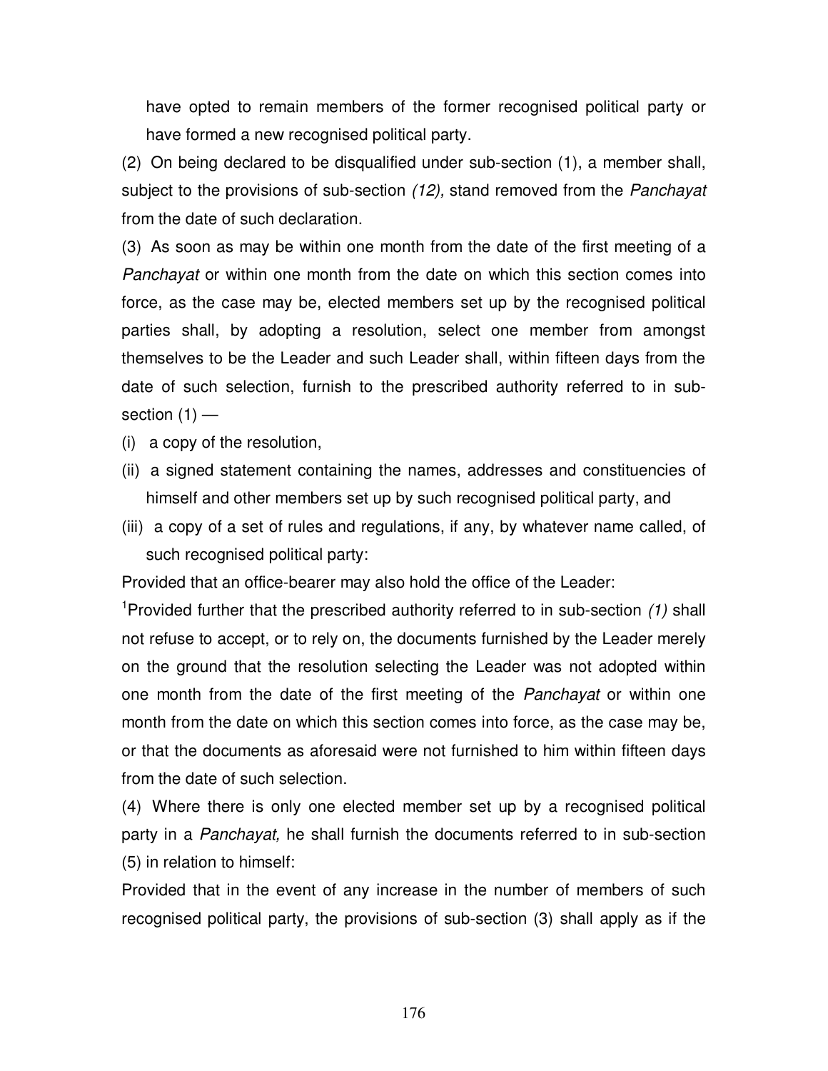have opted to remain members of the former recognised political party or have formed a new recognised political party.

(2) On being declared to be disqualified under sub-section (1), a member shall, subject to the provisions of sub-section *(12),* stand removed from the *Panchayat* from the date of such declaration.

(3) As soon as may be within one month from the date of the first meeting of a *Panchayat* or within one month from the date on which this section comes into force, as the case may be, elected members set up by the recognised political parties shall, by adopting a resolution, select one member from amongst themselves to be the Leader and such Leader shall, within fifteen days from the date of such selection, furnish to the prescribed authority referred to in sub-section (1) —

(i) a copy of the resolution,

(ii) a signed statement containing the names, addresses and constituencies of himself and other members set up by such recognised political party, and

(iii) a copy of a set of rules and regulations, if any, by whatever name called, of such recognised political party:

Provided that an office-bearer may also hold the office of the Leader:

[1]Provided further that the prescribed authority referred to in sub-section *(1)* shall not refuse to accept, or to rely on, the documents furnished by the Leader merely on the ground that the resolution selecting the Leader was not adopted within one month from the date of the first meeting of the *Panchayat* or within one month from the date on which this section comes into force, as the case may be, or that the documents as aforesaid were not furnished to him within fifteen days from the date of such selection.

(4) Where there is only one elected member set up by a recognised political party in a *Panchayat,* he shall furnish the documents referred to in sub-section (5) in relation to himself:

Provided that in the event of any increase in the number of members of such recognised political party, the provisions of sub-section (3) shall apply as if the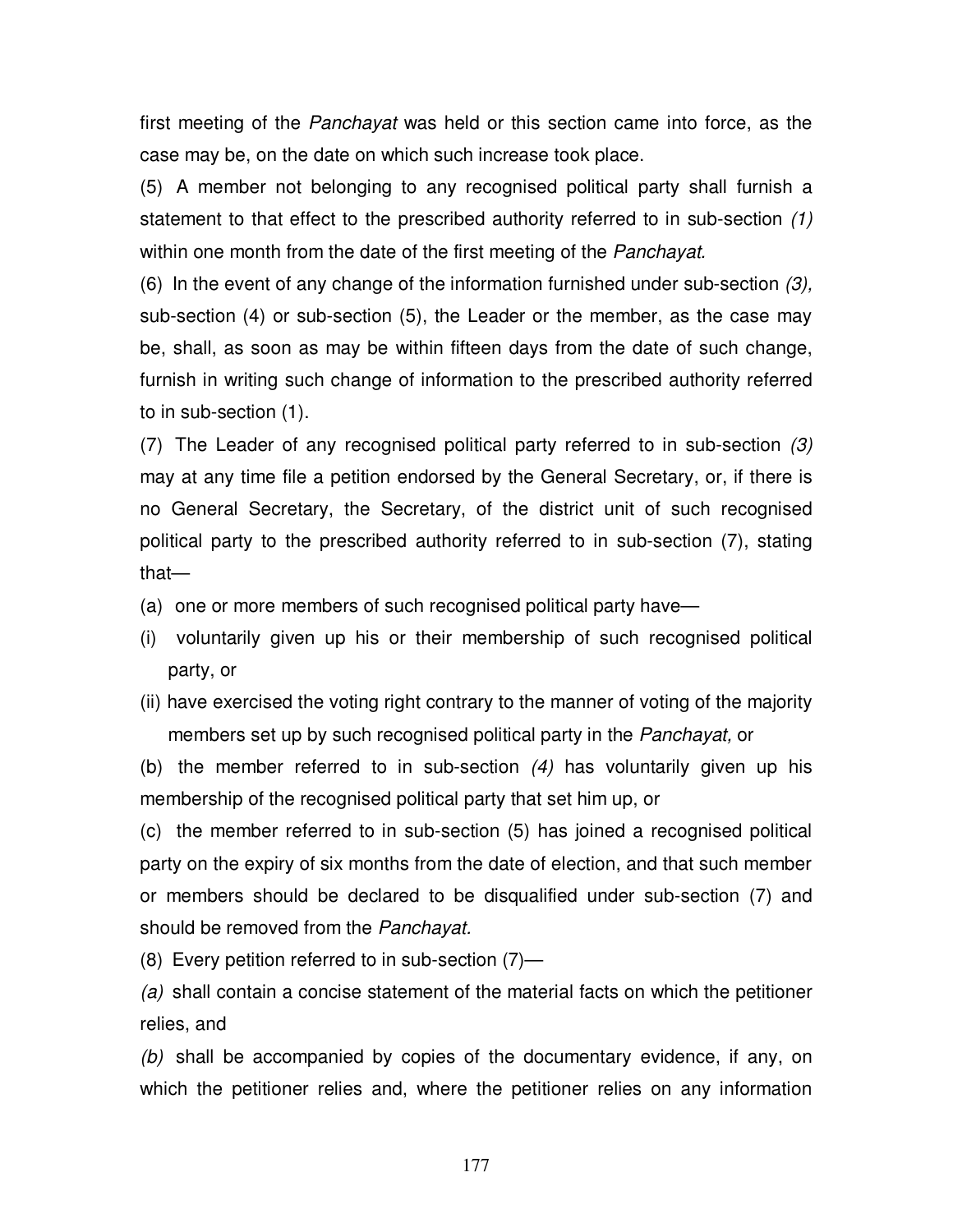first meeting of the *Panchayat* was held or this section came into force, as the case may be, on the date on which such increase took place.

(5) A member not belonging to any recognised political party shall furnish a statement to that effect to the prescribed authority referred to in sub-section *(1)* within one month from the date of the first meeting of the *Panchayat.*

(6) In the event of any change of the information furnished under sub-section *(3),* sub-section (4) or sub-section (5), the Leader or the member, as the case may be, shall, as soon as may be within fifteen days from the date of such change, furnish in writing such change of information to the prescribed authority referred to in sub-section (1).

(7) The Leader of any recognised political party referred to in sub-section *(3)* may at any time file a petition endorsed by the General Secretary, or, if there is no General Secretary, the Secretary, of the district unit of such recognised political party to the prescribed authority referred to in sub-section (7), stating that—

(a) one or more members of such recognised political party have—

(i) voluntarily given up his or their membership of such recognised political party, or

(ii) have exercised the voting right contrary to the manner of voting of the majority members set up by such recognised political party in the *Panchayat,* or

(b) the member referred to in sub-section *(4)* has voluntarily given up his membership of the recognised political party that set him up, or

(c) the member referred to in sub-section (5) has joined a recognised political party on the expiry of six months from the date of election, and that such member or members should be declared to be disqualified under sub-section (7) and should be removed from the *Panchayat.*

(8) Every petition referred to in sub-section (7)—

*(a)* shall contain a concise statement of the material facts on which the petitioner relies, and

*(b)* shall be accompanied by copies of the documentary evidence, if any, on which the petitioner relies and, where the petitioner relies on any information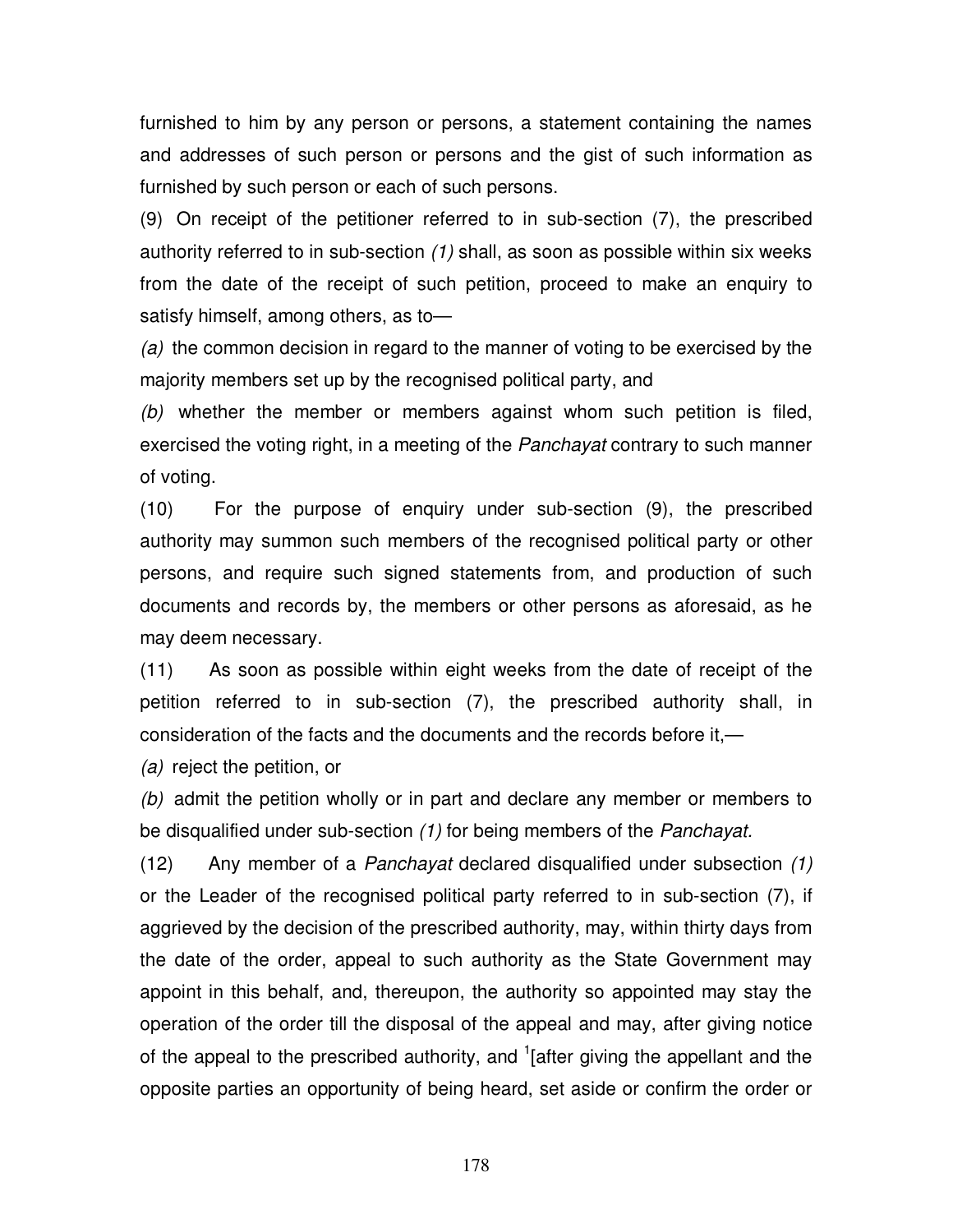furnished to him by any person or persons, a statement containing the names and addresses of such person or persons and the gist of such information as furnished by such person or each of such persons.

(9) On receipt of the petitioner referred to in sub-section (7), the prescribed authority referred to in sub-section *(1)* shall, as soon as possible within six weeks from the date of the receipt of such petition, proceed to make an enquiry to satisfy himself, among others, as to—

*(a)* the common decision in regard to the manner of voting to be exercised by the majority members set up by the recognised political party, and

*(b)* whether the member or members against whom such petition is filed, exercised the voting right, in a meeting of the *Panchayat* contrary to such manner of voting.

(10) For the purpose of enquiry under sub-section (9), the prescribed authority may summon such members of the recognised political party or other persons, and require such signed statements from, and production of such documents and records by, the members or other persons as aforesaid, as he may deem necessary.

(11) As soon as possible within eight weeks from the date of receipt of the petition referred to in sub-section (7), the prescribed authority shall, in consideration of the facts and the documents and the records before it,—

*(a)* reject the petition, or

*(b)* admit the petition wholly or in part and declare any member or members to be disqualified under sub-section *(1)* for being members of the *Panchayat.*

(12) Any member of a *Panchayat* declared disqualified under subsection *(1)* or the Leader of the recognised political party referred to in sub-section (7), if aggrieved by the decision of the prescribed authority, may, within thirty days from the date of the order, appeal to such authority as the State Government may appoint in this behalf, and, thereupon, the authority so appointed may stay the operation of the order till the disposal of the appeal and may, after giving notice of the appeal to the prescribed authority, and [1][after giving the appellant and the opposite parties an opportunity of being heard, set aside or confirm the order or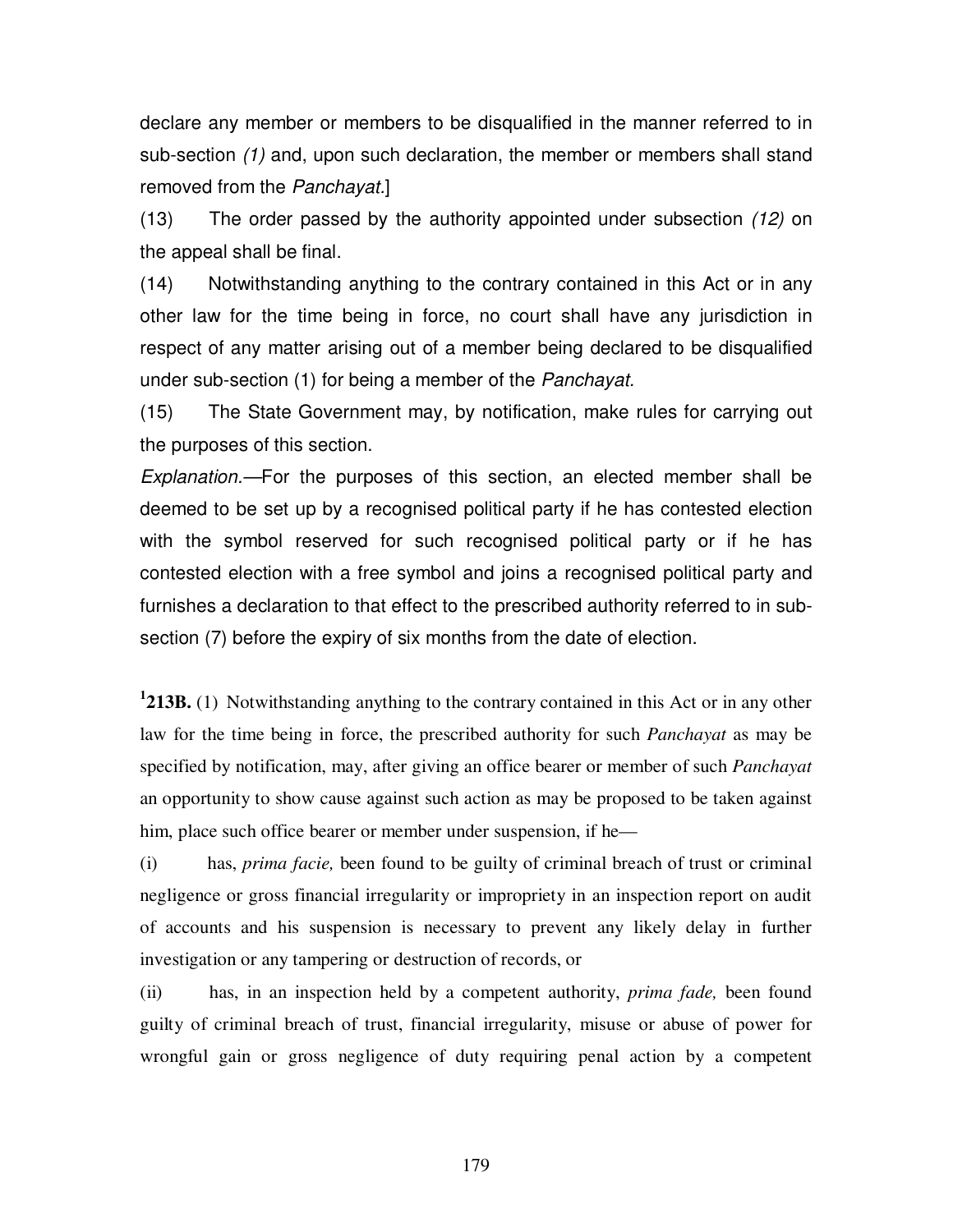declare any member or members to be disqualified in the manner referred to in sub-section *(1)* and, upon such declaration, the member or members shall stand removed from the *Panchayat*.]

(13) The order passed by the authority appointed under subsection *(12)* on the appeal shall be final.

(14) Notwithstanding anything to the contrary contained in this Act or in any other law for the time being in force, no court shall have any jurisdiction in respect of any matter arising out of a member being declared to be disqualified under sub-section (1) for being a member of the *Panchayat*.

(15) The State Government may, by notification, make rules for carrying out the purposes of this section.

*Explanation.*—For the purposes of this section, an elected member shall be deemed to be set up by a recognised political party if he has contested election with the symbol reserved for such recognised political party or if he has contested election with a free symbol and joins a recognised political party and furnishes a declaration to that effect to the prescribed authority referred to in sub-section (7) before the expiry of six months from the date of election.

[1]**213B.** (1) Notwithstanding anything to the contrary contained in this Act or in any other law for the time being in force, the prescribed authority for such *Panchayat* as may be specified by notification, may, after giving an office bearer or member of such *Panchayat* an opportunity to show cause against such action as may be proposed to be taken against him, place such office bearer or member under suspension, if he—

(i) has, *prima facie,* been found to be guilty of criminal breach of trust or criminal negligence or gross financial irregularity or impropriety in an inspection report on audit of accounts and his suspension is necessary to prevent any likely delay in further investigation or any tampering or destruction of records, or

(ii) has, in an inspection held by a competent authority, *prima fade,* been found guilty of criminal breach of trust, financial irregularity, misuse or abuse of power for wrongful gain or gross negligence of duty requiring penal action by a competent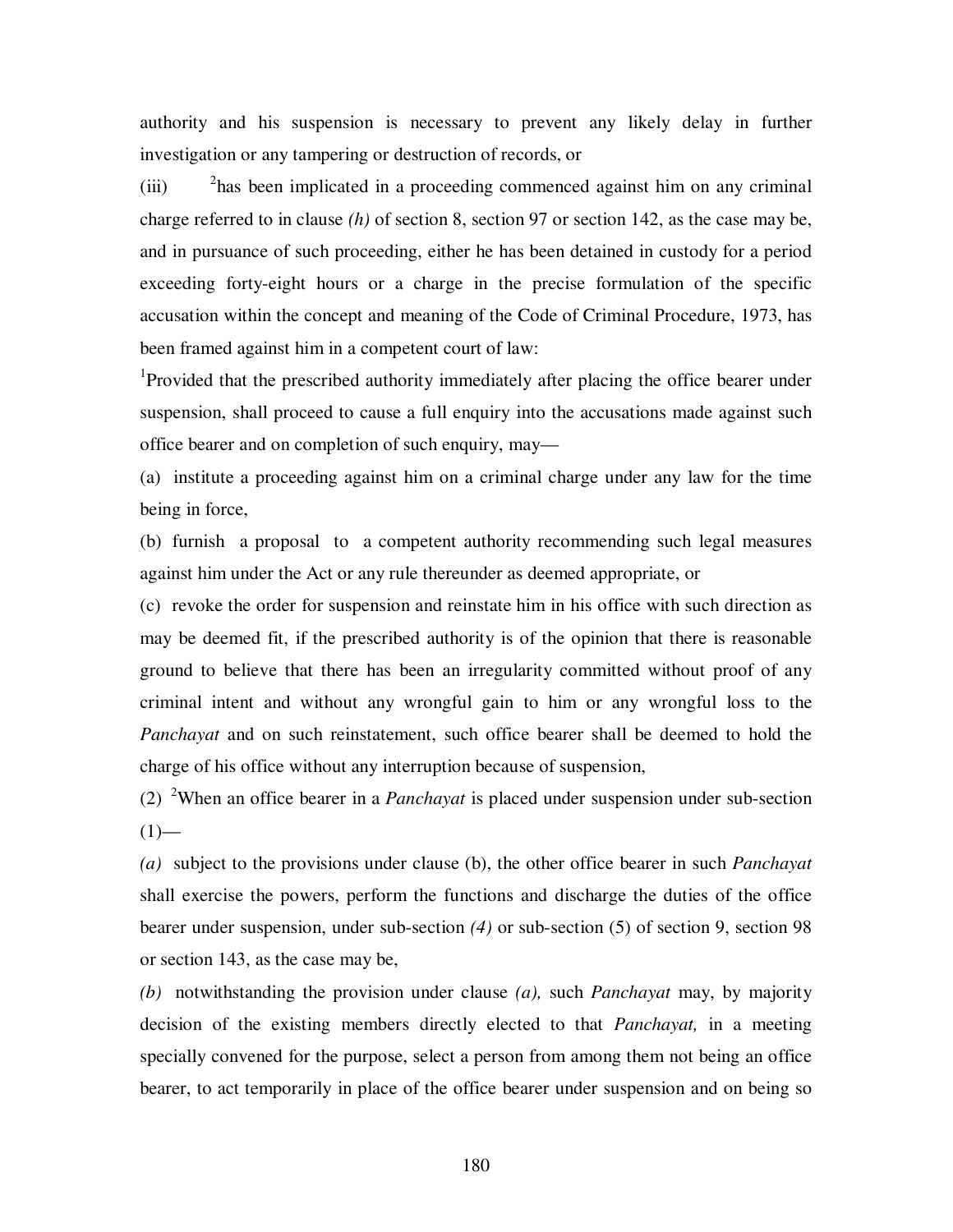authority and his suspension is necessary to prevent any likely delay in further investigation or any tampering or destruction of records, or

(iii) [2]has been implicated in a proceeding commenced against him on any criminal charge referred to in clause *(h)* of section 8, section 97 or section 142, as the case may be, and in pursuance of such proceeding, either he has been detained in custody for a period exceeding forty-eight hours or a charge in the precise formulation of the specific accusation within the concept and meaning of the Code of Criminal Procedure, 1973, has been framed against him in a competent court of law:

[1]Provided that the prescribed authority immediately after placing the office bearer under suspension, shall proceed to cause a full enquiry into the accusations made against such office bearer and on completion of such enquiry, may—

(a) institute a proceeding against him on a criminal charge under any law for the time being in force,

(b) furnish a proposal to a competent authority recommending such legal measures against him under the Act or any rule thereunder as deemed appropriate, or

(c) revoke the order for suspension and reinstate him in his office with such direction as may be deemed fit, if the prescribed authority is of the opinion that there is reasonable ground to believe that there has been an irregularity committed without proof of any criminal intent and without any wrongful gain to him or any wrongful loss to the *Panchayat* and on such reinstatement, such office bearer shall be deemed to hold the charge of his office without any interruption because of suspension,

(2) [2]When an office bearer in a *Panchayat* is placed under suspension under sub-section (1)—

*(a)* subject to the provisions under clause (b), the other office bearer in such *Panchayat* shall exercise the powers, perform the functions and discharge the duties of the office bearer under suspension, under sub-section *(4)* or sub-section (5) of section 9, section 98 or section 143, as the case may be,

*(b)* notwithstanding the provision under clause *(a),* such *Panchayat* may, by majority decision of the existing members directly elected to that *Panchayat,* in a meeting specially convened for the purpose, select a person from among them not being an office bearer, to act temporarily in place of the office bearer under suspension and on being so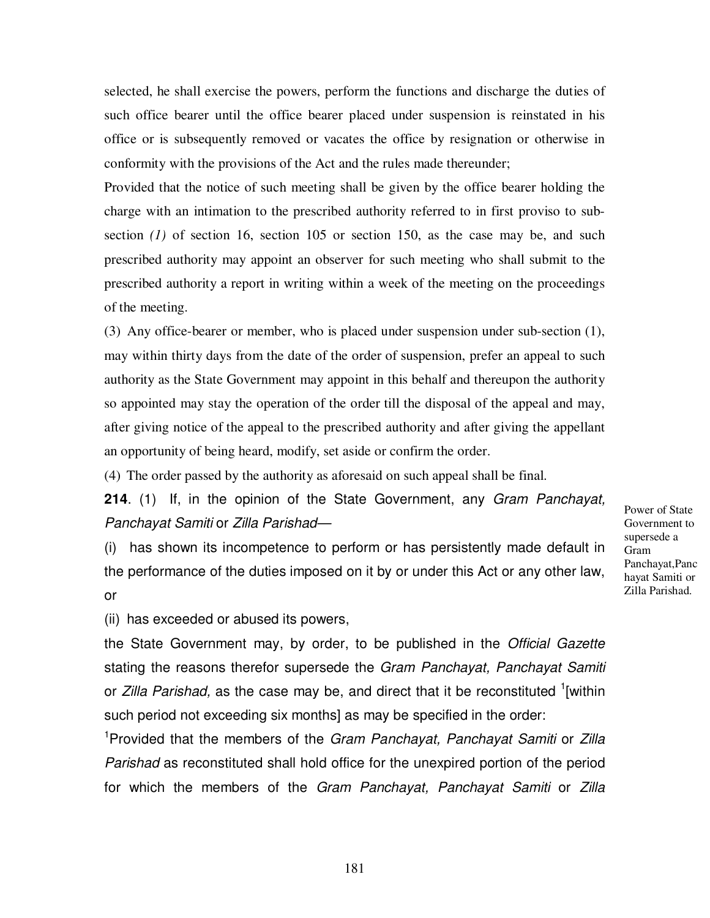selected, he shall exercise the powers, perform the functions and discharge the duties of such office bearer until the office bearer placed under suspension is reinstated in his office or is subsequently removed or vacates the office by resignation or otherwise in conformity with the provisions of the Act and the rules made thereunder;

Provided that the notice of such meeting shall be given by the office bearer holding the charge with an intimation to the prescribed authority referred to in first proviso to sub-section *(1)* of section 16, section 105 or section 150, as the case may be, and such prescribed authority may appoint an observer for such meeting who shall submit to the prescribed authority a report in writing within a week of the meeting on the proceedings of the meeting.

(3) Any office-bearer or member, who is placed under suspension under sub-section (1), may within thirty days from the date of the order of suspension, prefer an appeal to such authority as the State Government may appoint in this behalf and thereupon the authority so appointed may stay the operation of the order till the disposal of the appeal and may, after giving notice of the appeal to the prescribed authority and after giving the appellant an opportunity of being heard, modify, set aside or confirm the order.

(4) The order passed by the authority as aforesaid on such appeal shall be final.

Power of State Government to supersede a Gram Panchayat,Panchayat Samiti or Zilla Parishad.

**214**. (1) If, in the opinion of the State Government, any *Gram Panchayat, Panchayat Samiti* or *Zilla Parishad*—

(i) has shown its incompetence to perform or has persistently made default in the performance of the duties imposed on it by or under this Act or any other law, or

(ii) has exceeded or abused its powers,

the State Government may, by order, to be published in the *Official Gazette* stating the reasons therefor supersede the *Gram Panchayat, Panchayat Samiti* or *Zilla Parishad,* as the case may be, and direct that it be reconstituted [1][within such period not exceeding six months] as may be specified in the order:

[1]Provided that the members of the *Gram Panchayat, Panchayat Samiti* or *Zilla Parishad* as reconstituted shall hold office for the unexpired portion of the period for which the members of the *Gram Panchayat, Panchayat Samiti* or *Zilla*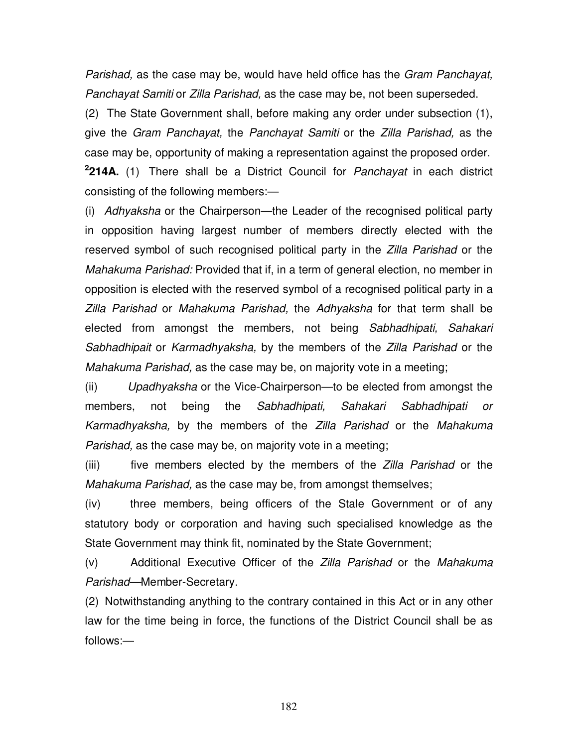*Parishad,* as the case may be, would have held office has the *Gram Panchayat, Panchayat Samiti* or *Zilla Parishad,* as the case may be, not been superseded.

(2) The State Government shall, before making any order under subsection (1), give the *Gram Panchayat,* the *Panchayat Samiti* or the *Zilla Parishad,* as the case may be, opportunity of making a representation against the proposed order.

[2]**214A.** (1) There shall be a District Council for *Panchayat* in each district consisting of the following members:—

(i) *Adhyaksha* or the Chairperson—the Leader of the recognised political party in opposition having largest number of members directly elected with the reserved symbol of such recognised political party in the *Zilla Parishad* or the *Mahakuma Parishad:* Provided that if, in a term of general election, no member in opposition is elected with the reserved symbol of a recognised political party in a *Zilla Parishad* or *Mahakuma Parishad,* the *Adhyaksha* for that term shall be elected from amongst the members, not being *Sabhadhipati, Sahakari Sabhadhipait* or *Karmadhyaksha,* by the members of the *Zilla Parishad* or the *Mahakuma Parishad,* as the case may be, on majority vote in a meeting;

(ii) *Upadhyaksha* or the Vice-Chairperson—to be elected from amongst the members, not being the *Sabhadhipati, Sahakari Sabhadhipati or Karmadhyaksha,* by the members of the *Zilla Parishad* or the *Mahakuma Parishad,* as the case may be, on majority vote in a meeting;

(iii) five members elected by the members of the *Zilla Parishad* or the *Mahakuma Parishad,* as the case may be, from amongst themselves;

(iv) three members, being officers of the Stale Government or of any statutory body or corporation and having such specialised knowledge as the State Government may think fit, nominated by the State Government;

(v) Additional Executive Officer of the *Zilla Parishad* or the *Mahakuma Parishad*—Member-Secretary.

(2) Notwithstanding anything to the contrary contained in this Act or in any other law for the time being in force, the functions of the District Council shall be as follows:—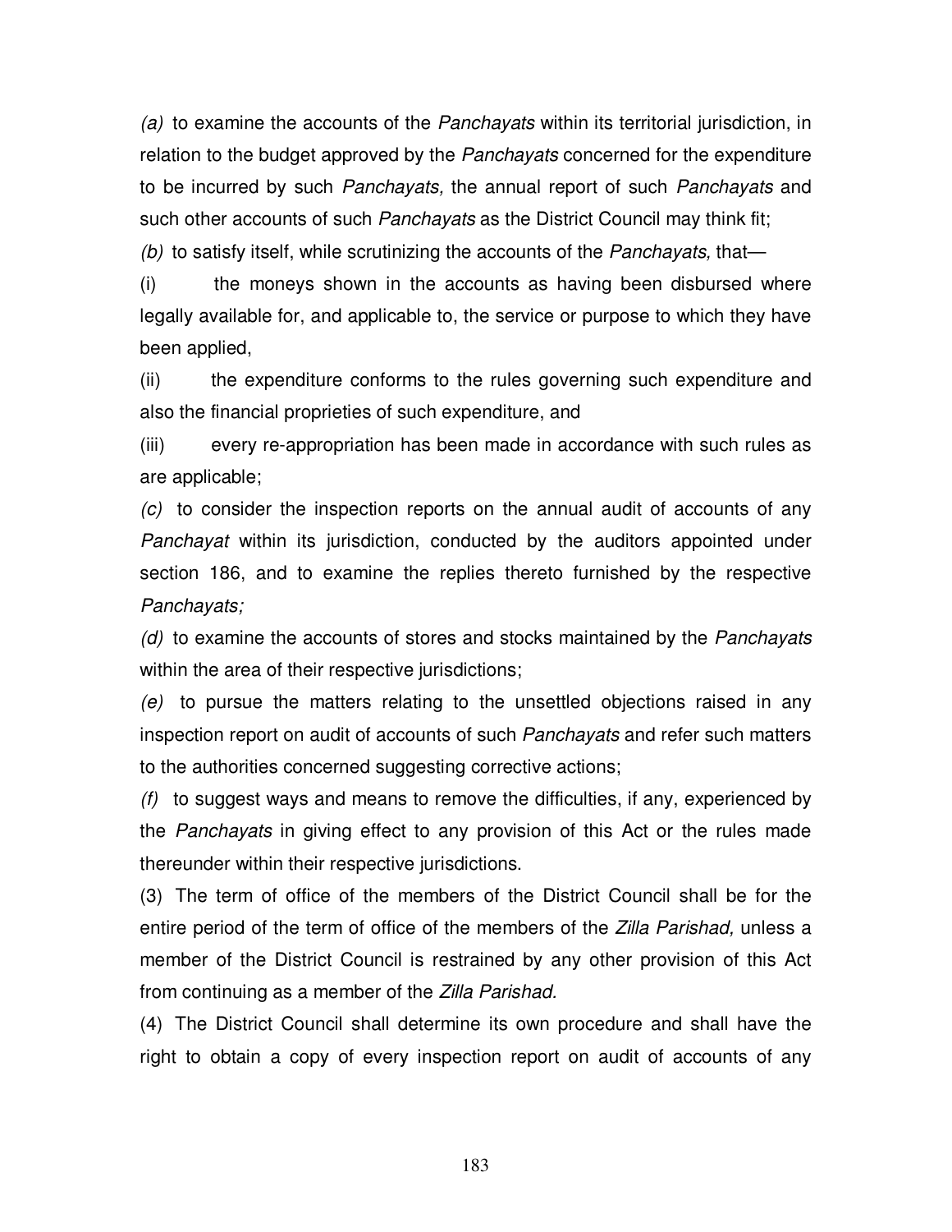*(a)* to examine the accounts of the *Panchayats* within its territorial jurisdiction, in relation to the budget approved by the *Panchayats* concerned for the expenditure to be incurred by such *Panchayats,* the annual report of such *Panchayats* and such other accounts of such *Panchayats* as the District Council may think fit;

*(b)* to satisfy itself, while scrutinizing the accounts of the *Panchayats,* that—

(i) the moneys shown in the accounts as having been disbursed where legally available for, and applicable to, the service or purpose to which they have been applied,

(ii) the expenditure conforms to the rules governing such expenditure and also the financial proprieties of such expenditure, and

(iii) every re-appropriation has been made in accordance with such rules as are applicable;

*(c)* to consider the inspection reports on the annual audit of accounts of any *Panchayat* within its jurisdiction, conducted by the auditors appointed under section 186, and to examine the replies thereto furnished by the respective *Panchayats;*

*(d)* to examine the accounts of stores and stocks maintained by the *Panchayats* within the area of their respective jurisdictions;

*(e)* to pursue the matters relating to the unsettled objections raised in any inspection report on audit of accounts of such *Panchayats* and refer such matters to the authorities concerned suggesting corrective actions;

*(f)* to suggest ways and means to remove the difficulties, if any, experienced by the *Panchayats* in giving effect to any provision of this Act or the rules made thereunder within their respective jurisdictions.

(3) The term of office of the members of the District Council shall be for the entire period of the term of office of the members of the *Zilla Parishad,* unless a member of the District Council is restrained by any other provision of this Act from continuing as a member of the *Zilla Parishad.*

(4) The District Council shall determine its own procedure and shall have the right to obtain a copy of every inspection report on audit of accounts of any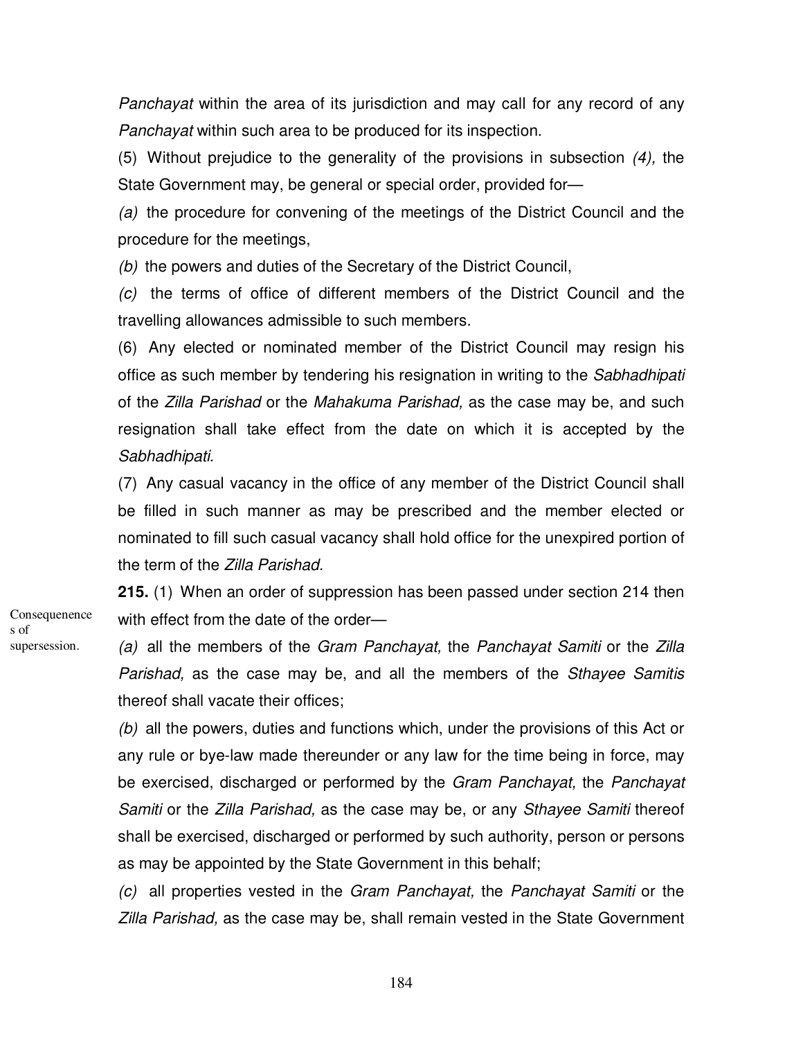*Panchayat* within the area of its jurisdiction and may call for any record of any *Panchayat* within such area to be produced for its inspection.

(5) Without prejudice to the generality of the provisions in subsection *(4),* the State Government may, be general or special order, provided for—

*(a)* the procedure for convening of the meetings of the District Council and the procedure for the meetings,

*(b)* the powers and duties of the Secretary of the District Council,

*(c)* the terms of office of different members of the District Council and the travelling allowances admissible to such members.

(6) Any elected or nominated member of the District Council may resign his office as such member by tendering his resignation in writing to the *Sabhadhipati* of the *Zilla Parishad* or the *Mahakuma Parishad,* as the case may be, and such resignation shall take effect from the date on which it is accepted by the *Sabhadhipati.*

(7) Any casual vacancy in the office of any member of the District Council shall be filled in such manner as may be prescribed and the member elected or nominated to fill such casual vacancy shall hold office for the unexpired portion of the term of the *Zilla Parishad.*

Consequenences of supersession.

**215.** (1) When an order of suppression has been passed under section 214 then with effect from the date of the order—

*(a)* all the members of the *Gram Panchayat,* the *Panchayat Samiti* or the *Zilla Parishad,* as the case may be, and all the members of the *Sthayee Samitis* thereof shall vacate their offices;

*(b)* all the powers, duties and functions which, under the provisions of this Act or any rule or bye-law made thereunder or any law for the time being in force, may be exercised, discharged or performed by the *Gram Panchayat,* the *Panchayat Samiti* or the *Zilla Parishad,* as the case may be, or any *Sthayee Samiti* thereof shall be exercised, discharged or performed by such authority, person or persons as may be appointed by the State Government in this behalf;

*(c)* all properties vested in the *Gram Panchayat,* the *Panchayat Samiti* or the *Zilla Parishad,* as the case may be, shall remain vested in the State Government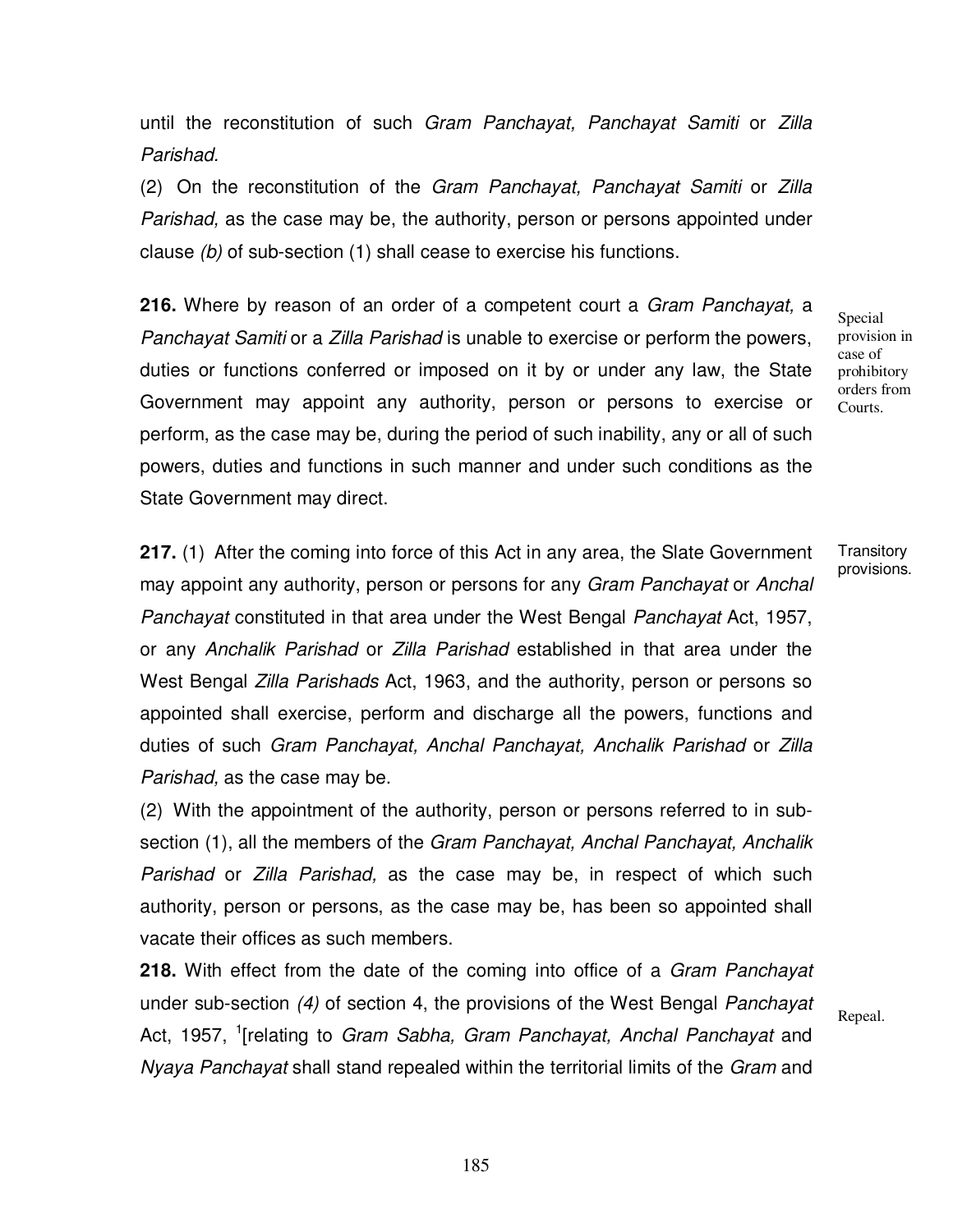until the reconstitution of such *Gram Panchayat, Panchayat Samiti* or *Zilla Parishad.*

(2) On the reconstitution of the *Gram Panchayat, Panchayat Samiti* or *Zilla Parishad,* as the case may be, the authority, person or persons appointed under clause *(b)* of sub-section (1) shall cease to exercise his functions.

Special provision in case of prohibitory orders from Courts.

**216.** Where by reason of an order of a competent court a *Gram Panchayat,* a *Panchayat Samiti* or a *Zilla Parishad* is unable to exercise or perform the powers, duties or functions conferred or imposed on it by or under any law, the State Government may appoint any authority, person or persons to exercise or perform, as the case may be, during the period of such inability, any or all of such powers, duties and functions in such manner and under such conditions as the State Government may direct.

Transitory provisions.

**217.** (1) After the coming into force of this Act in any area, the Slate Government may appoint any authority, person or persons for any *Gram Panchayat* or *Anchal Panchayat* constituted in that area under the West Bengal *Panchayat* Act, 1957, or any *Anchalik Parishad* or *Zilla Parishad* established in that area under the West Bengal *Zilla Parishads* Act, 1963, and the authority, person or persons so appointed shall exercise, perform and discharge all the powers, functions and duties of such *Gram Panchayat, Anchal Panchayat, Anchalik Parishad* or *Zilla Parishad,* as the case may be.

(2) With the appointment of the authority, person or persons referred to in sub-section (1), all the members of the *Gram Panchayat, Anchal Panchayat, Anchalik Parishad* or *Zilla Parishad,* as the case may be, in respect of which such authority, person or persons, as the case may be, has been so appointed shall vacate their offices as such members.

Repeal.

**218.** With effect from the date of the coming into office of a *Gram Panchayat* under sub-section *(4)* of section 4, the provisions of the West Bengal *Panchayat* Act, 1957, [1][relating to *Gram Sabha, Gram Panchayat, Anchal Panchayat* and *Nyaya Panchayat* shall stand repealed within the territorial limits of the *Gram* and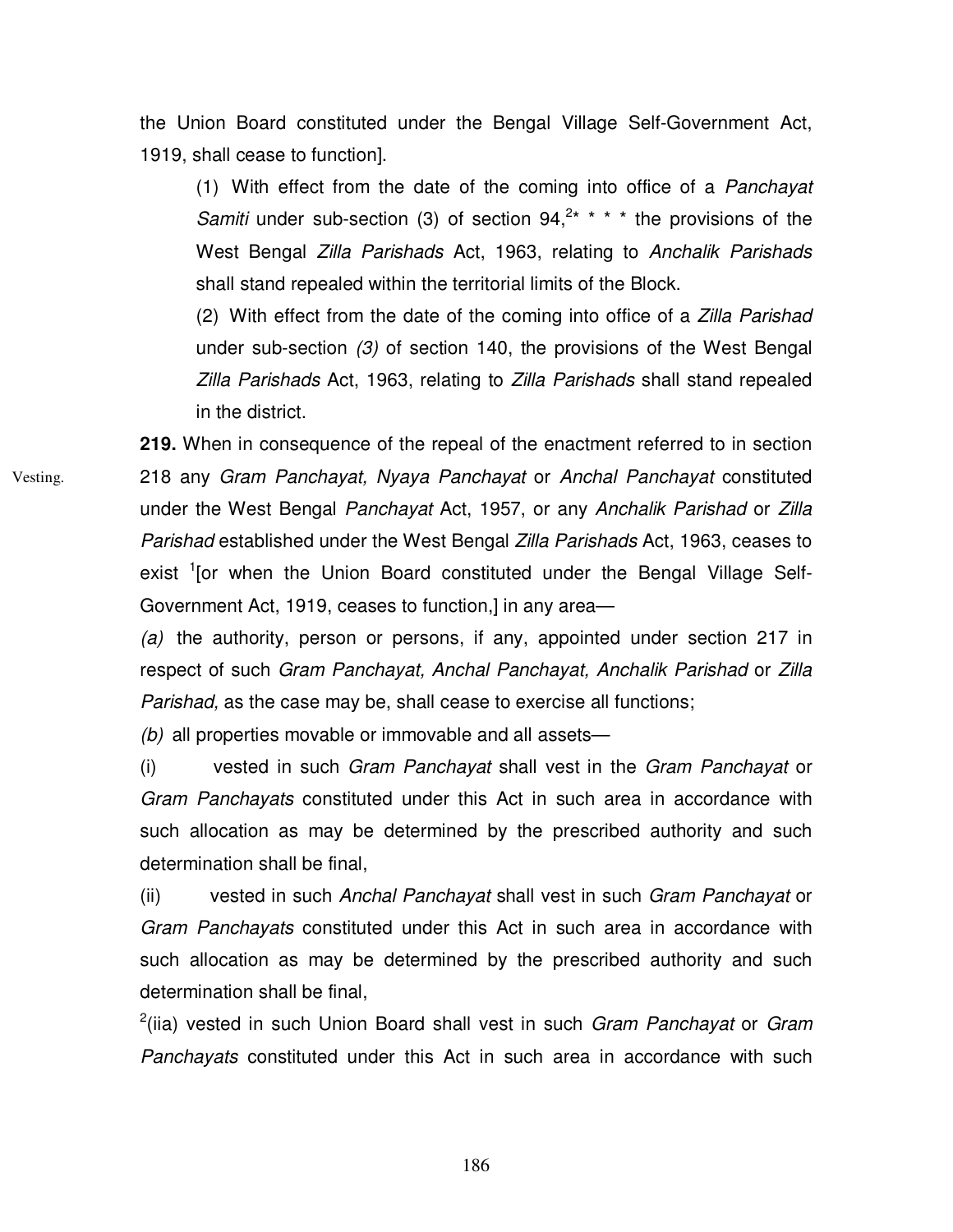the Union Board constituted under the Bengal Village Self-Government Act, 1919, shall cease to function].

(1) With effect from the date of the coming into office of a *Panchayat Samiti* under sub-section (3) of section 94,[2]* * * * the provisions of the West Bengal *Zilla Parishads* Act, 1963, relating to *Anchalik Parishads* shall stand repealed within the territorial limits of the Block.

(2) With effect from the date of the coming into office of a *Zilla Parishad* under sub-section *(3)* of section 140, the provisions of the West Bengal *Zilla Parishads* Act, 1963, relating to *Zilla Parishads* shall stand repealed in the district.

Vesting.

**219.** When in consequence of the repeal of the enactment referred to in section 218 any *Gram Panchayat, Nyaya Panchayat* or *Anchal Panchayat* constituted under the West Bengal *Panchayat* Act, 1957, or any *Anchalik Parishad* or *Zilla Parishad* established under the West Bengal *Zilla Parishads* Act, 1963, ceases to exist [1][or when the Union Board constituted under the Bengal Village Self-Government Act, 1919, ceases to function,] in any area—

*(a)* the authority, person or persons, if any, appointed under section 217 in respect of such *Gram Panchayat, Anchal Panchayat, Anchalik Parishad* or *Zilla Parishad,* as the case may be, shall cease to exercise all functions;

*(b)* all properties movable or immovable and all assets—

(i) vested in such *Gram Panchayat* shall vest in the *Gram Panchayat* or *Gram Panchayats* constituted under this Act in such area in accordance with such allocation as may be determined by the prescribed authority and such determination shall be final,

(ii) vested in such *Anchal Panchayat* shall vest in such *Gram Panchayat* or *Gram Panchayats* constituted under this Act in such area in accordance with such allocation as may be determined by the prescribed authority and such determination shall be final,

[2](iia) vested in such Union Board shall vest in such *Gram Panchayat* or *Gram Panchayats* constituted under this Act in such area in accordance with such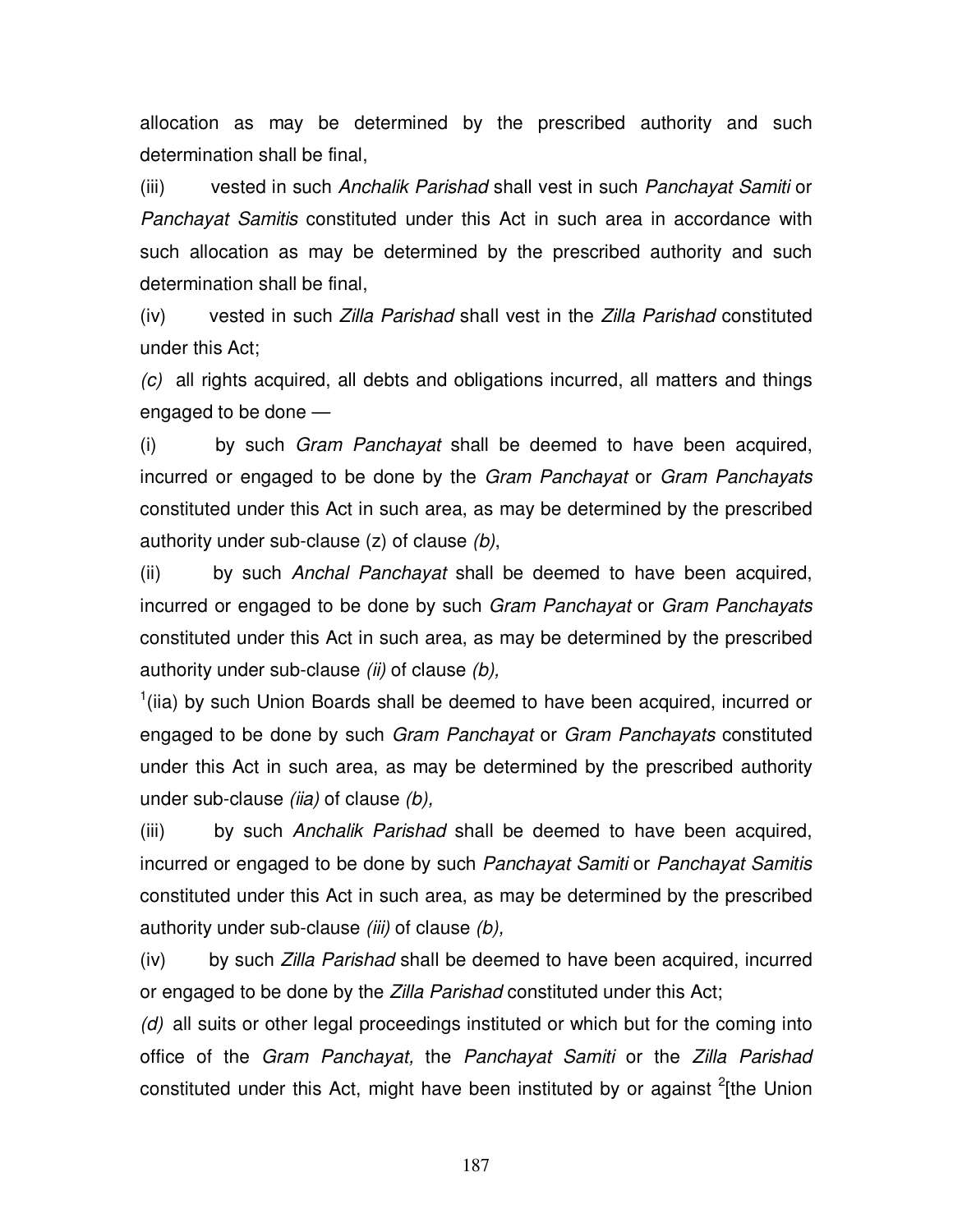allocation as may be determined by the prescribed authority and such determination shall be final,

(iii) vested in such *Anchalik Parishad* shall vest in such *Panchayat Samiti* or *Panchayat Samitis* constituted under this Act in such area in accordance with such allocation as may be determined by the prescribed authority and such determination shall be final,

(iv) vested in such *Zilla Parishad* shall vest in the *Zilla Parishad* constituted under this Act;

*(c)* all rights acquired, all debts and obligations incurred, all matters and things engaged to be done —

(i) by such *Gram Panchayat* shall be deemed to have been acquired, incurred or engaged to be done by the *Gram Panchayat* or *Gram Panchayats* constituted under this Act in such area, as may be determined by the prescribed authority under sub-clause (z) of clause *(b)*,

(ii) by such *Anchal Panchayat* shall be deemed to have been acquired, incurred or engaged to be done by such *Gram Panchayat* or *Gram Panchayats* constituted under this Act in such area, as may be determined by the prescribed authority under sub-clause *(ii)* of clause *(b),*

[1](iia) by such Union Boards shall be deemed to have been acquired, incurred or engaged to be done by such *Gram Panchayat* or *Gram Panchayats* constituted under this Act in such area, as may be determined by the prescribed authority under sub-clause *(iia)* of clause *(b),*

(iii) by such *Anchalik Parishad* shall be deemed to have been acquired, incurred or engaged to be done by such *Panchayat Samiti* or *Panchayat Samitis* constituted under this Act in such area, as may be determined by the prescribed authority under sub-clause *(iii)* of clause *(b),*

(iv) by such *Zilla Parishad* shall be deemed to have been acquired, incurred or engaged to be done by the *Zilla Parishad* constituted under this Act;

*(d)* all suits or other legal proceedings instituted or which but for the coming into office of the *Gram Panchayat,* the *Panchayat Samiti* or the *Zilla Parishad* constituted under this Act, might have been instituted by or against [2][the Union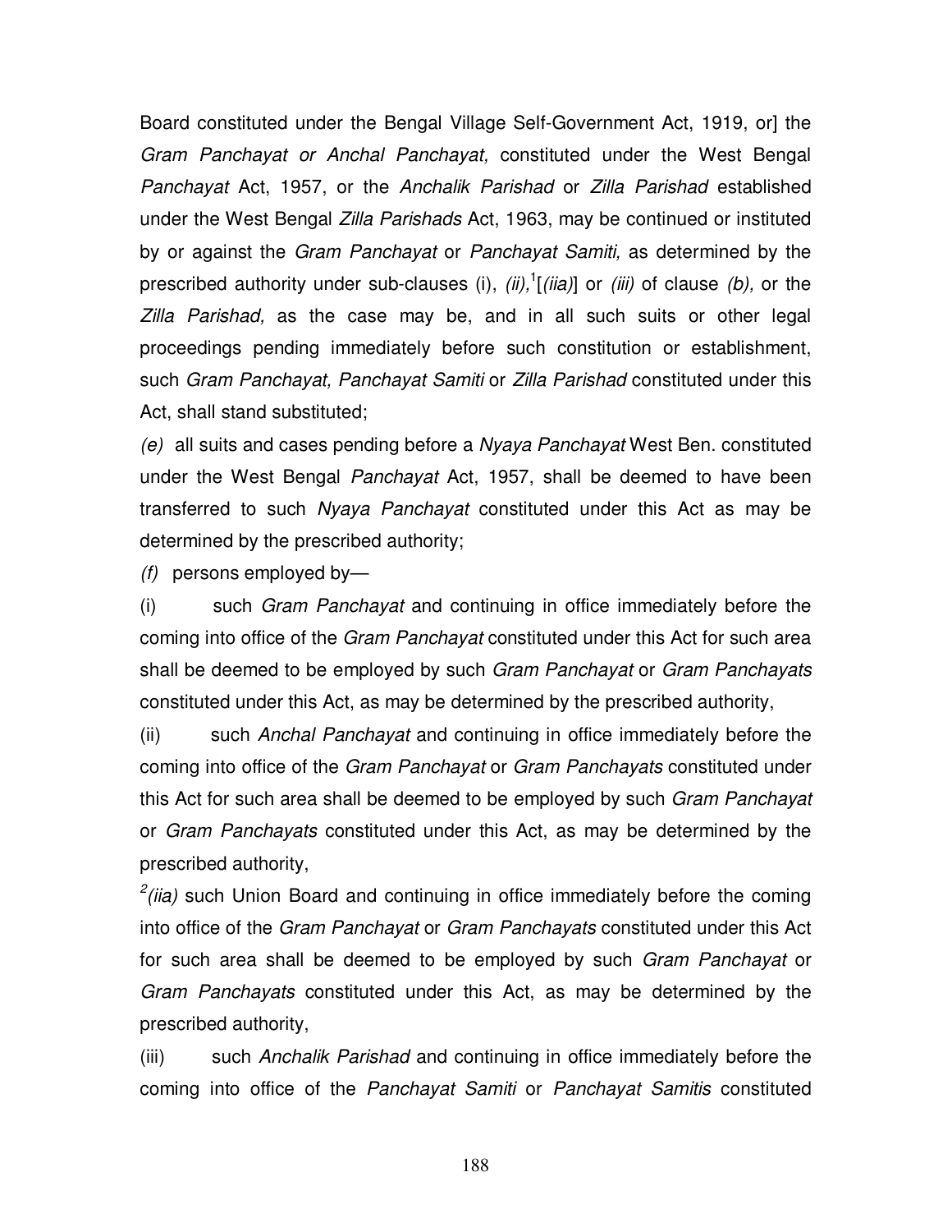Board constituted under the Bengal Village Self-Government Act, 1919, or] the *Gram Panchayat or Anchal Panchayat,* constituted under the West Bengal *Panchayat* Act, 1957, or the *Anchalik Parishad* or *Zilla Parishad* established under the West Bengal *Zilla Parishads* Act, 1963, may be continued or instituted by or against the *Gram Panchayat* or *Panchayat Samiti,* as determined by the prescribed authority under sub-clauses (i), *(ii),*[1][*(iia)*] or *(iii)* of clause *(b),* or the *Zilla Parishad,* as the case may be, and in all such suits or other legal proceedings pending immediately before such constitution or establishment, such *Gram Panchayat, Panchayat Samiti* or *Zilla Parishad* constituted under this Act, shall stand substituted;

*(e)* all suits and cases pending before a *Nyaya Panchayat* West Ben. constituted under the West Bengal *Panchayat* Act, 1957, shall be deemed to have been transferred to such *Nyaya Panchayat* constituted under this Act as may be determined by the prescribed authority;

*(f)* persons employed by—

(i) such *Gram Panchayat* and continuing in office immediately before the coming into office of the *Gram Panchayat* constituted under this Act for such area shall be deemed to be employed by such *Gram Panchayat* or *Gram Panchayats* constituted under this Act, as may be determined by the prescribed authority,

(ii) such *Anchal Panchayat* and continuing in office immediately before the coming into office of the *Gram Panchayat* or *Gram Panchayats* constituted under this Act for such area shall be deemed to be employed by such *Gram Panchayat* or *Gram Panchayats* constituted under this Act, as may be determined by the prescribed authority,

[2]*(iia)* such Union Board and continuing in office immediately before the coming into office of the *Gram Panchayat* or *Gram Panchayats* constituted under this Act for such area shall be deemed to be employed by such *Gram Panchayat* or *Gram Panchayats* constituted under this Act, as may be determined by the prescribed authority,

(iii) such *Anchalik Parishad* and continuing in office immediately before the coming into office of the *Panchayat Samiti* or *Panchayat Samitis* constituted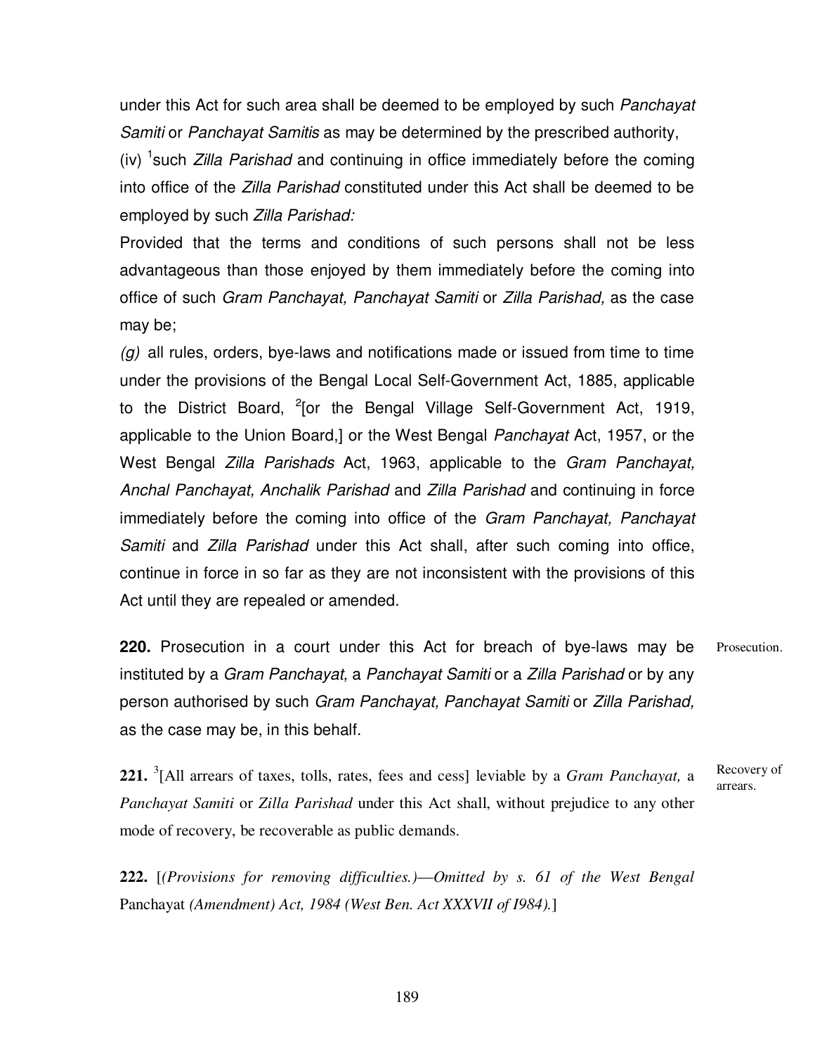under this Act for such area shall be deemed to be employed by such *Panchayat Samiti* or *Panchayat Samitis* as may be determined by the prescribed authority,

(iv) [1]such *Zilla Parishad* and continuing in office immediately before the coming into office of the *Zilla Parishad* constituted under this Act shall be deemed to be employed by such *Zilla Parishad:*

Provided that the terms and conditions of such persons shall not be less advantageous than those enjoyed by them immediately before the coming into office of such *Gram Panchayat, Panchayat Samiti* or *Zilla Parishad,* as the case may be;

*(g)* all rules, orders, bye-laws and notifications made or issued from time to time under the provisions of the Bengal Local Self-Government Act, 1885, applicable to the District Board, [2][or the Bengal Village Self-Government Act, 1919, applicable to the Union Board,] or the West Bengal *Panchayat* Act, 1957, or the West Bengal *Zilla Parishads* Act, 1963, applicable to the *Gram Panchayat, Anchal Panchayat, Anchalik Parishad* and *Zilla Parishad* and continuing in force immediately before the coming into office of the *Gram Panchayat, Panchayat Samiti* and *Zilla Parishad* under this Act shall, after such coming into office, continue in force in so far as they are not inconsistent with the provisions of this Act until they are repealed or amended.

Prosecution.

**220.** Prosecution in a court under this Act for breach of bye-laws may be instituted by a *Gram Panchayat,* a *Panchayat Samiti* or a *Zilla Parishad* or by any person authorised by such *Gram Panchayat, Panchayat Samiti* or *Zilla Parishad,* as the case may be, in this behalf.

Recovery of arrears.

**221.** [3][All arrears of taxes, tolls, rates, fees and cess] leviable by a *Gram Panchayat,* a *Panchayat Samiti* or *Zilla Parishad* under this Act shall, without prejudice to any other mode of recovery, be recoverable as public demands.

**222.** [*(Provisions for removing difficulties.)—Omitted by s. 61 of the West Bengal* Panchayat *(Amendment) Act, 1984 (West Ben. Act XXXVII of I984).*]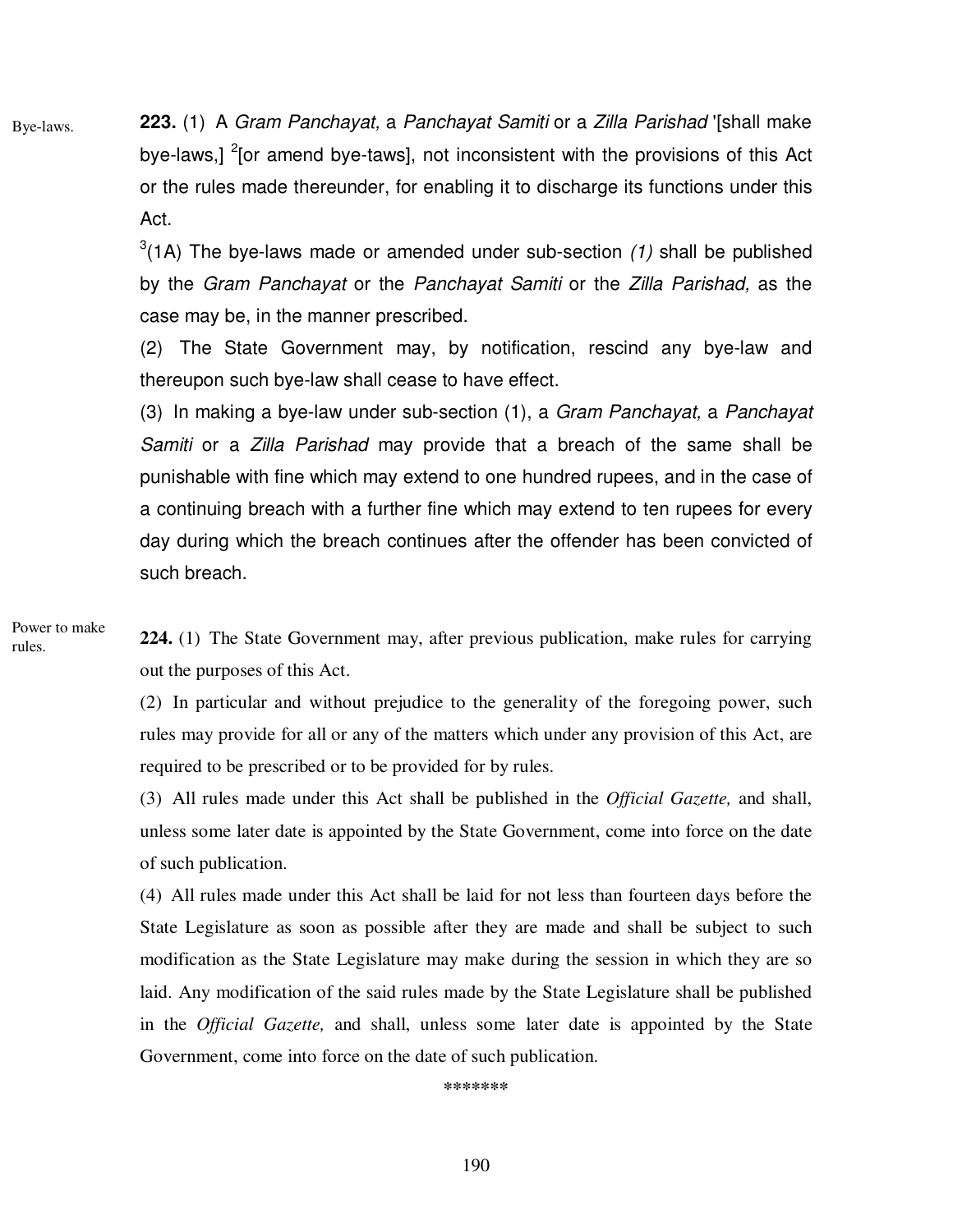Bye-laws.

**223.** (1) A *Gram Panchayat,* a *Panchayat Samiti* or a *Zilla Parishad* [1][shall make bye-laws,] [2][or amend bye-taws], not inconsistent with the provisions of this Act or the rules made thereunder, for enabling it to discharge its functions under this Act.

[3](1A) The bye-laws made or amended under sub-section *(1)* shall be published by the *Gram Panchayat* or the *Panchayat Samiti* or the *Zilla Parishad,* as the case may be, in the manner prescribed.

(2) The State Government may, by notification, rescind any bye-law and thereupon such bye-law shall cease to have effect.

(3) In making a bye-law under sub-section (1), a *Gram Panchayat,* a *Panchayat Samiti* or a *Zilla Parishad* may provide that a breach of the same shall be punishable with fine which may extend to one hundred rupees, and in the case of a continuing breach with a further fine which may extend to ten rupees for every day during which the breach continues after the offender has been convicted of such breach.

Power to make rules.

**224.** (1) The State Government may, after previous publication, make rules for carrying out the purposes of this Act.

(2) In particular and without prejudice to the generality of the foregoing power, such rules may provide for all or any of the matters which under any provision of this Act, are required to be prescribed or to be provided for by rules.

(3) All rules made under this Act shall be published in the *Official Gazette,* and shall, unless some later date is appointed by the State Government, come into force on the date of such publication.

(4) All rules made under this Act shall be laid for not less than fourteen days before the State Legislature as soon as possible after they are made and shall be subject to such modification as the State Legislature may make during the session in which they are so laid. Any modification of the said rules made by the State Legislature shall be published in the *Official Gazette,* and shall, unless some later date is appointed by the State Government, come into force on the date of such publication.

*******